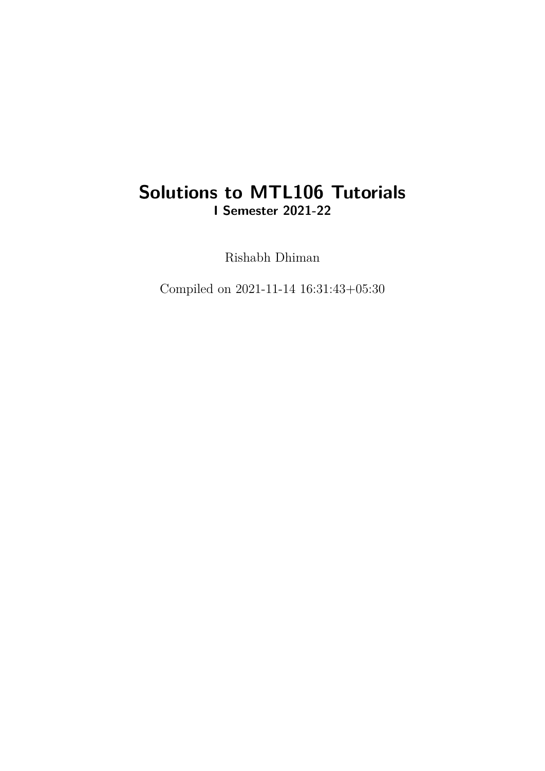# Solutions to MTL106 Tutorials

**I Semester 2021-22**

Rishabh Dhiman

Compiled on 2021-11-14 16:31:43+05:30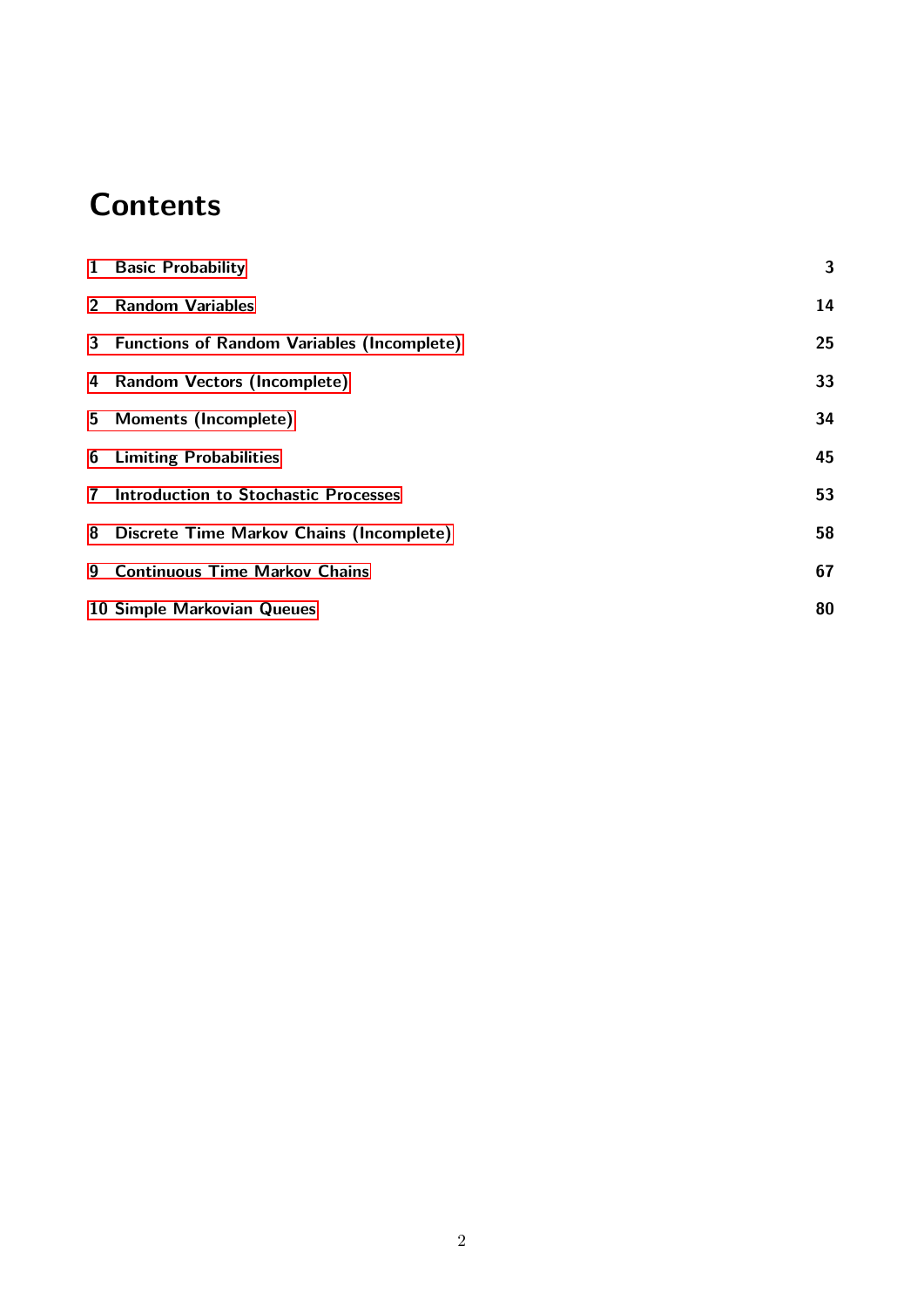# Contents

| | |
|---|---|
| 1 Basic Probability | 3 |
| 2 Random Variables | 14 |
| 3 Functions of Random Variables (Incomplete) | 25 |
| 4 Random Vectors (Incomplete) | 33 |
| 5 Moments (Incomplete) | 34 |
| 6 Limiting Probabilities | 45 |
| 7 Introduction to Stochastic Processes | 53 |
| 8 Discrete Time Markov Chains (Incomplete) | 58 |
| 9 Continuous Time Markov Chains | 67 |
| 10 Simple Markovian Queues | 80 |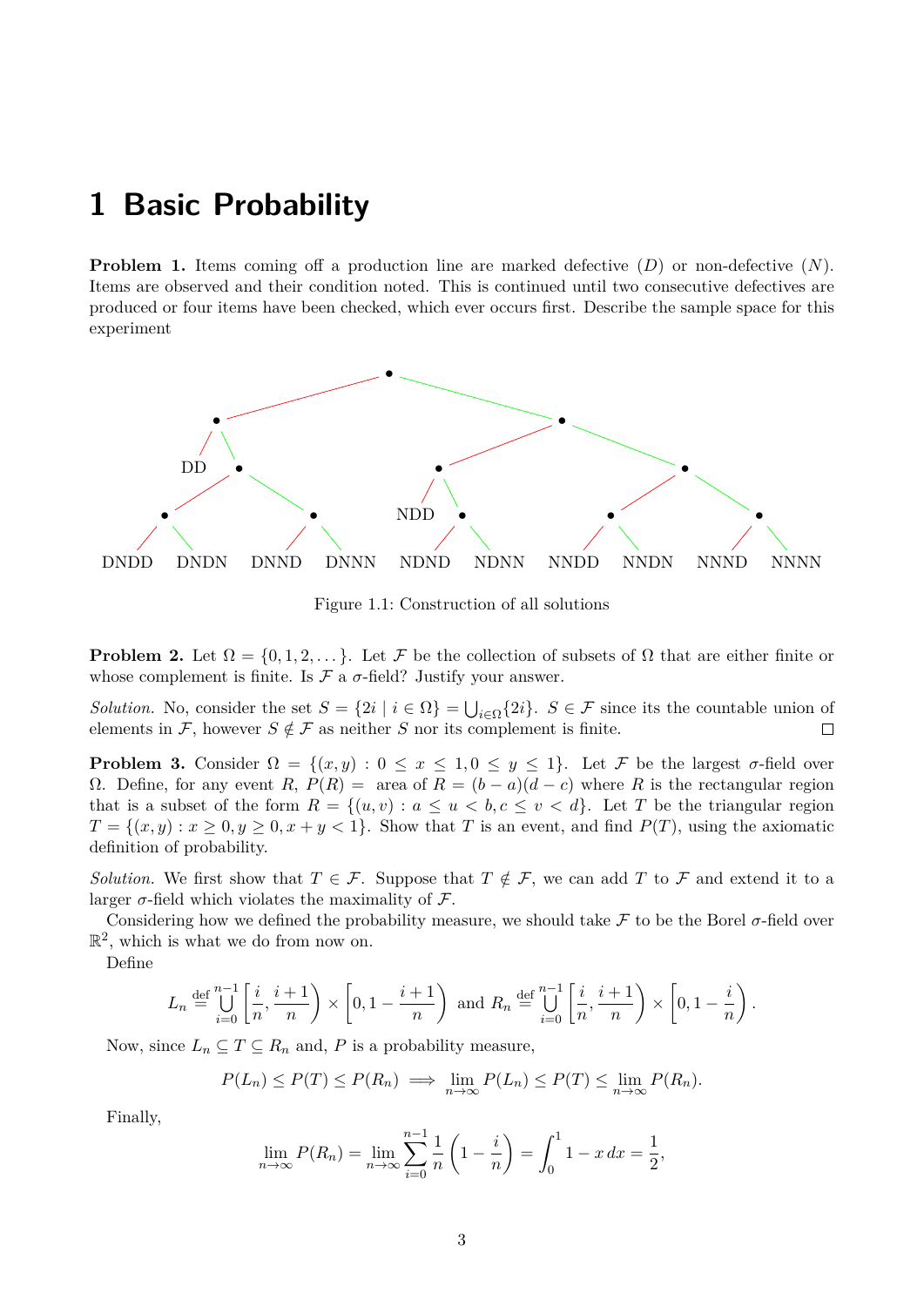# 1 Basic Probability

**Problem 1.** Items coming off a production line are marked defective ($D$) or non-defective ($N$). Items are observed and their condition noted. This is continued until two consecutive defectives are produced or four items have been checked, which ever occurs first. Describe the sample space for this experiment

DD, NDD, DNDD, DNDN, DNND, DNNN, NDND, NDNN, NNDD, NNDN, NNND, NNNN

Figure 1.1: Construction of all solutions

**Problem 2.** Let $\Omega = \{0, 1, 2, \dots\}$. Let $\mathcal{F}$ be the collection of subsets of $\Omega$ that are either finite or whose complement is finite. Is $\mathcal{F}$ a $\sigma$-field? Justify your answer.

*Solution.* No, consider the set $S = \{2i \mid i \in \Omega\} = \bigcup_{i\in\Omega}\{2i\}$. $S \in \mathcal{F}$ since its the countable union of elements in $\mathcal{F}$, however $S \notin \mathcal{F}$ as neither $S$ nor its complement is finite. □

**Problem 3.** Consider $\Omega = \{(x, y) : 0 \le x \le 1, 0 \le y \le 1\}$. Let $\mathcal{F}$ be the largest $\sigma$-field over $\Omega$. Define, for any event $R$, $P(R) =$ area of $R = (b - a)(d - c)$ where $R$ is the rectangular region that is a subset of the form $R = \{(u, v) : a \le u < b, c \le v < d\}$. Let $T$ be the triangular region $T = \{(x, y) : x \ge 0, y \ge 0, x + y < 1\}$. Show that $T$ is an event, and find $P(T)$, using the axiomatic definition of probability.

*Solution.* We first show that $T \in \mathcal{F}$. Suppose that $T \notin \mathcal{F}$, we can add $T$ to $\mathcal{F}$ and extend it to a larger $\sigma$-field which violates the maximality of $\mathcal{F}$.

Considering how we defined the probability measure, we should take $\mathcal{F}$ to be the Borel $\sigma$-field over $\mathbb{R}^2$, which is what we do from now on.

Define

$$L_n \stackrel{\text{def}}{=} \bigcup_{i=0}^{n-1} \left[\frac{i}{n}, \frac{i+1}{n}\right) \times \left[0, 1 - \frac{i+1}{n}\right) \text{ and } R_n \stackrel{\text{def}}{=} \bigcup_{i=0}^{n-1} \left[\frac{i}{n}, \frac{i+1}{n}\right) \times \left[0, 1 - \frac{i}{n}\right).$$

Now, since $L_n \subseteq T \subseteq R_n$ and, $P$ is a probability measure,

$$P(L_n) \le P(T) \le P(R_n) \implies \lim_{n\to\infty} P(L_n) \le P(T) \le \lim_{n\to\infty} P(R_n).$$

Finally,

$$\lim_{n\to\infty} P(R_n) = \lim_{n\to\infty} \sum_{i=0}^{n-1} \frac{1}{n}\left(1 - \frac{i}{n}\right) = \int_0^1 1 - x\,dx = \frac{1}{2},$$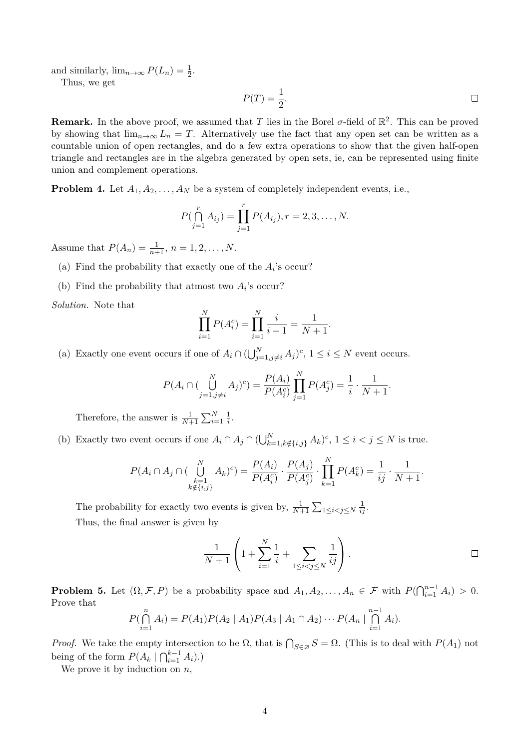and similarly, $\lim_{n\to\infty} P(L_n) = \frac{1}{2}$.

Thus, we get

$$P(T) = \frac{1}{2}.$$

□

**Remark.** In the above proof, we assumed that $T$ lies in the Borel $\sigma$-field of $\mathbb{R}^2$. This can be proved by showing that $\lim_{n\to\infty} L_n = T$. Alternatively use the fact that any open set can be written as a countable union of open rectangles, and do a few extra operations to show that the given half-open triangle and rectangles are in the algebra generated by open sets, ie, can be represented using finite union and complement operations.

**Problem 4.** Let $A_1, A_2, \ldots, A_N$ be a system of completely independent events, i.e.,

$$P(\bigcap_{j=1}^{r} A_{i_j}) = \prod_{j=1}^{r} P(A_{i_j}), r = 2, 3, \ldots, N.$$

Assume that $P(A_n) = \frac{1}{n+1}$, $n = 1, 2, \ldots, N$.

(a) Find the probability that exactly one of the $A_i$'s occur?

(b) Find the probability that atmost two $A_i$'s occur?

*Solution.* Note that

$$\prod_{i=1}^{N} P(A_i^c) = \prod_{i=1}^{N} \frac{i}{i+1} = \frac{1}{N+1}.$$

(a) Exactly one event occurs if one of $A_i \cap (\bigcup_{j=1, j\neq i}^{N} A_j)^c$, $1 \leq i \leq N$ event occurs.

$$P(A_i \cap (\bigcup_{j=1, j\neq i}^{N} A_j)^c) = \frac{P(A_i)}{P(A_i^c)} \prod_{j=1}^{N} P(A_j^c) = \frac{1}{i} \cdot \frac{1}{N+1}.$$

Therefore, the answer is $\frac{1}{N+1} \sum_{i=1}^{N} \frac{1}{i}$.

(b) Exactly two event occurs if one $A_i \cap A_j \cap (\bigcup_{k=1, k\notin\{i,j\}}^{N} A_k)^c$, $1 \leq i < j \leq N$ is true.

$$P(A_i \cap A_j \cap (\bigcup_{\substack{k=1 \\ k\notin\{i,j\}}}^{N} A_k)^c) = \frac{P(A_i)}{P(A_i^c)} \cdot \frac{P(A_j)}{P(A_j^c)} \cdot \prod_{k=1}^{N} P(A_k^c) = \frac{1}{ij} \cdot \frac{1}{N+1}.$$

The probability for exactly two events is given by, $\frac{1}{N+1} \sum_{1\leq i<j\leq N} \frac{1}{ij}$.

Thus, the final answer is given by

$$\frac{1}{N+1} \left( 1 + \sum_{i=1}^{N} \frac{1}{i} + \sum_{1\leq i<j\leq N} \frac{1}{ij} \right).$$

□

**Problem 5.** Let $(\Omega, \mathcal{F}, P)$ be a probability space and $A_1, A_2, \ldots, A_n \in \mathcal{F}$ with $P(\bigcap_{i=1}^{n-1} A_i) > 0$. Prove that

$$P(\bigcap_{i=1}^{n} A_i) = P(A_1)P(A_2 \mid A_1)P(A_3 \mid A_1 \cap A_2) \cdots P(A_n \mid \bigcap_{i=1}^{n-1} A_i).$$

*Proof.* We take the empty intersection to be $\Omega$, that is $\bigcap_{S\in\varnothing} S = \Omega$. (This is to deal with $P(A_1)$ not being of the form $P(A_k \mid \bigcap_{i=1}^{k-1} A_i)$.)

We prove it by induction on $n$,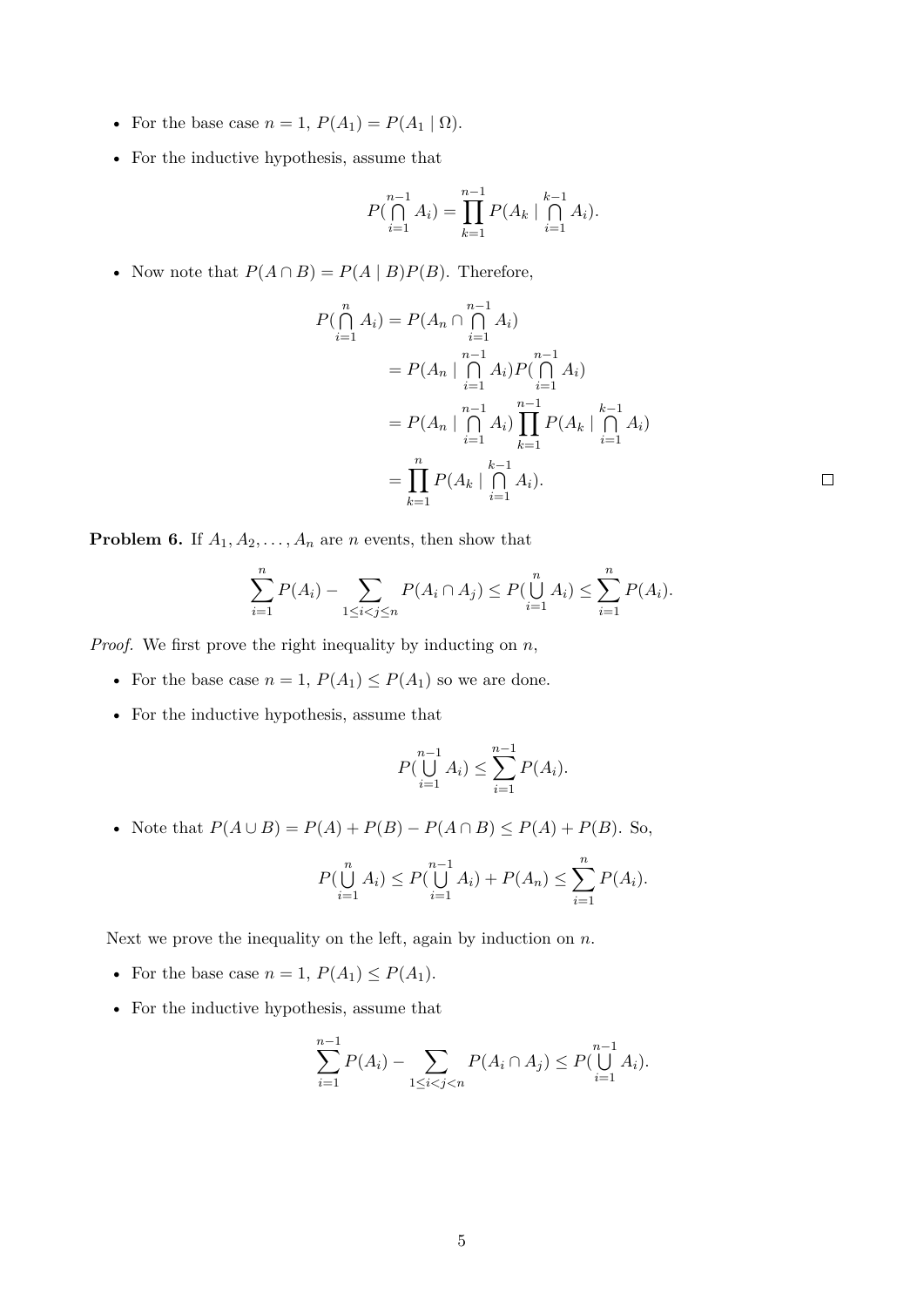- For the base case $n = 1$, $P(A_1) = P(A_1 \mid \Omega)$.
- For the inductive hypothesis, assume that

$$P(\bigcap_{i=1}^{n-1} A_i) = \prod_{k=1}^{n-1} P(A_k \mid \bigcap_{i=1}^{k-1} A_i).$$

- Now note that $P(A \cap B) = P(A \mid B)P(B)$. Therefore,

$$\begin{aligned}
P(\bigcap_{i=1}^{n} A_i) &= P(A_n \cap \bigcap_{i=1}^{n-1} A_i) \\
&= P(A_n \mid \bigcap_{i=1}^{n-1} A_i) P(\bigcap_{i=1}^{n-1} A_i) \\
&= P(A_n \mid \bigcap_{i=1}^{n-1} A_i) \prod_{k=1}^{n-1} P(A_k \mid \bigcap_{i=1}^{k-1} A_i) \\
&= \prod_{k=1}^{n} P(A_k \mid \bigcap_{i=1}^{k-1} A_i).
\end{aligned}$$

□

**Problem 6.** If $A_1, A_2, \ldots, A_n$ are $n$ events, then show that

$$\sum_{i=1}^{n} P(A_i) - \sum_{1 \leq i < j \leq n} P(A_i \cap A_j) \leq P(\bigcup_{i=1}^{n} A_i) \leq \sum_{i=1}^{n} P(A_i).$$

*Proof.* We first prove the right inequality by inducting on $n$,

- For the base case $n = 1$, $P(A_1) \leq P(A_1)$ so we are done.
- For the inductive hypothesis, assume that

$$P(\bigcup_{i=1}^{n-1} A_i) \leq \sum_{i=1}^{n-1} P(A_i).$$

- Note that $P(A \cup B) = P(A) + P(B) - P(A \cap B) \leq P(A) + P(B)$. So,

$$P(\bigcup_{i=1}^{n} A_i) \leq P(\bigcup_{i=1}^{n-1} A_i) + P(A_n) \leq \sum_{i=1}^{n} P(A_i).$$

Next we prove the inequality on the left, again by induction on $n$.

- For the base case $n = 1$, $P(A_1) \leq P(A_1)$.
- For the inductive hypothesis, assume that

$$\sum_{i=1}^{n-1} P(A_i) - \sum_{1 \leq i < j < n} P(A_i \cap A_j) \leq P(\bigcup_{i=1}^{n-1} A_i).$$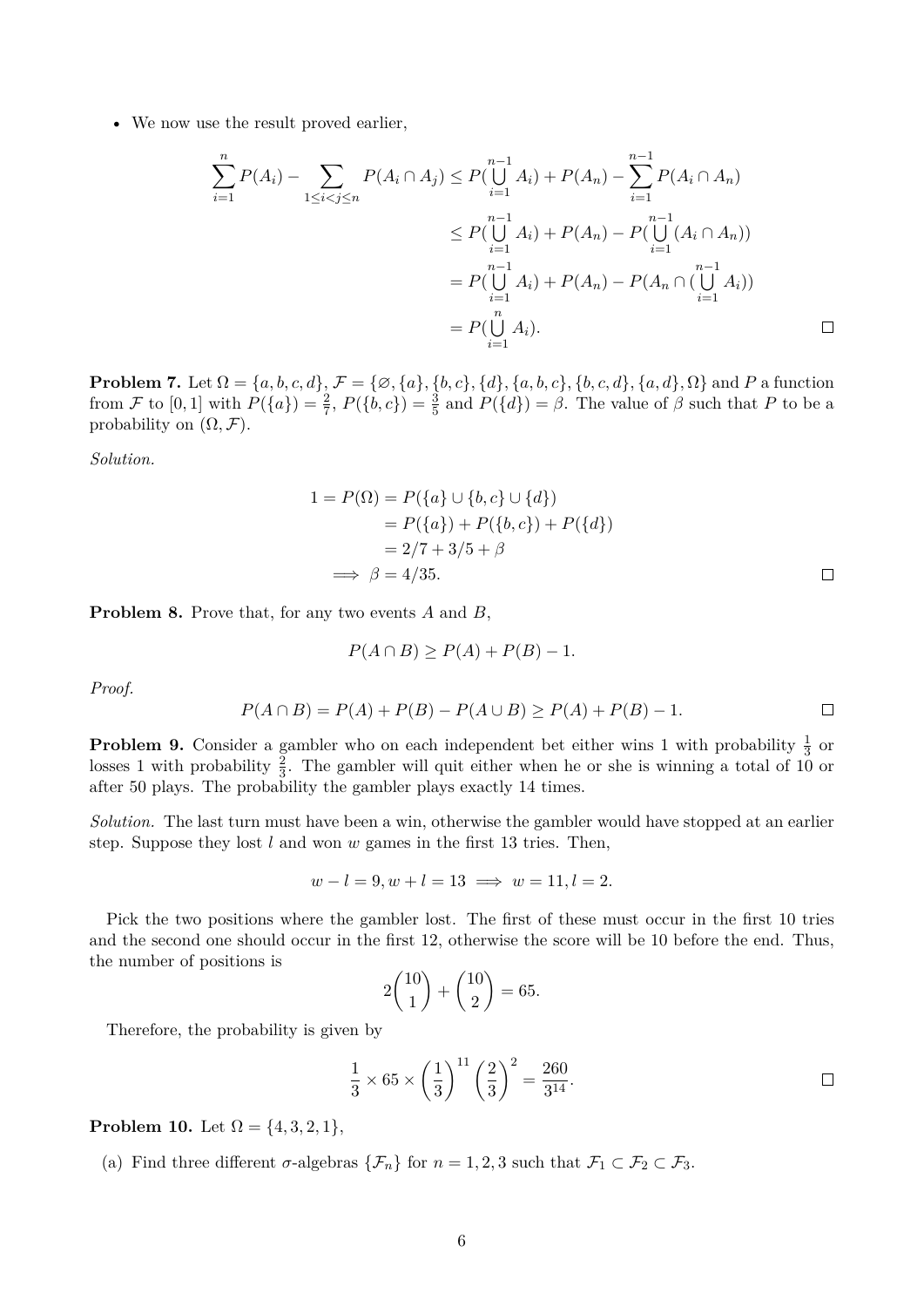- We now use the result proved earlier,

$$
\begin{aligned}
\sum_{i=1}^{n} P(A_i) - \sum_{1 \le i < j \le n} P(A_i \cap A_j) &\le P(\bigcup_{i=1}^{n-1} A_i) + P(A_n) - \sum_{i=1}^{n-1} P(A_i \cap A_n) \\
&\le P(\bigcup_{i=1}^{n-1} A_i) + P(A_n) - P(\bigcup_{i=1}^{n-1} (A_i \cap A_n)) \\
&= P(\bigcup_{i=1}^{n-1} A_i) + P(A_n) - P(A_n \cap (\bigcup_{i=1}^{n-1} A_i)) \\
&= P(\bigcup_{i=1}^{n} A_i).
\end{aligned}
$$

□

**Problem 7.** Let $\Omega = \{a, b, c, d\}$, $\mathcal{F} = \{\varnothing, \{a\}, \{b, c\}, \{d\}, \{a, b, c\}, \{b, c, d\}, \{a, d\}, \Omega\}$ and $P$ a function from $\mathcal{F}$ to $[0, 1]$ with $P(\{a\}) = \frac{2}{7}$, $P(\{b, c\}) = \frac{3}{5}$ and $P(\{d\}) = \beta$. The value of $\beta$ such that $P$ to be a probability on $(\Omega, \mathcal{F})$.

*Solution.*

$$
\begin{aligned}
1 = P(\Omega) &= P(\{a\} \cup \{b, c\} \cup \{d\}) \\
&= P(\{a\}) + P(\{b, c\}) + P(\{d\}) \\
&= 2/7 + 3/5 + \beta \\
\implies \beta &= 4/35.
\end{aligned}
$$

□

**Problem 8.** Prove that, for any two events $A$ and $B$,

$$P(A \cap B) \ge P(A) + P(B) - 1.$$

*Proof.*

$$P(A \cap B) = P(A) + P(B) - P(A \cup B) \ge P(A) + P(B) - 1.$$

□

**Problem 9.** Consider a gambler who on each independent bet either wins 1 with probability $\frac{1}{3}$ or losses 1 with probability $\frac{2}{3}$. The gambler will quit either when he or she is winning a total of 10 or after 50 plays. The probability the gambler plays exactly 14 times.

*Solution.* The last turn must have been a win, otherwise the gambler would have stopped at an earlier step. Suppose they lost $l$ and won $w$ games in the first 13 tries. Then,

$$w - l = 9, w + l = 13 \implies w = 11, l = 2.$$

Pick the two positions where the gambler lost. The first of these must occur in the first 10 tries and the second one should occur in the first 12, otherwise the score will be 10 before the end. Thus, the number of positions is

$$2\binom{10}{1} + \binom{10}{2} = 65.$$

Therefore, the probability is given by

$$\frac{1}{3} \times 65 \times \left(\frac{1}{3}\right)^{11} \left(\frac{2}{3}\right)^{2} = \frac{260}{3^{14}}.$$

□

**Problem 10.** Let $\Omega = \{4, 3, 2, 1\}$,

(a) Find three different $\sigma$-algebras $\{\mathcal{F}_n\}$ for $n = 1, 2, 3$ such that $\mathcal{F}_1 \subset \mathcal{F}_2 \subset \mathcal{F}_3$.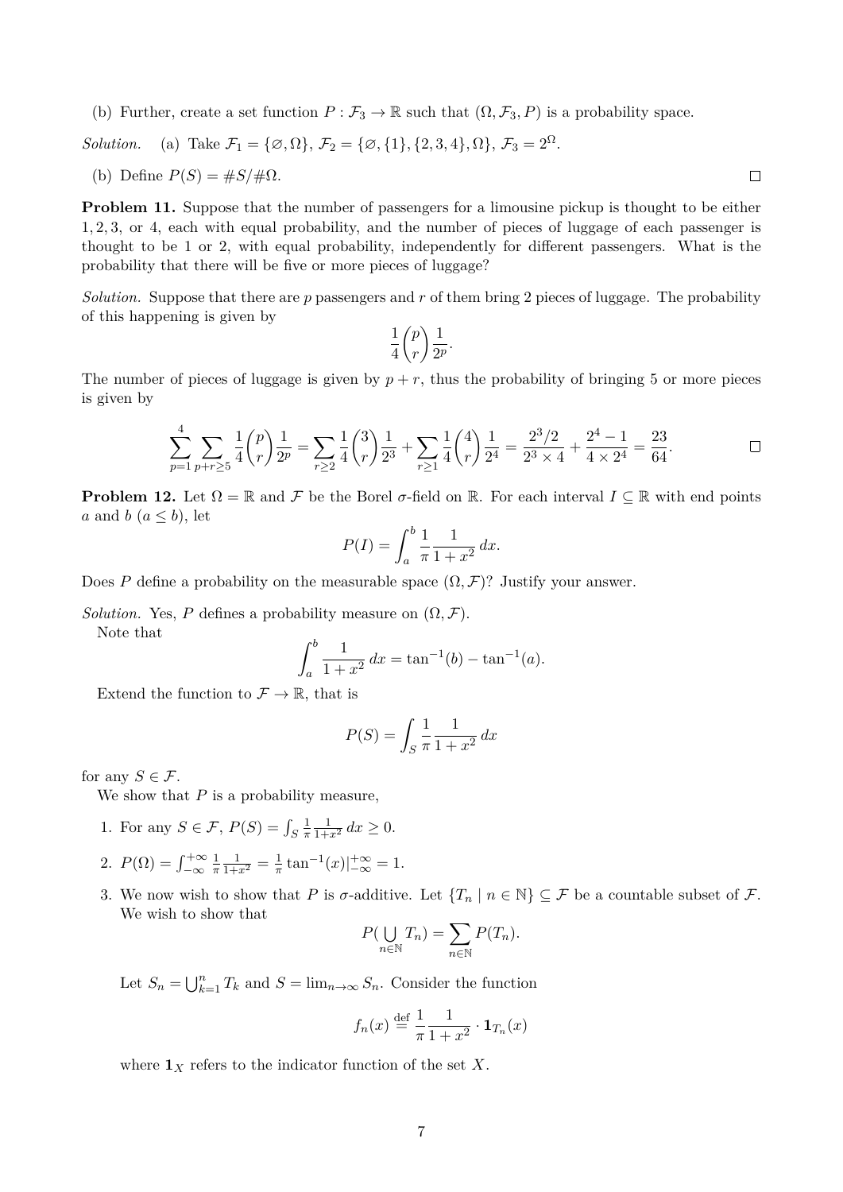(b) Further, create a set function $P : \mathcal{F}_3 \to \mathbb{R}$ such that $(\Omega, \mathcal{F}_3, P)$ is a probability space.

*Solution.* (a) Take $\mathcal{F}_1 = \{\varnothing, \Omega\}$, $\mathcal{F}_2 = \{\varnothing, \{1\}, \{2,3,4\}, \Omega\}$, $\mathcal{F}_3 = 2^\Omega$.

(b) Define $P(S) = \#S/\#\Omega$. □

**Problem 11.** Suppose that the number of passengers for a limousine pickup is thought to be either 1, 2, 3, or 4, each with equal probability, and the number of pieces of luggage of each passenger is thought to be 1 or 2, with equal probability, independently for different passengers. What is the probability that there will be five or more pieces of luggage?

*Solution.* Suppose that there are $p$ passengers and $r$ of them bring 2 pieces of luggage. The probability of this happening is given by

$$\frac{1}{4}\binom{p}{r}\frac{1}{2^p}.$$

The number of pieces of luggage is given by $p + r$, thus the probability of bringing 5 or more pieces is given by

$$\sum_{p=1}^{4}\sum_{p+r\geq 5}\frac{1}{4}\binom{p}{r}\frac{1}{2^p} = \sum_{r\geq 2}\frac{1}{4}\binom{3}{r}\frac{1}{2^3} + \sum_{r\geq 1}\frac{1}{4}\binom{4}{r}\frac{1}{2^4} = \frac{2^3/2}{2^3\times 4} + \frac{2^4-1}{4\times 2^4} = \frac{23}{64}.$$ □

**Problem 12.** Let $\Omega = \mathbb{R}$ and $\mathcal{F}$ be the Borel $\sigma$-field on $\mathbb{R}$. For each interval $I \subseteq \mathbb{R}$ with end points $a$ and $b$ ($a \leq b$), let

$$P(I) = \int_a^b \frac{1}{\pi}\frac{1}{1+x^2}\,dx.$$

Does $P$ define a probability on the measurable space $(\Omega, \mathcal{F})$? Justify your answer.

*Solution.* Yes, $P$ defines a probability measure on $(\Omega, \mathcal{F})$.

Note that

$$\int_a^b \frac{1}{1+x^2}\,dx = \tan^{-1}(b) - \tan^{-1}(a).$$

Extend the function to $\mathcal{F} \to \mathbb{R}$, that is

$$P(S) = \int_S \frac{1}{\pi}\frac{1}{1+x^2}\,dx$$

for any $S \in \mathcal{F}$.

We show that $P$ is a probability measure,

1. For any $S \in \mathcal{F}$, $P(S) = \int_S \frac{1}{\pi}\frac{1}{1+x^2}\,dx \geq 0$.
2. $P(\Omega) = \int_{-\infty}^{+\infty} \frac{1}{\pi}\frac{1}{1+x^2} = \frac{1}{\pi}\tan^{-1}(x)|_{-\infty}^{+\infty} = 1$.
3. We now wish to show that $P$ is $\sigma$-additive. Let $\{T_n \mid n \in \mathbb{N}\} \subseteq \mathcal{F}$ be a countable subset of $\mathcal{F}$. We wish to show that

$$P(\bigcup_{n\in\mathbb{N}} T_n) = \sum_{n\in\mathbb{N}} P(T_n).$$

Let $S_n = \bigcup_{k=1}^n T_k$ and $S = \lim_{n\to\infty} S_n$. Consider the function

$$f_n(x) \stackrel{\text{def}}{=} \frac{1}{\pi}\frac{1}{1+x^2}\cdot \mathbf{1}_{T_n}(x)$$

where $\mathbf{1}_X$ refers to the indicator function of the set $X$.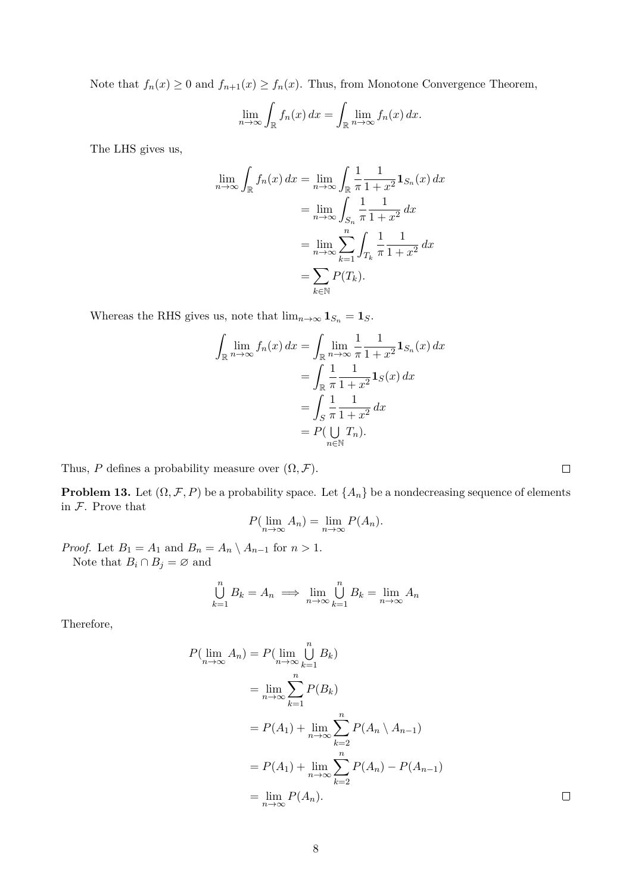Note that $f_n(x) \geq 0$ and $f_{n+1}(x) \geq f_n(x)$. Thus, from Monotone Convergence Theorem,

$$\lim_{n\to\infty} \int_{\mathbb{R}} f_n(x)\, dx = \int_{\mathbb{R}} \lim_{n\to\infty} f_n(x)\, dx.$$

The LHS gives us,

$$\begin{aligned}
\lim_{n\to\infty} \int_{\mathbb{R}} f_n(x)\, dx &= \lim_{n\to\infty} \int_{\mathbb{R}} \frac{1}{\pi} \frac{1}{1+x^2} \mathbf{1}_{S_n}(x)\, dx \\
&= \lim_{n\to\infty} \int_{S_n} \frac{1}{\pi} \frac{1}{1+x^2}\, dx \\
&= \lim_{n\to\infty} \sum_{k=1}^{n} \int_{T_k} \frac{1}{\pi} \frac{1}{1+x^2}\, dx \\
&= \sum_{k\in\mathbb{N}} P(T_k).
\end{aligned}$$

Whereas the RHS gives us, note that $\lim_{n\to\infty} \mathbf{1}_{S_n} = \mathbf{1}_S$.

$$\begin{aligned}
\int_{\mathbb{R}} \lim_{n\to\infty} f_n(x)\, dx &= \int_{\mathbb{R}} \lim_{n\to\infty} \frac{1}{\pi} \frac{1}{1+x^2} \mathbf{1}_{S_n}(x)\, dx \\
&= \int_{\mathbb{R}} \frac{1}{\pi} \frac{1}{1+x^2} \mathbf{1}_S(x)\, dx \\
&= \int_S \frac{1}{\pi} \frac{1}{1+x^2}\, dx \\
&= P(\bigcup_{n\in\mathbb{N}} T_n).
\end{aligned}$$

Thus, $P$ defines a probability measure over $(\Omega, \mathcal{F})$. □

**Problem 13.** Let $(\Omega, \mathcal{F}, P)$ be a probability space. Let $\{A_n\}$ be a nondecreasing sequence of elements in $\mathcal{F}$. Prove that

$$P(\lim_{n\to\infty} A_n) = \lim_{n\to\infty} P(A_n).$$

*Proof.* Let $B_1 = A_1$ and $B_n = A_n \setminus A_{n-1}$ for $n > 1$.

Note that $B_i \cap B_j = \varnothing$ and

$$\bigcup_{k=1}^{n} B_k = A_n \implies \lim_{n\to\infty} \bigcup_{k=1}^{n} B_k = \lim_{n\to\infty} A_n$$

Therefore,

$$\begin{aligned}
P(\lim_{n\to\infty} A_n) &= P(\lim_{n\to\infty} \bigcup_{k=1}^{n} B_k) \\
&= \lim_{n\to\infty} \sum_{k=1}^{n} P(B_k) \\
&= P(A_1) + \lim_{n\to\infty} \sum_{k=2}^{n} P(A_n \setminus A_{n-1}) \\
&= P(A_1) + \lim_{n\to\infty} \sum_{k=2}^{n} P(A_n) - P(A_{n-1}) \\
&= \lim_{n\to\infty} P(A_n).
\end{aligned}$$

□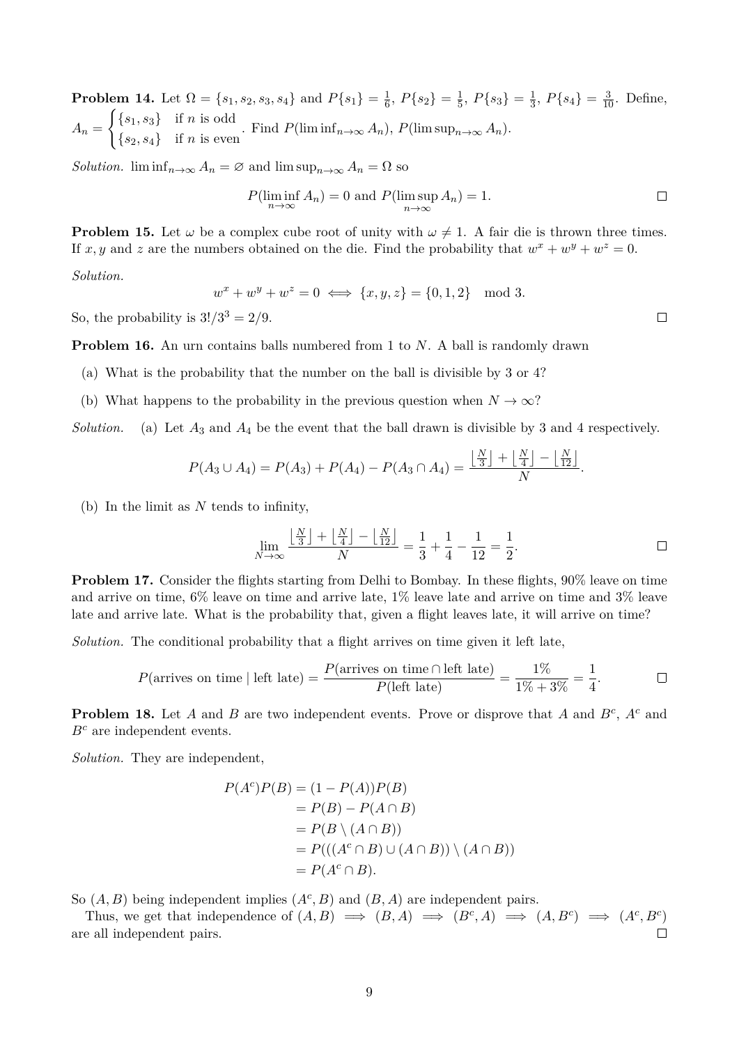**Problem 14.** Let $\Omega = \{s_1, s_2, s_3, s_4\}$ and $P\{s_1\} = \frac{1}{6}$, $P\{s_2\} = \frac{1}{5}$, $P\{s_3\} = \frac{1}{3}$, $P\{s_4\} = \frac{3}{10}$. Define, $A_n = \begin{cases} \{s_1, s_3\} & \text{if } n \text{ is odd} \\ \{s_2, s_4\} & \text{if } n \text{ is even} \end{cases}$. Find $P(\liminf_{n\to\infty} A_n)$, $P(\limsup_{n\to\infty} A_n)$.

*Solution.* $\liminf_{n\to\infty} A_n = \varnothing$ and $\limsup_{n\to\infty} A_n = \Omega$ so

$$P(\liminf_{n\to\infty} A_n) = 0 \text{ and } P(\limsup_{n\to\infty} A_n) = 1.$$

□

**Problem 15.** Let $\omega$ be a complex cube root of unity with $\omega \neq 1$. A fair die is thrown three times. If $x, y$ and $z$ are the numbers obtained on the die. Find the probability that $w^x + w^y + w^z = 0$.

*Solution.*

$$w^x + w^y + w^z = 0 \iff \{x, y, z\} = \{0, 1, 2\} \mod 3.$$

So, the probability is $3!/3^3 = 2/9$. □

**Problem 16.** An urn contains balls numbered from 1 to $N$. A ball is randomly drawn

(a) What is the probability that the number on the ball is divisible by 3 or 4?

(b) What happens to the probability in the previous question when $N \to \infty$?

*Solution.* (a) Let $A_3$ and $A_4$ be the event that the ball drawn is divisible by 3 and 4 respectively.

$$P(A_3 \cup A_4) = P(A_3) + P(A_4) - P(A_3 \cap A_4) = \frac{\lfloor \frac{N}{3} \rfloor + \lfloor \frac{N}{4} \rfloor - \lfloor \frac{N}{12} \rfloor}{N}.$$

(b) In the limit as $N$ tends to infinity,

$$\lim_{N\to\infty} \frac{\lfloor \frac{N}{3} \rfloor + \lfloor \frac{N}{4} \rfloor - \lfloor \frac{N}{12} \rfloor}{N} = \frac{1}{3} + \frac{1}{4} - \frac{1}{12} = \frac{1}{2}.$$

□

**Problem 17.** Consider the flights starting from Delhi to Bombay. In these flights, 90% leave on time and arrive on time, 6% leave on time and arrive late, 1% leave late and arrive on time and 3% leave late and arrive late. What is the probability that, given a flight leaves late, it will arrive on time?

*Solution.* The conditional probability that a flight arrives on time given it left late,

$$P(\text{arrives on time} \mid \text{left late}) = \frac{P(\text{arrives on time} \cap \text{left late})}{P(\text{left late})} = \frac{1\%}{1\% + 3\%} = \frac{1}{4}.$$

□

**Problem 18.** Let $A$ and $B$ are two independent events. Prove or disprove that $A$ and $B^c$, $A^c$ and $B^c$ are independent events.

*Solution.* They are independent,

$$\begin{aligned}
P(A^c)P(B) &= (1 - P(A))P(B) \\
&= P(B) - P(A \cap B) \\
&= P(B \setminus (A \cap B)) \\
&= P(((A^c \cap B) \cup (A \cap B)) \setminus (A \cap B)) \\
&= P(A^c \cap B).
\end{aligned}$$

So $(A, B)$ being independent implies $(A^c, B)$ and $(B, A)$ are independent pairs.

Thus, we get that independence of $(A, B) \implies (B, A) \implies (B^c, A) \implies (A, B^c) \implies (A^c, B^c)$ are all independent pairs. □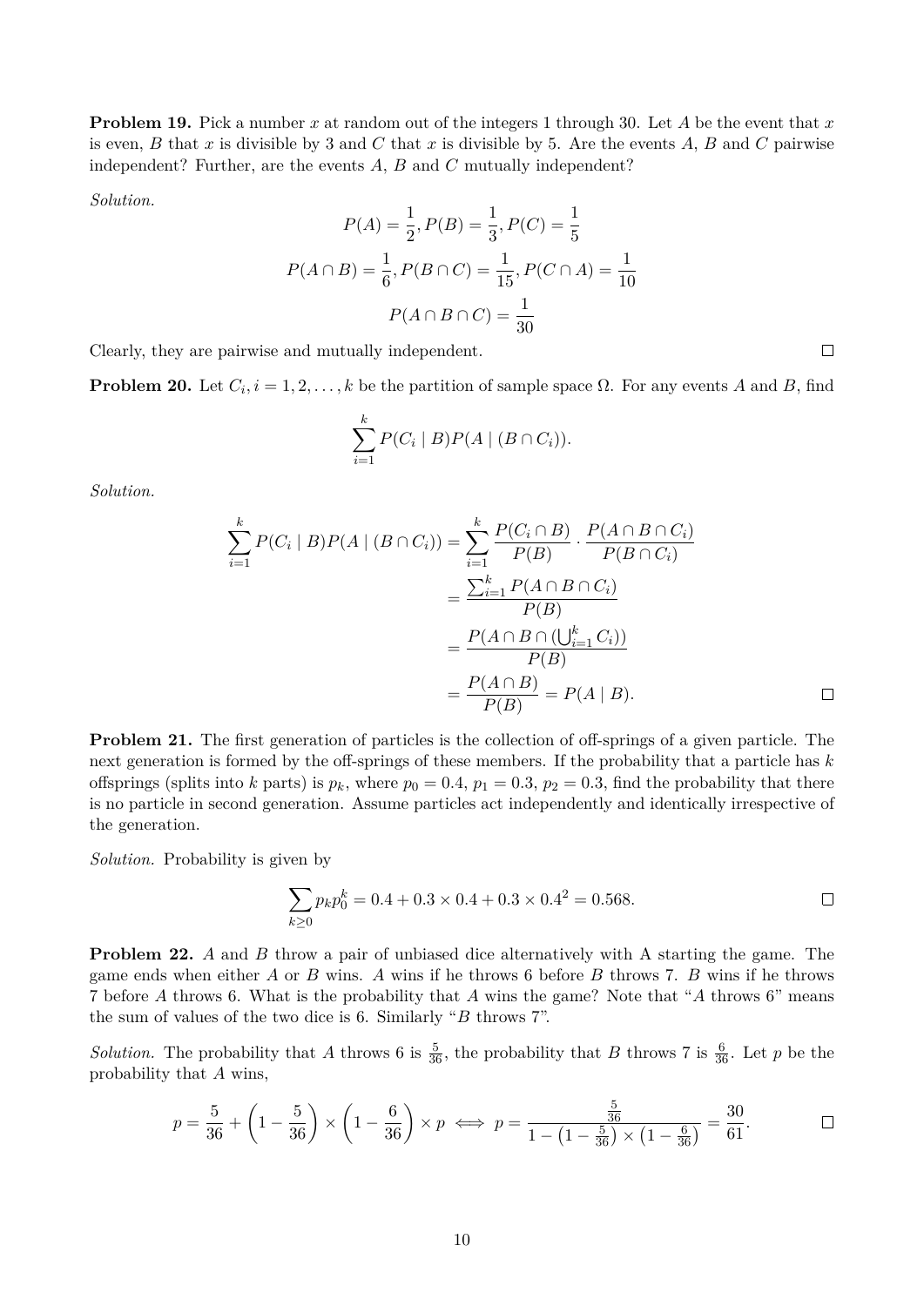**Problem 19.** Pick a number $x$ at random out of the integers 1 through 30. Let $A$ be the event that $x$ is even, $B$ that $x$ is divisible by 3 and $C$ that $x$ is divisible by 5. Are the events $A$, $B$ and $C$ pairwise independent? Further, are the events $A$, $B$ and $C$ mutually independent?

*Solution.*

$$P(A) = \frac{1}{2}, P(B) = \frac{1}{3}, P(C) = \frac{1}{5}$$

$$P(A \cap B) = \frac{1}{6}, P(B \cap C) = \frac{1}{15}, P(C \cap A) = \frac{1}{10}$$

$$P(A \cap B \cap C) = \frac{1}{30}$$

Clearly, they are pairwise and mutually independent. □

**Problem 20.** Let $C_i, i = 1, 2, \dots, k$ be the partition of sample space $\Omega$. For any events $A$ and $B$, find

$$\sum_{i=1}^{k} P(C_i \mid B) P(A \mid (B \cap C_i)).$$

*Solution.*

$$\begin{aligned}
\sum_{i=1}^{k} P(C_i \mid B) P(A \mid (B \cap C_i)) &= \sum_{i=1}^{k} \frac{P(C_i \cap B)}{P(B)} \cdot \frac{P(A \cap B \cap C_i)}{P(B \cap C_i)} \\
&= \frac{\sum_{i=1}^{k} P(A \cap B \cap C_i)}{P(B)} \\
&= \frac{P(A \cap B \cap (\bigcup_{i=1}^{k} C_i))}{P(B)} \\
&= \frac{P(A \cap B)}{P(B)} = P(A \mid B).
\end{aligned}$$

□

**Problem 21.** The first generation of particles is the collection of off-springs of a given particle. The next generation is formed by the off-springs of these members. If the probability that a particle has $k$ offsprings (splits into $k$ parts) is $p_k$, where $p_0 = 0.4$, $p_1 = 0.3$, $p_2 = 0.3$, find the probability that there is no particle in second generation. Assume particles act independently and identically irrespective of the generation.

*Solution.* Probability is given by

$$\sum_{k \geq 0} p_k p_0^k = 0.4 + 0.3 \times 0.4 + 0.3 \times 0.4^2 = 0.568.$$

□

**Problem 22.** $A$ and $B$ throw a pair of unbiased dice alternatively with A starting the game. The game ends when either $A$ or $B$ wins. $A$ wins if he throws 6 before $B$ throws 7. $B$ wins if he throws 7 before $A$ throws 6. What is the probability that $A$ wins the game? Note that "$A$ throws 6" means the sum of values of the two dice is 6. Similarly "$B$ throws 7".

*Solution.* The probability that $A$ throws 6 is $\frac{5}{36}$, the probability that $B$ throws 7 is $\frac{6}{36}$. Let $p$ be the probability that $A$ wins,

$$p = \frac{5}{36} + \left(1 - \frac{5}{36}\right) \times \left(1 - \frac{6}{36}\right) \times p \iff p = \frac{\frac{5}{36}}{1 - \left(1 - \frac{5}{36}\right) \times \left(1 - \frac{6}{36}\right)} = \frac{30}{61}.$$

□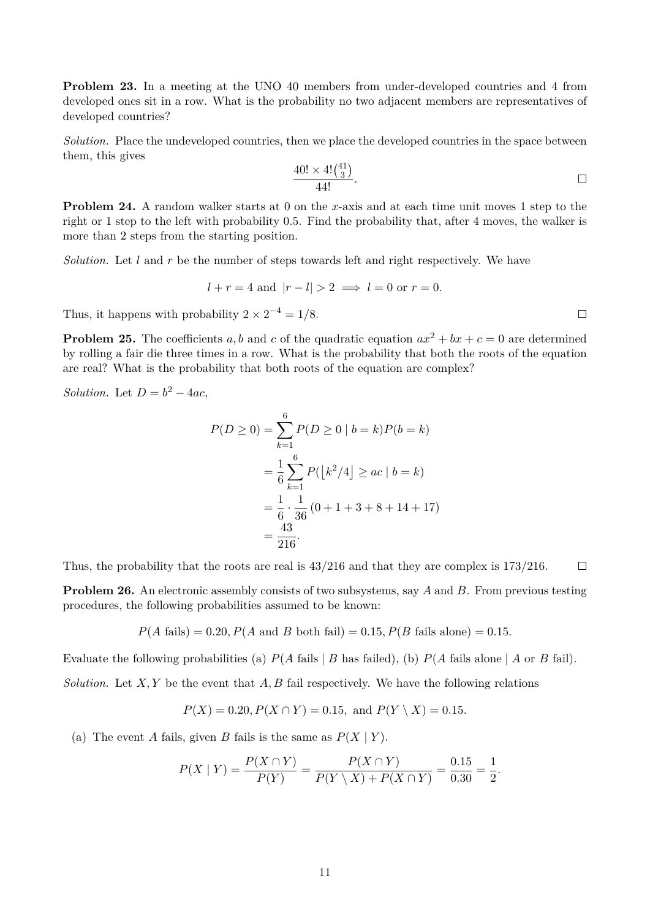**Problem 23.** In a meeting at the UNO 40 members from under-developed countries and 4 from developed ones sit in a row. What is the probability no two adjacent members are representatives of developed countries?

*Solution.* Place the undeveloped countries, then we place the developed countries in the space between them, this gives

$$\frac{40! \times 4!\binom{41}{3}}{44!}.$$

□

**Problem 24.** A random walker starts at 0 on the $x$-axis and at each time unit moves 1 step to the right or 1 step to the left with probability 0.5. Find the probability that, after 4 moves, the walker is more than 2 steps from the starting position.

*Solution.* Let $l$ and $r$ be the number of steps towards left and right respectively. We have

$$l + r = 4 \text{ and } |r - l| > 2 \implies l = 0 \text{ or } r = 0.$$

Thus, it happens with probability $2 \times 2^{-4} = 1/8$. □

**Problem 25.** The coefficients $a, b$ and $c$ of the quadratic equation $ax^2 + bx + c = 0$ are determined by rolling a fair die three times in a row. What is the probability that both the roots of the equation are real? What is the probability that both roots of the equation are complex?

*Solution.* Let $D = b^2 - 4ac$,

$$\begin{aligned}
P(D \geq 0) &= \sum_{k=1}^{6} P(D \geq 0 \mid b = k)P(b = k) \\
&= \frac{1}{6}\sum_{k=1}^{6} P(\lfloor k^2/4 \rfloor \geq ac \mid b = k) \\
&= \frac{1}{6} \cdot \frac{1}{36}(0 + 1 + 3 + 8 + 14 + 17) \\
&= \frac{43}{216}.
\end{aligned}$$

Thus, the probability that the roots are real is $43/216$ and that they are complex is $173/216$. □

**Problem 26.** An electronic assembly consists of two subsystems, say $A$ and $B$. From previous testing procedures, the following probabilities assumed to be known:

$$P(A \text{ fails}) = 0.20, P(A \text{ and } B \text{ both fail}) = 0.15, P(B \text{ fails alone}) = 0.15.$$

Evaluate the following probabilities (a) $P(A \text{ fails} \mid B \text{ has failed})$, (b) $P(A \text{ fails alone} \mid A \text{ or } B \text{ fail})$.

*Solution.* Let $X, Y$ be the event that $A, B$ fail respectively. We have the following relations

$$P(X) = 0.20, P(X \cap Y) = 0.15, \text{ and } P(Y \setminus X) = 0.15.$$

(a) The event $A$ fails, given $B$ fails is the same as $P(X \mid Y)$.

$$P(X \mid Y) = \frac{P(X \cap Y)}{P(Y)} = \frac{P(X \cap Y)}{P(Y \setminus X) + P(X \cap Y)} = \frac{0.15}{0.30} = \frac{1}{2}.$$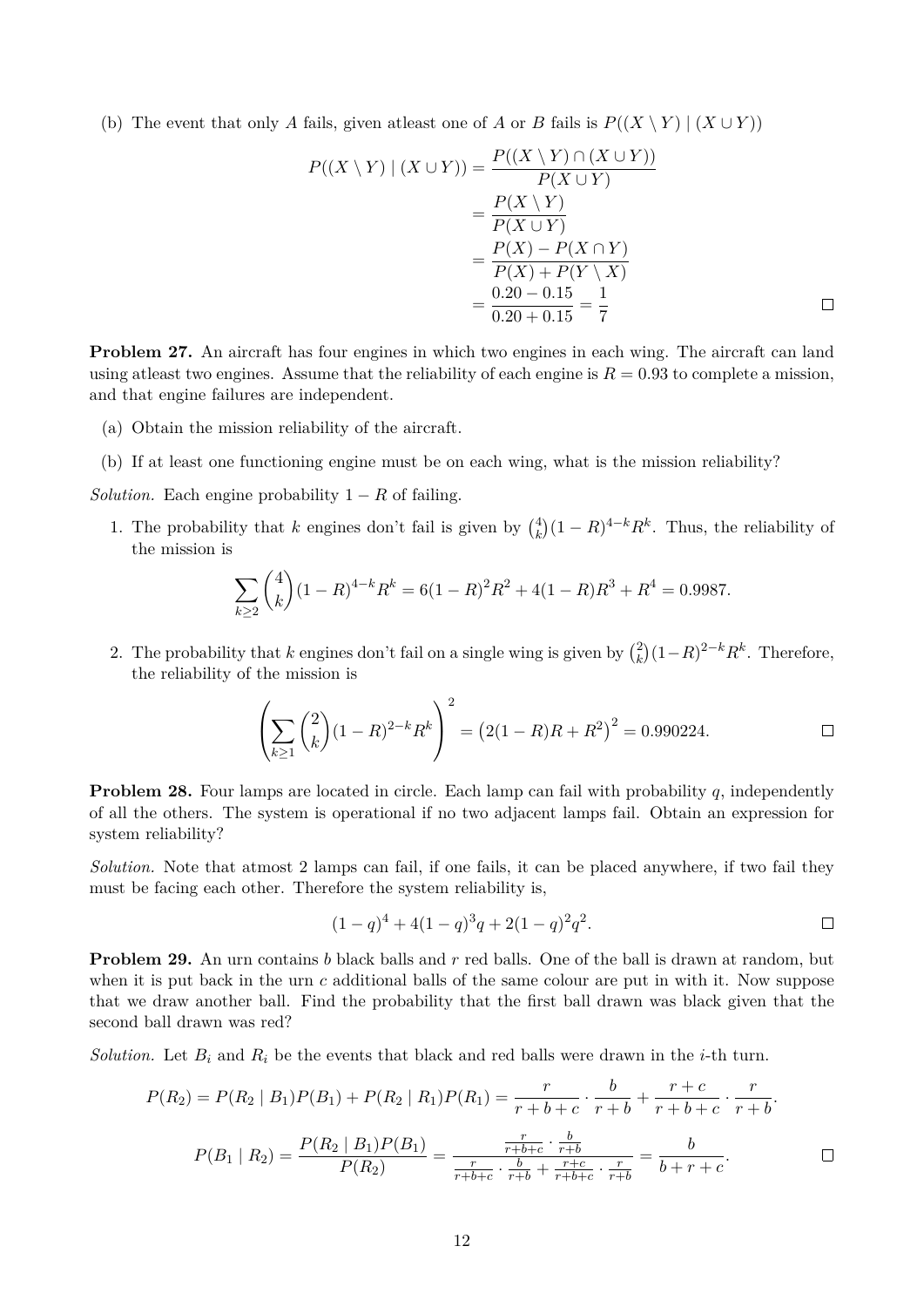(b) The event that only $A$ fails, given atleast one of $A$ or $B$ fails is $P((X \setminus Y) \mid (X \cup Y))$

$$
\begin{aligned}
P((X \setminus Y) \mid (X \cup Y)) &= \frac{P((X \setminus Y) \cap (X \cup Y))}{P(X \cup Y)} \\
&= \frac{P(X \setminus Y)}{P(X \cup Y)} \\
&= \frac{P(X) - P(X \cap Y)}{P(X) + P(Y \setminus X)} \\
&= \frac{0.20 - 0.15}{0.20 + 0.15} = \frac{1}{7}
\end{aligned}
$$

□

**Problem 27.** An aircraft has four engines in which two engines in each wing. The aircraft can land using atleast two engines. Assume that the reliability of each engine is $R = 0.93$ to complete a mission, and that engine failures are independent.

(a) Obtain the mission reliability of the aircraft.

(b) If at least one functioning engine must be on each wing, what is the mission reliability?

*Solution.* Each engine probability $1 - R$ of failing.

1. The probability that $k$ engines don't fail is given by $\binom{4}{k}(1-R)^{4-k}R^k$. Thus, the reliability of the mission is

$$\sum_{k \geq 2} \binom{4}{k}(1-R)^{4-k}R^k = 6(1-R)^2R^2 + 4(1-R)R^3 + R^4 = 0.9987.$$

2. The probability that $k$ engines don't fail on a single wing is given by $\binom{2}{k}(1-R)^{2-k}R^k$. Therefore, the reliability of the mission is

$$\left(\sum_{k \geq 1} \binom{2}{k}(1-R)^{2-k}R^k\right)^2 = \left(2(1-R)R + R^2\right)^2 = 0.990224.$$

□

**Problem 28.** Four lamps are located in circle. Each lamp can fail with probability $q$, independently of all the others. The system is operational if no two adjacent lamps fail. Obtain an expression for system reliability?

*Solution.* Note that atmost 2 lamps can fail, if one fails, it can be placed anywhere, if two fail they must be facing each other. Therefore the system reliability is,

$$(1-q)^4 + 4(1-q)^3q + 2(1-q)^2q^2.$$

□

**Problem 29.** An urn contains $b$ black balls and $r$ red balls. One of the ball is drawn at random, but when it is put back in the urn $c$ additional balls of the same colour are put in with it. Now suppose that we draw another ball. Find the probability that the first ball drawn was black given that the second ball drawn was red?

*Solution.* Let $B_i$ and $R_i$ be the events that black and red balls were drawn in the $i$-th turn.

$$P(R_2) = P(R_2 \mid B_1)P(B_1) + P(R_2 \mid R_1)P(R_1) = \frac{r}{r+b+c} \cdot \frac{b}{r+b} + \frac{r+c}{r+b+c} \cdot \frac{r}{r+b}.$$

$$P(B_1 \mid R_2) = \frac{P(R_2 \mid B_1)P(B_1)}{P(R_2)} = \frac{\frac{r}{r+b+c} \cdot \frac{b}{r+b}}{\frac{r}{r+b+c} \cdot \frac{b}{r+b} + \frac{r+c}{r+b+c} \cdot \frac{r}{r+b}} = \frac{b}{b+r+c}.$$

□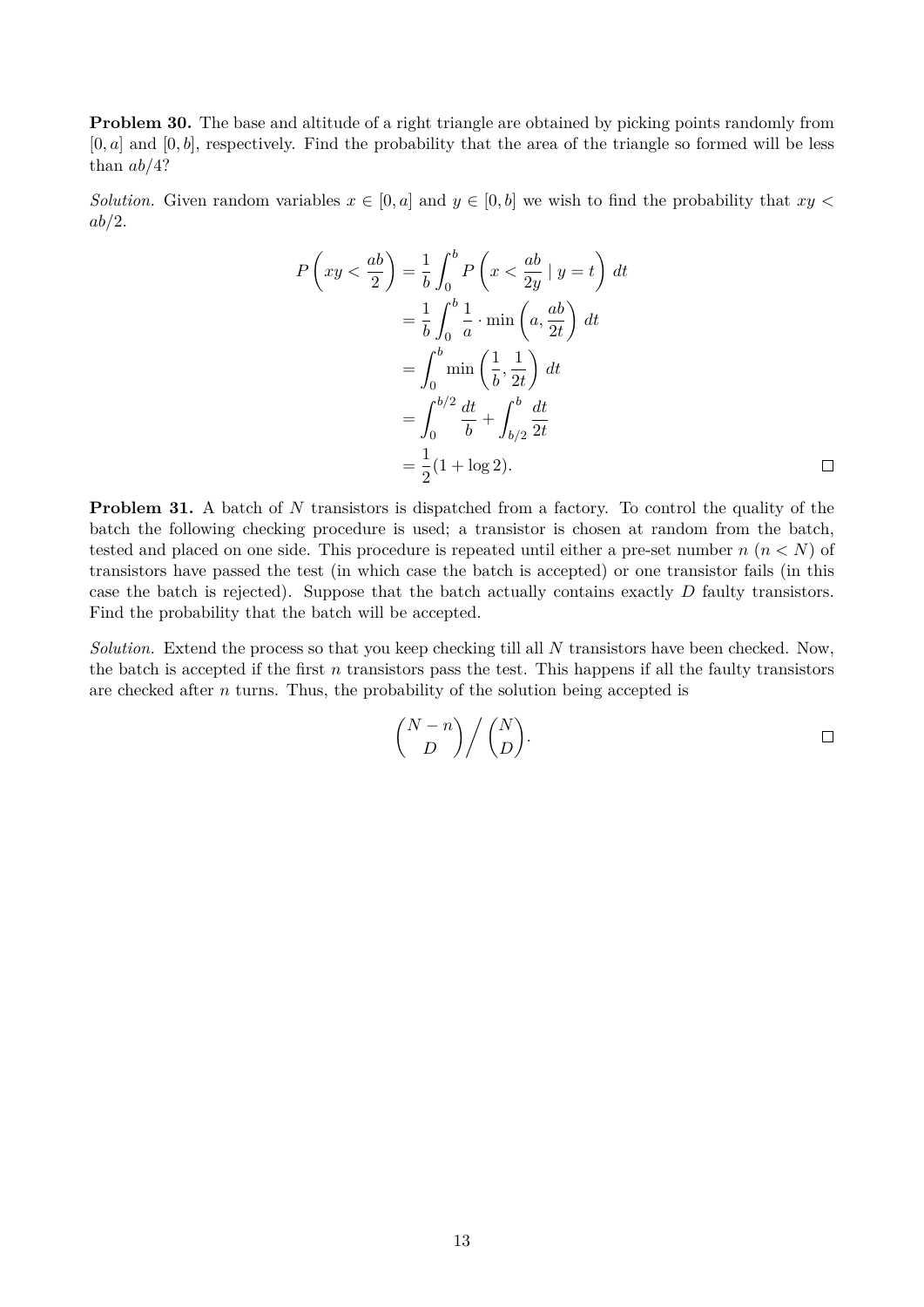**Problem 30.** The base and altitude of a right triangle are obtained by picking points randomly from $[0, a]$ and $[0, b]$, respectively. Find the probability that the area of the triangle so formed will be less than $ab/4$?

*Solution.* Given random variables $x \in [0, a]$ and $y \in [0, b]$ we wish to find the probability that $xy < ab/2$.

$$
\begin{aligned}
P\left(xy < \frac{ab}{2}\right) &= \frac{1}{b}\int_0^b P\left(x < \frac{ab}{2y} \mid y = t\right)\, dt \\
&= \frac{1}{b}\int_0^b \frac{1}{a}\cdot \min\left(a, \frac{ab}{2t}\right)\, dt \\
&= \int_0^b \min\left(\frac{1}{b}, \frac{1}{2t}\right)\, dt \\
&= \int_0^{b/2} \frac{dt}{b} + \int_{b/2}^b \frac{dt}{2t} \\
&= \frac{1}{2}(1 + \log 2).
\end{aligned}
$$

□

**Problem 31.** A batch of $N$ transistors is dispatched from a factory. To control the quality of the batch the following checking procedure is used; a transistor is chosen at random from the batch, tested and placed on one side. This procedure is repeated until either a pre-set number $n$ ($n < N$) of transistors have passed the test (in which case the batch is accepted) or one transistor fails (in this case the batch is rejected). Suppose that the batch actually contains exactly $D$ faulty transistors. Find the probability that the batch will be accepted.

*Solution.* Extend the process so that you keep checking till all $N$ transistors have been checked. Now, the batch is accepted if the first $n$ transistors pass the test. This happens if all the faulty transistors are checked after $n$ turns. Thus, the probability of the solution being accepted is

$$
\binom{N-n}{D} \Big/ \binom{N}{D}.
$$

□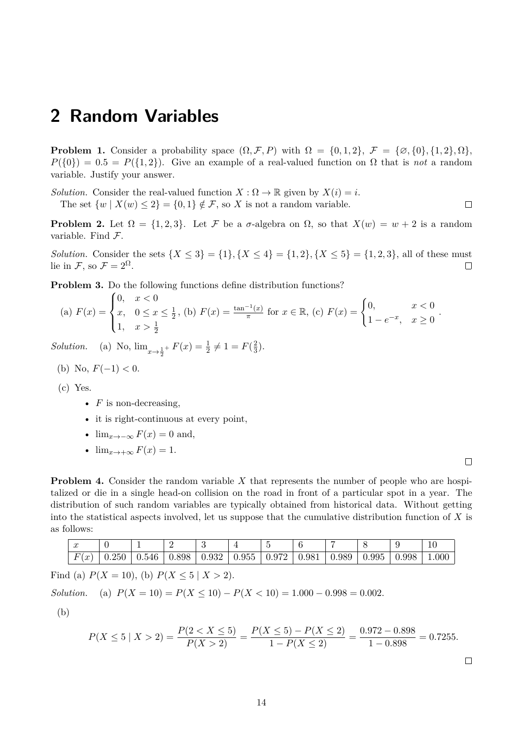# 2 Random Variables

**Problem 1.** Consider a probability space $(\Omega, \mathcal{F}, P)$ with $\Omega = \{0, 1, 2\}$, $\mathcal{F} = \{\varnothing, \{0\}, \{1, 2\}, \Omega\}$, $P(\{0\}) = 0.5 = P(\{1, 2\})$. Give an example of a real-valued function on $\Omega$ that is *not* a random variable. Justify your answer.

*Solution.* Consider the real-valued function $X : \Omega \to \mathbb{R}$ given by $X(i) = i$.

The set $\{w \mid X(w) \leq 2\} = \{0, 1\} \notin \mathcal{F}$, so $X$ is not a random variable. □

**Problem 2.** Let $\Omega = \{1, 2, 3\}$. Let $\mathcal{F}$ be a $\sigma$-algebra on $\Omega$, so that $X(w) = w + 2$ is a random variable. Find $\mathcal{F}$.

*Solution.* Consider the sets $\{X \leq 3\} = \{1\}, \{X \leq 4\} = \{1, 2\}, \{X \leq 5\} = \{1, 2, 3\}$, all of these must lie in $\mathcal{F}$, so $\mathcal{F} = 2^{\Omega}$. □

**Problem 3.** Do the following functions define distribution functions?

(a) $F(x) = \begin{cases} 0, & x < 0 \\ x, & 0 \leq x \leq \frac{1}{2} \\ 1, & x > \frac{1}{2} \end{cases}$, (b) $F(x) = \frac{\tan^{-1}(x)}{\pi}$ for $x \in \mathbb{R}$, (c) $F(x) = \begin{cases} 0, & x < 0 \\ 1 - e^{-x}, & x \geq 0 \end{cases}$.

*Solution.* (a) No, $\lim_{x \to \frac{1}{2}^+} F(x) = \frac{1}{2} \neq 1 = F(\frac{2}{3})$.

(b) No, $F(-1) < 0$.

(c) Yes.

- $F$ is non-decreasing,
- it is right-continuous at every point,
- $\lim_{x \to -\infty} F(x) = 0$ and,
- $\lim_{x \to +\infty} F(x) = 1$.

□

**Problem 4.** Consider the random variable $X$ that represents the number of people who are hospitalized or die in a single head-on collision on the road in front of a particular spot in a year. The distribution of such random variables are typically obtained from historical data. Without getting into the statistical aspects involved, let us suppose that the cumulative distribution function of $X$ is as follows:

| $x$ | 0 | 1 | 2 | 3 | 4 | 5 | 6 | 7 | 8 | 9 | 10 |
|---|---|---|---|---|---|---|---|---|---|---|---|
| $F(x)$ | 0.250 | 0.546 | 0.898 | 0.932 | 0.955 | 0.972 | 0.981 | 0.989 | 0.995 | 0.998 | 1.000 |

Find (a) $P(X = 10)$, (b) $P(X \leq 5 \mid X > 2)$.

*Solution.* (a) $P(X = 10) = P(X \leq 10) - P(X < 10) = 1.000 - 0.998 = 0.002$.

(b)

$$P(X \leq 5 \mid X > 2) = \frac{P(2 < X \leq 5)}{P(X > 2)} = \frac{P(X \leq 5) - P(X \leq 2)}{1 - P(X \leq 2)} = \frac{0.972 - 0.898}{1 - 0.898} = 0.7255.$$

□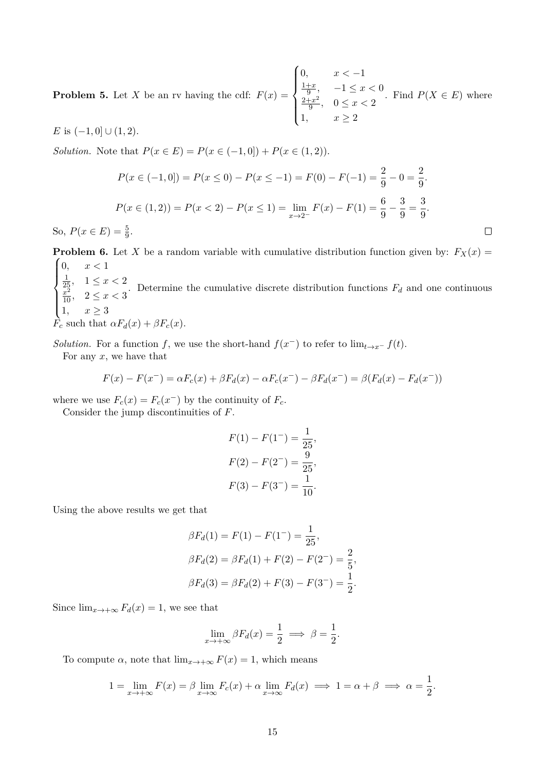**Problem 5.** Let $X$ be an rv having the cdf: $F(x) = \begin{cases} 0, & x < -1 \\ \frac{1+x}{9}, & -1 \le x < 0 \\ \frac{2+x^2}{9}, & 0 \le x < 2 \\ 1, & x \ge 2 \end{cases}$. Find $P(X \in E)$ where $E$ is $(-1, 0] \cup (1, 2)$.

*Solution.* Note that $P(x \in E) = P(x \in (-1, 0]) + P(x \in (1, 2))$.

$$P(x \in (-1, 0]) = P(x \le 0) - P(x \le -1) = F(0) - F(-1) = \frac{2}{9} - 0 = \frac{2}{9}.$$

$$P(x \in (1, 2)) = P(x < 2) - P(x \le 1) = \lim_{x \to 2^-} F(x) - F(1) = \frac{6}{9} - \frac{3}{9} = \frac{3}{9}.$$

So, $P(x \in E) = \frac{5}{9}$. □

**Problem 6.** Let $X$ be a random variable with cumulative distribution function given by: $F_X(x) = \begin{cases} 0, & x < 1 \\ \frac{1}{25}, & 1 \le x < 2 \\ \frac{x^2}{10}, & 2 \le x < 3 \\ 1, & x \ge 3 \end{cases}$. Determine the cumulative discrete distribution functions $F_d$ and one continuous $F_c$ such that $\alpha F_d(x) + \beta F_c(x)$.

*Solution.* For a function $f$, we use the short-hand $f(x^-)$ to refer to $\lim_{t \to x^-} f(t)$.

For any $x$, we have that

$$F(x) - F(x^-) = \alpha F_c(x) + \beta F_d(x) - \alpha F_c(x^-) - \beta F_d(x^-) = \beta(F_d(x) - F_d(x^-))$$

where we use $F_c(x) = F_c(x^-)$ by the continuity of $F_c$.

Consider the jump discontinuities of $F$.

$$F(1) - F(1^-) = \frac{1}{25},$$
$$F(2) - F(2^-) = \frac{9}{25},$$
$$F(3) - F(3^-) = \frac{1}{10}.$$

Using the above results we get that

$$\beta F_d(1) = F(1) - F(1^-) = \frac{1}{25},$$
$$\beta F_d(2) = \beta F_d(1) + F(2) - F(2^-) = \frac{2}{5},$$
$$\beta F_d(3) = \beta F_d(2) + F(3) - F(3^-) = \frac{1}{2}.$$

Since $\lim_{x \to +\infty} F_d(x) = 1$, we see that

$$\lim_{x \to +\infty} \beta F_d(x) = \frac{1}{2} \implies \beta = \frac{1}{2}.$$

To compute $\alpha$, note that $\lim_{x \to +\infty} F(x) = 1$, which means

$$1 = \lim_{x \to +\infty} F(x) = \beta \lim_{x \to \infty} F_c(x) + \alpha \lim_{x \to \infty} F_d(x) \implies 1 = \alpha + \beta \implies \alpha = \frac{1}{2}.$$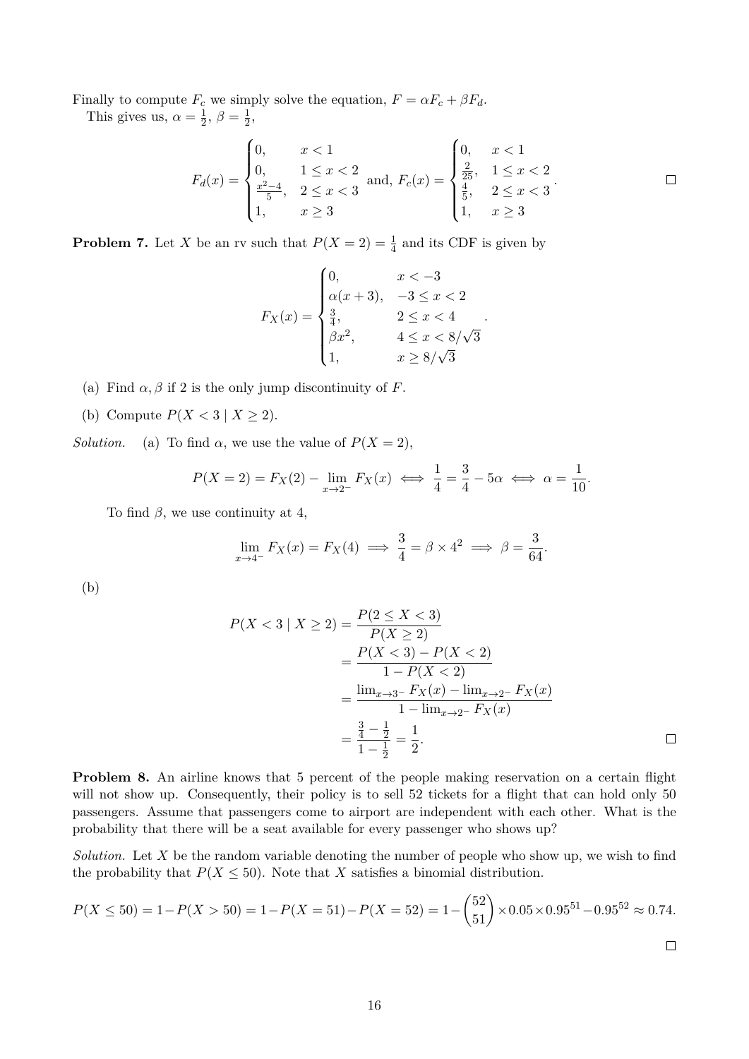Finally to compute $F_c$ we simply solve the equation, $F = \alpha F_c + \beta F_d$.

This gives us, $\alpha = \frac{1}{2}$, $\beta = \frac{1}{2}$,

$$F_d(x) = \begin{cases} 0, & x < 1 \\ 0, & 1 \le x < 2 \\ \frac{x^2-4}{5}, & 2 \le x < 3 \\ 1, & x \ge 3 \end{cases} \text{ and, } F_c(x) = \begin{cases} 0, & x < 1 \\ \frac{2}{25}, & 1 \le x < 2 \\ \frac{4}{5}, & 2 \le x < 3 \\ 1, & x \ge 3 \end{cases}.$$

□

**Problem 7.** Let $X$ be an rv such that $P(X = 2) = \frac{1}{4}$ and its CDF is given by

$$F_X(x) = \begin{cases} 0, & x < -3 \\ \alpha(x+3), & -3 \le x < 2 \\ \frac{3}{4}, & 2 \le x < 4 \\ \beta x^2, & 4 \le x < 8/\sqrt{3} \\ 1, & x \ge 8/\sqrt{3} \end{cases}.$$

(a) Find $\alpha, \beta$ if 2 is the only jump discontinuity of $F$.

(b) Compute $P(X < 3 \mid X \ge 2)$.

*Solution.* (a) To find $\alpha$, we use the value of $P(X = 2)$,

$$P(X = 2) = F_X(2) - \lim_{x \to 2^-} F_X(x) \iff \frac{1}{4} = \frac{3}{4} - 5\alpha \iff \alpha = \frac{1}{10}.$$

To find $\beta$, we use continuity at 4,

$$\lim_{x \to 4^-} F_X(x) = F_X(4) \implies \frac{3}{4} = \beta \times 4^2 \implies \beta = \frac{3}{64}.$$

(b)

$$\begin{aligned} P(X < 3 \mid X \ge 2) &= \frac{P(2 \le X < 3)}{P(X \ge 2)} \\ &= \frac{P(X < 3) - P(X < 2)}{1 - P(X < 2)} \\ &= \frac{\lim_{x \to 3^-} F_X(x) - \lim_{x \to 2^-} F_X(x)}{1 - \lim_{x \to 2^-} F_X(x)} \\ &= \frac{\frac{3}{4} - \frac{1}{2}}{1 - \frac{1}{2}} = \frac{1}{2}. \end{aligned}$$

□

**Problem 8.** An airline knows that 5 percent of the people making reservation on a certain flight will not show up. Consequently, their policy is to sell 52 tickets for a flight that can hold only 50 passengers. Assume that passengers come to airport are independent with each other. What is the probability that there will be a seat available for every passenger who shows up?

*Solution.* Let $X$ be the random variable denoting the number of people who show up, we wish to find the probability that $P(X \le 50)$. Note that $X$ satisfies a binomial distribution.

$$P(X \le 50) = 1 - P(X > 50) = 1 - P(X = 51) - P(X = 52) = 1 - \binom{52}{51} \times 0.05 \times 0.95^{51} - 0.95^{52} \approx 0.74.$$

□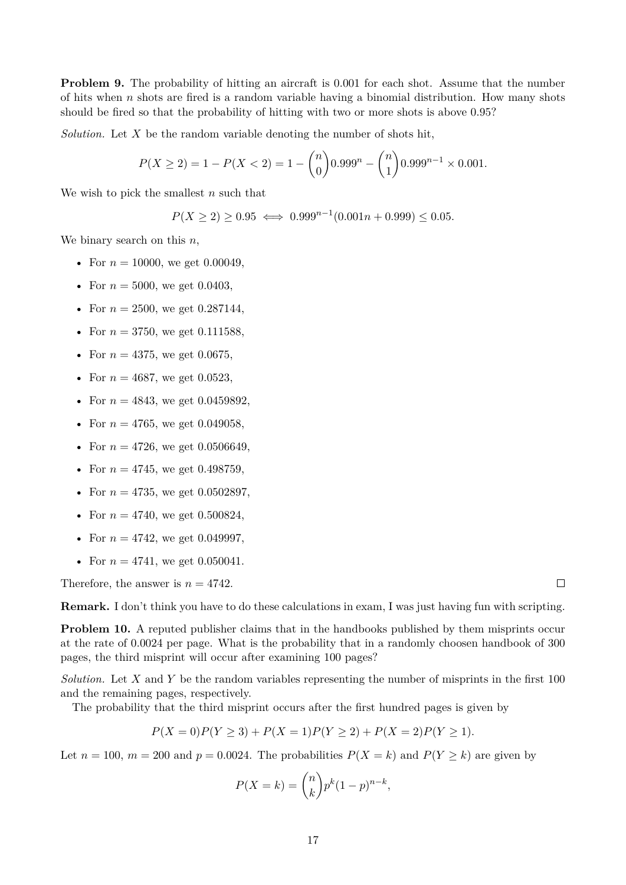**Problem 9.** The probability of hitting an aircraft is 0.001 for each shot. Assume that the number of hits when $n$ shots are fired is a random variable having a binomial distribution. How many shots should be fired so that the probability of hitting with two or more shots is above 0.95?

*Solution.* Let $X$ be the random variable denoting the number of shots hit,

$$P(X \geq 2) = 1 - P(X < 2) = 1 - \binom{n}{0} 0.999^n - \binom{n}{1} 0.999^{n-1} \times 0.001.$$

We wish to pick the smallest $n$ such that

$$P(X \geq 2) \geq 0.95 \iff 0.999^{n-1}(0.001n + 0.999) \leq 0.05.$$

We binary search on this $n$,

- For $n = 10000$, we get 0.00049,
- For $n = 5000$, we get 0.0403,
- For $n = 2500$, we get 0.287144,
- For $n = 3750$, we get 0.111588,
- For $n = 4375$, we get 0.0675,
- For $n = 4687$, we get 0.0523,
- For $n = 4843$, we get 0.0459892,
- For $n = 4765$, we get 0.049058,
- For $n = 4726$, we get 0.0506649,
- For $n = 4745$, we get 0.498759,
- For $n = 4735$, we get 0.0502897,
- For $n = 4740$, we get 0.500824,
- For $n = 4742$, we get 0.049997,
- For $n = 4741$, we get 0.050041.

Therefore, the answer is $n = 4742$. ∎

**Remark.** I don't think you have to do these calculations in exam, I was just having fun with scripting.

**Problem 10.** A reputed publisher claims that in the handbooks published by them misprints occur at the rate of 0.0024 per page. What is the probability that in a randomly choosen handbook of 300 pages, the third misprint will occur after examining 100 pages?

*Solution.* Let $X$ and $Y$ be the random variables representing the number of misprints in the first 100 and the remaining pages, respectively.

The probability that the third misprint occurs after the first hundred pages is given by

$$P(X = 0)P(Y \geq 3) + P(X = 1)P(Y \geq 2) + P(X = 2)P(Y \geq 1).$$

Let $n = 100$, $m = 200$ and $p = 0.0024$. The probabilities $P(X = k)$ and $P(Y \geq k)$ are given by

$$P(X = k) = \binom{n}{k} p^k (1 - p)^{n-k},$$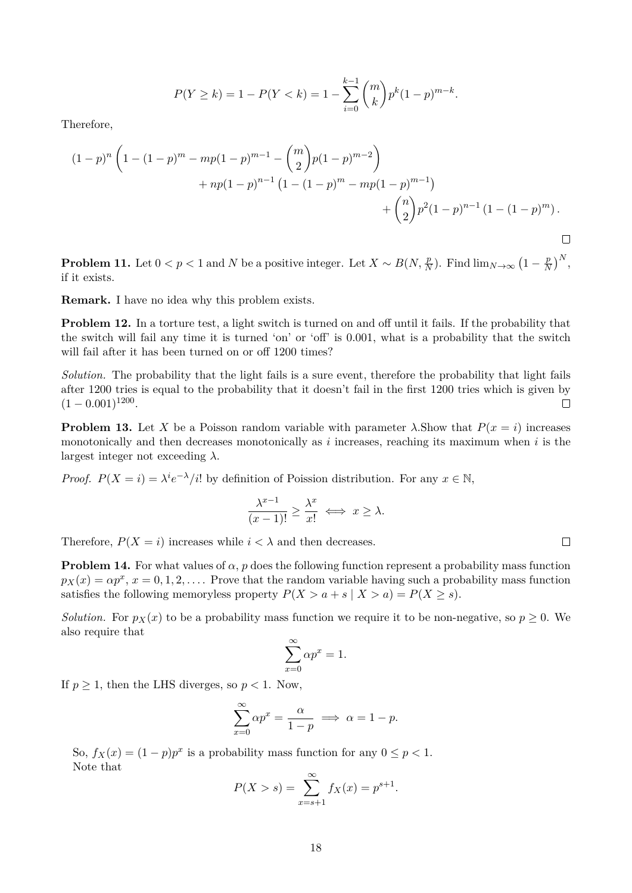$$P(Y \geq k) = 1 - P(Y < k) = 1 - \sum_{i=0}^{k-1} \binom{m}{k} p^k (1-p)^{m-k}.$$

Therefore,

$$(1-p)^n \left(1 - (1-p)^m - mp(1-p)^{m-1} - \binom{m}{2} p(1-p)^{m-2}\right)$$
$$+ np(1-p)^{n-1} \left(1 - (1-p)^m - mp(1-p)^{m-1}\right)$$
$$+ \binom{n}{2} p^2 (1-p)^{n-1} \left(1 - (1-p)^m\right).$$

□

**Problem 11.** Let $0 < p < 1$ and $N$ be a positive integer. Let $X \sim B(N, \frac{p}{N})$. Find $\lim_{N\to\infty} \left(1 - \frac{p}{N}\right)^N$, if it exists.

**Remark.** I have no idea why this problem exists.

**Problem 12.** In a torture test, a light switch is turned on and off until it fails. If the probability that the switch will fail any time it is turned 'on' or 'off' is 0.001, what is a probability that the switch will fail after it has been turned on or off 1200 times?

*Solution.* The probability that the light fails is a sure event, therefore the probability that light fails after 1200 tries is equal to the probability that it doesn't fail in the first 1200 tries which is given by $(1 - 0.001)^{1200}$. □

**Problem 13.** Let $X$ be a Poisson random variable with parameter $\lambda$.Show that $P(x = i)$ increases monotonically and then decreases monotonically as $i$ increases, reaching its maximum when $i$ is the largest integer not exceeding $\lambda$.

*Proof.* $P(X = i) = \lambda^i e^{-\lambda}/i!$ by definition of Poission distribution. For any $x \in \mathbb{N}$,

$$\frac{\lambda^{x-1}}{(x-1)!} \geq \frac{\lambda^x}{x!} \iff x \geq \lambda.$$

Therefore, $P(X = i)$ increases while $i < \lambda$ and then decreases. □

**Problem 14.** For what values of $\alpha$, $p$ does the following function represent a probability mass function $p_X(x) = \alpha p^x$, $x = 0, 1, 2, \ldots$. Prove that the random variable having such a probability mass function satisfies the following memoryless property $P(X > a + s \mid X > a) = P(X \geq s)$.

*Solution.* For $p_X(x)$ to be a probability mass function we require it to be non-negative, so $p \geq 0$. We also require that

$$\sum_{x=0}^{\infty} \alpha p^x = 1.$$

If $p \geq 1$, then the LHS diverges, so $p < 1$. Now,

$$\sum_{x=0}^{\infty} \alpha p^x = \frac{\alpha}{1-p} \implies \alpha = 1 - p.$$

So, $f_X(x) = (1-p)p^x$ is a probability mass function for any $0 \leq p < 1$.

Note that

$$P(X > s) = \sum_{x=s+1}^{\infty} f_X(x) = p^{s+1}.$$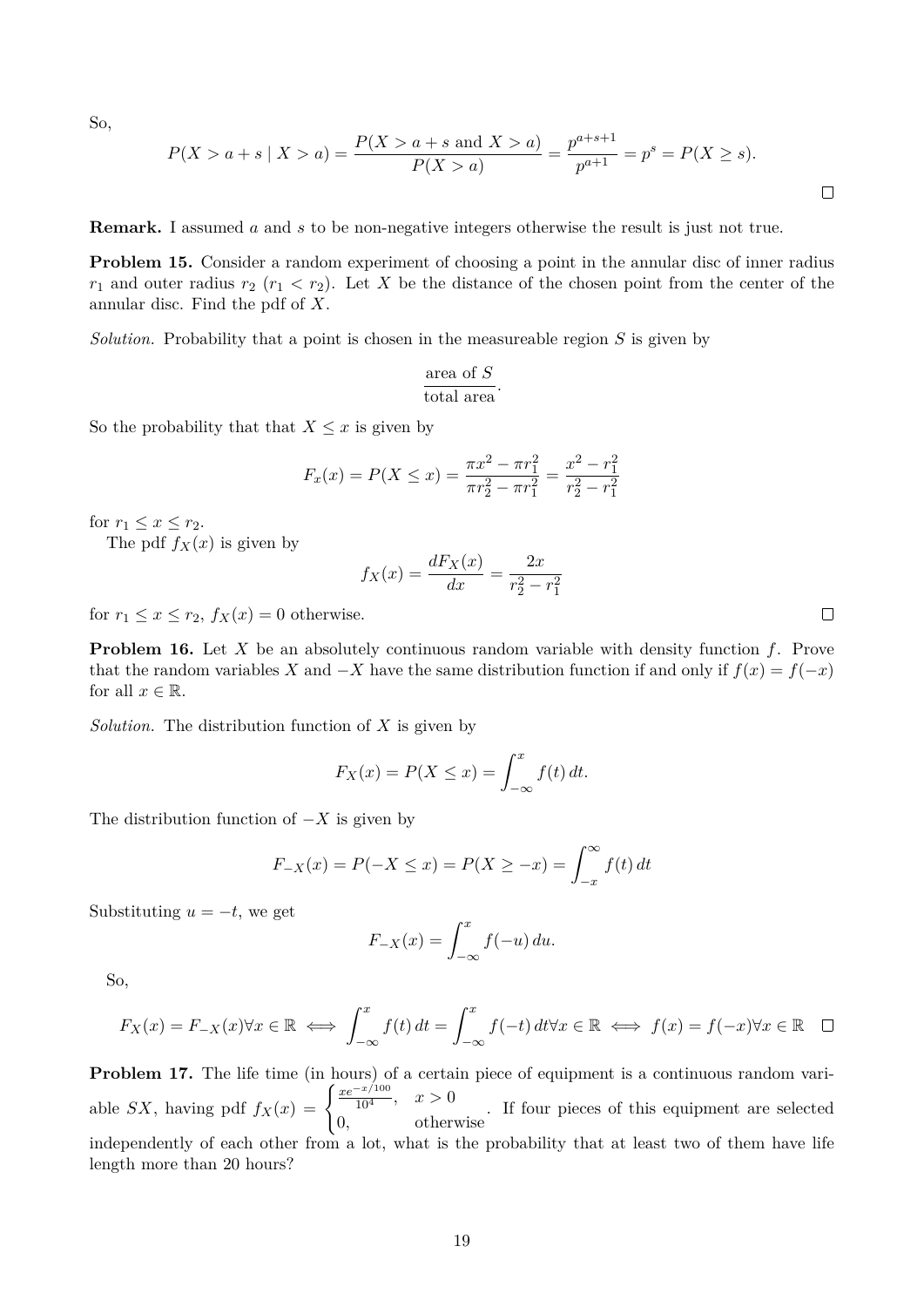So,

$$P(X > a + s \mid X > a) = \frac{P(X > a + s \text{ and } X > a)}{P(X > a)} = \frac{p^{a+s+1}}{p^{a+1}} = p^s = P(X \geq s).$$

□

**Remark.** I assumed $a$ and $s$ to be non-negative integers otherwise the result is just not true.

**Problem 15.** Consider a random experiment of choosing a point in the annular disc of inner radius $r_1$ and outer radius $r_2$ ($r_1 < r_2$). Let $X$ be the distance of the chosen point from the center of the annular disc. Find the pdf of $X$.

*Solution.* Probability that a point is chosen in the measureable region $S$ is given by

$$\frac{\text{area of } S}{\text{total area}}.$$

So the probability that that $X \leq x$ is given by

$$F_x(x) = P(X \leq x) = \frac{\pi x^2 - \pi r_1^2}{\pi r_2^2 - \pi r_1^2} = \frac{x^2 - r_1^2}{r_2^2 - r_1^2}$$

for $r_1 \leq x \leq r_2$.

The pdf $f_X(x)$ is given by

$$f_X(x) = \frac{dF_X(x)}{dx} = \frac{2x}{r_2^2 - r_1^2}$$

for $r_1 \leq x \leq r_2$, $f_X(x) = 0$ otherwise. □

**Problem 16.** Let $X$ be an absolutely continuous random variable with density function $f$. Prove that the random variables $X$ and $-X$ have the same distribution function if and only if $f(x) = f(-x)$ for all $x \in \mathbb{R}$.

*Solution.* The distribution function of $X$ is given by

$$F_X(x) = P(X \leq x) = \int_{-\infty}^{x} f(t)\, dt.$$

The distribution function of $-X$ is given by

$$F_{-X}(x) = P(-X \leq x) = P(X \geq -x) = \int_{-x}^{\infty} f(t)\, dt$$

Substituting $u = -t$, we get

$$F_{-X}(x) = \int_{-\infty}^{x} f(-u)\, du.$$

So,

$$F_X(x) = F_{-X}(x) \forall x \in \mathbb{R} \iff \int_{-\infty}^{x} f(t)\, dt = \int_{-\infty}^{x} f(-t)\, dt \forall x \in \mathbb{R} \iff f(x) = f(-x) \forall x \in \mathbb{R}$$ □

**Problem 17.** The life time (in hours) of a certain piece of equipment is a continuous random variable $SX$, having pdf $f_X(x) = \begin{cases} \frac{xe^{-x/100}}{10^4}, & x > 0 \\ 0, & \text{otherwise} \end{cases}$. If four pieces of this equipment are selected independently of each other from a lot, what is the probability that at least two of them have life length more than 20 hours?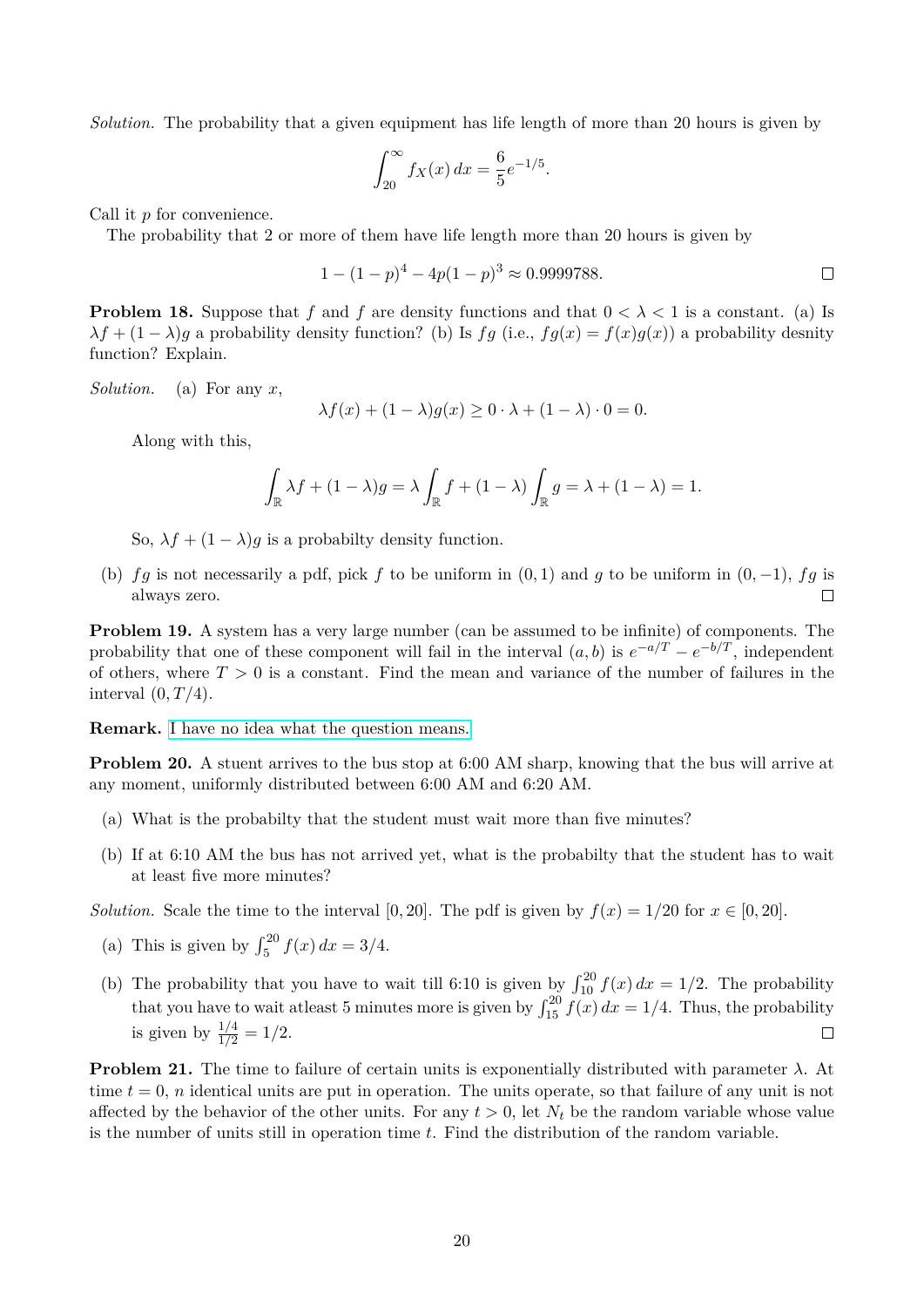*Solution.* The probability that a given equipment has life length of more than 20 hours is given by

$$\int_{20}^{\infty} f_X(x)\,dx = \frac{6}{5}e^{-1/5}.$$

Call it $p$ for convenience.

The probability that 2 or more of them have life length more than 20 hours is given by

$$1-(1-p)^4 - 4p(1-p)^3 \approx 0.9999788.$$

□

**Problem 18.** Suppose that $f$ and $f$ are density functions and that $0 < \lambda < 1$ is a constant. (a) Is $\lambda f + (1-\lambda)g$ a probability density function? (b) Is $fg$ (i.e., $fg(x) = f(x)g(x)$) a probability desnity function? Explain.

*Solution.* (a) For any $x$,

$$\lambda f(x) + (1-\lambda)g(x) \geq 0 \cdot \lambda + (1-\lambda)\cdot 0 = 0.$$

Along with this,

$$\int_{\mathbb{R}} \lambda f + (1-\lambda)g = \lambda \int_{\mathbb{R}} f + (1-\lambda)\int_{\mathbb{R}} g = \lambda + (1-\lambda) = 1.$$

So, $\lambda f + (1-\lambda)g$ is a probabilty density function.

(b) $fg$ is not necessarily a pdf, pick $f$ to be uniform in $(0,1)$ and $g$ to be uniform in $(0,-1)$, $fg$ is always zero.

□

**Problem 19.** A system has a very large number (can be assumed to be infinite) of components. The probability that one of these component will fail in the interval $(a,b)$ is $e^{-a/T} - e^{-b/T}$, independent of others, where $T > 0$ is a constant. Find the mean and variance of the number of failures in the interval $(0, T/4)$.

**Remark.** I have no idea what the question means.

**Problem 20.** A stuent arrives to the bus stop at 6:00 AM sharp, knowing that the bus will arrive at any moment, uniformly distributed between 6:00 AM and 6:20 AM.

(a) What is the probabilty that the student must wait more than five minutes?

(b) If at 6:10 AM the bus has not arrived yet, what is the probabilty that the student has to wait at least five more minutes?

*Solution.* Scale the time to the interval $[0,20]$. The pdf is given by $f(x) = 1/20$ for $x \in [0,20]$.

(a) This is given by $\int_5^{20} f(x)\,dx = 3/4$.

(b) The probability that you have to wait till 6:10 is given by $\int_{10}^{20} f(x)\,dx = 1/2$. The probability that you have to wait atleast 5 minutes more is given by $\int_{15}^{20} f(x)\,dx = 1/4$. Thus, the probability is given by $\frac{1/4}{1/2} = 1/2$.

□

**Problem 21.** The time to failure of certain units is exponentially distributed with parameter $\lambda$. At time $t = 0$, $n$ identical units are put in operation. The units operate, so that failure of any unit is not affected by the behavior of the other units. For any $t > 0$, let $N_t$ be the random variable whose value is the number of units still in operation time $t$. Find the distribution of the random variable.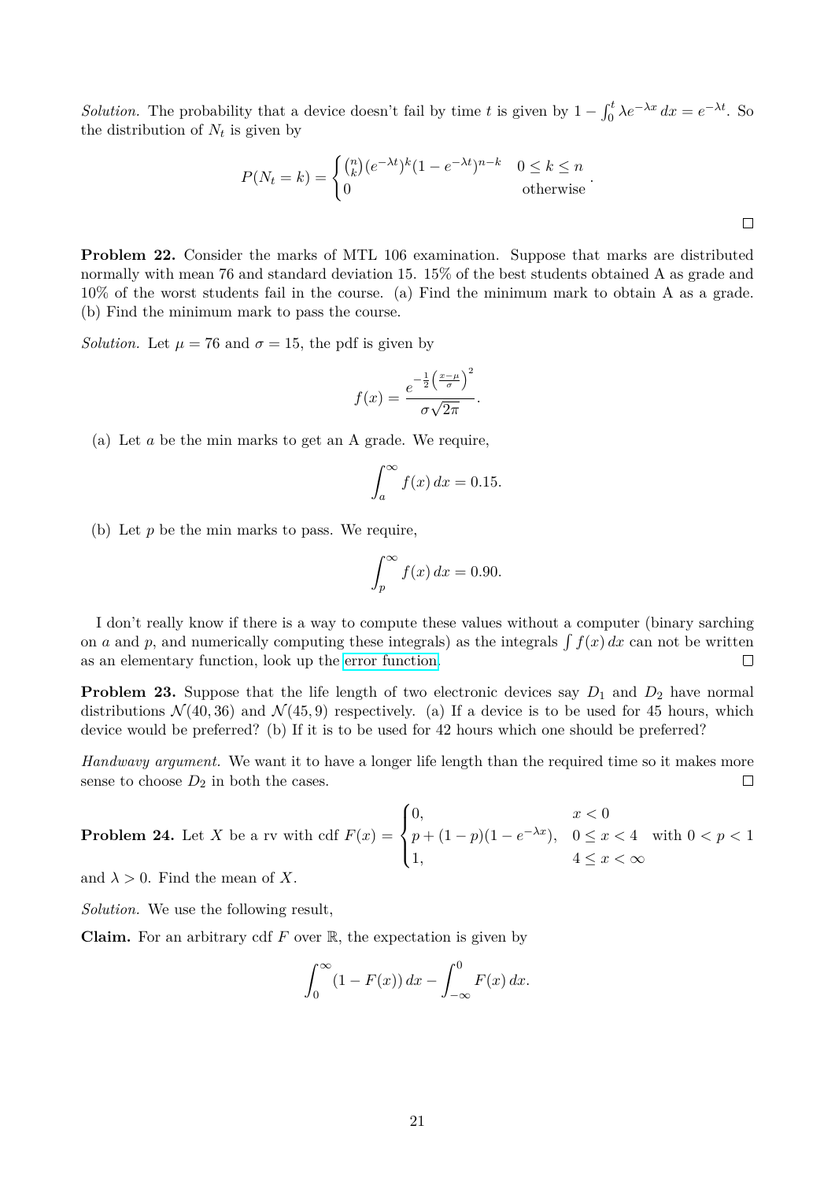*Solution.* The probability that a device doesn't fail by time $t$ is given by $1 - \int_0^t \lambda e^{-\lambda x}\, dx = e^{-\lambda t}$. So the distribution of $N_t$ is given by

$$P(N_t = k) = \begin{cases} \binom{n}{k}(e^{-\lambda t})^k(1 - e^{-\lambda t})^{n-k} & 0 \le k \le n \\ 0 & \text{otherwise} \end{cases}.$$

□

**Problem 22.** Consider the marks of MTL 106 examination. Suppose that marks are distributed normally with mean 76 and standard deviation 15. 15% of the best students obtained A as grade and 10% of the worst students fail in the course. (a) Find the minimum mark to obtain A as a grade. (b) Find the minimum mark to pass the course.

*Solution.* Let $\mu = 76$ and $\sigma = 15$, the pdf is given by

$$f(x) = \frac{e^{-\frac{1}{2}\left(\frac{x-\mu}{\sigma}\right)^2}}{\sigma\sqrt{2\pi}}.$$

(a) Let $a$ be the min marks to get an A grade. We require,

$$\int_a^\infty f(x)\, dx = 0.15.$$

(b) Let $p$ be the min marks to pass. We require,

$$\int_p^\infty f(x)\, dx = 0.90.$$

I don't really know if there is a way to compute these values without a computer (binary sarching on $a$ and $p$, and numerically computing these integrals) as the integrals $\int f(x)\, dx$ can not be written as an elementary function, look up the error function. □

**Problem 23.** Suppose that the life length of two electronic devices say $D_1$ and $D_2$ have normal distributions $\mathcal{N}(40, 36)$ and $\mathcal{N}(45, 9)$ respectively. (a) If a device is to be used for 45 hours, which device would be preferred? (b) If it is to be used for 42 hours which one should be preferred?

*Handwavy argument.* We want it to have a longer life length than the required time so it makes more sense to choose $D_2$ in both the cases. □

**Problem 24.** Let $X$ be a rv with cdf $F(x) = \begin{cases} 0, & x < 0 \\ p + (1-p)(1 - e^{-\lambda x}), & 0 \le x < 4 \\ 1, & 4 \le x < \infty \end{cases}$ with $0 < p < 1$ and $\lambda > 0$. Find the mean of $X$.

*Solution.* We use the following result,

**Claim.** For an arbitrary cdf $F$ over $\mathbb{R}$, the expectation is given by

$$\int_0^\infty (1 - F(x))\, dx - \int_{-\infty}^0 F(x)\, dx.$$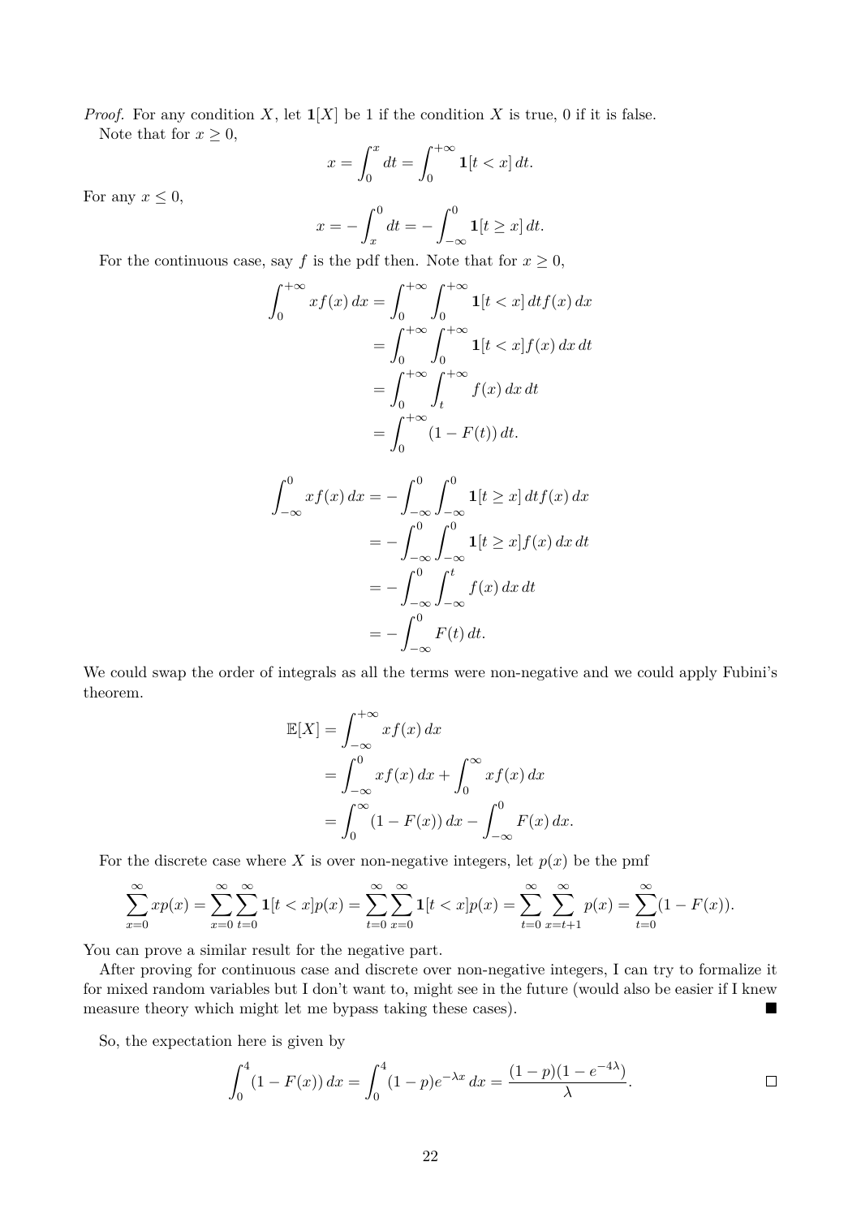*Proof.* For any condition $X$, let $\mathbf{1}[X]$ be 1 if the condition $X$ is true, 0 if it is false.

Note that for $x \geq 0$,

$$x = \int_0^x dt = \int_0^{+\infty} \mathbf{1}[t < x]\, dt.$$

For any $x \leq 0$,

$$x = -\int_x^0 dt = -\int_{-\infty}^0 \mathbf{1}[t \geq x]\, dt.$$

For the continuous case, say $f$ is the pdf then. Note that for $x \geq 0$,

$$\begin{aligned}
\int_0^{+\infty} x f(x)\, dx &= \int_0^{+\infty} \int_0^{+\infty} \mathbf{1}[t < x]\, dt f(x)\, dx \\
&= \int_0^{+\infty} \int_0^{+\infty} \mathbf{1}[t < x] f(x)\, dx\, dt \\
&= \int_0^{+\infty} \int_t^{+\infty} f(x)\, dx\, dt \\
&= \int_0^{+\infty} (1 - F(t))\, dt.
\end{aligned}$$

$$\begin{aligned}
\int_{-\infty}^0 x f(x)\, dx &= -\int_{-\infty}^0 \int_{-\infty}^0 \mathbf{1}[t \geq x]\, dt f(x)\, dx \\
&= -\int_{-\infty}^0 \int_{-\infty}^0 \mathbf{1}[t \geq x] f(x)\, dx\, dt \\
&= -\int_{-\infty}^0 \int_{-\infty}^t f(x)\, dx\, dt \\
&= -\int_{-\infty}^0 F(t)\, dt.
\end{aligned}$$

We could swap the order of integrals as all the terms were non-negative and we could apply Fubini's theorem.

$$\begin{aligned}
\mathbb{E}[X] &= \int_{-\infty}^{+\infty} x f(x)\, dx \\
&= \int_{-\infty}^0 x f(x)\, dx + \int_0^{\infty} x f(x)\, dx \\
&= \int_0^{\infty} (1 - F(x))\, dx - \int_{-\infty}^0 F(x)\, dx.
\end{aligned}$$

For the discrete case where $X$ is over non-negative integers, let $p(x)$ be the pmf

$$\sum_{x=0}^{\infty} x p(x) = \sum_{x=0}^{\infty} \sum_{t=0}^{\infty} \mathbf{1}[t < x] p(x) = \sum_{t=0}^{\infty} \sum_{x=0}^{\infty} \mathbf{1}[t < x] p(x) = \sum_{t=0}^{\infty} \sum_{x=t+1}^{\infty} p(x) = \sum_{t=0}^{\infty} (1 - F(x)).$$

You can prove a similar result for the negative part.

After proving for continuous case and discrete over non-negative integers, I can try to formalize it for mixed random variables but I don't want to, might see in the future (would also be easier if I knew measure theory which might let me bypass taking these cases). ■

So, the expectation here is given by

$$\int_0^4 (1 - F(x))\, dx = \int_0^4 (1 - p) e^{-\lambda x}\, dx = \frac{(1 - p)(1 - e^{-4\lambda})}{\lambda}.$$ □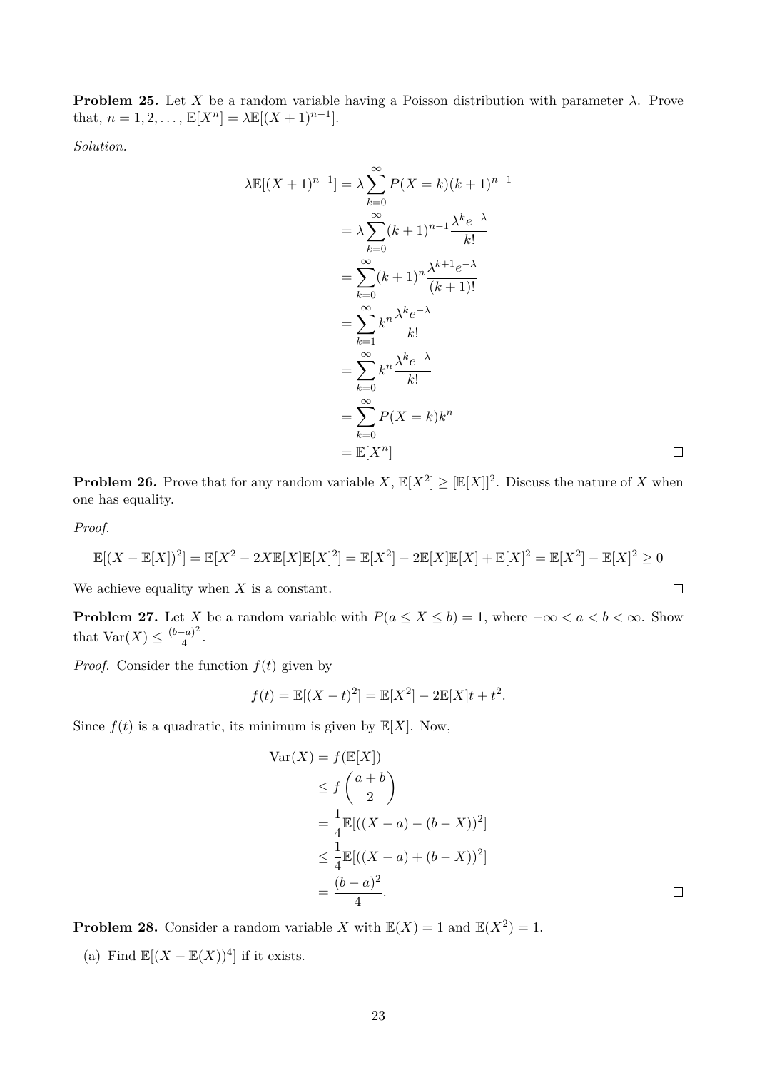**Problem 25.** Let $X$ be a random variable having a Poisson distribution with parameter $\lambda$. Prove that, $n = 1, 2, \ldots$, $\mathbb{E}[X^n] = \lambda\mathbb{E}[(X+1)^{n-1}]$.

*Solution.*

$$
\begin{aligned}
\lambda\mathbb{E}[(X+1)^{n-1}] &= \lambda\sum_{k=0}^{\infty} P(X=k)(k+1)^{n-1} \\
&= \lambda\sum_{k=0}^{\infty}(k+1)^{n-1}\frac{\lambda^k e^{-\lambda}}{k!} \\
&= \sum_{k=0}^{\infty}(k+1)^{n}\frac{\lambda^{k+1} e^{-\lambda}}{(k+1)!} \\
&= \sum_{k=1}^{\infty}k^{n}\frac{\lambda^{k} e^{-\lambda}}{k!} \\
&= \sum_{k=0}^{\infty}k^{n}\frac{\lambda^{k} e^{-\lambda}}{k!} \\
&= \sum_{k=0}^{\infty}P(X=k)k^{n} \\
&= \mathbb{E}[X^n]
\end{aligned}
$$

□

**Problem 26.** Prove that for any random variable $X$, $\mathbb{E}[X^2] \geq [\mathbb{E}[X]]^2$. Discuss the nature of $X$ when one has equality.

*Proof.*

$$\mathbb{E}[(X-\mathbb{E}[X])^2] = \mathbb{E}[X^2 - 2X\mathbb{E}[X]\mathbb{E}[X]^2] = \mathbb{E}[X^2] - 2\mathbb{E}[X]\mathbb{E}[X] + \mathbb{E}[X]^2 = \mathbb{E}[X^2] - \mathbb{E}[X]^2 \geq 0$$

We achieve equality when $X$ is a constant. □

**Problem 27.** Let $X$ be a random variable with $P(a \leq X \leq b) = 1$, where $-\infty < a < b < \infty$. Show that $\text{Var}(X) \leq \frac{(b-a)^2}{4}$.

*Proof.* Consider the function $f(t)$ given by

$$f(t) = \mathbb{E}[(X-t)^2] = \mathbb{E}[X^2] - 2\mathbb{E}[X]t + t^2.$$

Since $f(t)$ is a quadratic, its minimum is given by $\mathbb{E}[X]$. Now,

$$
\begin{aligned}
\text{Var}(X) &= f(\mathbb{E}[X]) \\
&\leq f\left(\frac{a+b}{2}\right) \\
&= \frac{1}{4}\mathbb{E}[((X-a)-(b-X))^2] \\
&\leq \frac{1}{4}\mathbb{E}[((X-a)+(b-X))^2] \\
&= \frac{(b-a)^2}{4}.
\end{aligned}
$$

□

**Problem 28.** Consider a random variable $X$ with $\mathbb{E}(X) = 1$ and $\mathbb{E}(X^2) = 1$.

(a) Find $\mathbb{E}[(X-\mathbb{E}(X))^4]$ if it exists.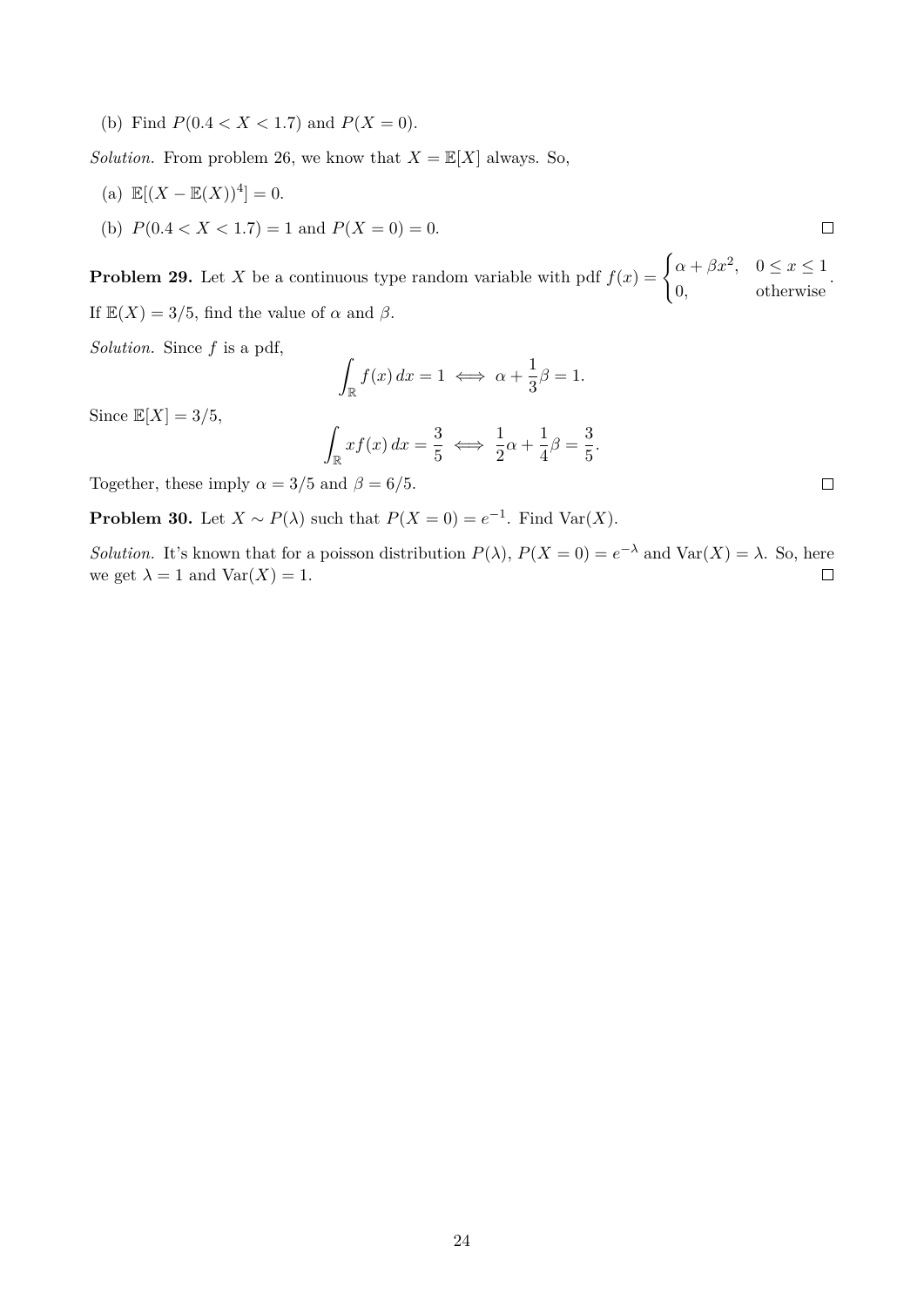(b) Find $P(0.4 < X < 1.7)$ and $P(X = 0)$.

*Solution.* From problem 26, we know that $X = \mathbb{E}[X]$ always. So,

(a) $\mathbb{E}[(X - \mathbb{E}(X))^4] = 0$.

(b) $P(0.4 < X < 1.7) = 1$ and $P(X = 0) = 0$. □

**Problem 29.** Let $X$ be a continuous type random variable with pdf $f(x) = \begin{cases} \alpha + \beta x^2, & 0 \leq x \leq 1 \\ 0, & \text{otherwise} \end{cases}$. If $\mathbb{E}(X) = 3/5$, find the value of $\alpha$ and $\beta$.

*Solution.* Since $f$ is a pdf,

$$\int_{\mathbb{R}} f(x)\, dx = 1 \iff \alpha + \frac{1}{3}\beta = 1.$$

Since $\mathbb{E}[X] = 3/5$,

$$\int_{\mathbb{R}} x f(x)\, dx = \frac{3}{5} \iff \frac{1}{2}\alpha + \frac{1}{4}\beta = \frac{3}{5}.$$

Together, these imply $\alpha = 3/5$ and $\beta = 6/5$. □

**Problem 30.** Let $X \sim P(\lambda)$ such that $P(X = 0) = e^{-1}$. Find $\mathrm{Var}(X)$.

*Solution.* It's known that for a poisson distribution $P(\lambda)$, $P(X = 0) = e^{-\lambda}$ and $\mathrm{Var}(X) = \lambda$. So, here we get $\lambda = 1$ and $\mathrm{Var}(X) = 1$. □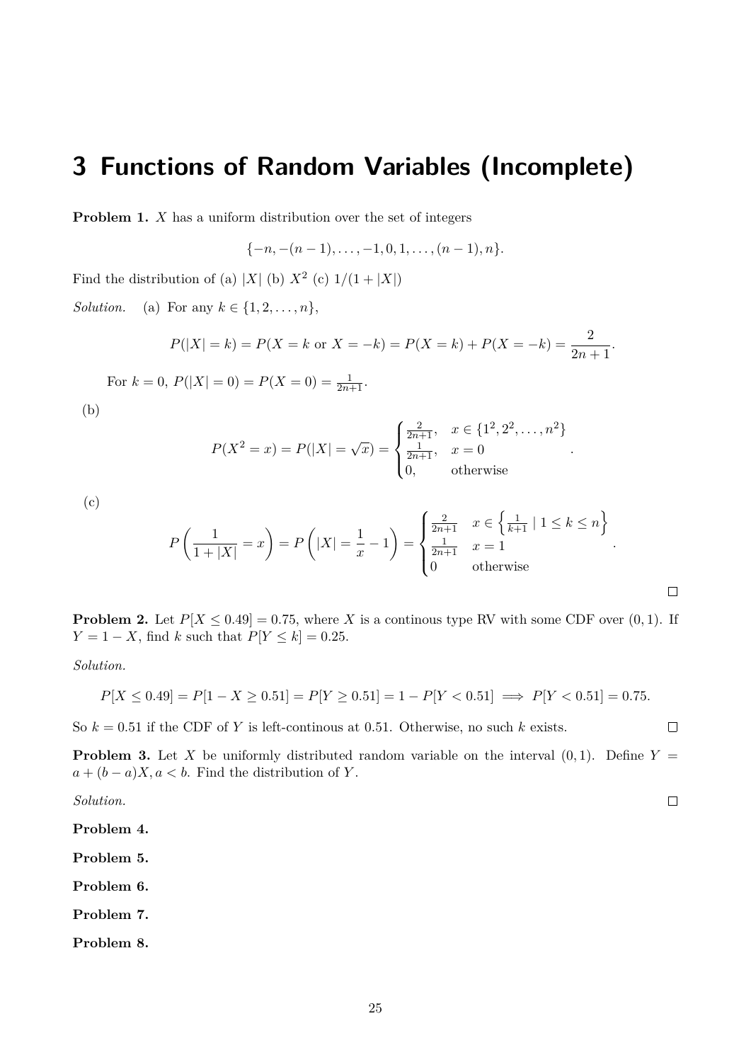# 3 Functions of Random Variables (Incomplete)

**Problem 1.** $X$ has a uniform distribution over the set of integers

$$\{-n, -(n-1), \ldots, -1, 0, 1, \ldots, (n-1), n\}.$$

Find the distribution of (a) $|X|$ (b) $X^2$ (c) $1/(1+|X|)$

*Solution.* (a) For any $k \in \{1, 2, \ldots, n\}$,

$$P(|X| = k) = P(X = k \text{ or } X = -k) = P(X = k) + P(X = -k) = \frac{2}{2n+1}.$$

For $k = 0$, $P(|X| = 0) = P(X = 0) = \frac{1}{2n+1}$.

(b)

$$P(X^2 = x) = P(|X| = \sqrt{x}) = \begin{cases} \frac{2}{2n+1}, & x \in \{1^2, 2^2, \ldots, n^2\} \\ \frac{1}{2n+1}, & x = 0 \\ 0, & \text{otherwise} \end{cases}.$$

(c)

$$P\left(\frac{1}{1+|X|} = x\right) = P\left(|X| = \frac{1}{x} - 1\right) = \begin{cases} \frac{2}{2n+1} & x \in \left\{\frac{1}{k+1} \mid 1 \leq k \leq n\right\} \\ \frac{1}{2n+1} & x = 1 \\ 0 & \text{otherwise} \end{cases}.$$

□

**Problem 2.** Let $P[X \leq 0.49] = 0.75$, where $X$ is a continous type RV with some CDF over $(0,1)$. If $Y = 1 - X$, find $k$ such that $P[Y \leq k] = 0.25$.

*Solution.*

$$P[X \leq 0.49] = P[1 - X \geq 0.51] = P[Y \geq 0.51] = 1 - P[Y < 0.51] \implies P[Y < 0.51] = 0.75.$$

So $k = 0.51$ if the CDF of $Y$ is left-continous at 0.51. Otherwise, no such $k$ exists. □

**Problem 3.** Let $X$ be uniformly distributed random variable on the interval $(0,1)$. Define $Y = a + (b-a)X, a < b$. Find the distribution of $Y$.

*Solution.* □

**Problem 4.**

**Problem 5.**

**Problem 6.**

**Problem 7.**

**Problem 8.**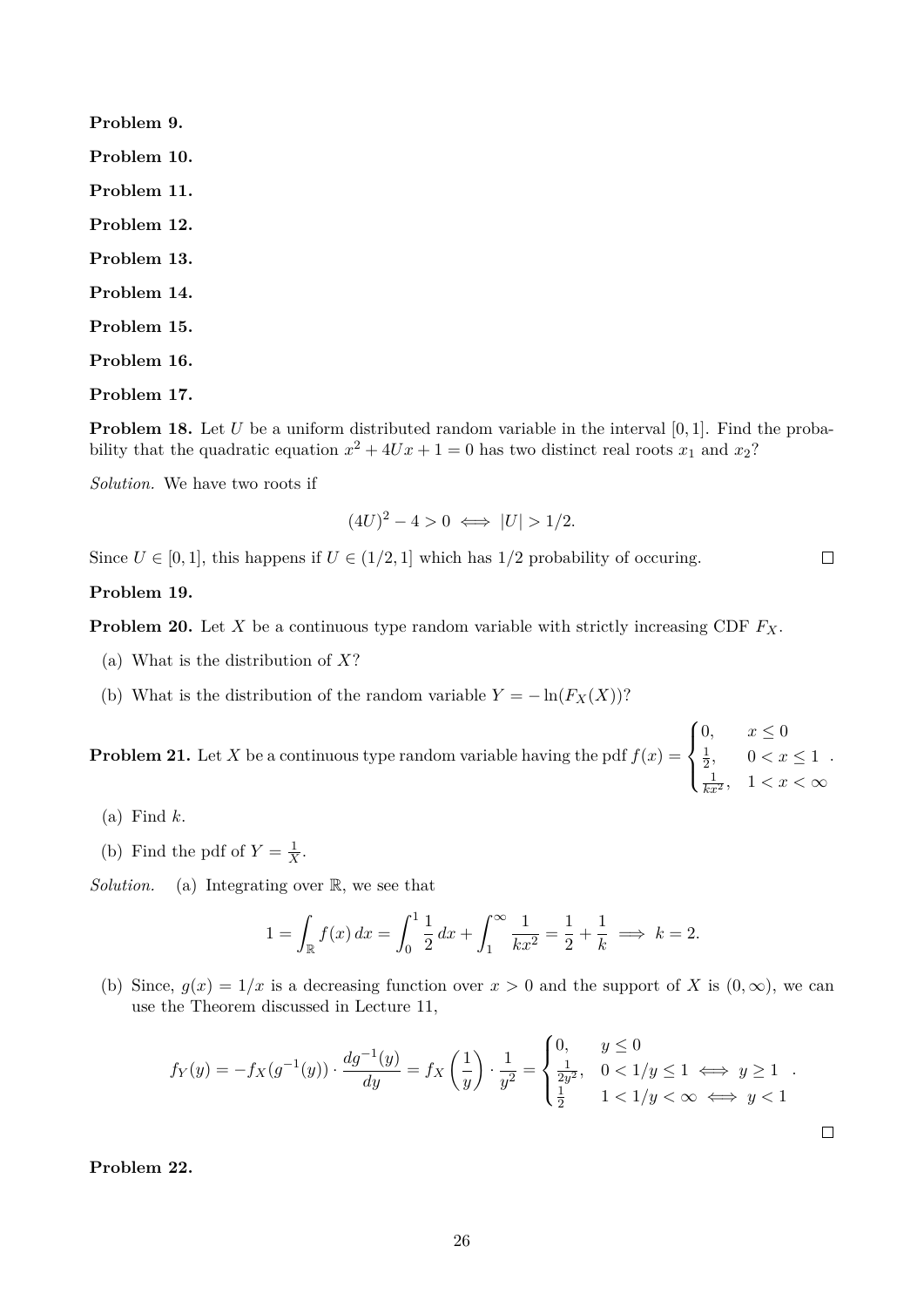**Problem 9.**

**Problem 10.**

**Problem 11.**

**Problem 12.**

**Problem 13.**

**Problem 14.**

**Problem 15.**

**Problem 16.**

**Problem 17.**

**Problem 18.** Let $U$ be a uniform distributed random variable in the interval $[0,1]$. Find the probability that the quadratic equation $x^2 + 4Ux + 1 = 0$ has two distinct real roots $x_1$ and $x_2$?

*Solution.* We have two roots if

$$(4U)^2 - 4 > 0 \iff |U| > 1/2.$$

Since $U \in [0,1]$, this happens if $U \in (1/2, 1]$ which has 1/2 probability of occuring. □

**Problem 19.**

**Problem 20.** Let $X$ be a continuous type random variable with strictly increasing CDF $F_X$.

(a) What is the distribution of $X$?

(b) What is the distribution of the random variable $Y = -\ln(F_X(X))$?

**Problem 21.** Let $X$ be a continuous type random variable having the pdf $f(x) = \begin{cases} 0, & x \leq 0 \\ \frac{1}{2}, & 0 < x \leq 1 \\ \frac{1}{kx^2}, & 1 < x < \infty \end{cases}$.

(a) Find $k$.

(b) Find the pdf of $Y = \frac{1}{X}$.

*Solution.* (a) Integrating over $\mathbb{R}$, we see that

$$1 = \int_{\mathbb{R}} f(x)\,dx = \int_0^1 \frac{1}{2}\,dx + \int_1^\infty \frac{1}{kx^2} = \frac{1}{2} + \frac{1}{k} \implies k = 2.$$

(b) Since, $g(x) = 1/x$ is a decreasing function over $x > 0$ and the support of $X$ is $(0, \infty)$, we can use the Theorem discussed in Lecture 11,

$$f_Y(y) = -f_X(g^{-1}(y)) \cdot \frac{dg^{-1}(y)}{dy} = f_X\left(\frac{1}{y}\right) \cdot \frac{1}{y^2} = \begin{cases} 0, & y \leq 0 \\ \frac{1}{2y^2}, & 0 < 1/y \leq 1 \iff y \geq 1 \\ \frac{1}{2} & 1 < 1/y < \infty \iff y < 1 \end{cases}.$$

□

**Problem 22.**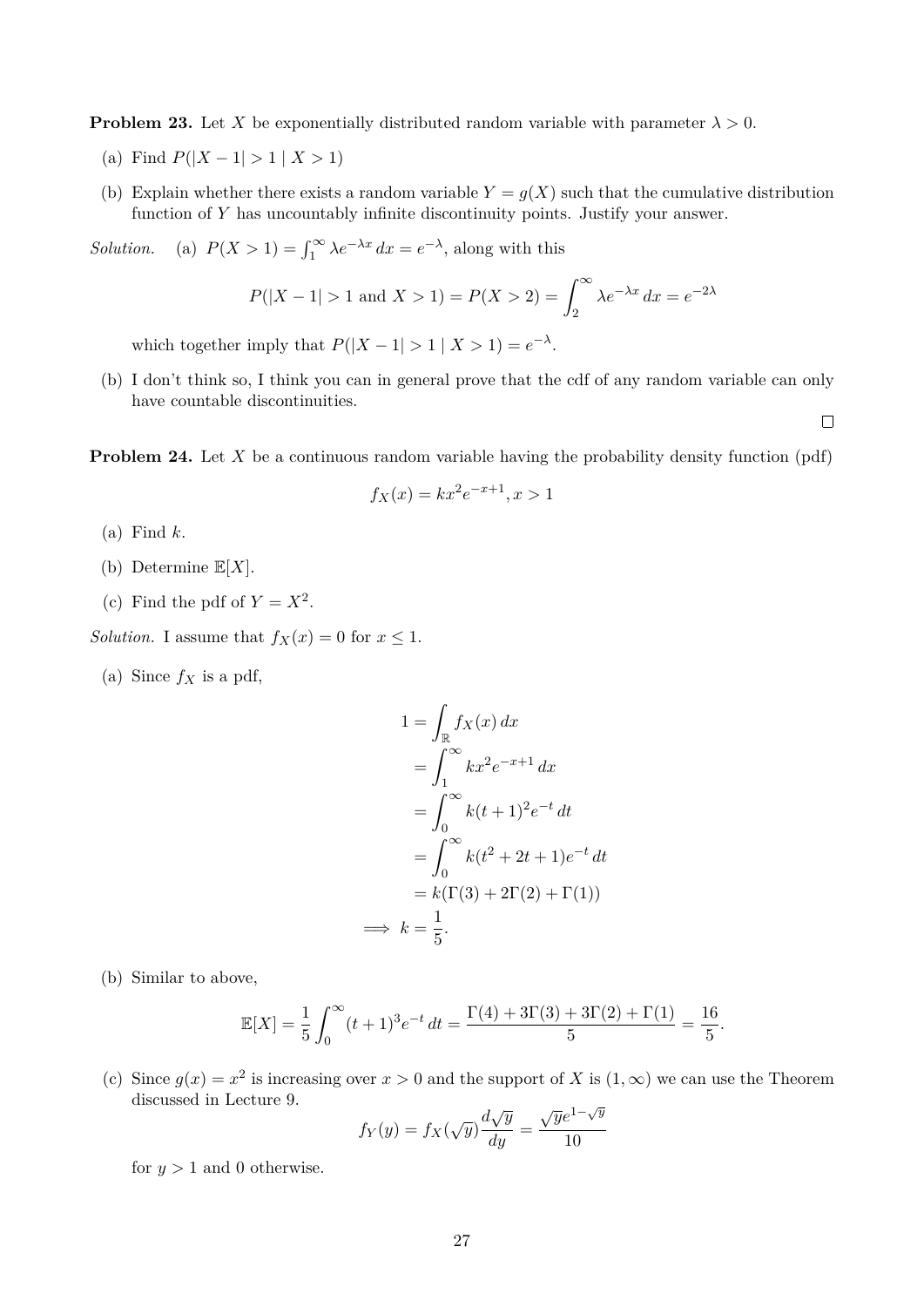**Problem 23.** Let $X$ be exponentially distributed random variable with parameter $\lambda > 0$.

(a) Find $P(|X - 1| > 1 \mid X > 1)$

(b) Explain whether there exists a random variable $Y = g(X)$ such that the cumulative distribution function of $Y$ has uncountably infinite discontinuity points. Justify your answer.

*Solution.* (a) $P(X > 1) = \int_1^\infty \lambda e^{-\lambda x}\, dx = e^{-\lambda}$, along with this

$$P(|X - 1| > 1 \text{ and } X > 1) = P(X > 2) = \int_2^\infty \lambda e^{-\lambda x}\, dx = e^{-2\lambda}$$

which together imply that $P(|X - 1| > 1 \mid X > 1) = e^{-\lambda}$.

(b) I don't think so, I think you can in general prove that the cdf of any random variable can only have countable discontinuities.

□

**Problem 24.** Let $X$ be a continuous random variable having the probability density function (pdf)

$$f_X(x) = kx^2 e^{-x+1}, x > 1$$

(a) Find $k$.

(b) Determine $\mathbb{E}[X]$.

(c) Find the pdf of $Y = X^2$.

*Solution.* I assume that $f_X(x) = 0$ for $x \leq 1$.

(a) Since $f_X$ is a pdf,

$$\begin{aligned}
1 &= \int_{\mathbb{R}} f_X(x)\, dx \\
&= \int_1^\infty kx^2 e^{-x+1}\, dx \\
&= \int_0^\infty k(t+1)^2 e^{-t}\, dt \\
&= \int_0^\infty k(t^2 + 2t + 1)e^{-t}\, dt \\
&= k(\Gamma(3) + 2\Gamma(2) + \Gamma(1)) \\
\implies k &= \frac{1}{5}.
\end{aligned}$$

(b) Similar to above,

$$\mathbb{E}[X] = \frac{1}{5}\int_0^\infty (t+1)^3 e^{-t}\, dt = \frac{\Gamma(4) + 3\Gamma(3) + 3\Gamma(2) + \Gamma(1)}{5} = \frac{16}{5}.$$

(c) Since $g(x) = x^2$ is increasing over $x > 0$ and the support of $X$ is $(1, \infty)$ we can use the Theorem discussed in Lecture 9.

$$f_Y(y) = f_X(\sqrt{y})\frac{d\sqrt{y}}{dy} = \frac{\sqrt{y}e^{1-\sqrt{y}}}{10}$$

for $y > 1$ and 0 otherwise.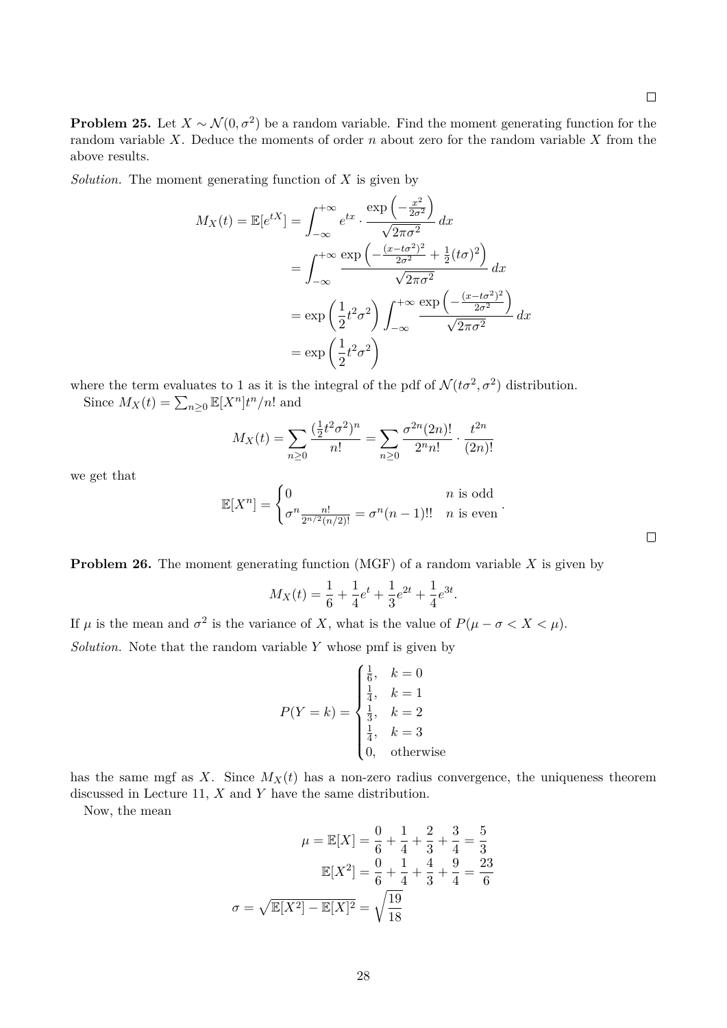□

**Problem 25.** Let $X \sim \mathcal{N}(0, \sigma^2)$ be a random variable. Find the moment generating function for the random variable $X$. Deduce the moments of order $n$ about zero for the random variable $X$ from the above results.

*Solution.* The moment generating function of $X$ is given by

$$
\begin{aligned}
M_X(t) = \mathbb{E}[e^{tX}] &= \int_{-\infty}^{+\infty} e^{tx} \cdot \frac{\exp\left(-\frac{x^2}{2\sigma^2}\right)}{\sqrt{2\pi\sigma^2}}\, dx \\
&= \int_{-\infty}^{+\infty} \frac{\exp\left(-\frac{(x-t\sigma^2)^2}{2\sigma^2} + \frac{1}{2}(t\sigma)^2\right)}{\sqrt{2\pi\sigma^2}}\, dx \\
&= \exp\left(\frac{1}{2}t^2\sigma^2\right) \int_{-\infty}^{+\infty} \frac{\exp\left(-\frac{(x-t\sigma^2)^2}{2\sigma^2}\right)}{\sqrt{2\pi\sigma^2}}\, dx \\
&= \exp\left(\frac{1}{2}t^2\sigma^2\right)
\end{aligned}
$$

where the term evaluates to 1 as it is the integral of the pdf of $\mathcal{N}(t\sigma^2, \sigma^2)$ distribution.

Since $M_X(t) = \sum_{n \geq 0} \mathbb{E}[X^n] t^n / n!$ and

$$
M_X(t) = \sum_{n \geq 0} \frac{(\frac{1}{2}t^2\sigma^2)^n}{n!} = \sum_{n \geq 0} \frac{\sigma^{2n}(2n)!}{2^n n!} \cdot \frac{t^{2n}}{(2n)!}
$$

we get that

$$
\mathbb{E}[X^n] = \begin{cases} 0 & n \text{ is odd} \\ \sigma^n \frac{n!}{2^{n/2}(n/2)!} = \sigma^n (n-1)!! & n \text{ is even} \end{cases}.
$$

□

**Problem 26.** The moment generating function (MGF) of a random variable $X$ is given by

$$
M_X(t) = \frac{1}{6} + \frac{1}{4}e^t + \frac{1}{3}e^{2t} + \frac{1}{4}e^{3t}.
$$

If $\mu$ is the mean and $\sigma^2$ is the variance of $X$, what is the value of $P(\mu - \sigma < X < \mu)$.

*Solution.* Note that the random variable $Y$ whose pmf is given by

$$
P(Y = k) = \begin{cases} \frac{1}{6}, & k = 0 \\ \frac{1}{4}, & k = 1 \\ \frac{1}{3}, & k = 2 \\ \frac{1}{4}, & k = 3 \\ 0, & \text{otherwise} \end{cases}
$$

has the same mgf as $X$. Since $M_X(t)$ has a non-zero radius convergence, the uniqueness theorem discussed in Lecture 11, $X$ and $Y$ have the same distribution.

Now, the mean

$$
\begin{aligned}
\mu = \mathbb{E}[X] &= \frac{0}{6} + \frac{1}{4} + \frac{2}{3} + \frac{3}{4} = \frac{5}{3} \\
\mathbb{E}[X^2] &= \frac{0}{6} + \frac{1}{4} + \frac{4}{3} + \frac{9}{4} = \frac{23}{6} \\
\sigma = \sqrt{\mathbb{E}[X^2] - \mathbb{E}[X]^2} &= \sqrt{\frac{19}{18}}
\end{aligned}
$$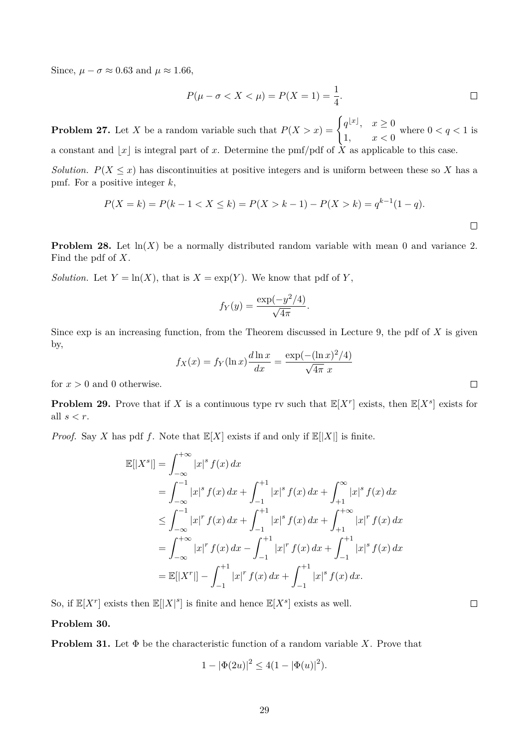Since, $\mu - \sigma \approx 0.63$ and $\mu \approx 1.66$,

$$P(\mu - \sigma < X < \mu) = P(X = 1) = \frac{1}{4}.$$

□

**Problem 27.** Let $X$ be a random variable such that $P(X > x) = \begin{cases} q^{\lfloor x \rfloor}, & x \geq 0 \\ 1, & x < 0 \end{cases}$ where $0 < q < 1$ is a constant and $\lfloor x \rfloor$ is integral part of $x$. Determine the pmf/pdf of $X$ as applicable to this case.

*Solution.* $P(X \leq x)$ has discontinuities at positive integers and is uniform between these so $X$ has a pmf. For a positive integer $k$,

$$P(X = k) = P(k-1 < X \leq k) = P(X > k-1) - P(X > k) = q^{k-1}(1-q).$$

□

**Problem 28.** Let $\ln(X)$ be a normally distributed random variable with mean 0 and variance 2. Find the pdf of $X$.

*Solution.* Let $Y = \ln(X)$, that is $X = \exp(Y)$. We know that pdf of $Y$,

$$f_Y(y) = \frac{\exp(-y^2/4)}{\sqrt{4\pi}}.$$

Since exp is an increasing function, from the Theorem discussed in Lecture 9, the pdf of $X$ is given by,

$$f_X(x) = f_Y(\ln x)\frac{d \ln x}{dx} = \frac{\exp(-(\ln x)^2/4)}{\sqrt{4\pi}\ x}$$

for $x > 0$ and 0 otherwise.

□

**Problem 29.** Prove that if $X$ is a continuous type rv such that $\mathbb{E}[X^r]$ exists, then $\mathbb{E}[X^s]$ exists for all $s < r$.

*Proof.* Say $X$ has pdf $f$. Note that $\mathbb{E}[X]$ exists if and only if $\mathbb{E}[|X|]$ is finite.

$$\begin{aligned}
\mathbb{E}[|X^s|] &= \int_{-\infty}^{+\infty} |x|^s f(x)\, dx \\
&= \int_{-\infty}^{-1} |x|^s f(x)\, dx + \int_{-1}^{+1} |x|^s f(x)\, dx + \int_{+1}^{\infty} |x|^s f(x)\, dx \\
&\leq \int_{-\infty}^{-1} |x|^r f(x)\, dx + \int_{-1}^{+1} |x|^s f(x)\, dx + \int_{+1}^{+\infty} |x|^r f(x)\, dx \\
&= \int_{-\infty}^{+\infty} |x|^r f(x)\, dx - \int_{-1}^{+1} |x|^r f(x)\, dx + \int_{-1}^{+1} |x|^s f(x)\, dx \\
&= \mathbb{E}[|X^r|] - \int_{-1}^{+1} |x|^r f(x)\, dx + \int_{-1}^{+1} |x|^s f(x)\, dx.
\end{aligned}$$

So, if $\mathbb{E}[X^r]$ exists then $\mathbb{E}[|X|^s]$ is finite and hence $\mathbb{E}[X^s]$ exists as well.

□

**Problem 30.**

**Problem 31.** Let $\Phi$ be the characteristic function of a random variable $X$. Prove that

$$1 - |\Phi(2u)|^2 \leq 4(1 - |\Phi(u)|^2).$$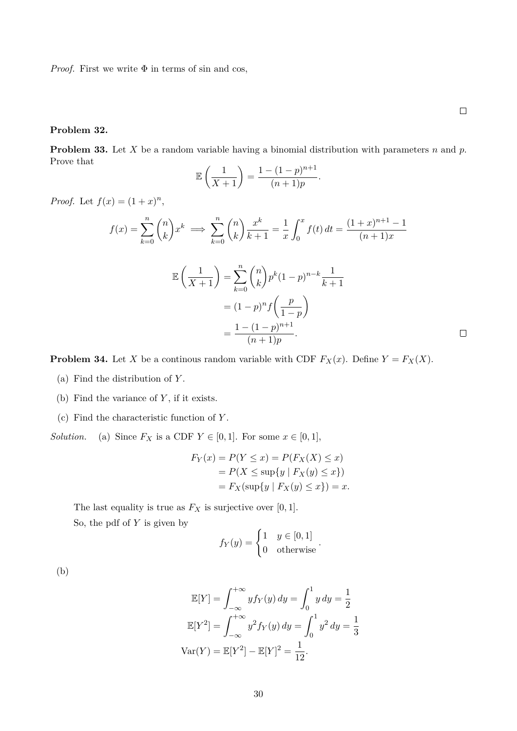*Proof.* First we write $\Phi$ in terms of sin and cos,

$\square$

**Problem 32.**

**Problem 33.** Let $X$ be a random variable having a binomial distribution with parameters $n$ and $p$. Prove that

$$\mathbb{E}\left(\frac{1}{X+1}\right) = \frac{1-(1-p)^{n+1}}{(n+1)p}.$$

*Proof.* Let $f(x) = (1+x)^n$,

$$f(x) = \sum_{k=0}^{n} \binom{n}{k} x^k \implies \sum_{k=0}^{n} \binom{n}{k} \frac{x^k}{k+1} = \frac{1}{x}\int_0^x f(t)\,dt = \frac{(1+x)^{n+1}-1}{(n+1)x}$$

$$\begin{aligned}
\mathbb{E}\left(\frac{1}{X+1}\right) &= \sum_{k=0}^{n} \binom{n}{k} p^k (1-p)^{n-k} \frac{1}{k+1} \\
&= (1-p)^n f\left(\frac{p}{1-p}\right) \\
&= \frac{1-(1-p)^{n+1}}{(n+1)p}.
\end{aligned}$$

$\square$

**Problem 34.** Let $X$ be a continous random variable with CDF $F_X(x)$. Define $Y = F_X(X)$.

(a) Find the distribution of $Y$.

(b) Find the variance of $Y$, if it exists.

(c) Find the characteristic function of $Y$.

*Solution.* (a) Since $F_X$ is a CDF $Y \in [0,1]$. For some $x \in [0,1]$,

$$\begin{aligned}
F_Y(x) = P(Y \le x) &= P(F_X(X) \le x) \\
&= P(X \le \sup\{y \mid F_X(y) \le x\}) \\
&= F_X(\sup\{y \mid F_X(y) \le x\}) = x.
\end{aligned}$$

The last equality is true as $F_X$ is surjective over $[0,1]$.

So, the pdf of $Y$ is given by

$$f_Y(y) = \begin{cases} 1 & y \in [0,1] \\ 0 & \text{otherwise} \end{cases}.$$

(b)

$$\begin{aligned}
\mathbb{E}[Y] &= \int_{-\infty}^{+\infty} y f_Y(y)\,dy = \int_0^1 y\,dy = \frac{1}{2} \\
\mathbb{E}[Y^2] &= \int_{-\infty}^{+\infty} y^2 f_Y(y)\,dy = \int_0^1 y^2\,dy = \frac{1}{3} \\
\mathrm{Var}(Y) &= \mathbb{E}[Y^2] - \mathbb{E}[Y]^2 = \frac{1}{12}.
\end{aligned}$$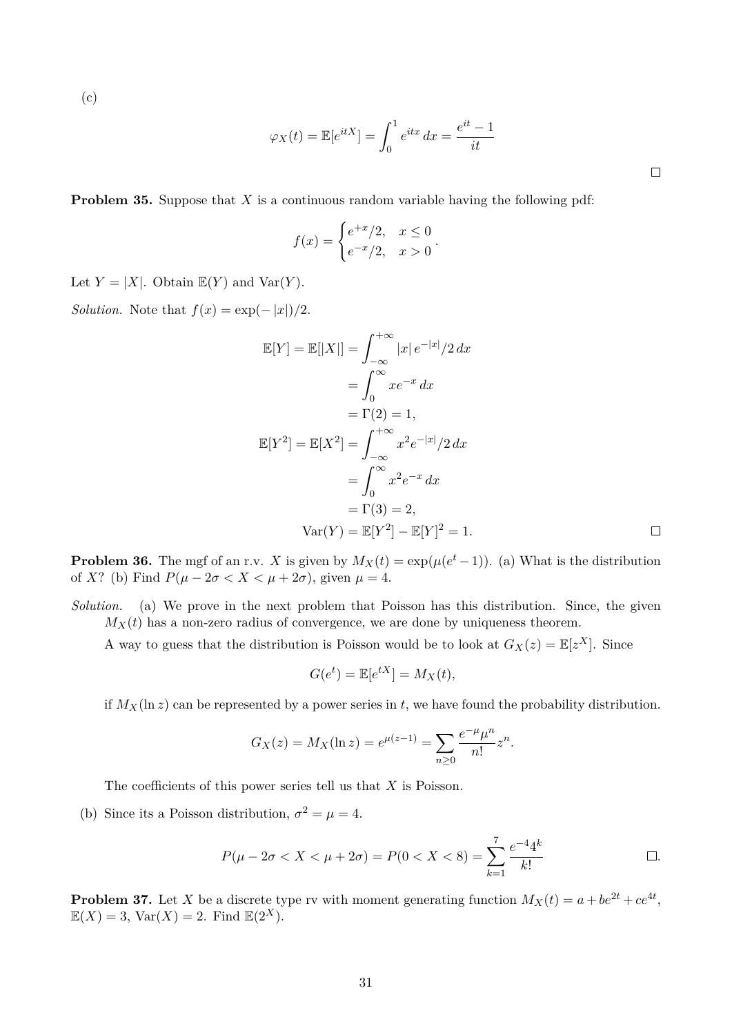(c)

$$\varphi_X(t) = \mathbb{E}[e^{itX}] = \int_0^1 e^{itx}\, dx = \frac{e^{it} - 1}{it}$$

□

**Problem 35.** Suppose that $X$ is a continuous random variable having the following pdf:

$$f(x) = \begin{cases} e^{+x}/2, & x \le 0 \\ e^{-x}/2, & x > 0 \end{cases}.$$

Let $Y = |X|$. Obtain $\mathbb{E}(Y)$ and $\mathrm{Var}(Y)$.

*Solution.* Note that $f(x) = \exp(-|x|)/2$.

$$\begin{aligned}
\mathbb{E}[Y] = \mathbb{E}[|X|] &= \int_{-\infty}^{+\infty} |x|\, e^{-|x|}/2\, dx \\
&= \int_0^{\infty} x e^{-x}\, dx \\
&= \Gamma(2) = 1, \\
\mathbb{E}[Y^2] = \mathbb{E}[X^2] &= \int_{-\infty}^{+\infty} x^2 e^{-|x|}/2\, dx \\
&= \int_0^{\infty} x^2 e^{-x}\, dx \\
&= \Gamma(3) = 2, \\
\mathrm{Var}(Y) &= \mathbb{E}[Y^2] - \mathbb{E}[Y]^2 = 1.
\end{aligned}$$

□

**Problem 36.** The mgf of an r.v. $X$ is given by $M_X(t) = \exp(\mu(e^t - 1))$. (a) What is the distribution of $X$? (b) Find $P(\mu - 2\sigma < X < \mu + 2\sigma)$, given $\mu = 4$.

*Solution.* (a) We prove in the next problem that Poisson has this distribution. Since, the given $M_X(t)$ has a non-zero radius of convergence, we are done by uniqueness theorem.

A way to guess that the distribution is Poisson would be to look at $G_X(z) = \mathbb{E}[z^X]$. Since

$$G(e^t) = \mathbb{E}[e^{tX}] = M_X(t),$$

if $M_X(\ln z)$ can be represented by a power series in $t$, we have found the probability distribution.

$$G_X(z) = M_X(\ln z) = e^{\mu(z-1)} = \sum_{n \ge 0} \frac{e^{-\mu}\mu^n}{n!} z^n.$$

The coefficients of this power series tell us that $X$ is Poisson.

(b) Since its a Poisson distribution, $\sigma^2 = \mu = 4$.

$$P(\mu - 2\sigma < X < \mu + 2\sigma) = P(0 < X < 8) = \sum_{k=1}^{7} \frac{e^{-4} 4^k}{k!}$$

□.

**Problem 37.** Let $X$ be a discrete type rv with moment generating function $M_X(t) = a + be^{2t} + ce^{4t}$, $\mathbb{E}(X) = 3$, $\mathrm{Var}(X) = 2$. Find $\mathbb{E}(2^X)$.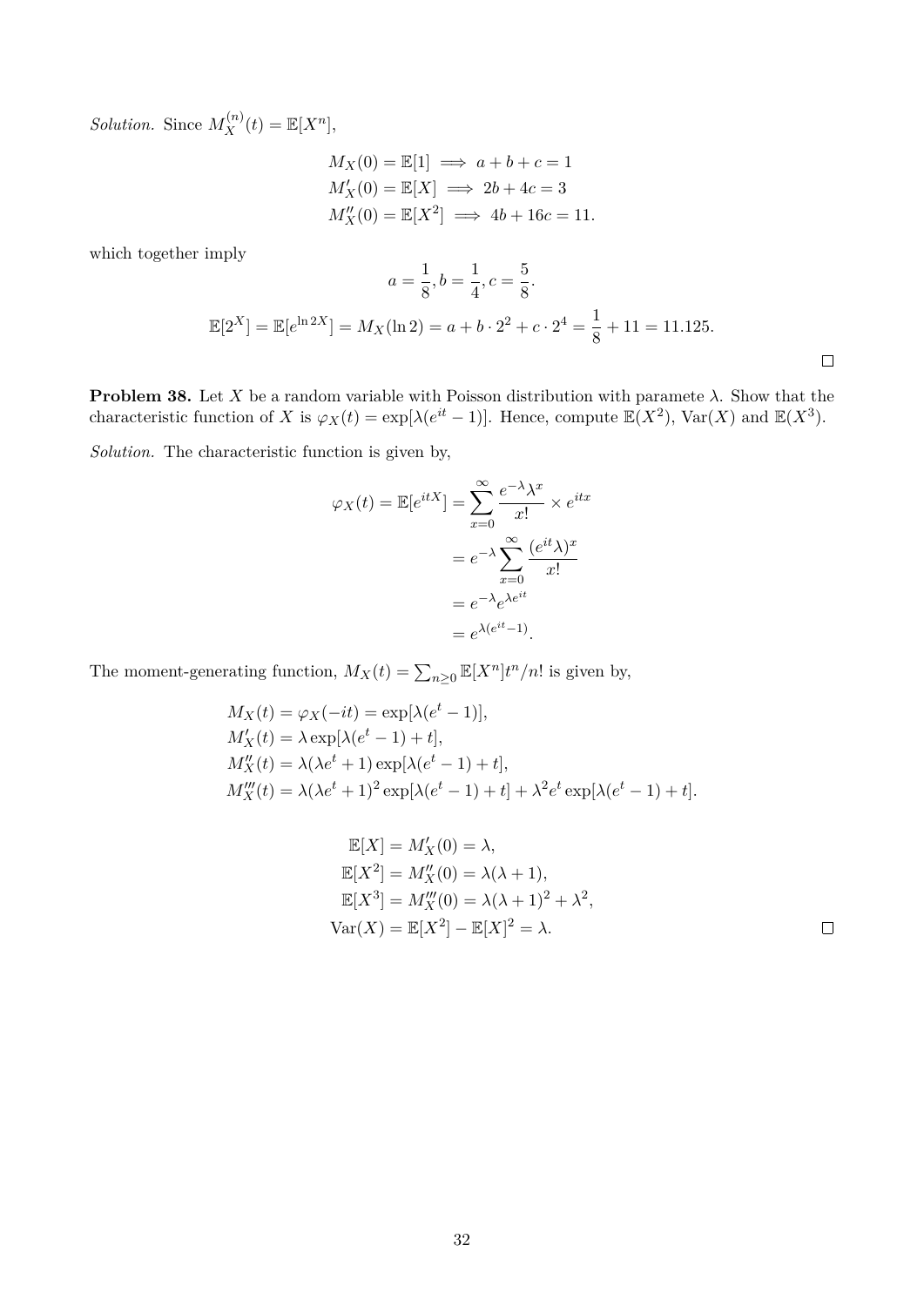*Solution.* Since $M_X^{(n)}(t) = \mathbb{E}[X^n]$,

$$
\begin{aligned}
M_X(0) = \mathbb{E}[1] &\implies a + b + c = 1 \\
M_X'(0) = \mathbb{E}[X] &\implies 2b + 4c = 3 \\
M_X''(0) = \mathbb{E}[X^2] &\implies 4b + 16c = 11.
\end{aligned}
$$

which together imply

$$
a = \frac{1}{8}, b = \frac{1}{4}, c = \frac{5}{8}.
$$

$$
\mathbb{E}[2^X] = \mathbb{E}[e^{\ln 2X}] = M_X(\ln 2) = a + b \cdot 2^2 + c \cdot 2^4 = \frac{1}{8} + 11 = 11.125.
$$

□

**Problem 38.** Let $X$ be a random variable with Poisson distribution with paramete $\lambda$. Show that the characteristic function of $X$ is $\varphi_X(t) = \exp[\lambda(e^{it} - 1)]$. Hence, compute $\mathbb{E}(X^2)$, $\mathrm{Var}(X)$ and $\mathbb{E}(X^3)$.

*Solution.* The characteristic function is given by,

$$
\begin{aligned}
\varphi_X(t) = \mathbb{E}[e^{itX}] &= \sum_{x=0}^{\infty} \frac{e^{-\lambda}\lambda^x}{x!} \times e^{itx} \\
&= e^{-\lambda} \sum_{x=0}^{\infty} \frac{(e^{it}\lambda)^x}{x!} \\
&= e^{-\lambda} e^{\lambda e^{it}} \\
&= e^{\lambda(e^{it}-1)}.
\end{aligned}
$$

The moment-generating function, $M_X(t) = \sum_{n \geq 0} \mathbb{E}[X^n] t^n / n!$ is given by,

$$
\begin{aligned}
&M_X(t) = \varphi_X(-it) = \exp[\lambda(e^t - 1)], \\
&M_X'(t) = \lambda \exp[\lambda(e^t - 1) + t], \\
&M_X''(t) = \lambda(\lambda e^t + 1) \exp[\lambda(e^t - 1) + t], \\
&M_X'''(t) = \lambda(\lambda e^t + 1)^2 \exp[\lambda(e^t - 1) + t] + \lambda^2 e^t \exp[\lambda(e^t - 1) + t].
\end{aligned}
$$

$$
\begin{aligned}
\mathbb{E}[X] &= M_X'(0) = \lambda, \\
\mathbb{E}[X^2] &= M_X''(0) = \lambda(\lambda + 1), \\
\mathbb{E}[X^3] &= M_X'''(0) = \lambda(\lambda + 1)^2 + \lambda^2, \\
\mathrm{Var}(X) &= \mathbb{E}[X^2] - \mathbb{E}[X]^2 = \lambda.
\end{aligned}
$$

□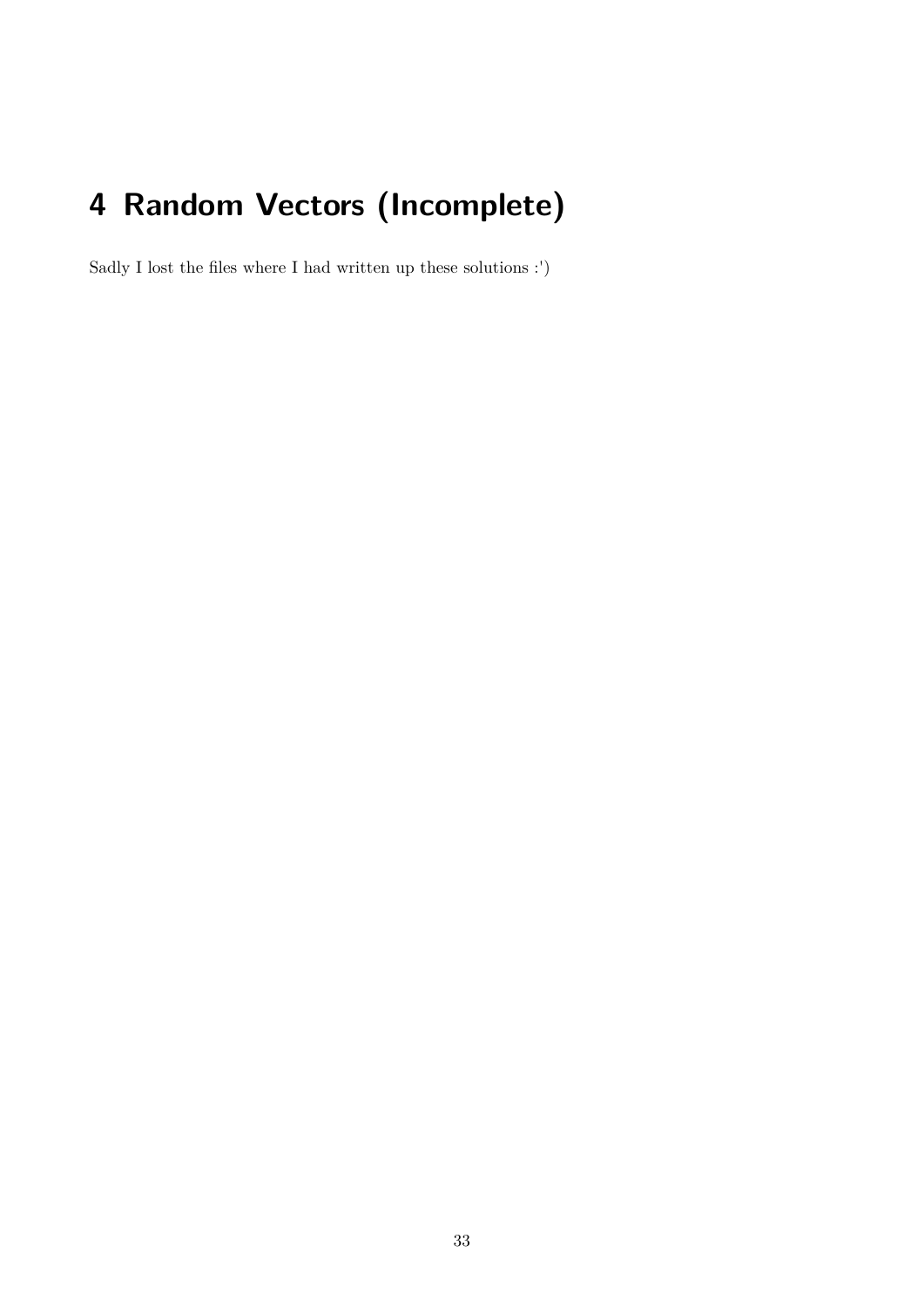# 4 Random Vectors (Incomplete)

Sadly I lost the files where I had written up these solutions :')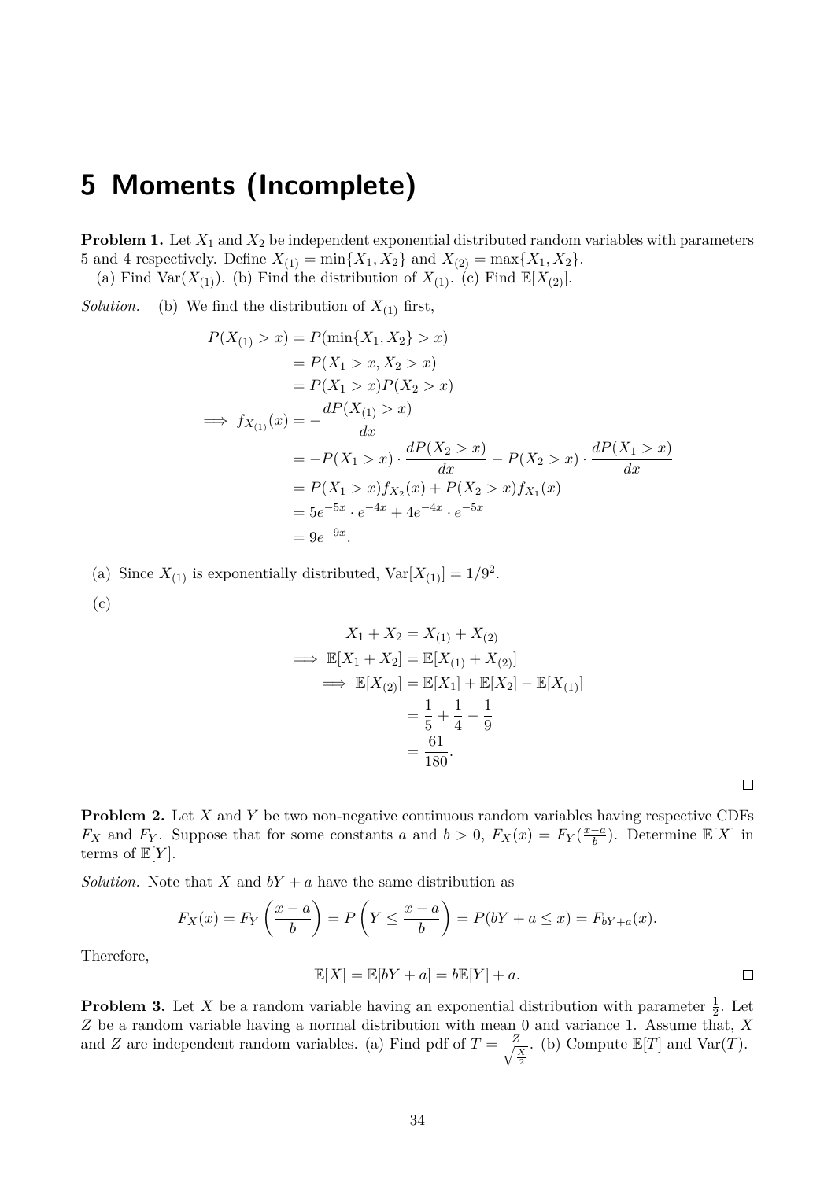# 5 Moments (Incomplete)

**Problem 1.** Let $X_1$ and $X_2$ be independent exponential distributed random variables with parameters 5 and 4 respectively. Define $X_{(1)} = \min\{X_1, X_2\}$ and $X_{(2)} = \max\{X_1, X_2\}$.
(a) Find $\text{Var}(X_{(1)})$. (b) Find the distribution of $X_{(1)}$. (c) Find $\mathbb{E}[X_{(2)}]$.

*Solution.* (b) We find the distribution of $X_{(1)}$ first,

$$
\begin{aligned}
P(X_{(1)} > x) &= P(\min\{X_1, X_2\} > x) \\
&= P(X_1 > x, X_2 > x) \\
&= P(X_1 > x)P(X_2 > x) \\
\implies f_{X_{(1)}}(x) &= -\frac{dP(X_{(1)} > x)}{dx} \\
&= -P(X_1 > x) \cdot \frac{dP(X_2 > x)}{dx} - P(X_2 > x) \cdot \frac{dP(X_1 > x)}{dx} \\
&= P(X_1 > x) f_{X_2}(x) + P(X_2 > x) f_{X_1}(x) \\
&= 5e^{-5x} \cdot e^{-4x} + 4e^{-4x} \cdot e^{-5x} \\
&= 9e^{-9x}.
\end{aligned}
$$

(a) Since $X_{(1)}$ is exponentially distributed, $\text{Var}[X_{(1)}] = 1/9^2$.

(c)

$$
\begin{aligned}
X_1 + X_2 &= X_{(1)} + X_{(2)} \\
\implies \mathbb{E}[X_1 + X_2] &= \mathbb{E}[X_{(1)} + X_{(2)}] \\
\implies \mathbb{E}[X_{(2)}] &= \mathbb{E}[X_1] + \mathbb{E}[X_2] - \mathbb{E}[X_{(1)}] \\
&= \frac{1}{5} + \frac{1}{4} - \frac{1}{9} \\
&= \frac{61}{180}.
\end{aligned}
$$

□

**Problem 2.** Let $X$ and $Y$ be two non-negative continuous random variables having respective CDFs $F_X$ and $F_Y$. Suppose that for some constants $a$ and $b > 0$, $F_X(x) = F_Y(\frac{x-a}{b})$. Determine $\mathbb{E}[X]$ in terms of $\mathbb{E}[Y]$.

*Solution.* Note that $X$ and $bY + a$ have the same distribution as

$$
F_X(x) = F_Y\left(\frac{x-a}{b}\right) = P\left(Y \leq \frac{x-a}{b}\right) = P(bY + a \leq x) = F_{bY+a}(x).
$$

Therefore,

$$
\mathbb{E}[X] = \mathbb{E}[bY + a] = b\mathbb{E}[Y] + a.
$$

□

**Problem 3.** Let $X$ be a random variable having an exponential distribution with parameter $\frac{1}{2}$. Let $Z$ be a random variable having a normal distribution with mean 0 and variance 1. Assume that, $X$ and $Z$ are independent random variables. (a) Find pdf of $T = \frac{Z}{\sqrt{\frac{X}{2}}}$. (b) Compute $\mathbb{E}[T]$ and $\text{Var}(T)$.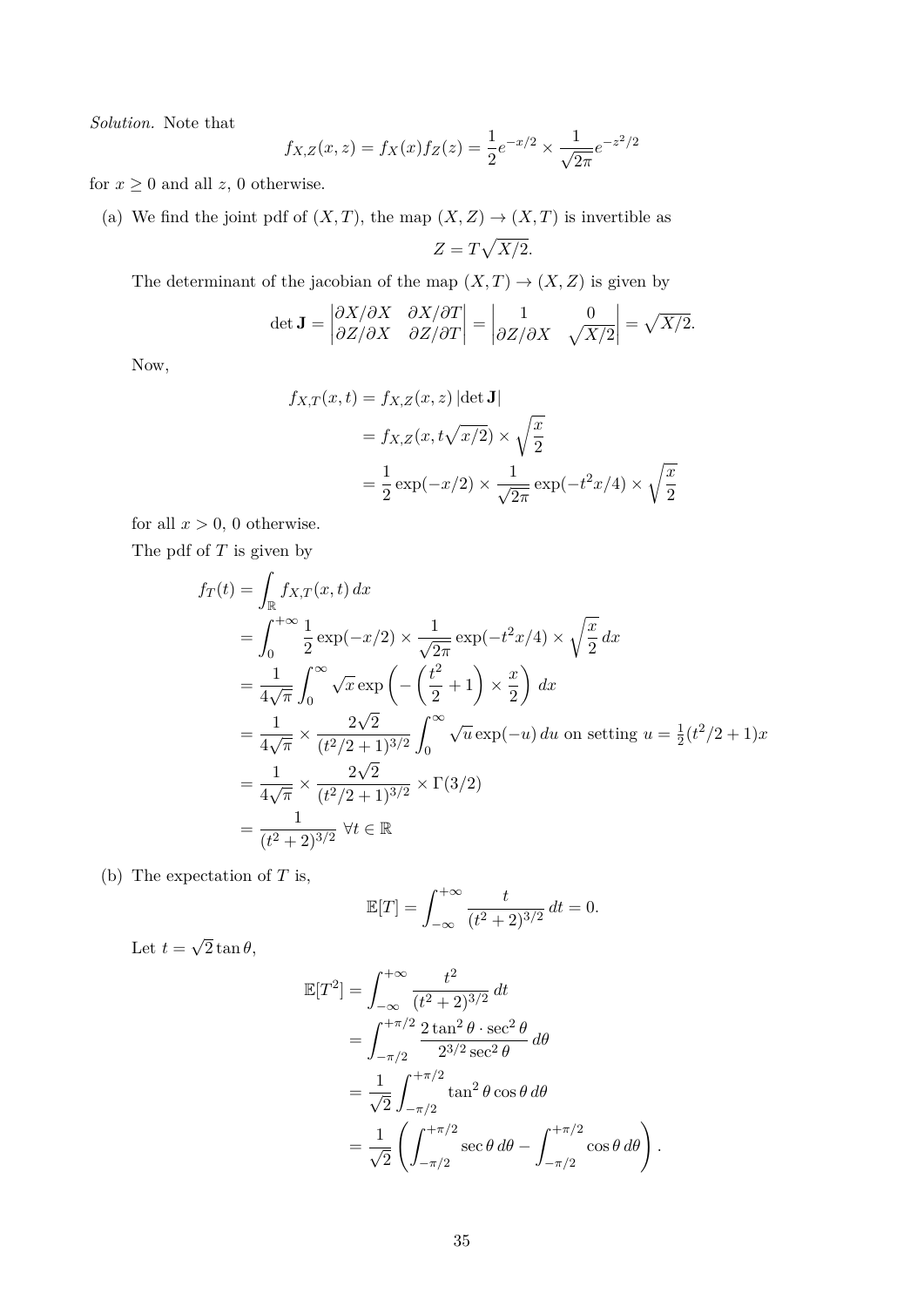*Solution.* Note that

$$f_{X,Z}(x,z) = f_X(x) f_Z(z) = \frac{1}{2} e^{-x/2} \times \frac{1}{\sqrt{2\pi}} e^{-z^2/2}$$

for $x \geq 0$ and all $z$, 0 otherwise.

(a) We find the joint pdf of $(X,T)$, the map $(X,Z) \to (X,T)$ is invertible as

$$Z = T\sqrt{X/2}.$$

The determinant of the jacobian of the map $(X,T) \to (X,Z)$ is given by

$$\det \mathbf{J} = \begin{vmatrix} \partial X/\partial X & \partial X/\partial T \\ \partial Z/\partial X & \partial Z/\partial T \end{vmatrix} = \begin{vmatrix} 1 & 0 \\ \partial Z/\partial X & \sqrt{X/2} \end{vmatrix} = \sqrt{X/2}.$$

Now,

$$\begin{aligned}
f_{X,T}(x,t) &= f_{X,Z}(x,z) \left|\det \mathbf{J}\right| \\
&= f_{X,Z}(x, t\sqrt{x/2}) \times \sqrt{\frac{x}{2}} \\
&= \frac{1}{2} \exp(-x/2) \times \frac{1}{\sqrt{2\pi}} \exp(-t^2 x/4) \times \sqrt{\frac{x}{2}}
\end{aligned}$$

for all $x > 0$, 0 otherwise.

The pdf of $T$ is given by

$$\begin{aligned}
f_T(t) &= \int_{\mathbb{R}} f_{X,T}(x,t)\, dx \\
&= \int_0^{+\infty} \frac{1}{2} \exp(-x/2) \times \frac{1}{\sqrt{2\pi}} \exp(-t^2 x/4) \times \sqrt{\frac{x}{2}}\, dx \\
&= \frac{1}{4\sqrt{\pi}} \int_0^\infty \sqrt{x} \exp\left( -\left( \frac{t^2}{2} + 1 \right) \times \frac{x}{2} \right) dx \\
&= \frac{1}{4\sqrt{\pi}} \times \frac{2\sqrt{2}}{(t^2/2+1)^{3/2}} \int_0^\infty \sqrt{u} \exp(-u)\, du \text{ on setting } u = \tfrac{1}{2}(t^2/2+1)x \\
&= \frac{1}{4\sqrt{\pi}} \times \frac{2\sqrt{2}}{(t^2/2+1)^{3/2}} \times \Gamma(3/2) \\
&= \frac{1}{(t^2+2)^{3/2}} \ \forall t \in \mathbb{R}
\end{aligned}$$

(b) The expectation of $T$ is,

$$\mathbb{E}[T] = \int_{-\infty}^{+\infty} \frac{t}{(t^2+2)^{3/2}}\, dt = 0.$$

Let $t = \sqrt{2} \tan\theta$,

$$\begin{aligned}
\mathbb{E}[T^2] &= \int_{-\infty}^{+\infty} \frac{t^2}{(t^2+2)^{3/2}}\, dt \\
&= \int_{-\pi/2}^{+\pi/2} \frac{2\tan^2\theta \cdot \sec^2\theta}{2^{3/2}\sec^2\theta}\, d\theta \\
&= \frac{1}{\sqrt{2}} \int_{-\pi/2}^{+\pi/2} \tan^2\theta \cos\theta\, d\theta \\
&= \frac{1}{\sqrt{2}} \left( \int_{-\pi/2}^{+\pi/2} \sec\theta\, d\theta - \int_{-\pi/2}^{+\pi/2} \cos\theta\, d\theta \right).
\end{aligned}$$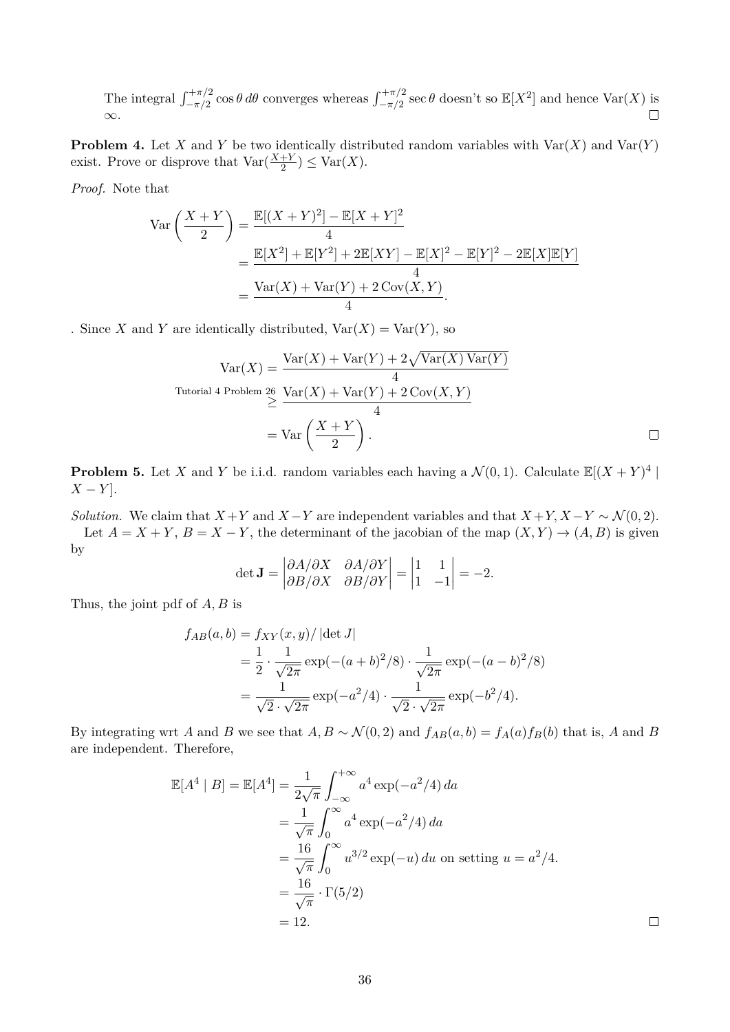The integral $\int_{-\pi/2}^{+\pi/2} \cos\theta \, d\theta$ converges whereas $\int_{-\pi/2}^{+\pi/2} \sec\theta$ doesn't so $\mathbb{E}[X^2]$ and hence $\text{Var}(X)$ is $\infty$. □

**Problem 4.** Let $X$ and $Y$ be two identically distributed random variables with $\text{Var}(X)$ and $\text{Var}(Y)$ exist. Prove or disprove that $\text{Var}(\frac{X+Y}{2}) \leq \text{Var}(X)$.

*Proof.* Note that

$$\begin{aligned}
\text{Var}\left(\frac{X+Y}{2}\right) &= \frac{\mathbb{E}[(X+Y)^2] - \mathbb{E}[X+Y]^2}{4} \\
&= \frac{\mathbb{E}[X^2] + \mathbb{E}[Y^2] + 2\mathbb{E}[XY] - \mathbb{E}[X]^2 - \mathbb{E}[Y]^2 - 2\mathbb{E}[X]\mathbb{E}[Y]}{4} \\
&= \frac{\text{Var}(X) + \text{Var}(Y) + 2\,\text{Cov}(X,Y)}{4}.
\end{aligned}$$

. Since $X$ and $Y$ are identically distributed, $\text{Var}(X) = \text{Var}(Y)$, so

$$\begin{aligned}
\text{Var}(X) &= \frac{\text{Var}(X) + \text{Var}(Y) + 2\sqrt{\text{Var}(X)\,\text{Var}(Y)}}{4} \\
&\overset{\text{Tutorial 4 Problem 26}}{\geq} \frac{\text{Var}(X) + \text{Var}(Y) + 2\,\text{Cov}(X,Y)}{4} \\
&= \text{Var}\left(\frac{X+Y}{2}\right).
\end{aligned}$$

□

**Problem 5.** Let $X$ and $Y$ be i.i.d. random variables each having a $\mathcal{N}(0,1)$. Calculate $\mathbb{E}[(X+Y)^4 \mid X-Y]$.

*Solution.* We claim that $X+Y$ and $X-Y$ are independent variables and that $X+Y, X-Y \sim \mathcal{N}(0,2)$.

Let $A = X+Y$, $B = X-Y$, the determinant of the jacobian of the map $(X,Y) \to (A,B)$ is given by

$$\det \mathbf{J} = \begin{vmatrix} \partial A/\partial X & \partial A/\partial Y \\ \partial B/\partial X & \partial B/\partial Y \end{vmatrix} = \begin{vmatrix} 1 & 1 \\ 1 & -1 \end{vmatrix} = -2.$$

Thus, the joint pdf of $A, B$ is

$$\begin{aligned}
f_{AB}(a,b) &= f_{XY}(x,y)/\left|\det J\right| \\
&= \frac{1}{2} \cdot \frac{1}{\sqrt{2\pi}} \exp(-(a+b)^2/8) \cdot \frac{1}{\sqrt{2\pi}} \exp(-(a-b)^2/8) \\
&= \frac{1}{\sqrt{2} \cdot \sqrt{2\pi}} \exp(-a^2/4) \cdot \frac{1}{\sqrt{2} \cdot \sqrt{2\pi}} \exp(-b^2/4).
\end{aligned}$$

By integrating wrt $A$ and $B$ we see that $A, B \sim \mathcal{N}(0,2)$ and $f_{AB}(a,b) = f_A(a)f_B(b)$ that is, $A$ and $B$ are independent. Therefore,

$$\begin{aligned}
\mathbb{E}[A^4 \mid B] = \mathbb{E}[A^4] &= \frac{1}{2\sqrt{\pi}} \int_{-\infty}^{+\infty} a^4 \exp(-a^2/4)\, da \\
&= \frac{1}{\sqrt{\pi}} \int_0^{\infty} a^4 \exp(-a^2/4)\, da \\
&= \frac{16}{\sqrt{\pi}} \int_0^{\infty} u^{3/2} \exp(-u)\, du \text{ on setting } u = a^2/4. \\
&= \frac{16}{\sqrt{\pi}} \cdot \Gamma(5/2) \\
&= 12.
\end{aligned}$$

□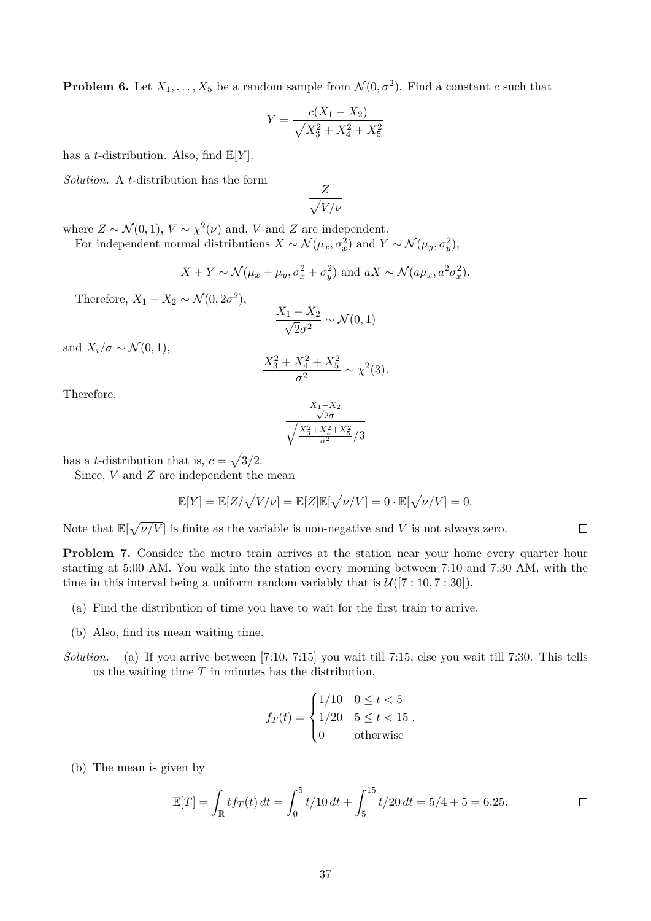**Problem 6.** Let $X_1, \ldots, X_5$ be a random sample from $\mathcal{N}(0, \sigma^2)$. Find a constant $c$ such that

$$Y = \frac{c(X_1 - X_2)}{\sqrt{X_3^2 + X_4^2 + X_5^2}}$$

has a $t$-distribution. Also, find $\mathbb{E}[Y]$.

*Solution.* A $t$-distribution has the form

$$\frac{Z}{\sqrt{V/\nu}}$$

where $Z \sim \mathcal{N}(0, 1)$, $V \sim \chi^2(\nu)$ and, $V$ and $Z$ are independent.

For independent normal distributions $X \sim \mathcal{N}(\mu_x, \sigma_x^2)$ and $Y \sim \mathcal{N}(\mu_y, \sigma_y^2)$,

$$X + Y \sim \mathcal{N}(\mu_x + \mu_y, \sigma_x^2 + \sigma_y^2) \text{ and } aX \sim \mathcal{N}(a\mu_x, a^2\sigma_x^2).$$

Therefore, $X_1 - X_2 \sim \mathcal{N}(0, 2\sigma^2)$,

$$\frac{X_1 - X_2}{\sqrt{2\sigma^2}} \sim \mathcal{N}(0, 1)$$

and $X_i/\sigma \sim \mathcal{N}(0, 1)$,

$$\frac{X_3^2 + X_4^2 + X_5^2}{\sigma^2} \sim \chi^2(3).$$

Therefore,

$$\frac{\frac{X_1 - X_2}{\sqrt{2}\sigma}}{\sqrt{\frac{X_3^2 + X_4^2 + X_5^2}{\sigma^2}/3}}$$

has a $t$-distribution that is, $c = \sqrt{3/2}$.

Since, $V$ and $Z$ are independent the mean

$$\mathbb{E}[Y] = \mathbb{E}[Z/\sqrt{V/\nu}] = \mathbb{E}[Z]\mathbb{E}[\sqrt{\nu/V}] = 0 \cdot \mathbb{E}[\sqrt{\nu/V}] = 0.$$

Note that $\mathbb{E}[\sqrt{\nu/V}]$ is finite as the variable is non-negative and $V$ is not always zero. □

**Problem 7.** Consider the metro train arrives at the station near your home every quarter hour starting at 5:00 AM. You walk into the station every morning between 7:10 and 7:30 AM, with the time in this interval being a uniform random variably that is $\mathcal{U}([7:10, 7:30])$.

(a) Find the distribution of time you have to wait for the first train to arrive.

(b) Also, find its mean waiting time.

*Solution.* (a) If you arrive between [7:10, 7:15] you wait till 7:15, else you wait till 7:30. This tells us the waiting time $T$ in minutes has the distribution,

$$f_T(t) = \begin{cases} 1/10 & 0 \leq t < 5 \\ 1/20 & 5 \leq t < 15 \\ 0 & \text{otherwise} \end{cases}.$$

(b) The mean is given by

$$\mathbb{E}[T] = \int_{\mathbb{R}} t f_T(t)\, dt = \int_0^5 t/10\, dt + \int_5^{15} t/20\, dt = 5/4 + 5 = 6.25.$$

□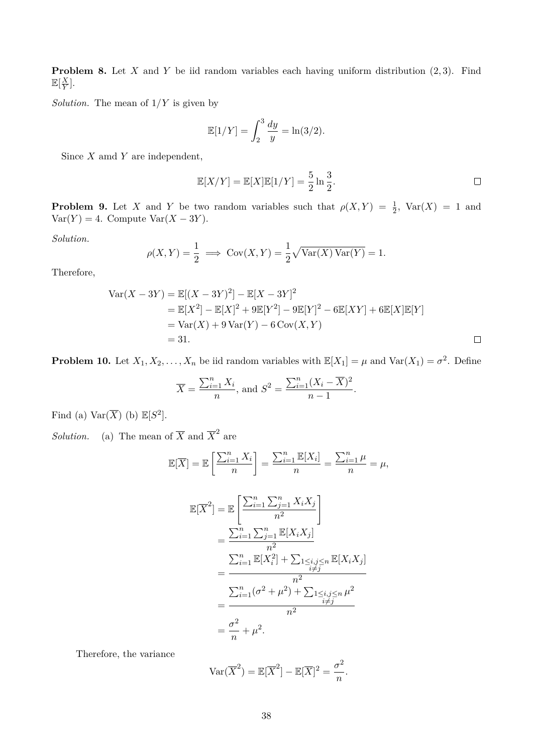**Problem 8.** Let $X$ and $Y$ be iid random variables each having uniform distribution $(2, 3)$. Find $\mathbb{E}[\frac{X}{Y}]$.

*Solution.* The mean of $1/Y$ is given by

$$\mathbb{E}[1/Y] = \int_2^3 \frac{dy}{y} = \ln(3/2).$$

Since $X$ amd $Y$ are independent,

$$\mathbb{E}[X/Y] = \mathbb{E}[X]\mathbb{E}[1/Y] = \frac{5}{2}\ln\frac{3}{2}.$$

□

**Problem 9.** Let $X$ and $Y$ be two random variables such that $\rho(X, Y) = \frac{1}{2}$, $\mathrm{Var}(X) = 1$ and $\mathrm{Var}(Y) = 4$. Compute $\mathrm{Var}(X - 3Y)$.

*Solution.*

$$\rho(X, Y) = \frac{1}{2} \implies \mathrm{Cov}(X, Y) = \frac{1}{2}\sqrt{\mathrm{Var}(X)\,\mathrm{Var}(Y)} = 1.$$

Therefore,

$$\begin{aligned}
\mathrm{Var}(X - 3Y) &= \mathbb{E}[(X - 3Y)^2] - \mathbb{E}[X - 3Y]^2 \\
&= \mathbb{E}[X^2] - \mathbb{E}[X]^2 + 9\mathbb{E}[Y^2] - 9\mathbb{E}[Y]^2 - 6\mathbb{E}[XY] + 6\mathbb{E}[X]\mathbb{E}[Y] \\
&= \mathrm{Var}(X) + 9\,\mathrm{Var}(Y) - 6\,\mathrm{Cov}(X, Y) \\
&= 31.
\end{aligned}$$

□

**Problem 10.** Let $X_1, X_2, \ldots, X_n$ be iid random variables with $\mathbb{E}[X_1] = \mu$ and $\mathrm{Var}(X_1) = \sigma^2$. Define

$$\overline{X} = \frac{\sum_{i=1}^n X_i}{n}, \text{ and } S^2 = \frac{\sum_{i=1}^n (X_i - \overline{X})^2}{n - 1}.$$

Find (a) $\mathrm{Var}(\overline{X})$ (b) $\mathbb{E}[S^2]$.

*Solution.* (a) The mean of $\overline{X}$ and $\overline{X}^2$ are

$$\mathbb{E}[\overline{X}] = \mathbb{E}\left[\frac{\sum_{i=1}^n X_i}{n}\right] = \frac{\sum_{i=1}^n \mathbb{E}[X_i]}{n} = \frac{\sum_{i=1}^n \mu}{n} = \mu,$$

$$\begin{aligned}
\mathbb{E}[\overline{X}^2] &= \mathbb{E}\left[\frac{\sum_{i=1}^n \sum_{j=1}^n X_i X_j}{n^2}\right] \\
&= \frac{\sum_{i=1}^n \sum_{j=1}^n \mathbb{E}[X_i X_j]}{n^2} \\
&= \frac{\sum_{i=1}^n \mathbb{E}[X_i^2] + \sum_{\substack{1 \le i,j \le n \\ i \ne j}} \mathbb{E}[X_i X_j]}{n^2} \\
&= \frac{\sum_{i=1}^n (\sigma^2 + \mu^2) + \sum_{\substack{1 \le i,j \le n \\ i \ne j}} \mu^2}{n^2} \\
&= \frac{\sigma^2}{n} + \mu^2.
\end{aligned}$$

Therefore, the variance

$$\mathrm{Var}(\overline{X}^2) = \mathbb{E}[\overline{X}^2] - \mathbb{E}[\overline{X}]^2 = \frac{\sigma^2}{n}.$$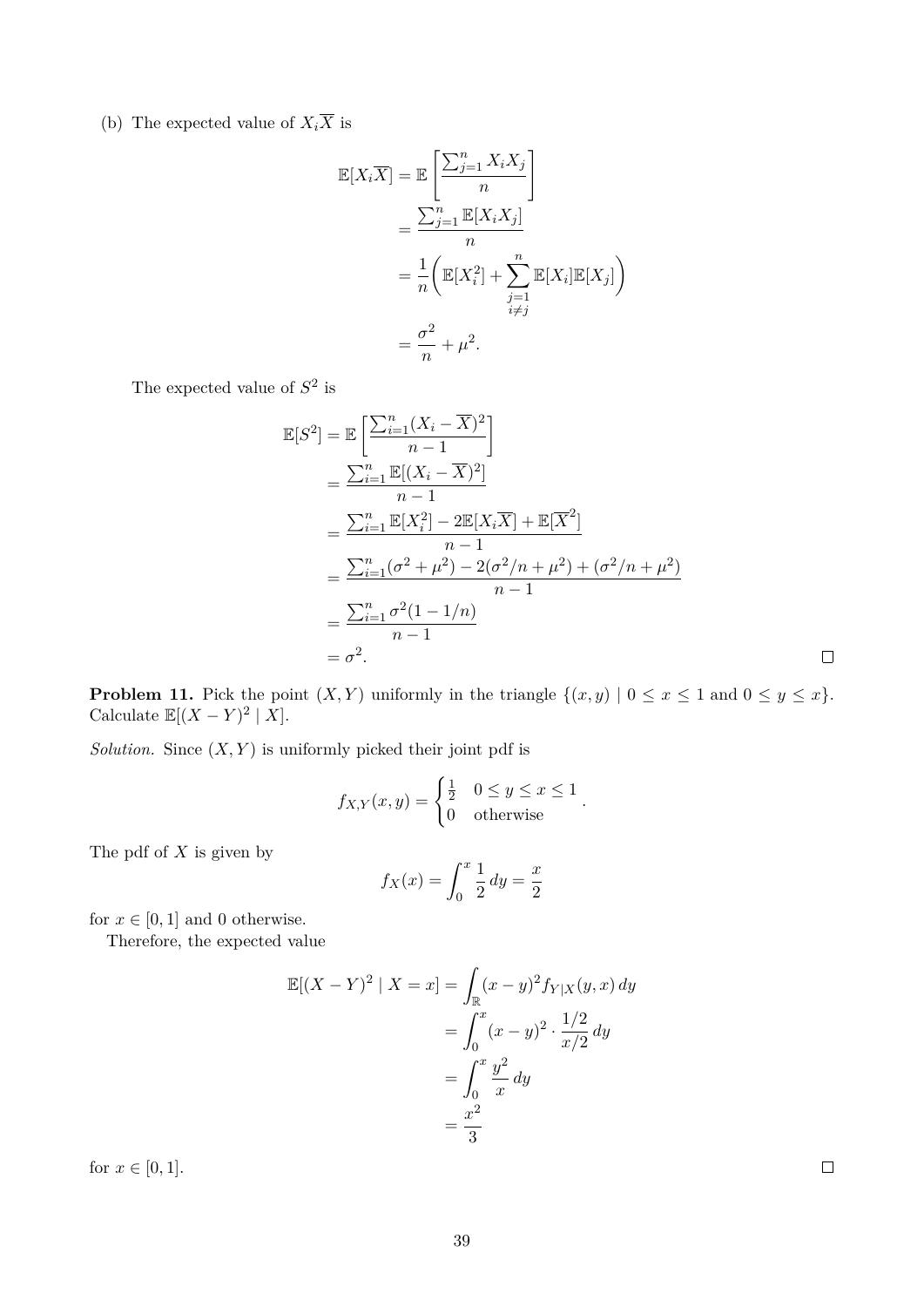(b) The expected value of $X_i\overline{X}$ is

$$
\begin{aligned}
\mathbb{E}[X_i\overline{X}] &= \mathbb{E}\left[\frac{\sum_{j=1}^n X_iX_j}{n}\right] \\
&= \frac{\sum_{j=1}^n \mathbb{E}[X_iX_j]}{n} \\
&= \frac{1}{n}\Bigg(\mathbb{E}[X_i^2] + \sum_{\substack{j=1 \\ i\neq j}}^n \mathbb{E}[X_i]\mathbb{E}[X_j]\Bigg) \\
&= \frac{\sigma^2}{n} + \mu^2.
\end{aligned}
$$

The expected value of $S^2$ is

$$
\begin{aligned}
\mathbb{E}[S^2] &= \mathbb{E}\left[\frac{\sum_{i=1}^n (X_i - \overline{X})^2}{n-1}\right] \\
&= \frac{\sum_{i=1}^n \mathbb{E}[(X_i - \overline{X})^2]}{n-1} \\
&= \frac{\sum_{i=1}^n \mathbb{E}[X_i^2] - 2\mathbb{E}[X_i\overline{X}] + \mathbb{E}[\overline{X}^2]}{n-1} \\
&= \frac{\sum_{i=1}^n (\sigma^2+\mu^2) - 2(\sigma^2/n+\mu^2) + (\sigma^2/n+\mu^2)}{n-1} \\
&= \frac{\sum_{i=1}^n \sigma^2(1-1/n)}{n-1} \\
&= \sigma^2.
\end{aligned}
$$

□

**Problem 11.** Pick the point $(X, Y)$ uniformly in the triangle $\{(x,y) \mid 0 \le x \le 1 \text{ and } 0 \le y \le x\}$. Calculate $\mathbb{E}[(X-Y)^2 \mid X]$.

*Solution.* Since $(X, Y)$ is uniformly picked their joint pdf is

$$
f_{X,Y}(x,y) = \begin{cases} \frac{1}{2} & 0 \le y \le x \le 1 \\ 0 & \text{otherwise} \end{cases}.
$$

The pdf of $X$ is given by

$$
f_X(x) = \int_0^x \frac{1}{2}\,dy = \frac{x}{2}
$$

for $x \in [0,1]$ and 0 otherwise.

Therefore, the expected value

$$
\begin{aligned}
\mathbb{E}[(X-Y)^2 \mid X = x] &= \int_{\mathbb{R}} (x-y)^2 f_{Y|X}(y,x)\,dy \\
&= \int_0^x (x-y)^2 \cdot \frac{1/2}{x/2}\,dy \\
&= \int_0^x \frac{y^2}{x}\,dy \\
&= \frac{x^2}{3}
\end{aligned}
$$

for $x \in [0,1]$.

□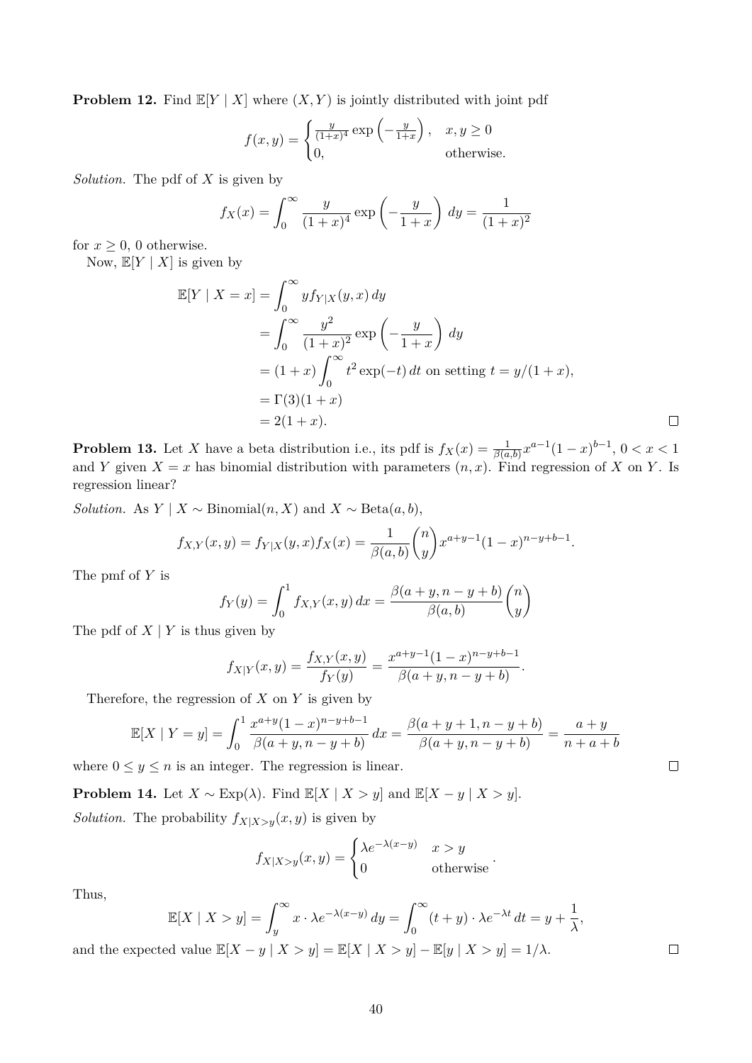**Problem 12.** Find $\mathbb{E}[Y \mid X]$ where $(X, Y)$ is jointly distributed with joint pdf

$$f(x,y) = \begin{cases} \frac{y}{(1+x)^4} \exp\left(-\frac{y}{1+x}\right), & x, y \geq 0 \\ 0, & \text{otherwise.} \end{cases}$$

*Solution.* The pdf of $X$ is given by

$$f_X(x) = \int_0^\infty \frac{y}{(1+x)^4} \exp\left(-\frac{y}{1+x}\right) dy = \frac{1}{(1+x)^2}$$

for $x \geq 0$, 0 otherwise.

Now, $\mathbb{E}[Y \mid X]$ is given by

$$\begin{aligned}
\mathbb{E}[Y \mid X = x] &= \int_0^\infty y f_{Y|X}(y, x)\, dy \\
&= \int_0^\infty \frac{y^2}{(1+x)^2} \exp\left(-\frac{y}{1+x}\right) dy \\
&= (1+x) \int_0^\infty t^2 \exp(-t)\, dt \text{ on setting } t = y/(1+x), \\
&= \Gamma(3)(1+x) \\
&= 2(1+x).
\end{aligned}$$

□

**Problem 13.** Let $X$ have a beta distribution i.e., its pdf is $f_X(x) = \frac{1}{\beta(a,b)} x^{a-1}(1-x)^{b-1}$, $0 < x < 1$ and $Y$ given $X = x$ has binomial distribution with parameters $(n, x)$. Find regression of $X$ on $Y$. Is regression linear?

*Solution.* As $Y \mid X \sim \text{Binomial}(n, X)$ and $X \sim \text{Beta}(a, b)$,

$$f_{X,Y}(x,y) = f_{Y|X}(y,x) f_X(x) = \frac{1}{\beta(a,b)} \binom{n}{y} x^{a+y-1}(1-x)^{n-y+b-1}.$$

The pmf of $Y$ is

$$f_Y(y) = \int_0^1 f_{X,Y}(x,y)\, dx = \frac{\beta(a+y, n-y+b)}{\beta(a,b)} \binom{n}{y}$$

The pdf of $X \mid Y$ is thus given by

$$f_{X|Y}(x,y) = \frac{f_{X,Y}(x,y)}{f_Y(y)} = \frac{x^{a+y-1}(1-x)^{n-y+b-1}}{\beta(a+y, n-y+b)}.$$

Therefore, the regression of $X$ on $Y$ is given by

$$\mathbb{E}[X \mid Y = y] = \int_0^1 \frac{x^{a+y}(1-x)^{n-y+b-1}}{\beta(a+y, n-y+b)}\, dx = \frac{\beta(a+y+1, n-y+b)}{\beta(a+y, n-y+b)} = \frac{a+y}{n+a+b}$$

where $0 \leq y \leq n$ is an integer. The regression is linear.

□

**Problem 14.** Let $X \sim \text{Exp}(\lambda)$. Find $\mathbb{E}[X \mid X > y]$ and $\mathbb{E}[X - y \mid X > y]$.

*Solution.* The probability $f_{X|X>y}(x, y)$ is given by

$$f_{X|X>y}(x,y) = \begin{cases} \lambda e^{-\lambda(x-y)} & x > y \\ 0 & \text{otherwise} \end{cases}.$$

Thus,

$$\mathbb{E}[X \mid X > y] = \int_y^\infty x \cdot \lambda e^{-\lambda(x-y)}\, dy = \int_0^\infty (t+y) \cdot \lambda e^{-\lambda t}\, dt = y + \frac{1}{\lambda},$$

and the expected value $\mathbb{E}[X - y \mid X > y] = \mathbb{E}[X \mid X > y] - \mathbb{E}[y \mid X > y] = 1/\lambda$.

□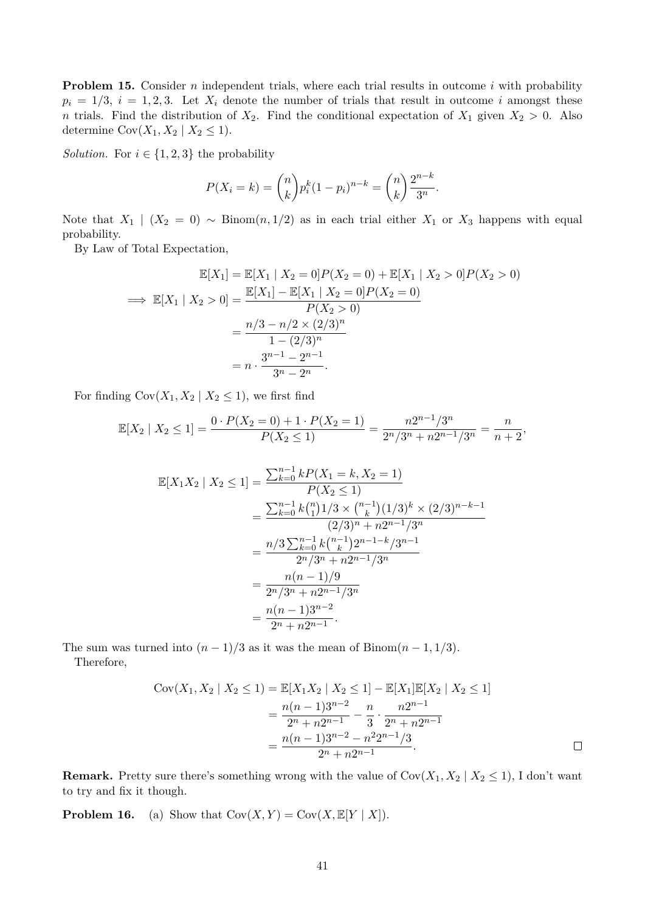**Problem 15.** Consider $n$ independent trials, where each trial results in outcome $i$ with probability $p_i = 1/3$, $i = 1, 2, 3$. Let $X_i$ denote the number of trials that result in outcome $i$ amongst these $n$ trials. Find the distribution of $X_2$. Find the conditional expectation of $X_1$ given $X_2 > 0$. Also determine $\operatorname{Cov}(X_1, X_2 \mid X_2 \leq 1)$.

*Solution.* For $i \in \{1, 2, 3\}$ the probability

$$P(X_i = k) = \binom{n}{k} p_i^k (1 - p_i)^{n-k} = \binom{n}{k} \frac{2^{n-k}}{3^n}.$$

Note that $X_1 \mid (X_2 = 0) \sim \text{Binom}(n, 1/2)$ as in each trial either $X_1$ or $X_3$ happens with equal probability.

By Law of Total Expectation,

$$\begin{aligned}
\mathbb{E}[X_1] &= \mathbb{E}[X_1 \mid X_2 = 0] P(X_2 = 0) + \mathbb{E}[X_1 \mid X_2 > 0] P(X_2 > 0) \\
\implies \mathbb{E}[X_1 \mid X_2 > 0] &= \frac{\mathbb{E}[X_1] - \mathbb{E}[X_1 \mid X_2 = 0] P(X_2 = 0)}{P(X_2 > 0)} \\
&= \frac{n/3 - n/2 \times (2/3)^n}{1 - (2/3)^n} \\
&= n \cdot \frac{3^{n-1} - 2^{n-1}}{3^n - 2^n}.
\end{aligned}$$

For finding $\operatorname{Cov}(X_1, X_2 \mid X_2 \leq 1)$, we first find

$$\mathbb{E}[X_2 \mid X_2 \leq 1] = \frac{0 \cdot P(X_2 = 0) + 1 \cdot P(X_2 = 1)}{P(X_2 \leq 1)} = \frac{n 2^{n-1}/3^n}{2^n/3^n + n 2^{n-1}/3^n} = \frac{n}{n+2},$$

$$\begin{aligned}
\mathbb{E}[X_1 X_2 \mid X_2 \leq 1] &= \frac{\sum_{k=0}^{n-1} k P(X_1 = k, X_2 = 1)}{P(X_2 \leq 1)} \\
&= \frac{\sum_{k=0}^{n-1} k \binom{n}{1} 1/3 \times \binom{n-1}{k} (1/3)^k \times (2/3)^{n-k-1}}{(2/3)^n + n 2^{n-1}/3^n} \\
&= \frac{n/3 \sum_{k=0}^{n-1} k \binom{n-1}{k} 2^{n-1-k}/3^{n-1}}{2^n/3^n + n 2^{n-1}/3^n} \\
&= \frac{n(n-1)/9}{2^n/3^n + n 2^{n-1}/3^n} \\
&= \frac{n(n-1) 3^{n-2}}{2^n + n 2^{n-1}}.
\end{aligned}$$

The sum was turned into $(n-1)/3$ as it was the mean of $\text{Binom}(n-1, 1/3)$.

Therefore,

$$\begin{aligned}
\operatorname{Cov}(X_1, X_2 \mid X_2 \leq 1) &= \mathbb{E}[X_1 X_2 \mid X_2 \leq 1] - \mathbb{E}[X_1] \mathbb{E}[X_2 \mid X_2 \leq 1] \\
&= \frac{n(n-1) 3^{n-2}}{2^n + n 2^{n-1}} - \frac{n}{3} \cdot \frac{n 2^{n-1}}{2^n + n 2^{n-1}} \\
&= \frac{n(n-1) 3^{n-2} - n^2 2^{n-1}/3}{2^n + n 2^{n-1}}.
\end{aligned}$$

□

**Remark.** Pretty sure there's something wrong with the value of $\operatorname{Cov}(X_1, X_2 \mid X_2 \leq 1)$, I don't want to try and fix it though.

**Problem 16.** (a) Show that $\operatorname{Cov}(X, Y) = \operatorname{Cov}(X, \mathbb{E}[Y \mid X])$.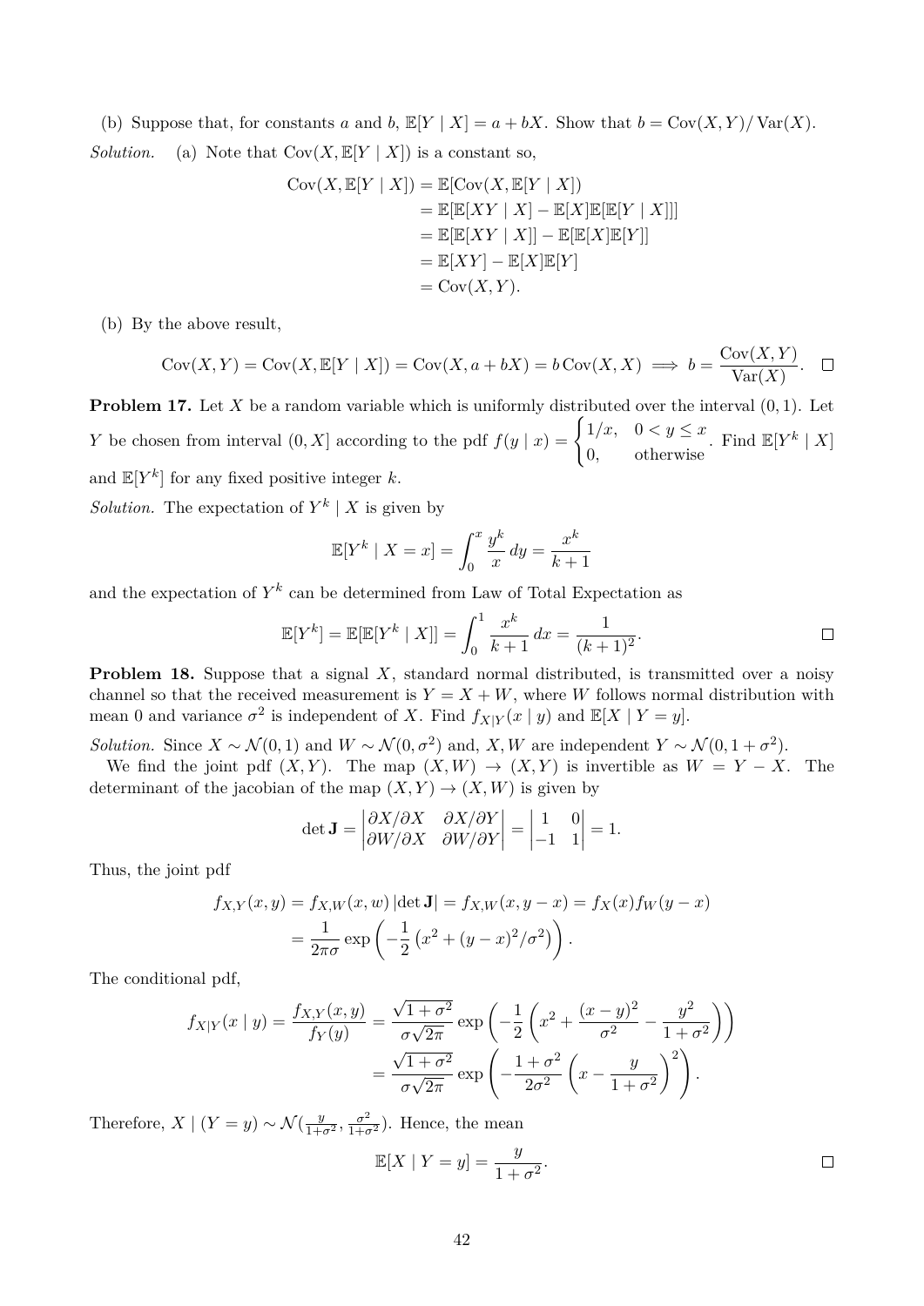(b) Suppose that, for constants $a$ and $b$, $\mathbb{E}[Y \mid X] = a + bX$. Show that $b = \operatorname{Cov}(X, Y)/\operatorname{Var}(X)$.

*Solution.* (a) Note that $\operatorname{Cov}(X, \mathbb{E}[Y \mid X])$ is a constant so,

$$
\begin{aligned}
\operatorname{Cov}(X, \mathbb{E}[Y \mid X]) &= \mathbb{E}[\operatorname{Cov}(X, \mathbb{E}[Y \mid X]) \\
&= \mathbb{E}[\mathbb{E}[XY \mid X] - \mathbb{E}[X]\mathbb{E}[\mathbb{E}[Y \mid X]]] \\
&= \mathbb{E}[\mathbb{E}[XY \mid X]] - \mathbb{E}[\mathbb{E}[X]\mathbb{E}[Y]] \\
&= \mathbb{E}[XY] - \mathbb{E}[X]\mathbb{E}[Y] \\
&= \operatorname{Cov}(X, Y).
\end{aligned}
$$

(b) By the above result,

$$
\operatorname{Cov}(X, Y) = \operatorname{Cov}(X, \mathbb{E}[Y \mid X]) = \operatorname{Cov}(X, a + bX) = b \operatorname{Cov}(X, X) \implies b = \frac{\operatorname{Cov}(X, Y)}{\operatorname{Var}(X)}. \quad \square
$$

**Problem 17.** Let $X$ be a random variable which is uniformly distributed over the interval $(0, 1)$. Let $Y$ be chosen from interval $(0, X]$ according to the pdf $f(y \mid x) = \begin{cases} 1/x, & 0 < y \leq x \\ 0, & \text{otherwise} \end{cases}$. Find $\mathbb{E}[Y^k \mid X]$ and $\mathbb{E}[Y^k]$ for any fixed positive integer $k$.

*Solution.* The expectation of $Y^k \mid X$ is given by

$$
\mathbb{E}[Y^k \mid X = x] = \int_0^x \frac{y^k}{x} \, dy = \frac{x^k}{k + 1}
$$

and the expectation of $Y^k$ can be determined from Law of Total Expectation as

$$
\mathbb{E}[Y^k] = \mathbb{E}[\mathbb{E}[Y^k \mid X]] = \int_0^1 \frac{x^k}{k + 1} \, dx = \frac{1}{(k + 1)^2}. \quad \square
$$

**Problem 18.** Suppose that a signal $X$, standard normal distributed, is transmitted over a noisy channel so that the received measurement is $Y = X + W$, where $W$ follows normal distribution with mean 0 and variance $\sigma^2$ is independent of $X$. Find $f_{X|Y}(x \mid y)$ and $\mathbb{E}[X \mid Y = y]$.

*Solution.* Since $X \sim \mathcal{N}(0, 1)$ and $W \sim \mathcal{N}(0, \sigma^2)$ and, $X, W$ are independent $Y \sim \mathcal{N}(0, 1 + \sigma^2)$.

We find the joint pdf $(X, Y)$. The map $(X, W) \to (X, Y)$ is invertible as $W = Y - X$. The determinant of the jacobian of the map $(X, Y) \to (X, W)$ is given by

$$
\det \mathbf{J} = \begin{vmatrix} \partial X/\partial X & \partial X/\partial Y \\ \partial W/\partial X & \partial W/\partial Y \end{vmatrix} = \begin{vmatrix} 1 & 0 \\ -1 & 1 \end{vmatrix} = 1.
$$

Thus, the joint pdf

$$
\begin{aligned}
f_{X,Y}(x, y) &= f_{X,W}(x, w) \, |\det \mathbf{J}| = f_{X,W}(x, y - x) = f_X(x) f_W(y - x) \\
&= \frac{1}{2\pi\sigma} \exp\left( -\frac{1}{2} \left( x^2 + (y - x)^2/\sigma^2 \right) \right).
\end{aligned}
$$

The conditional pdf,

$$
\begin{aligned}
f_{X|Y}(x \mid y) = \frac{f_{X,Y}(x, y)}{f_Y(y)} &= \frac{\sqrt{1 + \sigma^2}}{\sigma\sqrt{2\pi}} \exp\left( -\frac{1}{2} \left( x^2 + \frac{(x - y)^2}{\sigma^2} - \frac{y^2}{1 + \sigma^2} \right) \right) \\
&= \frac{\sqrt{1 + \sigma^2}}{\sigma\sqrt{2\pi}} \exp\left( -\frac{1 + \sigma^2}{2\sigma^2} \left( x - \frac{y}{1 + \sigma^2} \right)^2 \right).
\end{aligned}
$$

Therefore, $X \mid (Y = y) \sim \mathcal{N}(\frac{y}{1+\sigma^2}, \frac{\sigma^2}{1+\sigma^2})$. Hence, the mean

$$
\mathbb{E}[X \mid Y = y] = \frac{y}{1 + \sigma^2}. \quad \square
$$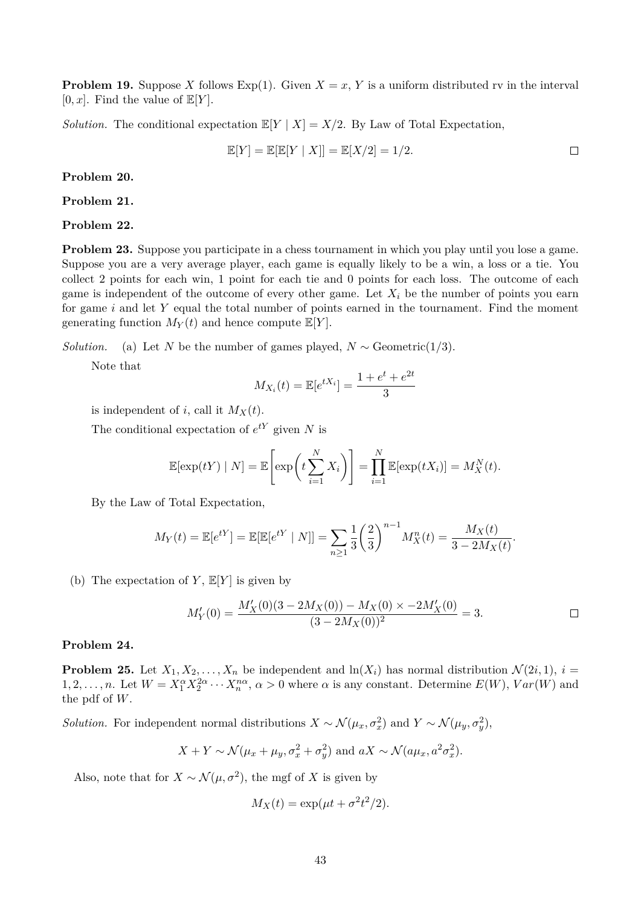**Problem 19.** Suppose $X$ follows Exp(1). Given $X = x$, $Y$ is a uniform distributed rv in the interval $[0, x]$. Find the value of $\mathbb{E}[Y]$.

*Solution.* The conditional expectation $\mathbb{E}[Y \mid X] = X/2$. By Law of Total Expectation,

$$\mathbb{E}[Y] = \mathbb{E}[\mathbb{E}[Y \mid X]] = \mathbb{E}[X/2] = 1/2.$$

□

**Problem 20.**

**Problem 21.**

**Problem 22.**

**Problem 23.** Suppose you participate in a chess tournament in which you play until you lose a game. Suppose you are a very average player, each game is equally likely to be a win, a loss or a tie. You collect 2 points for each win, 1 point for each tie and 0 points for each loss. The outcome of each game is independent of the outcome of every other game. Let $X_i$ be the number of points you earn for game $i$ and let $Y$ equal the total number of points earned in the tournament. Find the moment generating function $M_Y(t)$ and hence compute $\mathbb{E}[Y]$.

*Solution.* (a) Let $N$ be the number of games played, $N \sim \text{Geometric}(1/3)$.

Note that

$$M_{X_i}(t) = \mathbb{E}[e^{tX_i}] = \frac{1 + e^t + e^{2t}}{3}$$

is independent of $i$, call it $M_X(t)$.

The conditional expectation of $e^{tY}$ given $N$ is

$$\mathbb{E}[\exp(tY) \mid N] = \mathbb{E}\left[\exp\left(t \sum_{i=1}^{N} X_i\right)\right] = \prod_{i=1}^{N} \mathbb{E}[\exp(tX_i)] = M_X^N(t).$$

By the Law of Total Expectation,

$$M_Y(t) = \mathbb{E}[e^{tY}] = \mathbb{E}[\mathbb{E}[e^{tY} \mid N]] = \sum_{n \geq 1} \frac{1}{3}\left(\frac{2}{3}\right)^{n-1} M_X^n(t) = \frac{M_X(t)}{3 - 2M_X(t)}.$$

(b) The expectation of $Y$, $\mathbb{E}[Y]$ is given by

$$M_Y'(0) = \frac{M_X'(0)(3 - 2M_X(0)) - M_X(0) \times -2M_X'(0)}{(3 - 2M_X(0))^2} = 3.$$

□

**Problem 24.**

**Problem 25.** Let $X_1, X_2, \ldots, X_n$ be independent and $\ln(X_i)$ has normal distribution $\mathcal{N}(2i, 1)$, $i = 1, 2, \ldots, n$. Let $W = X_1^{\alpha} X_2^{2\alpha} \cdots X_n^{n\alpha}$, $\alpha > 0$ where $\alpha$ is any constant. Determine $E(W)$, $Var(W)$ and the pdf of $W$.

*Solution.* For independent normal distributions $X \sim \mathcal{N}(\mu_x, \sigma_x^2)$ and $Y \sim \mathcal{N}(\mu_y, \sigma_y^2)$,

$$X + Y \sim \mathcal{N}(\mu_x + \mu_y, \sigma_x^2 + \sigma_y^2) \text{ and } aX \sim \mathcal{N}(a\mu_x, a^2\sigma_x^2).$$

Also, note that for $X \sim \mathcal{N}(\mu, \sigma^2)$, the mgf of $X$ is given by

$$M_X(t) = \exp(\mu t + \sigma^2 t^2/2).$$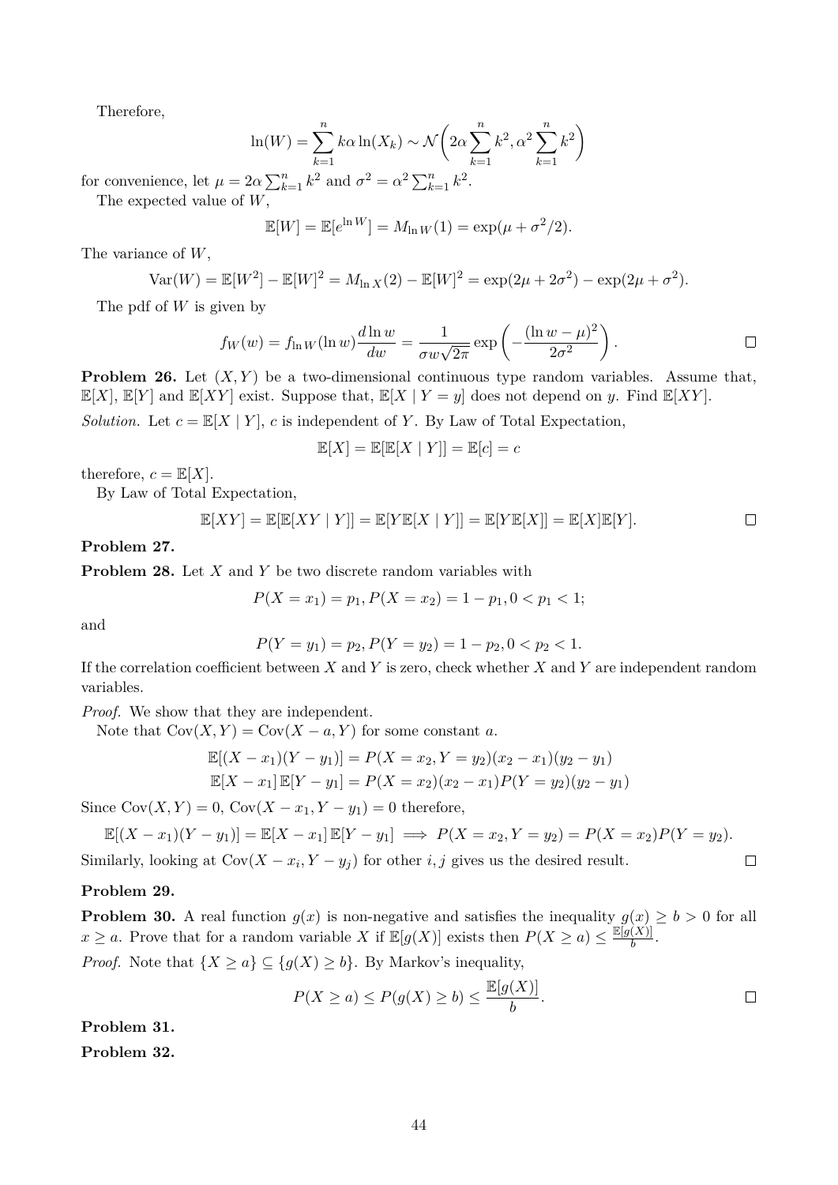Therefore,

$$\ln(W) = \sum_{k=1}^{n} k\alpha \ln(X_k) \sim \mathcal{N}\left(2\alpha \sum_{k=1}^{n} k^2, \alpha^2 \sum_{k=1}^{n} k^2\right)$$

for convenience, let $\mu = 2\alpha \sum_{k=1}^{n} k^2$ and $\sigma^2 = \alpha^2 \sum_{k=1}^{n} k^2$.

The expected value of $W$,

$$\mathbb{E}[W] = \mathbb{E}[e^{\ln W}] = M_{\ln W}(1) = \exp(\mu + \sigma^2/2).$$

The variance of $W$,

$$\mathrm{Var}(W) = \mathbb{E}[W^2] - \mathbb{E}[W]^2 = M_{\ln X}(2) - \mathbb{E}[W]^2 = \exp(2\mu + 2\sigma^2) - \exp(2\mu + \sigma^2).$$

The pdf of $W$ is given by

$$f_W(w) = f_{\ln W}(\ln w) \frac{d \ln w}{dw} = \frac{1}{\sigma w \sqrt{2\pi}} \exp\left(-\frac{(\ln w - \mu)^2}{2\sigma^2}\right). \qquad \square$$

**Problem 26.** Let $(X, Y)$ be a two-dimensional continuous type random variables. Assume that, $\mathbb{E}[X]$, $\mathbb{E}[Y]$ and $\mathbb{E}[XY]$ exist. Suppose that, $\mathbb{E}[X \mid Y = y]$ does not depend on $y$. Find $\mathbb{E}[XY]$.

*Solution.* Let $c = \mathbb{E}[X \mid Y]$, $c$ is independent of $Y$. By Law of Total Expectation,

$$\mathbb{E}[X] = \mathbb{E}[\mathbb{E}[X \mid Y]] = \mathbb{E}[c] = c$$

therefore, $c = \mathbb{E}[X]$.

By Law of Total Expectation,

$$\mathbb{E}[XY] = \mathbb{E}[\mathbb{E}[XY \mid Y]] = \mathbb{E}[Y\mathbb{E}[X \mid Y]] = \mathbb{E}[Y\mathbb{E}[X]] = \mathbb{E}[X]\mathbb{E}[Y]. \qquad \square$$

**Problem 27.**

**Problem 28.** Let $X$ and $Y$ be two discrete random variables with

$$P(X = x_1) = p_1, P(X = x_2) = 1 - p_1, 0 < p_1 < 1;$$

and

$$P(Y = y_1) = p_2, P(Y = y_2) = 1 - p_2, 0 < p_2 < 1.$$

If the correlation coefficient between $X$ and $Y$ is zero, check whether $X$ and $Y$ are independent random variables.

*Proof.* We show that they are independent.

Note that $\mathrm{Cov}(X, Y) = \mathrm{Cov}(X - a, Y)$ for some constant $a$.

$$\mathbb{E}[(X - x_1)(Y - y_1)] = P(X = x_2, Y = y_2)(x_2 - x_1)(y_2 - y_1)$$
$$\mathbb{E}[X - x_1]\,\mathbb{E}[Y - y_1] = P(X = x_2)(x_2 - x_1)P(Y = y_2)(y_2 - y_1)$$

Since $\mathrm{Cov}(X, Y) = 0$, $\mathrm{Cov}(X - x_1, Y - y_1) = 0$ therefore,

$$\mathbb{E}[(X - x_1)(Y - y_1)] = \mathbb{E}[X - x_1]\,\mathbb{E}[Y - y_1] \implies P(X = x_2, Y = y_2) = P(X = x_2)P(Y = y_2).$$

Similarly, looking at $\mathrm{Cov}(X - x_i, Y - y_j)$ for other $i, j$ gives us the desired result. $\square$

**Problem 29.**

**Problem 30.** A real function $g(x)$ is non-negative and satisfies the inequality $g(x) \geq b > 0$ for all $x \geq a$. Prove that for a random variable $X$ if $\mathbb{E}[g(X)]$ exists then $P(X \geq a) \leq \frac{\mathbb{E}[g(X)]}{b}$.

*Proof.* Note that $\{X \geq a\} \subseteq \{g(X) \geq b\}$. By Markov's inequality,

$$P(X \geq a) \leq P(g(X) \geq b) \leq \frac{\mathbb{E}[g(X)]}{b}. \qquad \square$$

**Problem 31.**

**Problem 32.**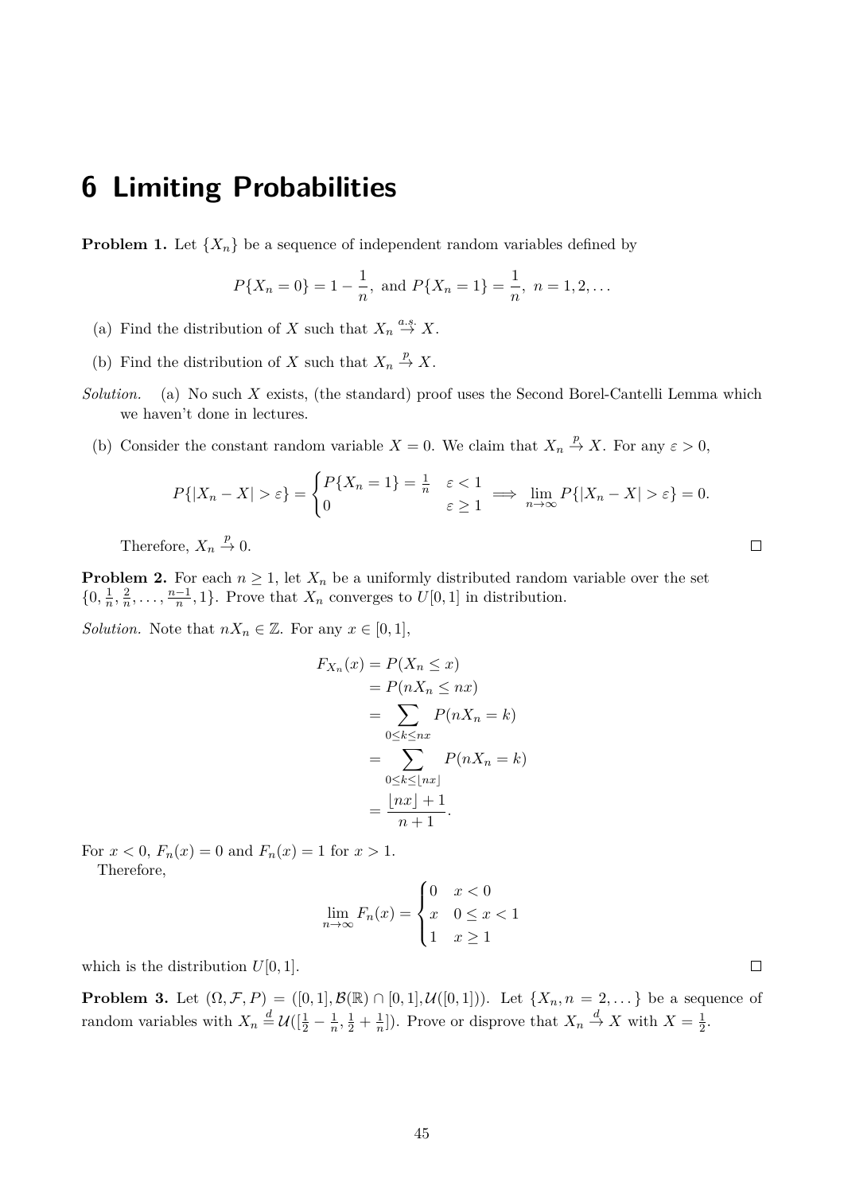# 6 Limiting Probabilities

**Problem 1.** Let $\{X_n\}$ be a sequence of independent random variables defined by

$$P\{X_n = 0\} = 1 - \frac{1}{n}, \text{ and } P\{X_n = 1\} = \frac{1}{n}, \ n = 1, 2, \dots$$

(a) Find the distribution of $X$ such that $X_n \overset{a.s.}{\to} X$.

(b) Find the distribution of $X$ such that $X_n \overset{p}{\to} X$.

*Solution.* (a) No such $X$ exists, (the standard) proof uses the Second Borel-Cantelli Lemma which we haven't done in lectures.

(b) Consider the constant random variable $X = 0$. We claim that $X_n \overset{p}{\to} X$. For any $\varepsilon > 0$,

$$P\{|X_n - X| > \varepsilon\} = \begin{cases} P\{X_n = 1\} = \frac{1}{n} & \varepsilon < 1 \\ 0 & \varepsilon \geq 1 \end{cases} \implies \lim_{n \to \infty} P\{|X_n - X| > \varepsilon\} = 0.$$

Therefore, $X_n \overset{p}{\to} 0$. □

**Problem 2.** For each $n \geq 1$, let $X_n$ be a uniformly distributed random variable over the set $\{0, \frac{1}{n}, \frac{2}{n}, \dots, \frac{n-1}{n}, 1\}$. Prove that $X_n$ converges to $U[0,1]$ in distribution.

*Solution.* Note that $nX_n \in \mathbb{Z}$. For any $x \in [0,1]$,

$$\begin{aligned} F_{X_n}(x) &= P(X_n \leq x) \\ &= P(nX_n \leq nx) \\ &= \sum_{0 \leq k \leq nx} P(nX_n = k) \\ &= \sum_{0 \leq k \leq \lfloor nx \rfloor} P(nX_n = k) \\ &= \frac{\lfloor nx \rfloor + 1}{n+1}. \end{aligned}$$

For $x < 0$, $F_n(x) = 0$ and $F_n(x) = 1$ for $x > 1$.

Therefore,

$$\lim_{n \to \infty} F_n(x) = \begin{cases} 0 & x < 0 \\ x & 0 \leq x < 1 \\ 1 & x \geq 1 \end{cases}$$

which is the distribution $U[0,1]$. □

**Problem 3.** Let $(\Omega, \mathcal{F}, P) = ([0,1], \mathcal{B}(\mathbb{R}) \cap [0,1], \mathcal{U}([0,1]))$. Let $\{X_n, n = 2, \dots\}$ be a sequence of random variables with $X_n \overset{d}{=} \mathcal{U}([\frac{1}{2} - \frac{1}{n}, \frac{1}{2} + \frac{1}{n}])$. Prove or disprove that $X_n \overset{d}{\to} X$ with $X = \frac{1}{2}$.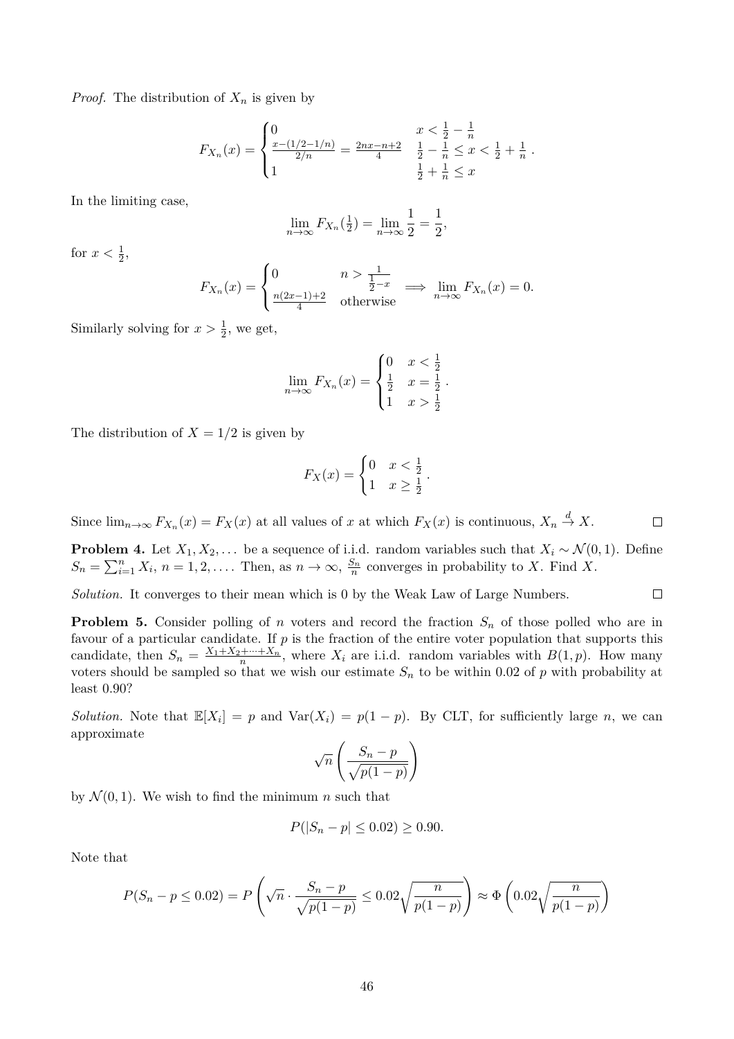*Proof.* The distribution of $X_n$ is given by

$$F_{X_n}(x) = \begin{cases} 0 & x < \frac{1}{2} - \frac{1}{n} \\ \frac{x-(1/2-1/n)}{2/n} = \frac{2nx-n+2}{4} & \frac{1}{2} - \frac{1}{n} \leq x < \frac{1}{2} + \frac{1}{n} \\ 1 & \frac{1}{2} + \frac{1}{n} \leq x \end{cases}.$$

In the limiting case,

$$\lim_{n\to\infty} F_{X_n}(\tfrac{1}{2}) = \lim_{n\to\infty} \frac{1}{2} = \frac{1}{2},$$

for $x < \frac{1}{2}$,

$$F_{X_n}(x) = \begin{cases} 0 & n > \frac{1}{\frac{1}{2}-x} \\ \frac{n(2x-1)+2}{4} & \text{otherwise} \end{cases} \implies \lim_{n\to\infty} F_{X_n}(x) = 0.$$

Similarly solving for $x > \frac{1}{2}$, we get,

$$\lim_{n\to\infty} F_{X_n}(x) = \begin{cases} 0 & x < \frac{1}{2} \\ \frac{1}{2} & x = \frac{1}{2} \\ 1 & x > \frac{1}{2} \end{cases}.$$

The distribution of $X = 1/2$ is given by

$$F_X(x) = \begin{cases} 0 & x < \frac{1}{2} \\ 1 & x \geq \frac{1}{2} \end{cases}.$$

Since $\lim_{n\to\infty} F_{X_n}(x) = F_X(x)$ at all values of $x$ at which $F_X(x)$ is continuous, $X_n \xrightarrow{d} X$. ◻

**Problem 4.** Let $X_1, X_2, \dots$ be a sequence of i.i.d. random variables such that $X_i \sim \mathcal{N}(0,1)$. Define $S_n = \sum_{i=1}^n X_i$, $n = 1, 2, \dots$. Then, as $n \to \infty$, $\frac{S_n}{n}$ converges in probability to $X$. Find $X$.

*Solution.* It converges to their mean which is 0 by the Weak Law of Large Numbers. ◻

**Problem 5.** Consider polling of $n$ voters and record the fraction $S_n$ of those polled who are in favour of a particular candidate. If $p$ is the fraction of the entire voter population that supports this candidate, then $S_n = \frac{X_1+X_2+\cdots+X_n}{n}$, where $X_i$ are i.i.d. random variables with $B(1,p)$. How many voters should be sampled so that we wish our estimate $S_n$ to be within 0.02 of $p$ with probability at least 0.90?

*Solution.* Note that $\mathbb{E}[X_i] = p$ and $\text{Var}(X_i) = p(1-p)$. By CLT, for sufficiently large $n$, we can approximate

$$\sqrt{n}\left(\frac{S_n - p}{\sqrt{p(1-p)}}\right)$$

by $\mathcal{N}(0,1)$. We wish to find the minimum $n$ such that

$$P(|S_n - p| \leq 0.02) \geq 0.90.$$

Note that

$$P(S_n - p \leq 0.02) = P\left(\sqrt{n} \cdot \frac{S_n - p}{\sqrt{p(1-p)}} \leq 0.02\sqrt{\frac{n}{p(1-p)}}\right) \approx \Phi\left(0.02\sqrt{\frac{n}{p(1-p)}}\right)$$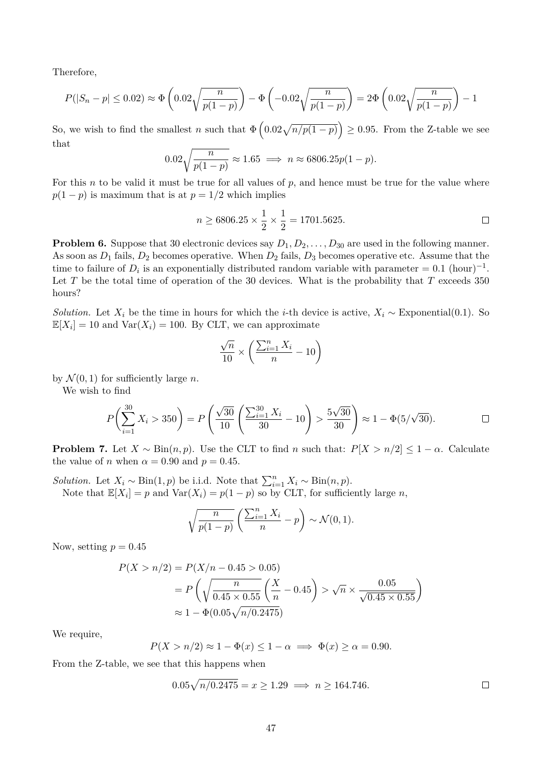Therefore,

$$P(|S_n - p| \le 0.02) \approx \Phi\left(0.02\sqrt{\frac{n}{p(1-p)}}\right) - \Phi\left(-0.02\sqrt{\frac{n}{p(1-p)}}\right) = 2\Phi\left(0.02\sqrt{\frac{n}{p(1-p)}}\right) - 1$$

So, we wish to find the smallest $n$ such that $\Phi\left(0.02\sqrt{n/p(1-p)}\right) \ge 0.95$. From the Z-table we see that

$$0.02\sqrt{\frac{n}{p(1-p)}} \approx 1.65 \implies n \approx 6806.25p(1-p).$$

For this $n$ to be valid it must be true for all values of $p$, and hence must be true for the value where $p(1-p)$ is maximum that is at $p = 1/2$ which implies

$$n \ge 6806.25 \times \frac{1}{2} \times \frac{1}{2} = 1701.5625.$$

□

**Problem 6.** Suppose that 30 electronic devices say $D_1, D_2, \ldots, D_{30}$ are used in the following manner. As soon as $D_1$ fails, $D_2$ becomes operative. When $D_2$ fails, $D_3$ becomes operative etc. Assume that the time to failure of $D_i$ is an exponentially distributed random variable with parameter $= 0.1$ (hour)$^{-1}$. Let $T$ be the total time of operation of the 30 devices. What is the probability that $T$ exceeds 350 hours?

*Solution.* Let $X_i$ be the time in hours for which the $i$-th device is active, $X_i \sim \text{Exponential}(0.1)$. So $\mathbb{E}[X_i] = 10$ and $\text{Var}(X_i) = 100$. By CLT, we can approximate

$$\frac{\sqrt{n}}{10} \times \left(\frac{\sum_{i=1}^{n} X_i}{n} - 10\right)$$

by $\mathcal{N}(0,1)$ for sufficiently large $n$.

We wish to find

$$P\left(\sum_{i=1}^{30} X_i > 350\right) = P\left(\frac{\sqrt{30}}{10}\left(\frac{\sum_{i=1}^{30} X_i}{30} - 10\right) > \frac{5\sqrt{30}}{30}\right) \approx 1 - \Phi(5/\sqrt{30}).$$

□

**Problem 7.** Let $X \sim \text{Bin}(n,p)$. Use the CLT to find $n$ such that: $P[X > n/2] \le 1 - \alpha$. Calculate the value of $n$ when $\alpha = 0.90$ and $p = 0.45$.

*Solution.* Let $X_i \sim \text{Bin}(1,p)$ be i.i.d. Note that $\sum_{i=1}^{n} X_i \sim \text{Bin}(n,p)$.

Note that $\mathbb{E}[X_i] = p$ and $\text{Var}(X_i) = p(1-p)$ so by CLT, for sufficiently large $n$,

$$\sqrt{\frac{n}{p(1-p)}}\left(\frac{\sum_{i=1}^{n} X_i}{n} - p\right) \sim \mathcal{N}(0,1).$$

Now, setting $p = 0.45$

$$\begin{aligned}
P(X > n/2) &= P(X/n - 0.45 > 0.05) \\
&= P\left(\sqrt{\frac{n}{0.45 \times 0.55}}\left(\frac{X}{n} - 0.45\right) > \sqrt{n} \times \frac{0.05}{\sqrt{0.45 \times 0.55}}\right) \\
&\approx 1 - \Phi(0.05\sqrt{n/0.2475})
\end{aligned}$$

We require,

$$P(X > n/2) \approx 1 - \Phi(x) \le 1 - \alpha \implies \Phi(x) \ge \alpha = 0.90.$$

From the Z-table, we see that this happens when

$$0.05\sqrt{n/0.2475} = x \ge 1.29 \implies n \ge 164.746.$$

□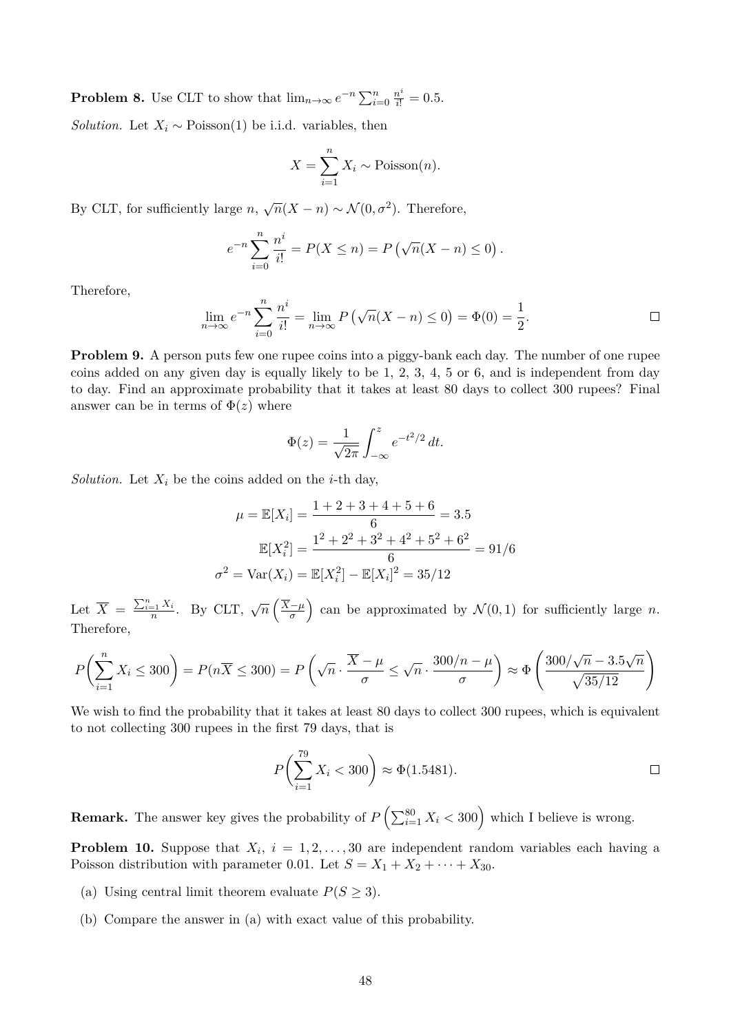**Problem 8.** Use CLT to show that $\lim_{n\to\infty} e^{-n} \sum_{i=0}^{n} \frac{n^i}{i!} = 0.5$.

*Solution.* Let $X_i \sim \text{Poisson}(1)$ be i.i.d. variables, then

$$X = \sum_{i=1}^{n} X_i \sim \text{Poisson}(n).$$

By CLT, for sufficiently large $n$, $\sqrt{n}(X - n) \sim \mathcal{N}(0, \sigma^2)$. Therefore,

$$e^{-n} \sum_{i=0}^{n} \frac{n^i}{i!} = P(X \leq n) = P\left(\sqrt{n}(X - n) \leq 0\right).$$

Therefore,

$$\lim_{n\to\infty} e^{-n} \sum_{i=0}^{n} \frac{n^i}{i!} = \lim_{n\to\infty} P\left(\sqrt{n}(X - n) \leq 0\right) = \Phi(0) = \frac{1}{2}.$$

□

**Problem 9.** A person puts few one rupee coins into a piggy-bank each day. The number of one rupee coins added on any given day is equally likely to be 1, 2, 3, 4, 5 or 6, and is independent from day to day. Find an approximate probability that it takes at least 80 days to collect 300 rupees? Final answer can be in terms of $\Phi(z)$ where

$$\Phi(z) = \frac{1}{\sqrt{2\pi}} \int_{-\infty}^{z} e^{-t^2/2}\, dt.$$

*Solution.* Let $X_i$ be the coins added on the $i$-th day,

$$\begin{aligned}
\mu = \mathbb{E}[X_i] &= \frac{1+2+3+4+5+6}{6} = 3.5 \\
\mathbb{E}[X_i^2] &= \frac{1^2+2^2+3^2+4^2+5^2+6^2}{6} = 91/6 \\
\sigma^2 = \text{Var}(X_i) &= \mathbb{E}[X_i^2] - \mathbb{E}[X_i]^2 = 35/12
\end{aligned}$$

Let $\overline{X} = \frac{\sum_{i=1}^{n} X_i}{n}$. By CLT, $\sqrt{n}\left(\frac{\overline{X}-\mu}{\sigma}\right)$ can be approximated by $\mathcal{N}(0,1)$ for sufficiently large $n$. Therefore,

$$P\left(\sum_{i=1}^{n} X_i \leq 300\right) = P(n\overline{X} \leq 300) = P\left(\sqrt{n} \cdot \frac{\overline{X}-\mu}{\sigma} \leq \sqrt{n} \cdot \frac{300/n - \mu}{\sigma}\right) \approx \Phi\left(\frac{300/\sqrt{n} - 3.5\sqrt{n}}{\sqrt{35/12}}\right)$$

We wish to find the probability that it takes at least 80 days to collect 300 rupees, which is equivalent to not collecting 300 rupees in the first 79 days, that is

$$P\left(\sum_{i=1}^{79} X_i < 300\right) \approx \Phi(1.5481).$$

□

**Remark.** The answer key gives the probability of $P\left(\sum_{i=1}^{80} X_i < 300\right)$ which I believe is wrong.

**Problem 10.** Suppose that $X_i$, $i = 1, 2, \ldots, 30$ are independent random variables each having a Poisson distribution with parameter 0.01. Let $S = X_1 + X_2 + \cdots + X_{30}$.

(a) Using central limit theorem evaluate $P(S \geq 3)$.

(b) Compare the answer in (a) with exact value of this probability.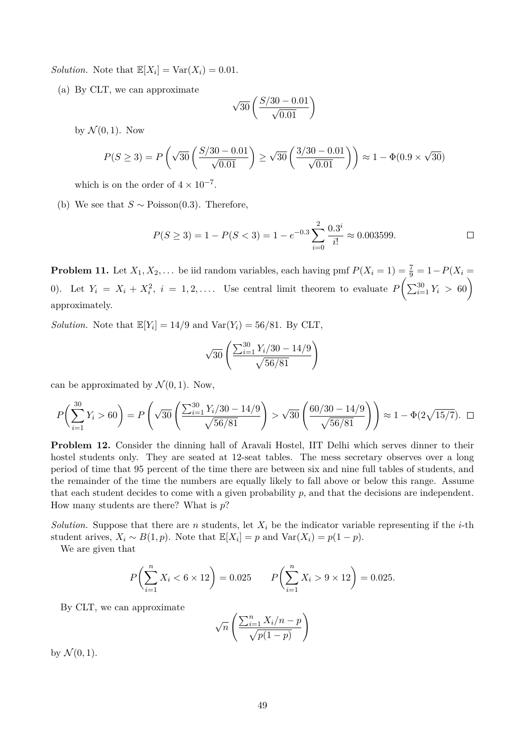*Solution.* Note that $\mathbb{E}[X_i] = \text{Var}(X_i) = 0.01$.

(a) By CLT, we can approximate

$$\sqrt{30}\left(\frac{S/30 - 0.01}{\sqrt{0.01}}\right)$$

by $\mathcal{N}(0,1)$. Now

$$P(S \geq 3) = P\left(\sqrt{30}\left(\frac{S/30 - 0.01}{\sqrt{0.01}}\right) \geq \sqrt{30}\left(\frac{3/30 - 0.01}{\sqrt{0.01}}\right)\right) \approx 1 - \Phi(0.9 \times \sqrt{30})$$

which is on the order of $4 \times 10^{-7}$.

(b) We see that $S \sim \text{Poisson}(0.3)$. Therefore,

$$P(S \geq 3) = 1 - P(S < 3) = 1 - e^{-0.3}\sum_{i=0}^{2}\frac{0.3^i}{i!} \approx 0.003599. \qquad \square$$

**Problem 11.** Let $X_1, X_2, \ldots$ be iid random variables, each having pmf $P(X_i = 1) = \frac{7}{9} = 1 - P(X_i = 0)$. Let $Y_i = X_i + X_i^2$, $i = 1, 2, \ldots$. Use central limit theorem to evaluate $P\left(\sum_{i=1}^{30} Y_i > 60\right)$ approximately.

*Solution.* Note that $\mathbb{E}[Y_i] = 14/9$ and $\text{Var}(Y_i) = 56/81$. By CLT,

$$\sqrt{30}\left(\frac{\sum_{i=1}^{30} Y_i/30 - 14/9}{\sqrt{56/81}}\right)$$

can be approximated by $\mathcal{N}(0,1)$. Now,

$$P\left(\sum_{i=1}^{30} Y_i > 60\right) = P\left(\sqrt{30}\left(\frac{\sum_{i=1}^{30} Y_i/30 - 14/9}{\sqrt{56/81}}\right) > \sqrt{30}\left(\frac{60/30 - 14/9}{\sqrt{56/81}}\right)\right) \approx 1 - \Phi(2\sqrt{15/7}). \quad \square$$

**Problem 12.** Consider the dinning hall of Aravali Hostel, IIT Delhi which serves dinner to their hostel students only. They are seated at 12-seat tables. The mess secretary observes over a long period of time that 95 percent of the time there are between six and nine full tables of students, and the remainder of the time the numbers are equally likely to fall above or below this range. Assume that each student decides to come with a given probability $p$, and that the decisions are independent. How many students are there? What is $p$?

*Solution.* Suppose that there are $n$ students, let $X_i$ be the indicator variable representing if the $i$-th student arives, $X_i \sim B(1, p)$. Note that $\mathbb{E}[X_i] = p$ and $\text{Var}(X_i) = p(1-p)$.

We are given that

$$P\left(\sum_{i=1}^{n} X_i < 6 \times 12\right) = 0.025 \qquad P\left(\sum_{i=1}^{n} X_i > 9 \times 12\right) = 0.025.$$

By CLT, we can approximate

$$\sqrt{n}\left(\frac{\sum_{i=1}^{n} X_i/n - p}{\sqrt{p(1-p)}}\right)$$

by $\mathcal{N}(0,1)$.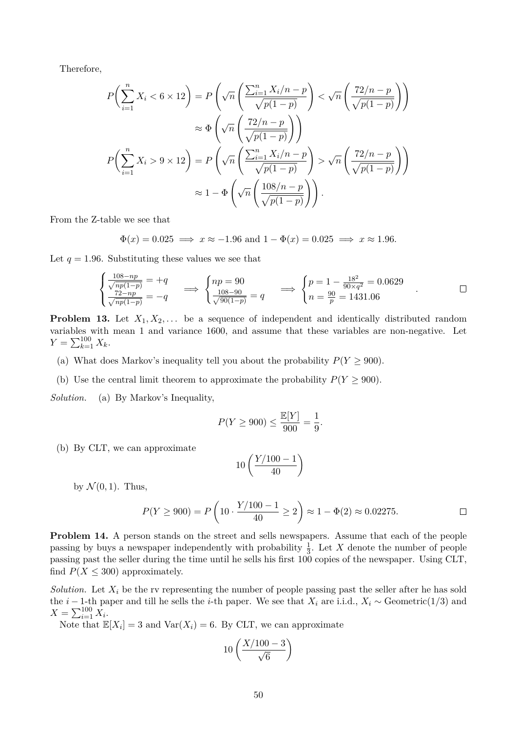Therefore,

$$
\begin{aligned}
P\Big(\sum_{i=1}^{n} X_i < 6 \times 12\Big) &= P\left(\sqrt{n}\left(\frac{\sum_{i=1}^{n} X_i/n - p}{\sqrt{p(1-p)}}\right) < \sqrt{n}\left(\frac{72/n - p}{\sqrt{p(1-p)}}\right)\right) \\
&\approx \Phi\left(\sqrt{n}\left(\frac{72/n - p}{\sqrt{p(1-p)}}\right)\right) \\
P\Big(\sum_{i=1}^{n} X_i > 9 \times 12\Big) &= P\left(\sqrt{n}\left(\frac{\sum_{i=1}^{n} X_i/n - p}{\sqrt{p(1-p)}}\right) > \sqrt{n}\left(\frac{72/n - p}{\sqrt{p(1-p)}}\right)\right) \\
&\approx 1 - \Phi\left(\sqrt{n}\left(\frac{108/n - p}{\sqrt{p(1-p)}}\right)\right).
\end{aligned}
$$

From the Z-table we see that

$$
\Phi(x) = 0.025 \implies x \approx -1.96 \text{ and } 1 - \Phi(x) = 0.025 \implies x \approx 1.96.
$$

Let $q = 1.96$. Substituting these values we see that

$$
\begin{cases} \frac{108-np}{\sqrt{np(1-p)}} = +q \\ \frac{72-np}{\sqrt{np(1-p)}} = -q \end{cases} \implies \begin{cases} np = 90 \\ \frac{108-90}{\sqrt{90(1-p)}} = q \end{cases} \implies \begin{cases} p = 1 - \frac{18^2}{90 \times q^2} = 0.0629 \\ n = \frac{90}{p} = 1431.06 \end{cases}.
$$

□

**Problem 13.** Let $X_1, X_2, \ldots$ be a sequence of independent and identically distributed random variables with mean 1 and variance 1600, and assume that these variables are non-negative. Let $Y = \sum_{k=1}^{100} X_k$.

(a) What does Markov's inequality tell you about the probability $P(Y \geq 900)$.

(b) Use the central limit theorem to approximate the probability $P(Y \geq 900)$.

*Solution.* (a) By Markov's Inequality,

$$
P(Y \geq 900) \leq \frac{\mathbb{E}[Y]}{900} = \frac{1}{9}.
$$

(b) By CLT, we can approximate

$$
10\left(\frac{Y/100 - 1}{40}\right)
$$

by $\mathcal{N}(0,1)$. Thus,

$$
P(Y \geq 900) = P\left(10 \cdot \frac{Y/100 - 1}{40} \geq 2\right) \approx 1 - \Phi(2) \approx 0.02275.
$$

□

**Problem 14.** A person stands on the street and sells newspapers. Assume that each of the people passing by buys a newspaper independently with probability $\frac{1}{3}$. Let $X$ denote the number of people passing past the seller during the time until he sells his first 100 copies of the newspaper. Using CLT, find $P(X \leq 300)$ approximately.

*Solution.* Let $X_i$ be the rv representing the number of people passing past the seller after he has sold the $i-1$-th paper and till he sells the $i$-th paper. We see that $X_i$ are i.i.d., $X_i \sim \text{Geometric}(1/3)$ and $X = \sum_{i=1}^{100} X_i$.

Note that $\mathbb{E}[X_i] = 3$ and $\text{Var}(X_i) = 6$. By CLT, we can approximate

$$
10\left(\frac{X/100 - 3}{\sqrt{6}}\right)
$$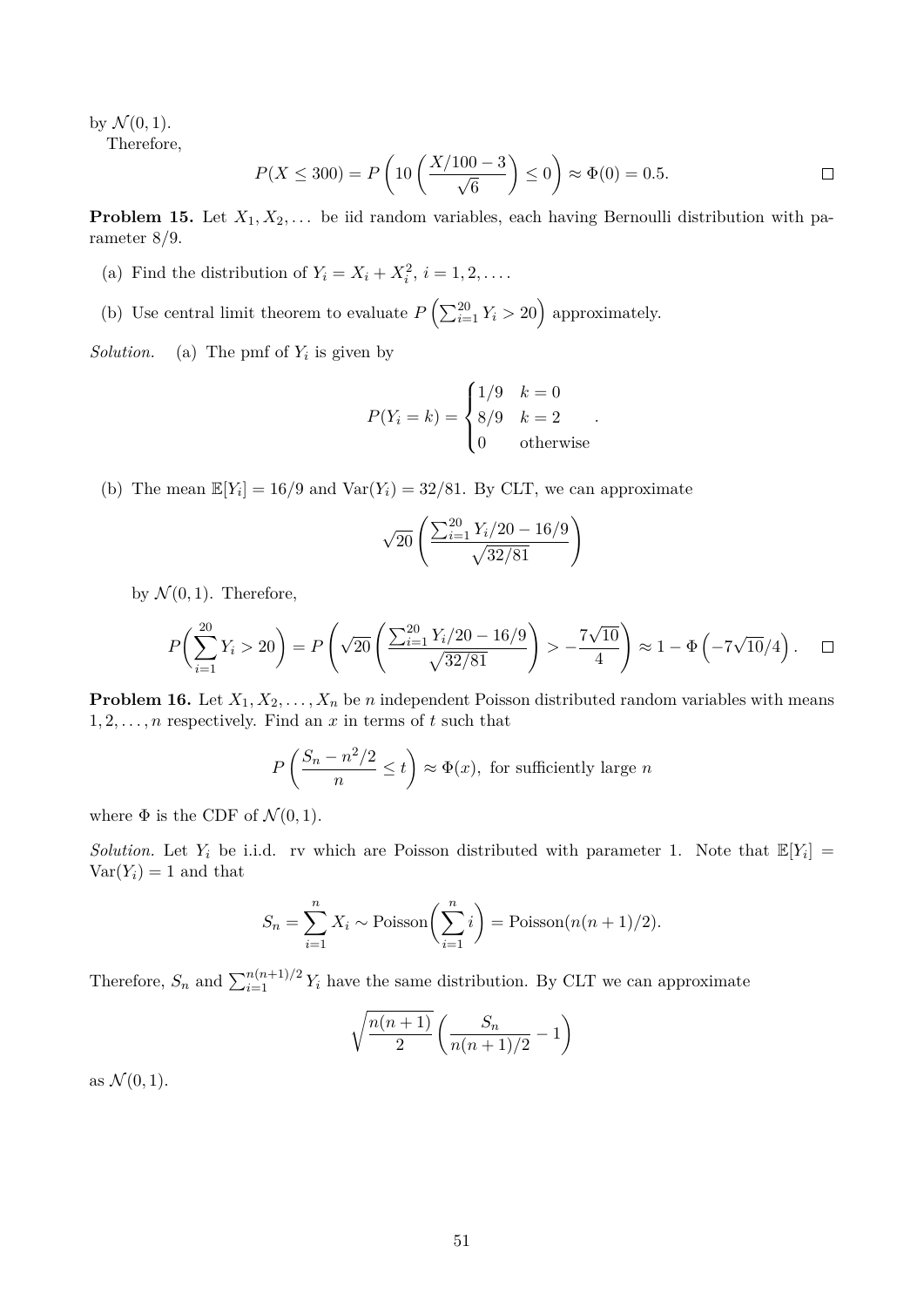by $\mathcal{N}(0,1)$.

Therefore,

$$P(X \leq 300) = P\left(10\left(\frac{X/100 - 3}{\sqrt{6}}\right) \leq 0\right) \approx \Phi(0) = 0.5. \qquad \square$$

**Problem 15.** Let $X_1, X_2, \ldots$ be iid random variables, each having Bernoulli distribution with parameter $8/9$.

(a) Find the distribution of $Y_i = X_i + X_i^2$, $i = 1, 2, \ldots$.

(b) Use central limit theorem to evaluate $P\left(\sum_{i=1}^{20} Y_i > 20\right)$ approximately.

*Solution.* (a) The pmf of $Y_i$ is given by

$$P(Y_i = k) = \begin{cases} 1/9 & k = 0 \\ 8/9 & k = 2 \\ 0 & \text{otherwise} \end{cases}.$$

(b) The mean $\mathbb{E}[Y_i] = 16/9$ and $\operatorname{Var}(Y_i) = 32/81$. By CLT, we can approximate

$$\sqrt{20}\left(\frac{\sum_{i=1}^{20} Y_i/20 - 16/9}{\sqrt{32/81}}\right)$$

by $\mathcal{N}(0,1)$. Therefore,

$$P\left(\sum_{i=1}^{20} Y_i > 20\right) = P\left(\sqrt{20}\left(\frac{\sum_{i=1}^{20} Y_i/20 - 16/9}{\sqrt{32/81}}\right) > -\frac{7\sqrt{10}}{4}\right) \approx 1 - \Phi\left(-7\sqrt{10}/4\right). \qquad \square$$

**Problem 16.** Let $X_1, X_2, \ldots, X_n$ be $n$ independent Poisson distributed random variables with means $1, 2, \ldots, n$ respectively. Find an $x$ in terms of $t$ such that

$$P\left(\frac{S_n - n^2/2}{n} \leq t\right) \approx \Phi(x), \text{ for sufficiently large } n$$

where $\Phi$ is the CDF of $\mathcal{N}(0,1)$.

*Solution.* Let $Y_i$ be i.i.d. rv which are Poisson distributed with parameter 1. Note that $\mathbb{E}[Y_i] = \operatorname{Var}(Y_i) = 1$ and that

$$S_n = \sum_{i=1}^{n} X_i \sim \operatorname{Poisson}\left(\sum_{i=1}^{n} i\right) = \operatorname{Poisson}(n(n+1)/2).$$

Therefore, $S_n$ and $\sum_{i=1}^{n(n+1)/2} Y_i$ have the same distribution. By CLT we can approximate

$$\sqrt{\frac{n(n+1)}{2}}\left(\frac{S_n}{n(n+1)/2} - 1\right)$$

as $\mathcal{N}(0,1)$.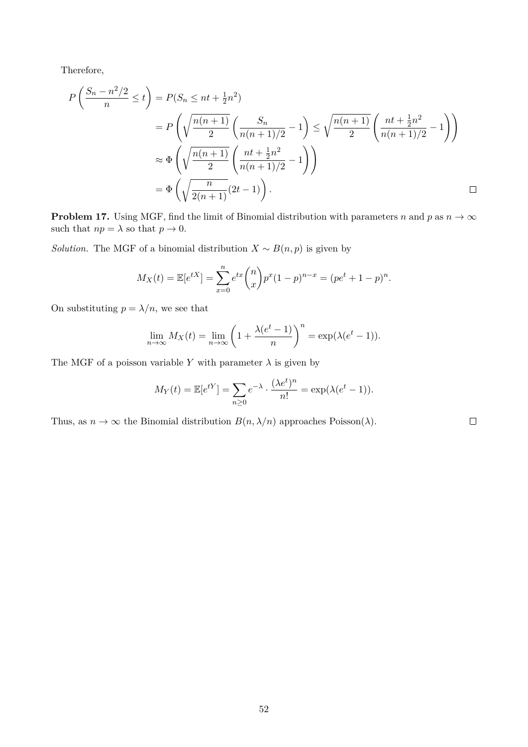Therefore,

$$
\begin{aligned}
P\left(\frac{S_n - n^2/2}{n} \le t\right) &= P(S_n \le nt + \tfrac{1}{2}n^2) \\
&= P\left(\sqrt{\frac{n(n+1)}{2}}\left(\frac{S_n}{n(n+1)/2} - 1\right) \le \sqrt{\frac{n(n+1)}{2}}\left(\frac{nt + \frac{1}{2}n^2}{n(n+1)/2} - 1\right)\right) \\
&\approx \Phi\left(\sqrt{\frac{n(n+1)}{2}}\left(\frac{nt + \frac{1}{2}n^2}{n(n+1)/2} - 1\right)\right) \\
&= \Phi\left(\sqrt{\frac{n}{2(n+1)}}(2t-1)\right).
\end{aligned}
$$

□

**Problem 17.** Using MGF, find the limit of Binomial distribution with parameters $n$ and $p$ as $n \to \infty$ such that $np = \lambda$ so that $p \to 0$.

*Solution.* The MGF of a binomial distribution $X \sim B(n, p)$ is given by

$$
M_X(t) = \mathbb{E}[e^{tX}] = \sum_{x=0}^{n} e^{tx}\binom{n}{x}p^x(1-p)^{n-x} = (pe^t + 1 - p)^n.
$$

On substituting $p = \lambda/n$, we see that

$$
\lim_{n\to\infty} M_X(t) = \lim_{n\to\infty}\left(1 + \frac{\lambda(e^t - 1)}{n}\right)^n = \exp(\lambda(e^t - 1)).
$$

The MGF of a poisson variable $Y$ with parameter $\lambda$ is given by

$$
M_Y(t) = \mathbb{E}[e^{tY}] = \sum_{n\ge 0} e^{-\lambda}\cdot\frac{(\lambda e^t)^n}{n!} = \exp(\lambda(e^t - 1)).
$$

Thus, as $n \to \infty$ the Binomial distribution $B(n, \lambda/n)$ approaches Poisson($\lambda$). □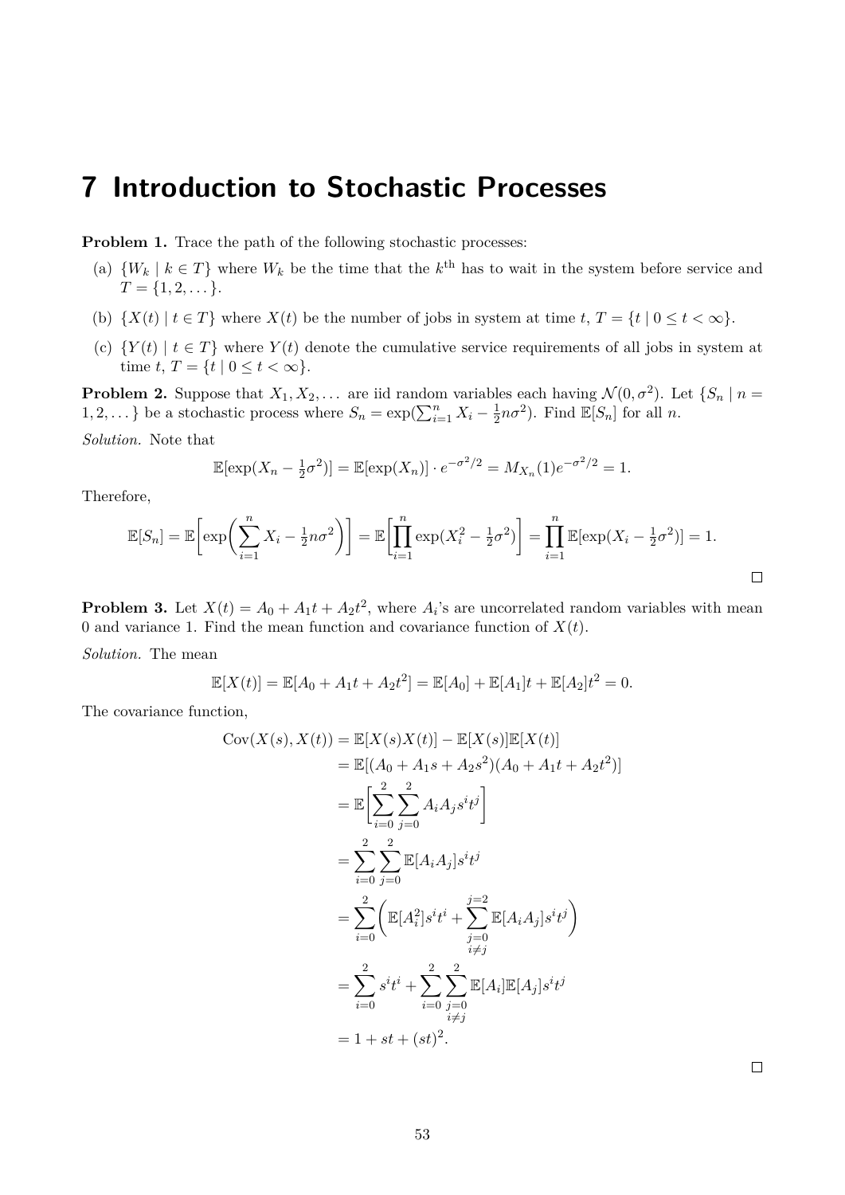# 7 Introduction to Stochastic Processes

**Problem 1.** Trace the path of the following stochastic processes:

(a) $\{W_k \mid k \in T\}$ where $W_k$ be the time that the $k^{\text{th}}$ has to wait in the system before service and $T = \{1, 2, \dots\}$.

(b) $\{X(t) \mid t \in T\}$ where $X(t)$ be the number of jobs in system at time $t$, $T = \{t \mid 0 \le t < \infty\}$.

(c) $\{Y(t) \mid t \in T\}$ where $Y(t)$ denote the cumulative service requirements of all jobs in system at time $t$, $T = \{t \mid 0 \le t < \infty\}$.

**Problem 2.** Suppose that $X_1, X_2, \dots$ are iid random variables each having $\mathcal{N}(0, \sigma^2)$. Let $\{S_n \mid n = 1, 2, \dots\}$ be a stochastic process where $S_n = \exp(\sum_{i=1}^n X_i - \frac{1}{2}n\sigma^2)$. Find $\mathbb{E}[S_n]$ for all $n$.

*Solution.* Note that

$$\mathbb{E}[\exp(X_n - \tfrac{1}{2}\sigma^2)] = \mathbb{E}[\exp(X_n)] \cdot e^{-\sigma^2/2} = M_{X_n}(1)e^{-\sigma^2/2} = 1.$$

Therefore,

$$\mathbb{E}[S_n] = \mathbb{E}\left[\exp\left(\sum_{i=1}^n X_i - \tfrac{1}{2}n\sigma^2\right)\right] = \mathbb{E}\left[\prod_{i=1}^n \exp(X_i^2 - \tfrac{1}{2}\sigma^2)\right] = \prod_{i=1}^n \mathbb{E}[\exp(X_i - \tfrac{1}{2}\sigma^2)] = 1.$$

□

**Problem 3.** Let $X(t) = A_0 + A_1 t + A_2 t^2$, where $A_i$'s are uncorrelated random variables with mean 0 and variance 1. Find the mean function and covariance function of $X(t)$.

*Solution.* The mean

$$\mathbb{E}[X(t)] = \mathbb{E}[A_0 + A_1 t + A_2 t^2] = \mathbb{E}[A_0] + \mathbb{E}[A_1]t + \mathbb{E}[A_2]t^2 = 0.$$

The covariance function,

$$\begin{aligned}
\operatorname{Cov}(X(s), X(t)) &= \mathbb{E}[X(s)X(t)] - \mathbb{E}[X(s)]\mathbb{E}[X(t)] \\
&= \mathbb{E}[(A_0 + A_1 s + A_2 s^2)(A_0 + A_1 t + A_2 t^2)] \\
&= \mathbb{E}\left[\sum_{i=0}^{2}\sum_{j=0}^{2} A_i A_j s^i t^j\right] \\
&= \sum_{i=0}^{2}\sum_{j=0}^{2} \mathbb{E}[A_i A_j] s^i t^j \\
&= \sum_{i=0}^{2}\left(\mathbb{E}[A_i^2] s^i t^i + \sum_{\substack{j=0 \\ i \ne j}}^{j=2} \mathbb{E}[A_i A_j] s^i t^j\right) \\
&= \sum_{i=0}^{2} s^i t^i + \sum_{i=0}^{2}\sum_{\substack{j=0 \\ i \ne j}}^{2} \mathbb{E}[A_i]\mathbb{E}[A_j] s^i t^j \\
&= 1 + st + (st)^2.
\end{aligned}$$

□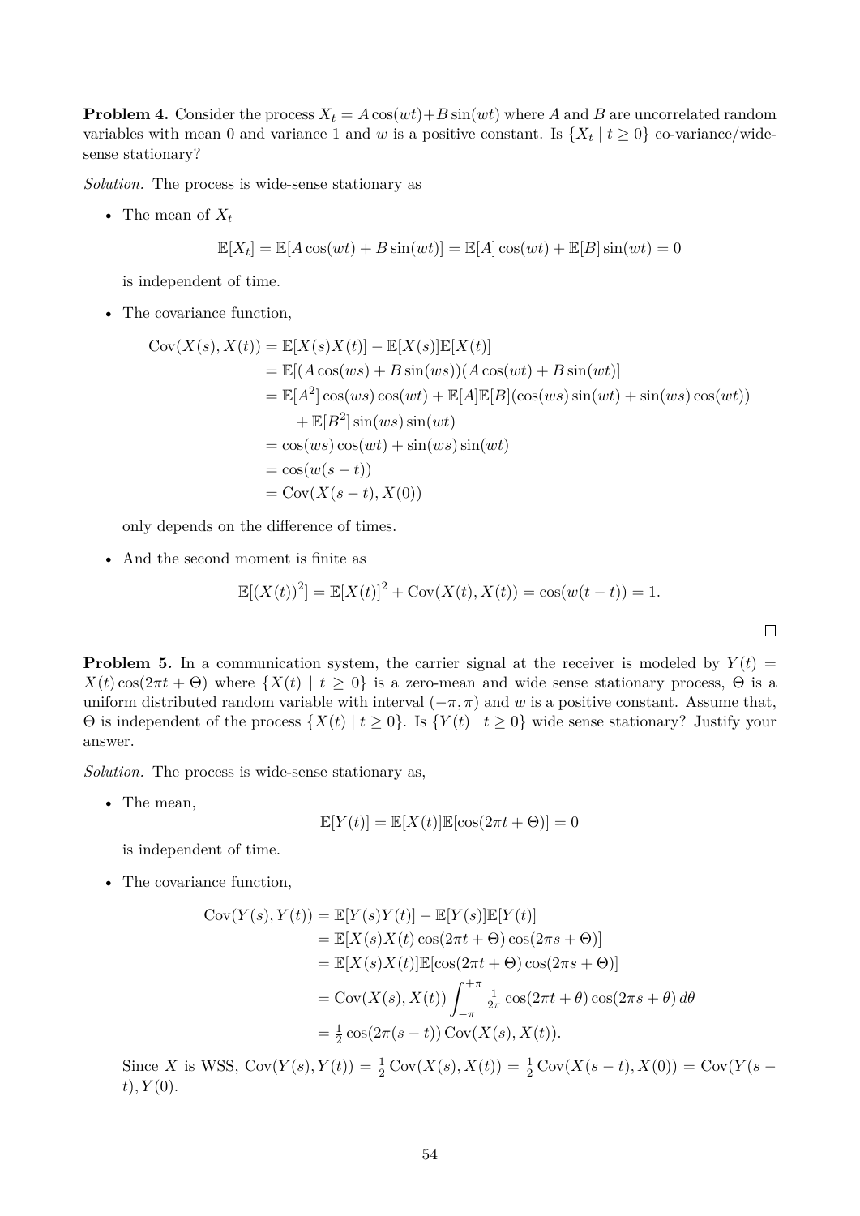**Problem 4.** Consider the process $X_t = A\cos(wt)+B\sin(wt)$ where $A$ and $B$ are uncorrelated random variables with mean 0 and variance 1 and $w$ is a positive constant. Is $\{X_t \mid t \geq 0\}$ co-variance/wide-sense stationary?

*Solution.* The process is wide-sense stationary as

- The mean of $X_t$

$$\mathbb{E}[X_t] = \mathbb{E}[A\cos(wt) + B\sin(wt)] = \mathbb{E}[A]\cos(wt) + \mathbb{E}[B]\sin(wt) = 0$$

  is independent of time.

- The covariance function,

$$\begin{aligned}
\text{Cov}(X(s), X(t)) &= \mathbb{E}[X(s)X(t)] - \mathbb{E}[X(s)]\mathbb{E}[X(t)] \\
&= \mathbb{E}[(A\cos(ws) + B\sin(ws))(A\cos(wt) + B\sin(wt)] \\
&= \mathbb{E}[A^2]\cos(ws)\cos(wt) + \mathbb{E}[A]\mathbb{E}[B](\cos(ws)\sin(wt) + \sin(ws)\cos(wt)) \\
&\quad + \mathbb{E}[B^2]\sin(ws)\sin(wt) \\
&= \cos(ws)\cos(wt) + \sin(ws)\sin(wt) \\
&= \cos(w(s-t)) \\
&= \text{Cov}(X(s-t), X(0))
\end{aligned}$$

  only depends on the difference of times.

- And the second moment is finite as

$$\mathbb{E}[(X(t))^2] = \mathbb{E}[X(t)]^2 + \text{Cov}(X(t), X(t)) = \cos(w(t-t)) = 1.$$

□

**Problem 5.** In a communication system, the carrier signal at the receiver is modeled by $Y(t) = X(t)\cos(2\pi t + \Theta)$ where $\{X(t) \mid t \geq 0\}$ is a zero-mean and wide sense stationary process, $\Theta$ is a uniform distributed random variable with interval $(-\pi, \pi)$ and $w$ is a positive constant. Assume that, $\Theta$ is independent of the process $\{X(t) \mid t \geq 0\}$. Is $\{Y(t) \mid t \geq 0\}$ wide sense stationary? Justify your answer.

*Solution.* The process is wide-sense stationary as,

- The mean,

$$\mathbb{E}[Y(t)] = \mathbb{E}[X(t)]\mathbb{E}[\cos(2\pi t + \Theta)] = 0$$

  is independent of time.

- The covariance function,

$$\begin{aligned}
\text{Cov}(Y(s), Y(t)) &= \mathbb{E}[Y(s)Y(t)] - \mathbb{E}[Y(s)]\mathbb{E}[Y(t)] \\
&= \mathbb{E}[X(s)X(t)\cos(2\pi t + \Theta)\cos(2\pi s + \Theta)] \\
&= \mathbb{E}[X(s)X(t)]\mathbb{E}[\cos(2\pi t + \Theta)\cos(2\pi s + \Theta)] \\
&= \text{Cov}(X(s), X(t)) \int_{-\pi}^{+\pi} \tfrac{1}{2\pi}\cos(2\pi t + \theta)\cos(2\pi s + \theta)\, d\theta \\
&= \tfrac{1}{2}\cos(2\pi(s-t))\,\text{Cov}(X(s), X(t)).
\end{aligned}$$

  Since $X$ is WSS, $\text{Cov}(Y(s), Y(t)) = \frac{1}{2}\text{Cov}(X(s), X(t)) = \frac{1}{2}\text{Cov}(X(s-t), X(0)) = \text{Cov}(Y(s-t), Y(0)$.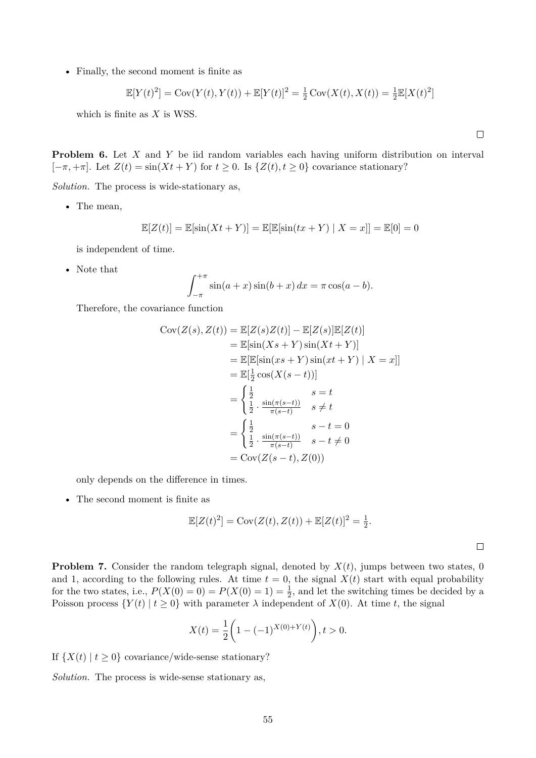- Finally, the second moment is finite as

$$\mathbb{E}[Y(t)^2] = \operatorname{Cov}(Y(t), Y(t)) + \mathbb{E}[Y(t)]^2 = \tfrac{1}{2}\operatorname{Cov}(X(t), X(t)) = \tfrac{1}{2}\mathbb{E}[X(t)^2]$$

which is finite as $X$ is WSS.

□

**Problem 6.** Let $X$ and $Y$ be iid random variables each having uniform distribution on interval $[-\pi, +\pi]$. Let $Z(t) = \sin(Xt + Y)$ for $t \geq 0$. Is $\{Z(t), t \geq 0\}$ covariance stationary?

*Solution.* The process is wide-stationary as,

- The mean,

$$\mathbb{E}[Z(t)] = \mathbb{E}[\sin(Xt + Y)] = \mathbb{E}[\mathbb{E}[\sin(tx + Y) \mid X = x]] = \mathbb{E}[0] = 0$$

is independent of time.

- Note that

$$\int_{-\pi}^{+\pi} \sin(a + x)\sin(b + x)\, dx = \pi \cos(a - b).$$

Therefore, the covariance function

$$\begin{aligned}
\operatorname{Cov}(Z(s), Z(t)) &= \mathbb{E}[Z(s)Z(t)] - \mathbb{E}[Z(s)]\mathbb{E}[Z(t)] \\
&= \mathbb{E}[\sin(Xs + Y)\sin(Xt + Y)] \\
&= \mathbb{E}[\mathbb{E}[\sin(xs + Y)\sin(xt + Y) \mid X = x]] \\
&= \mathbb{E}[\tfrac{1}{2}\cos(X(s - t))] \\
&= \begin{cases} \frac{1}{2} & s = t \\ \frac{1}{2} \cdot \frac{\sin(\pi(s-t))}{\pi(s-t)} & s \neq t \end{cases} \\
&= \begin{cases} \frac{1}{2} & s - t = 0 \\ \frac{1}{2} \cdot \frac{\sin(\pi(s-t))}{\pi(s-t)} & s - t \neq 0 \end{cases} \\
&= \operatorname{Cov}(Z(s - t), Z(0))
\end{aligned}$$

only depends on the difference in times.

- The second moment is finite as

$$\mathbb{E}[Z(t)^2] = \operatorname{Cov}(Z(t), Z(t)) + \mathbb{E}[Z(t)]^2 = \tfrac{1}{2}.$$

□

**Problem 7.** Consider the random telegraph signal, denoted by $X(t)$, jumps between two states, 0 and 1, according to the following rules. At time $t = 0$, the signal $X(t)$ start with equal probability for the two states, i.e., $P(X(0) = 0) = P(X(0) = 1) = \frac{1}{2}$, and let the switching times be decided by a Poisson process $\{Y(t) \mid t \geq 0\}$ with parameter $\lambda$ independent of $X(0)$. At time $t$, the signal

$$X(t) = \frac{1}{2}\left(1 - (-1)^{X(0)+Y(t)}\right), t > 0.$$

If $\{X(t) \mid t \geq 0\}$ covariance/wide-sense stationary?

*Solution.* The process is wide-sense stationary as,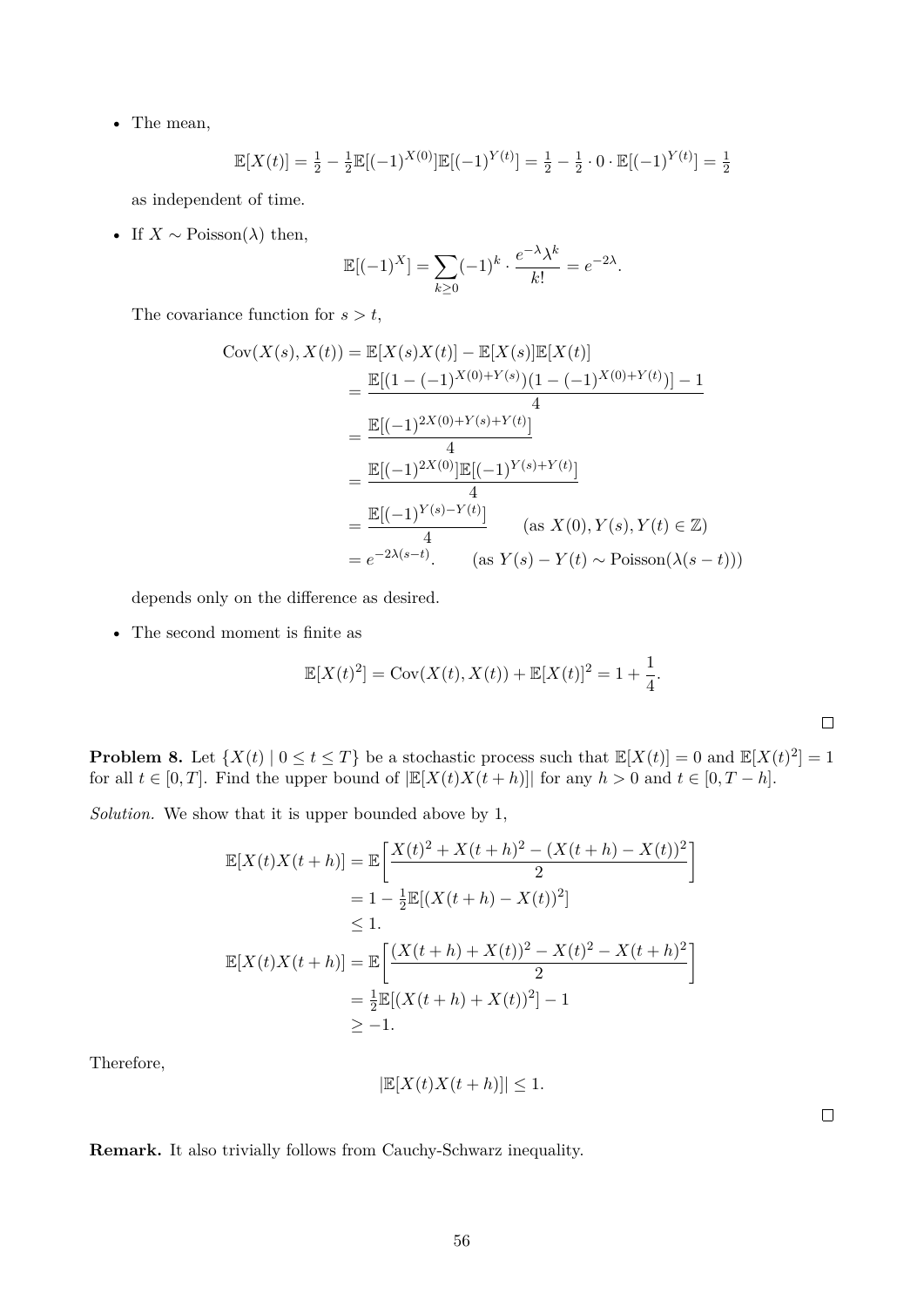- The mean,

$$\mathbb{E}[X(t)] = \tfrac{1}{2} - \tfrac{1}{2}\mathbb{E}[(-1)^{X(0)}]\mathbb{E}[(-1)^{Y(t)}] = \tfrac{1}{2} - \tfrac{1}{2}\cdot 0 \cdot \mathbb{E}[(-1)^{Y(t)}] = \tfrac{1}{2}$$

  as independent of time.

- If $X \sim \text{Poisson}(\lambda)$ then,

$$\mathbb{E}[(-1)^X] = \sum_{k\geq 0}(-1)^k \cdot \frac{e^{-\lambda}\lambda^k}{k!} = e^{-2\lambda}.$$

  The covariance function for $s > t$,

$$\begin{aligned}
\text{Cov}(X(s), X(t)) &= \mathbb{E}[X(s)X(t)] - \mathbb{E}[X(s)]\mathbb{E}[X(t)] \\
&= \frac{\mathbb{E}[(1-(-1)^{X(0)+Y(s)})(1-(-1)^{X(0)+Y(t)})] - 1}{4} \\
&= \frac{\mathbb{E}[(-1)^{2X(0)+Y(s)+Y(t)}]}{4} \\
&= \frac{\mathbb{E}[(-1)^{2X(0)}]\mathbb{E}[(-1)^{Y(s)+Y(t)}]}{4} \\
&= \frac{\mathbb{E}[(-1)^{Y(s)-Y(t)}]}{4} \qquad (\text{as } X(0), Y(s), Y(t) \in \mathbb{Z}) \\
&= e^{-2\lambda(s-t)}. \qquad (\text{as } Y(s) - Y(t) \sim \text{Poisson}(\lambda(s-t)))
\end{aligned}$$

  depends only on the difference as desired.

- The second moment is finite as

$$\mathbb{E}[X(t)^2] = \text{Cov}(X(t), X(t)) + \mathbb{E}[X(t)]^2 = 1 + \frac{1}{4}.$$

□

**Problem 8.** Let $\{X(t) \mid 0 \leq t \leq T\}$ be a stochastic process such that $\mathbb{E}[X(t)] = 0$ and $\mathbb{E}[X(t)^2] = 1$ for all $t \in [0, T]$. Find the upper bound of $|\mathbb{E}[X(t)X(t+h)]|$ for any $h > 0$ and $t \in [0, T-h]$.

*Solution.* We show that it is upper bounded above by 1,

$$\begin{aligned}
\mathbb{E}[X(t)X(t+h)] &= \mathbb{E}\left[\frac{X(t)^2 + X(t+h)^2 - (X(t+h) - X(t))^2}{2}\right] \\
&= 1 - \tfrac{1}{2}\mathbb{E}[(X(t+h) - X(t))^2] \\
&\leq 1. \\
\mathbb{E}[X(t)X(t+h)] &= \mathbb{E}\left[\frac{(X(t+h) + X(t))^2 - X(t)^2 - X(t+h)^2}{2}\right] \\
&= \tfrac{1}{2}\mathbb{E}[(X(t+h) + X(t))^2] - 1 \\
&\geq -1.
\end{aligned}$$

Therefore,

$$|\mathbb{E}[X(t)X(t+h)]| \leq 1.$$

□

**Remark.** It also trivially follows from Cauchy-Schwarz inequality.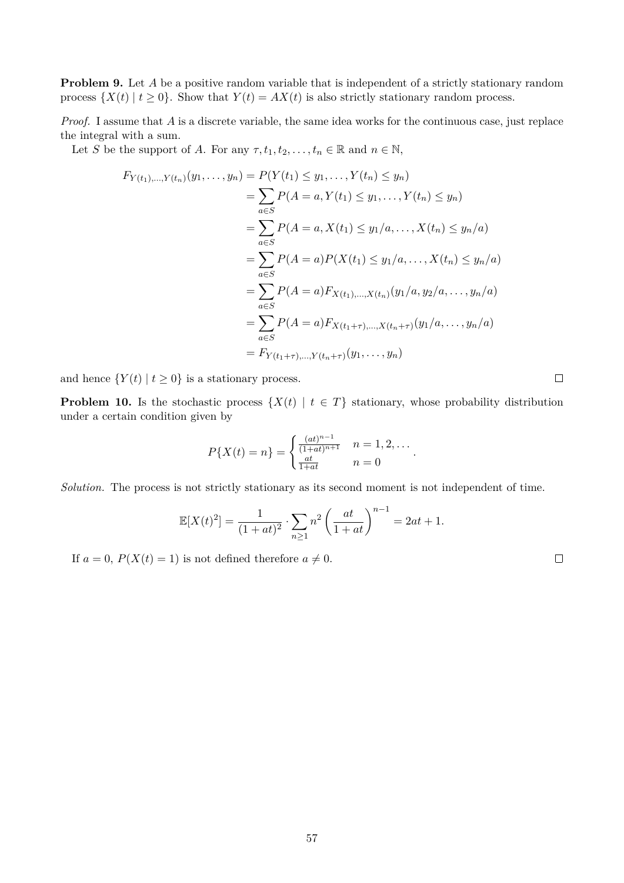**Problem 9.** Let $A$ be a positive random variable that is independent of a strictly stationary random process $\{X(t) \mid t \geq 0\}$. Show that $Y(t) = AX(t)$ is also strictly stationary random process.

*Proof.* I assume that $A$ is a discrete variable, the same idea works for the continuous case, just replace the integral with a sum.

Let $S$ be the support of $A$. For any $\tau, t_1, t_2, \ldots, t_n \in \mathbb{R}$ and $n \in \mathbb{N}$,

$$
\begin{aligned}
F_{Y(t_1),\ldots,Y(t_n)}(y_1, \ldots, y_n) &= P(Y(t_1) \leq y_1, \ldots, Y(t_n) \leq y_n) \\
&= \sum_{a \in S} P(A = a, Y(t_1) \leq y_1, \ldots, Y(t_n) \leq y_n) \\
&= \sum_{a \in S} P(A = a, X(t_1) \leq y_1/a, \ldots, X(t_n) \leq y_n/a) \\
&= \sum_{a \in S} P(A = a) P(X(t_1) \leq y_1/a, \ldots, X(t_n) \leq y_n/a) \\
&= \sum_{a \in S} P(A = a) F_{X(t_1),\ldots,X(t_n)}(y_1/a, y_2/a, \ldots, y_n/a) \\
&= \sum_{a \in S} P(A = a) F_{X(t_1+\tau),\ldots,X(t_n+\tau)}(y_1/a, \ldots, y_n/a) \\
&= F_{Y(t_1+\tau),\ldots,Y(t_n+\tau)}(y_1, \ldots, y_n)
\end{aligned}
$$

and hence $\{Y(t) \mid t \geq 0\}$ is a stationary process. □

**Problem 10.** Is the stochastic process $\{X(t) \mid t \in T\}$ stationary, whose probability distribution under a certain condition given by

$$
P\{X(t) = n\} = \begin{cases} \frac{(at)^{n-1}}{(1+at)^{n+1}} & n = 1, 2, \ldots \\ \frac{at}{1+at} & n = 0 \end{cases}.
$$

*Solution.* The process is not strictly stationary as its second moment is not independent of time.

$$
\mathbb{E}[X(t)^2] = \frac{1}{(1+at)^2} \cdot \sum_{n \geq 1} n^2 \left( \frac{at}{1+at} \right)^{n-1} = 2at + 1.
$$

If $a = 0$, $P(X(t) = 1)$ is not defined therefore $a \neq 0$. □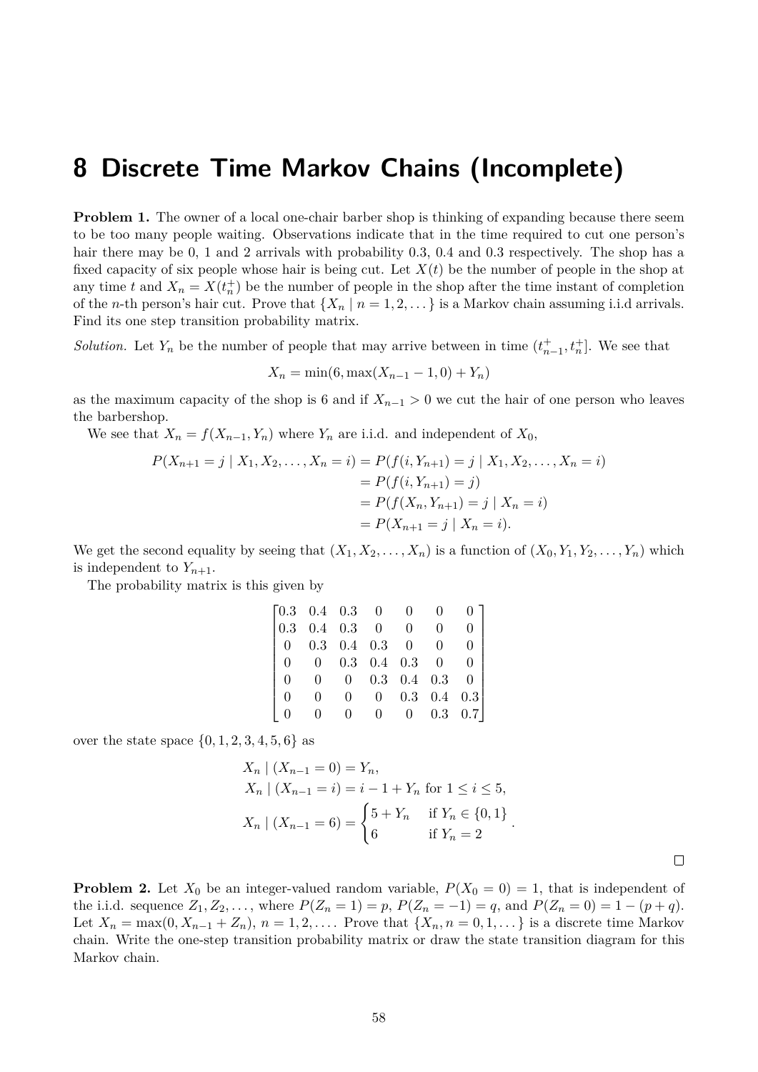# 8 Discrete Time Markov Chains (Incomplete)

**Problem 1.** The owner of a local one-chair barber shop is thinking of expanding because there seem to be too many people waiting. Observations indicate that in the time required to cut one person's hair there may be 0, 1 and 2 arrivals with probability 0.3, 0.4 and 0.3 respectively. The shop has a fixed capacity of six people whose hair is being cut. Let $X(t)$ be the number of people in the shop at any time $t$ and $X_n = X(t_n^+)$ be the number of people in the shop after the time instant of completion of the $n$-th person's hair cut. Prove that $\{X_n \mid n = 1, 2, \dots\}$ is a Markov chain assuming i.i.d arrivals. Find its one step transition probability matrix.

*Solution.* Let $Y_n$ be the number of people that may arrive between in time $(t_{n-1}^+, t_n^+]$. We see that

$$X_n = \min(6, \max(X_{n-1} - 1, 0) + Y_n)$$

as the maximum capacity of the shop is 6 and if $X_{n-1} > 0$ we cut the hair of one person who leaves the barbershop.

We see that $X_n = f(X_{n-1}, Y_n)$ where $Y_n$ are i.i.d. and independent of $X_0$,

$$\begin{aligned}
P(X_{n+1} = j \mid X_1, X_2, \dots, X_n = i) &= P(f(i, Y_{n+1}) = j \mid X_1, X_2, \dots, X_n = i) \\
&= P(f(i, Y_{n+1}) = j) \\
&= P(f(X_n, Y_{n+1}) = j \mid X_n = i) \\
&= P(X_{n+1} = j \mid X_n = i).
\end{aligned}$$

We get the second equality by seeing that $(X_1, X_2, \dots, X_n)$ is a function of $(X_0, Y_1, Y_2, \dots, Y_n)$ which is independent to $Y_{n+1}$.

The probability matrix is this given by

$$\begin{bmatrix}
0.3 & 0.4 & 0.3 & 0 & 0 & 0 & 0 \\
0.3 & 0.4 & 0.3 & 0 & 0 & 0 & 0 \\
0 & 0.3 & 0.4 & 0.3 & 0 & 0 & 0 \\
0 & 0 & 0.3 & 0.4 & 0.3 & 0 & 0 \\
0 & 0 & 0 & 0.3 & 0.4 & 0.3 & 0 \\
0 & 0 & 0 & 0 & 0.3 & 0.4 & 0.3 \\
0 & 0 & 0 & 0 & 0 & 0.3 & 0.7
\end{bmatrix}$$

over the state space $\{0, 1, 2, 3, 4, 5, 6\}$ as

$$\begin{aligned}
&X_n \mid (X_{n-1} = 0) = Y_n, \\
&X_n \mid (X_{n-1} = i) = i - 1 + Y_n \text{ for } 1 \le i \le 5, \\
&X_n \mid (X_{n-1} = 6) = \begin{cases} 5 + Y_n & \text{if } Y_n \in \{0, 1\} \\ 6 & \text{if } Y_n = 2 \end{cases}.
\end{aligned}$$

□

**Problem 2.** Let $X_0$ be an integer-valued random variable, $P(X_0 = 0) = 1$, that is independent of the i.i.d. sequence $Z_1, Z_2, \dots$, where $P(Z_n = 1) = p$, $P(Z_n = -1) = q$, and $P(Z_n = 0) = 1 - (p + q)$. Let $X_n = \max(0, X_{n-1} + Z_n)$, $n = 1, 2, \dots$. Prove that $\{X_n, n = 0, 1, \dots\}$ is a discrete time Markov chain. Write the one-step transition probability matrix or draw the state transition diagram for this Markov chain.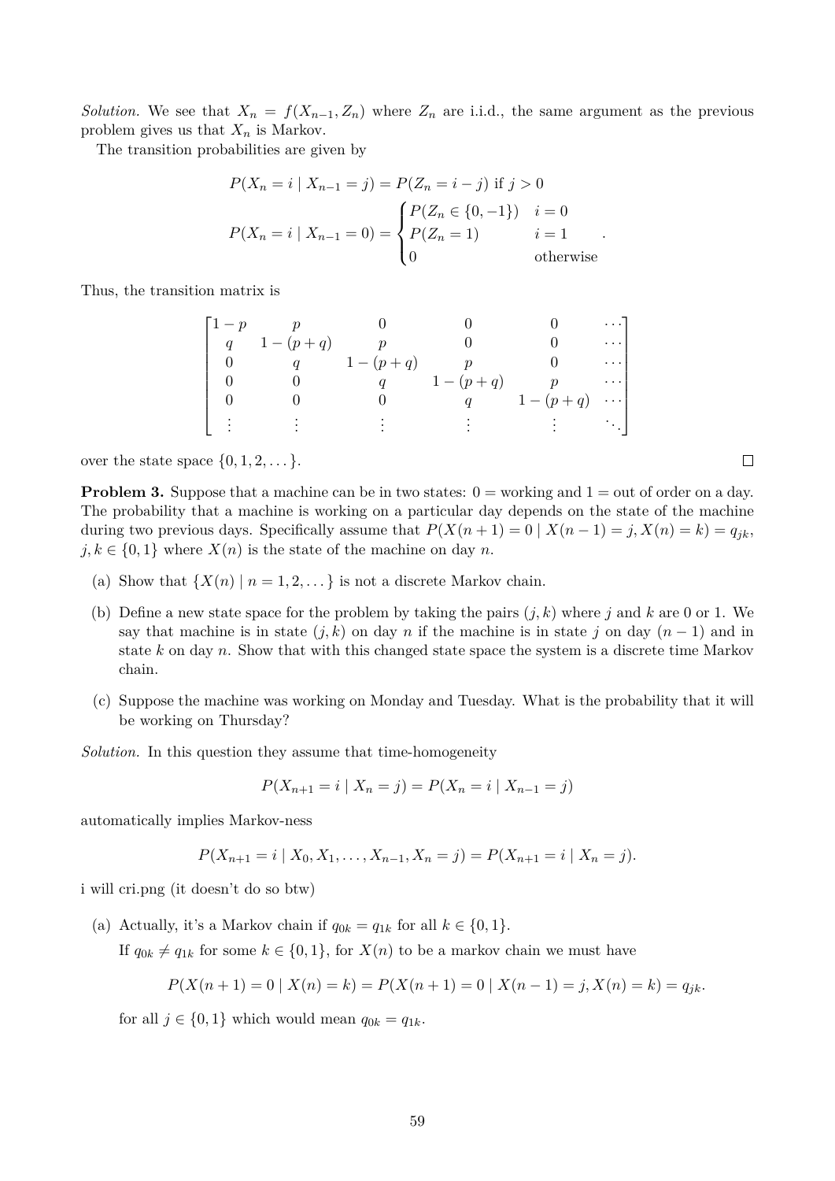*Solution.* We see that $X_n = f(X_{n-1}, Z_n)$ where $Z_n$ are i.i.d., the same argument as the previous problem gives us that $X_n$ is Markov.

The transition probabilities are given by

$$P(X_n = i \mid X_{n-1} = j) = P(Z_n = i - j) \text{ if } j > 0$$

$$P(X_n = i \mid X_{n-1} = 0) = \begin{cases} P(Z_n \in \{0, -1\}) & i = 0 \\ P(Z_n = 1) & i = 1 \\ 0 & \text{otherwise} \end{cases}.$$

Thus, the transition matrix is

$$\begin{bmatrix} 1-p & p & 0 & 0 & 0 & \cdots \\ q & 1-(p+q) & p & 0 & 0 & \cdots \\ 0 & q & 1-(p+q) & p & 0 & \cdots \\ 0 & 0 & q & 1-(p+q) & p & \cdots \\ 0 & 0 & 0 & q & 1-(p+q) & \cdots \\ \vdots & \vdots & \vdots & \vdots & \vdots & \ddots \end{bmatrix}$$

over the state space $\{0, 1, 2, \dots\}$. □

**Problem 3.** Suppose that a machine can be in two states: $0 =$ working and $1 =$ out of order on a day. The probability that a machine is working on a particular day depends on the state of the machine during two previous days. Specifically assume that $P(X(n+1) = 0 \mid X(n-1) = j, X(n) = k) = q_{jk}$, $j, k \in \{0, 1\}$ where $X(n)$ is the state of the machine on day $n$.

(a) Show that $\{X(n) \mid n = 1, 2, \dots\}$ is not a discrete Markov chain.

(b) Define a new state space for the problem by taking the pairs $(j, k)$ where $j$ and $k$ are 0 or 1. We say that machine is in state $(j, k)$ on day $n$ if the machine is in state $j$ on day $(n-1)$ and in state $k$ on day $n$. Show that with this changed state space the system is a discrete time Markov chain.

(c) Suppose the machine was working on Monday and Tuesday. What is the probability that it will be working on Thursday?

*Solution.* In this question they assume that time-homogeneity

$$P(X_{n+1} = i \mid X_n = j) = P(X_n = i \mid X_{n-1} = j)$$

automatically implies Markov-ness

$$P(X_{n+1} = i \mid X_0, X_1, \dots, X_{n-1}, X_n = j) = P(X_{n+1} = i \mid X_n = j).$$

i will cri.png (it doesn't do so btw)

(a) Actually, it's a Markov chain if $q_{0k} = q_{1k}$ for all $k \in \{0, 1\}$.

If $q_{0k} \neq q_{1k}$ for some $k \in \{0, 1\}$, for $X(n)$ to be a markov chain we must have

$$P(X(n+1) = 0 \mid X(n) = k) = P(X(n+1) = 0 \mid X(n-1) = j, X(n) = k) = q_{jk}.$$

for all $j \in \{0, 1\}$ which would mean $q_{0k} = q_{1k}$.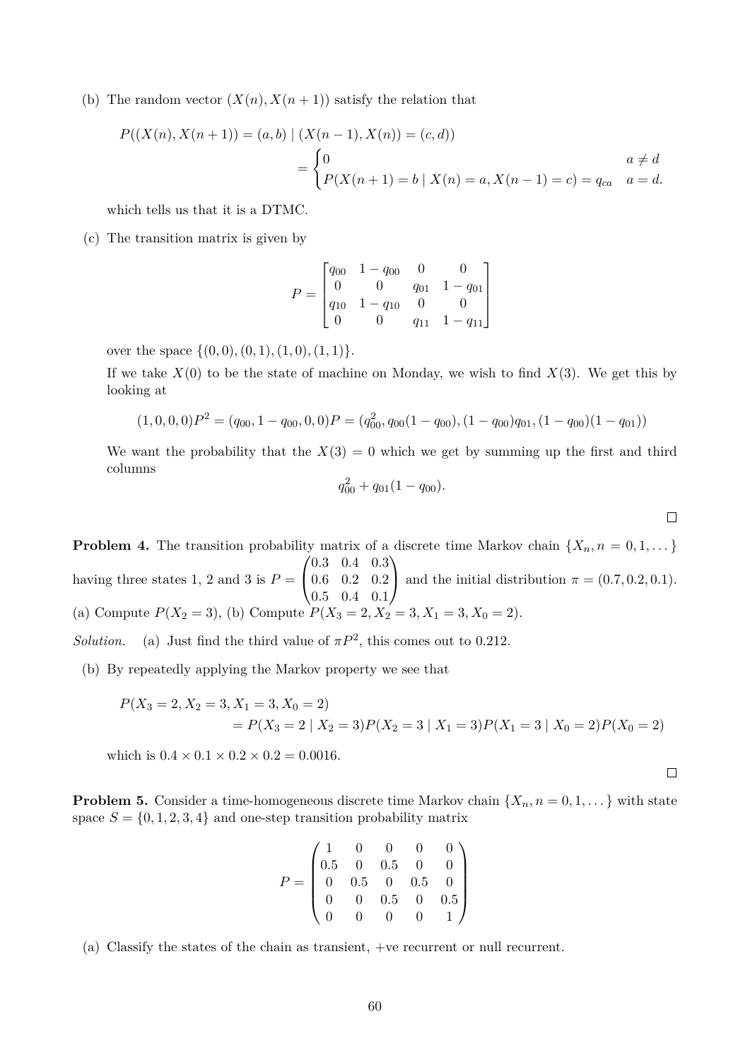(b) The random vector $(X(n), X(n+1))$ satisfy the relation that

$$P((X(n), X(n+1)) = (a,b) \mid (X(n-1), X(n)) = (c,d)) \\ = \begin{cases} 0 & a \neq d \\ P(X(n+1) = b \mid X(n) = a, X(n-1) = c) = q_{ca} & a = d. \end{cases}$$

which tells us that it is a DTMC.

(c) The transition matrix is given by

$$P = \begin{bmatrix} q_{00} & 1-q_{00} & 0 & 0 \\ 0 & 0 & q_{01} & 1-q_{01} \\ q_{10} & 1-q_{10} & 0 & 0 \\ 0 & 0 & q_{11} & 1-q_{11} \end{bmatrix}$$

over the space $\{(0,0), (0,1), (1,0), (1,1)\}$.

If we take $X(0)$ to be the state of machine on Monday, we wish to find $X(3)$. We get this by looking at

$$(1,0,0,0)P^2 = (q_{00}, 1-q_{00}, 0, 0)P = (q_{00}^2, q_{00}(1-q_{00}), (1-q_{00})q_{01}, (1-q_{00})(1-q_{01}))$$

We want the probability that the $X(3) = 0$ which we get by summing up the first and third columns

$$q_{00}^2 + q_{01}(1-q_{00}).$$

□

**Problem 4.** The transition probability matrix of a discrete time Markov chain $\{X_n, n = 0, 1, \ldots\}$ having three states 1, 2 and 3 is $P = \begin{pmatrix} 0.3 & 0.4 & 0.3 \\ 0.6 & 0.2 & 0.2 \\ 0.5 & 0.4 & 0.1 \end{pmatrix}$ and the initial distribution $\pi = (0.7, 0.2, 0.1)$.
(a) Compute $P(X_2 = 3)$, (b) Compute $P(X_3 = 2, X_2 = 3, X_1 = 3, X_0 = 2)$.

*Solution.* (a) Just find the third value of $\pi P^2$, this comes out to 0.212.

(b) By repeatedly applying the Markov property we see that

$$P(X_3 = 2, X_2 = 3, X_1 = 3, X_0 = 2) \\ = P(X_3 = 2 \mid X_2 = 3)P(X_2 = 3 \mid X_1 = 3)P(X_1 = 3 \mid X_0 = 2)P(X_0 = 2)$$

which is $0.4 \times 0.1 \times 0.2 \times 0.2 = 0.0016$.

□

**Problem 5.** Consider a time-homogeneous discrete time Markov chain $\{X_n, n = 0, 1, \ldots\}$ with state space $S = \{0, 1, 2, 3, 4\}$ and one-step transition probability matrix

$$P = \begin{pmatrix} 1 & 0 & 0 & 0 & 0 \\ 0.5 & 0 & 0.5 & 0 & 0 \\ 0 & 0.5 & 0 & 0.5 & 0 \\ 0 & 0 & 0.5 & 0 & 0.5 \\ 0 & 0 & 0 & 0 & 1 \end{pmatrix}$$

(a) Classify the states of the chain as transient, +ve recurrent or null recurrent.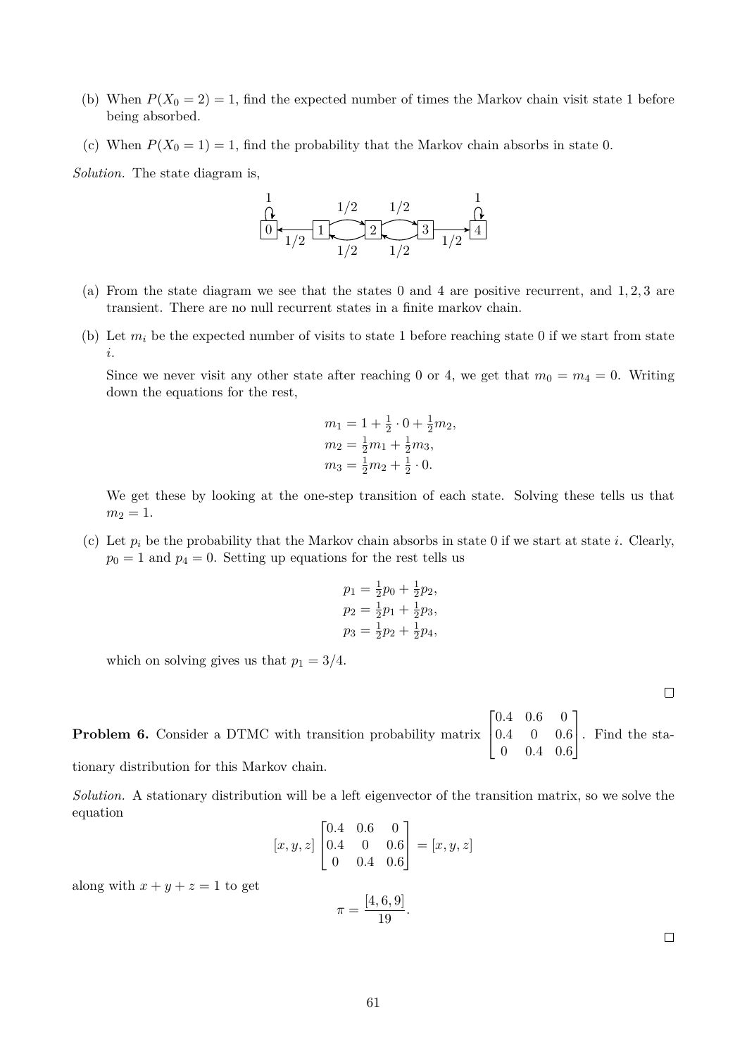(b) When $P(X_0 = 2) = 1$, find the expected number of times the Markov chain visit state 1 before being absorbed.

(c) When $P(X_0 = 1) = 1$, find the probability that the Markov chain absorbs in state 0.

*Solution.* The state diagram is,

(a) From the state diagram we see that the states 0 and 4 are positive recurrent, and 1, 2, 3 are transient. There are no null recurrent states in a finite markov chain.

(b) Let $m_i$ be the expected number of visits to state 1 before reaching state 0 if we start from state $i$.

Since we never visit any other state after reaching 0 or 4, we get that $m_0 = m_4 = 0$. Writing down the equations for the rest,

$$
\begin{aligned}
m_1 &= 1 + \tfrac{1}{2} \cdot 0 + \tfrac{1}{2} m_2, \\
m_2 &= \tfrac{1}{2} m_1 + \tfrac{1}{2} m_3, \\
m_3 &= \tfrac{1}{2} m_2 + \tfrac{1}{2} \cdot 0.
\end{aligned}
$$

We get these by looking at the one-step transition of each state. Solving these tells us that $m_2 = 1$.

(c) Let $p_i$ be the probability that the Markov chain absorbs in state 0 if we start at state $i$. Clearly, $p_0 = 1$ and $p_4 = 0$. Setting up equations for the rest tells us

$$
\begin{aligned}
p_1 &= \tfrac{1}{2} p_0 + \tfrac{1}{2} p_2, \\
p_2 &= \tfrac{1}{2} p_1 + \tfrac{1}{2} p_3, \\
p_3 &= \tfrac{1}{2} p_2 + \tfrac{1}{2} p_4,
\end{aligned}
$$

which on solving gives us that $p_1 = 3/4$.

□

**Problem 6.** Consider a DTMC with transition probability matrix $\begin{bmatrix} 0.4 & 0.6 & 0 \\ 0.4 & 0 & 0.6 \\ 0 & 0.4 & 0.6 \end{bmatrix}$. Find the stationary distribution for this Markov chain.

*Solution.* A stationary distribution will be a left eigenvector of the transition matrix, so we solve the equation

$$
[x, y, z] \begin{bmatrix} 0.4 & 0.6 & 0 \\ 0.4 & 0 & 0.6 \\ 0 & 0.4 & 0.6 \end{bmatrix} = [x, y, z]
$$

along with $x + y + z = 1$ to get

$$
\pi = \frac{[4, 6, 9]}{19}.
$$

□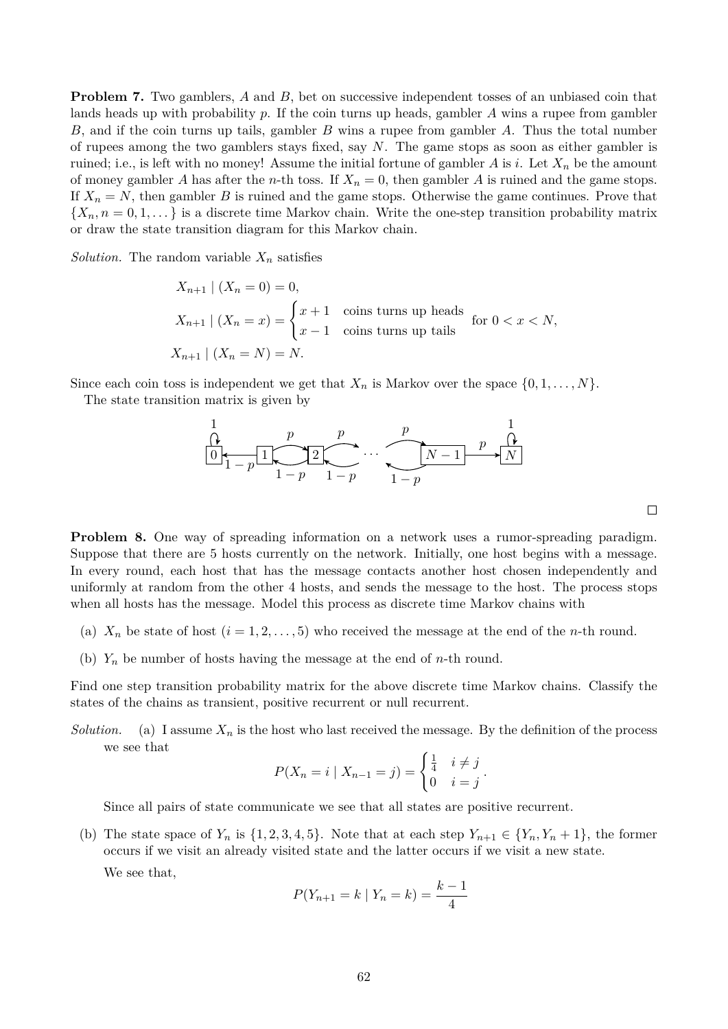**Problem 7.** Two gamblers, $A$ and $B$, bet on successive independent tosses of an unbiased coin that lands heads up with probability $p$. If the coin turns up heads, gambler $A$ wins a rupee from gambler $B$, and if the coin turns up tails, gambler $B$ wins a rupee from gambler $A$. Thus the total number of rupees among the two gamblers stays fixed, say $N$. The game stops as soon as either gambler is ruined; i.e., is left with no money! Assume the initial fortune of gambler $A$ is $i$. Let $X_n$ be the amount of money gambler $A$ has after the $n$-th toss. If $X_n = 0$, then gambler $A$ is ruined and the game stops. If $X_n = N$, then gambler $B$ is ruined and the game stops. Otherwise the game continues. Prove that $\{X_n, n = 0, 1, \dots\}$ is a discrete time Markov chain. Write the one-step transition probability matrix or draw the state transition diagram for this Markov chain.

*Solution.* The random variable $X_n$ satisfies

$$
\begin{aligned}
X_{n+1} \mid (X_n = 0) &= 0, \\
X_{n+1} \mid (X_n = x) &= \begin{cases} x+1 & \text{coins turns up heads} \\ x-1 & \text{coins turns up tails} \end{cases} \quad \text{for } 0 < x < N, \\
X_{n+1} \mid (X_n = N) &= N.
\end{aligned}
$$

Since each coin toss is independent we get that $X_n$ is Markov over the space $\{0, 1, \dots, N\}$.

The state transition matrix is given by

States $0, 1, 2, \dots, N-1, N$: state $0$ has a self-loop with probability $1$; state $N$ has a self-loop with probability $1$; from each state $1, \dots, N-1$ there is a transition to the next state with probability $p$ and to the previous state with probability $1-p$.

∎

**Problem 8.** One way of spreading information on a network uses a rumor-spreading paradigm. Suppose that there are 5 hosts currently on the network. Initially, one host begins with a message. In every round, each host that has the message contacts another host chosen independently and uniformly at random from the other 4 hosts, and sends the message to the host. The process stops when all hosts has the message. Model this process as discrete time Markov chains with

(a) $X_n$ be state of host $(i = 1, 2, \dots, 5)$ who received the message at the end of the $n$-th round.

(b) $Y_n$ be number of hosts having the message at the end of $n$-th round.

Find one step transition probability matrix for the above discrete time Markov chains. Classify the states of the chains as transient, positive recurrent or null recurrent.

*Solution.* (a) I assume $X_n$ is the host who last received the message. By the definition of the process we see that

$$
P(X_n = i \mid X_{n-1} = j) = \begin{cases} \frac{1}{4} & i \neq j \\ 0 & i = j \end{cases}.
$$

Since all pairs of state communicate we see that all states are positive recurrent.

(b) The state space of $Y_n$ is $\{1, 2, 3, 4, 5\}$. Note that at each step $Y_{n+1} \in \{Y_n, Y_n + 1\}$, the former occurs if we visit an already visited state and the latter occurs if we visit a new state.

We see that,

$$
P(Y_{n+1} = k \mid Y_n = k) = \frac{k-1}{4}
$$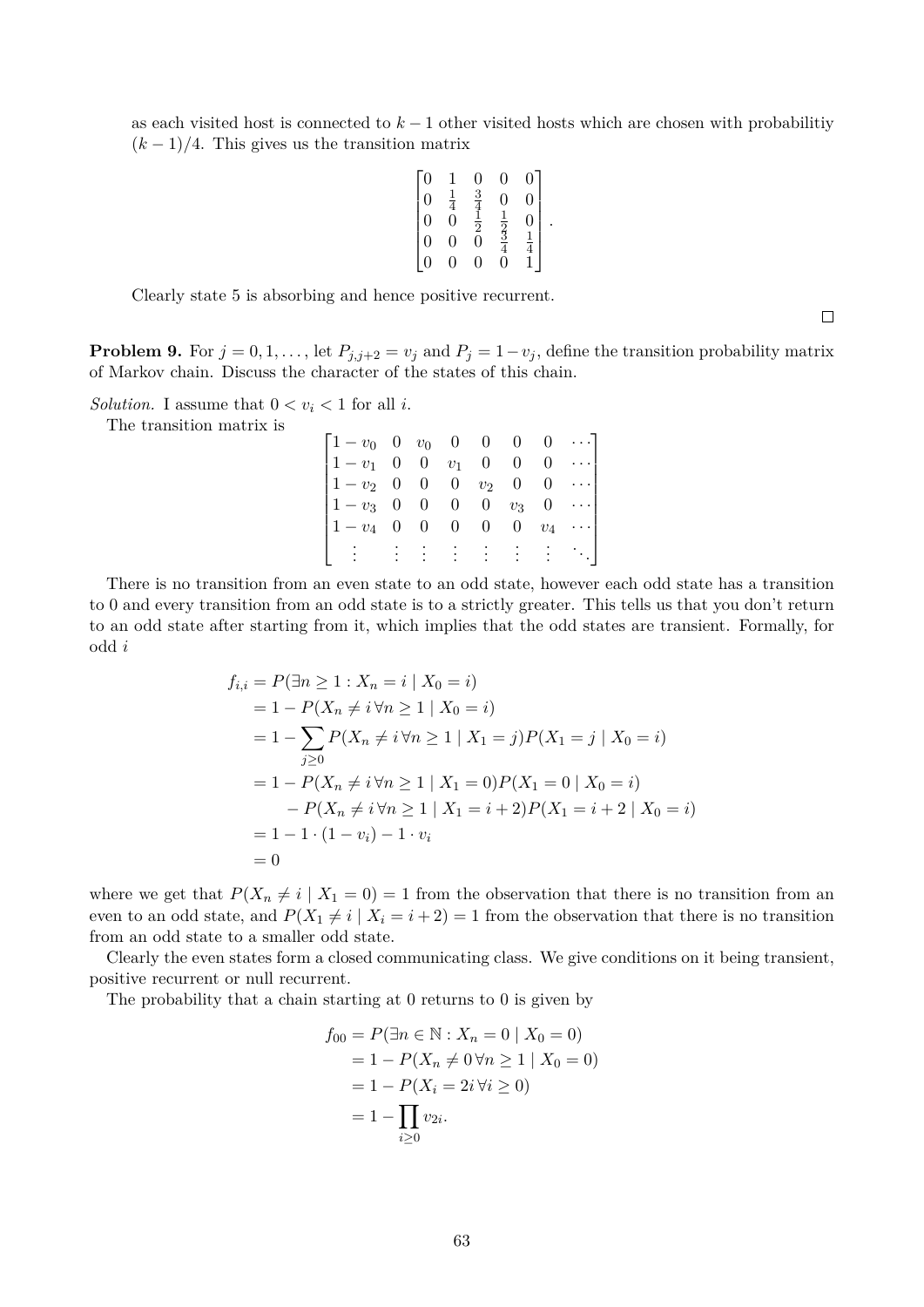as each visited host is connected to $k-1$ other visited hosts which are chosen with probabilitiy $(k-1)/4$. This gives us the transition matrix

$$\begin{bmatrix} 0 & 1 & 0 & 0 & 0 \\ 0 & \frac{1}{4} & \frac{3}{4} & 0 & 0 \\ 0 & 0 & \frac{1}{2} & \frac{1}{2} & 0 \\ 0 & 0 & 0 & \frac{3}{4} & \frac{1}{4} \\ 0 & 0 & 0 & 0 & 1 \end{bmatrix}.$$

Clearly state 5 is absorbing and hence positive recurrent. □

**Problem 9.** For $j = 0, 1, \ldots$, let $P_{j,j+2} = v_j$ and $P_j = 1 - v_j$, define the transition probability matrix of Markov chain. Discuss the character of the states of this chain.

*Solution.* I assume that $0 < v_i < 1$ for all $i$.

The transition matrix is

$$\begin{bmatrix} 1-v_0 & 0 & v_0 & 0 & 0 & 0 & 0 & \cdots \\ 1-v_1 & 0 & 0 & v_1 & 0 & 0 & 0 & \cdots \\ 1-v_2 & 0 & 0 & 0 & v_2 & 0 & 0 & \cdots \\ 1-v_3 & 0 & 0 & 0 & 0 & v_3 & 0 & \cdots \\ 1-v_4 & 0 & 0 & 0 & 0 & 0 & v_4 & \cdots \\ \vdots & \vdots & \vdots & \vdots & \vdots & \vdots & \vdots & \ddots \end{bmatrix}$$

There is no transition from an even state to an odd state, however each odd state has a transition to 0 and every transition from an odd state is to a strictly greater. This tells us that you don't return to an odd state after starting from it, which implies that the odd states are transient. Formally, for odd $i$

$$\begin{aligned} f_{i,i} &= P(\exists n \geq 1 : X_n = i \mid X_0 = i) \\ &= 1 - P(X_n \neq i \,\forall n \geq 1 \mid X_0 = i) \\ &= 1 - \sum_{j \geq 0} P(X_n \neq i \,\forall n \geq 1 \mid X_1 = j) P(X_1 = j \mid X_0 = i) \\ &= 1 - P(X_n \neq i \,\forall n \geq 1 \mid X_1 = 0) P(X_1 = 0 \mid X_0 = i) \\ &\quad - P(X_n \neq i \,\forall n \geq 1 \mid X_1 = i+2) P(X_1 = i+2 \mid X_0 = i) \\ &= 1 - 1 \cdot (1 - v_i) - 1 \cdot v_i \\ &= 0 \end{aligned}$$

where we get that $P(X_n \neq i \mid X_1 = 0) = 1$ from the observation that there is no transition from an even to an odd state, and $P(X_1 \neq i \mid X_i = i+2) = 1$ from the observation that there is no transition from an odd state to a smaller odd state.

Clearly the even states form a closed communicating class. We give conditions on it being transient, positive recurrent or null recurrent.

The probability that a chain starting at 0 returns to 0 is given by

$$\begin{aligned} f_{00} &= P(\exists n \in \mathbb{N} : X_n = 0 \mid X_0 = 0) \\ &= 1 - P(X_n \neq 0 \,\forall n \geq 1 \mid X_0 = 0) \\ &= 1 - P(X_i = 2i \,\forall i \geq 0) \\ &= 1 - \prod_{i \geq 0} v_{2i}. \end{aligned}$$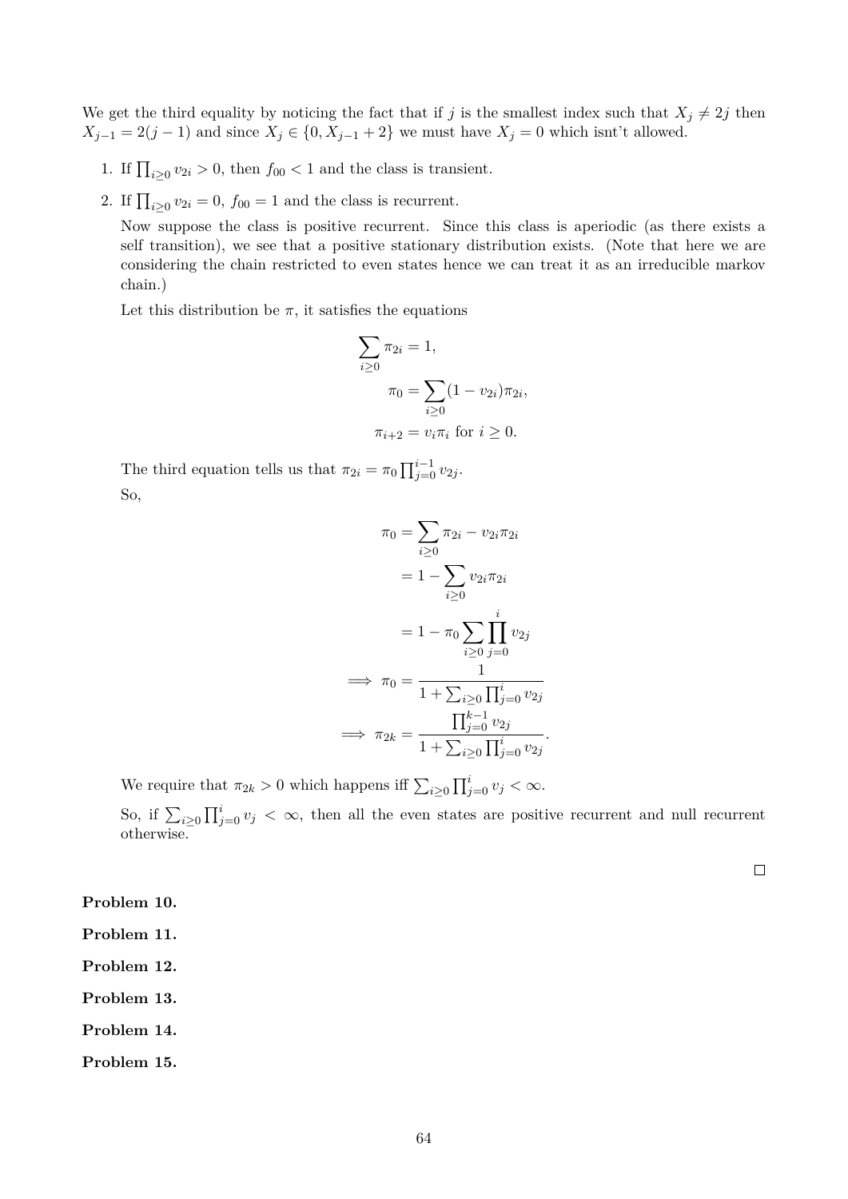We get the third equality by noticing the fact that if $j$ is the smallest index such that $X_j \neq 2j$ then $X_{j-1} = 2(j-1)$ and since $X_j \in \{0, X_{j-1}+2\}$ we must have $X_j = 0$ which isn't allowed.

1. If $\prod_{i \geq 0} v_{2i} > 0$, then $f_{00} < 1$ and the class is transient.
2. If $\prod_{i \geq 0} v_{2i} = 0$, $f_{00} = 1$ and the class is recurrent.

   Now suppose the class is positive recurrent. Since this class is aperiodic (as there exists a self transition), we see that a positive stationary distribution exists. (Note that here we are considering the chain restricted to even states hence we can treat it as an irreducible markov chain.)

   Let this distribution be $\pi$, it satisfies the equations

$$\sum_{i \geq 0} \pi_{2i} = 1,$$

$$\pi_0 = \sum_{i \geq 0} (1 - v_{2i})\pi_{2i},$$

$$\pi_{i+2} = v_i \pi_i \text{ for } i \geq 0.$$

   The third equation tells us that $\pi_{2i} = \pi_0 \prod_{j=0}^{i-1} v_{2j}$.

   So,

$$\begin{aligned}
\pi_0 &= \sum_{i \geq 0} \pi_{2i} - v_{2i}\pi_{2i} \\
&= 1 - \sum_{i \geq 0} v_{2i}\pi_{2i} \\
&= 1 - \pi_0 \sum_{i \geq 0} \prod_{j=0}^{i} v_{2j} \\
\implies \pi_0 &= \frac{1}{1 + \sum_{i \geq 0} \prod_{j=0}^{i} v_{2j}} \\
\implies \pi_{2k} &= \frac{\prod_{j=0}^{k-1} v_{2j}}{1 + \sum_{i \geq 0} \prod_{j=0}^{i} v_{2j}}.
\end{aligned}$$

   We require that $\pi_{2k} > 0$ which happens iff $\sum_{i \geq 0} \prod_{j=0}^{i} v_j < \infty$.

   So, if $\sum_{i \geq 0} \prod_{j=0}^{i} v_j < \infty$, then all the even states are positive recurrent and null recurrent otherwise.

□

**Problem 10.**

**Problem 11.**

**Problem 12.**

**Problem 13.**

**Problem 14.**

**Problem 15.**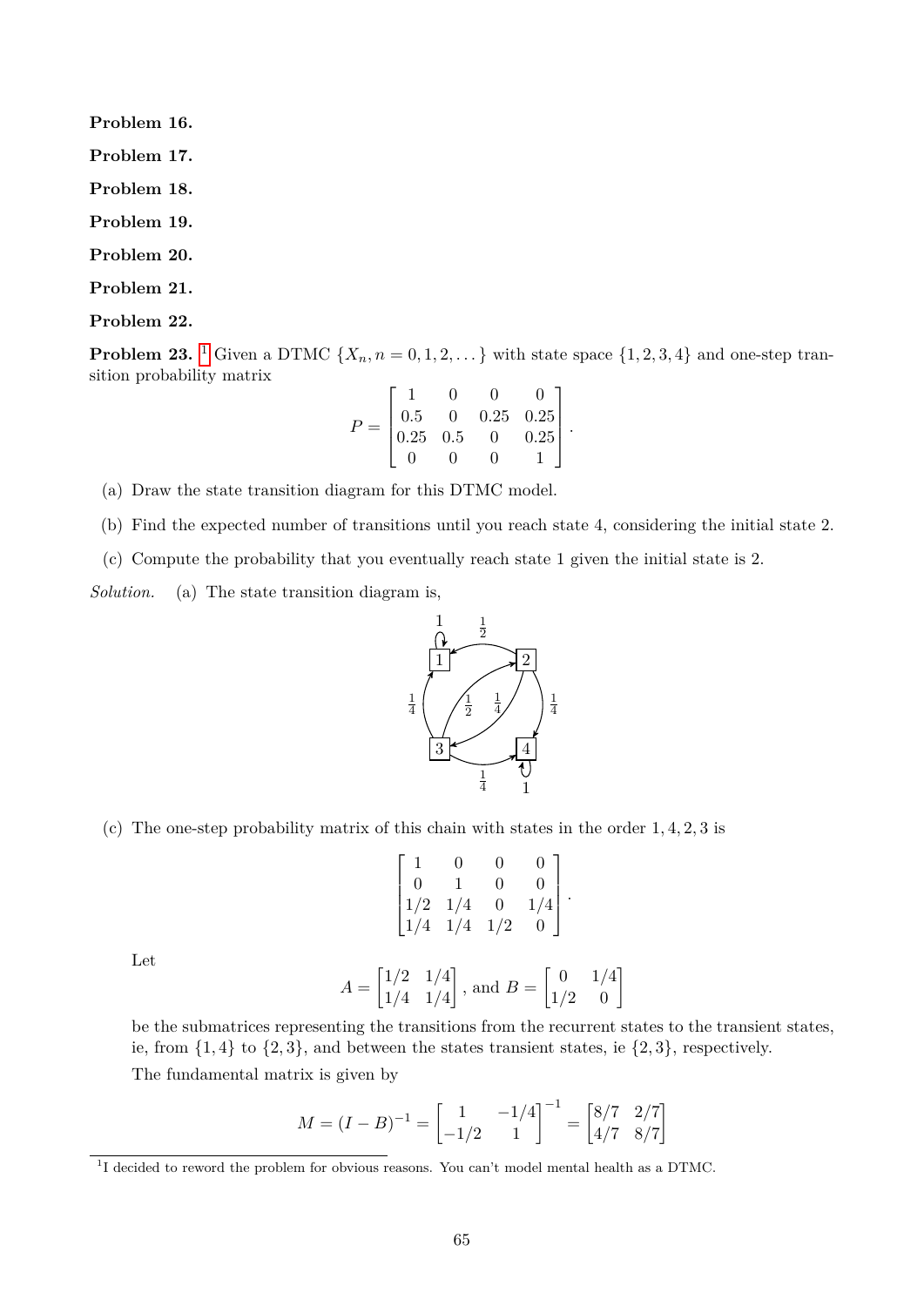**Problem 16.**

**Problem 17.**

**Problem 18.**

**Problem 19.**

**Problem 20.**

**Problem 21.**

**Problem 22.**

**Problem 23.** [1] Given a DTMC $\{X_n, n = 0, 1, 2, \dots\}$ with state space $\{1, 2, 3, 4\}$ and one-step transition probability matrix

$$P = \begin{bmatrix} 1 & 0 & 0 & 0 \\ 0.5 & 0 & 0.25 & 0.25 \\ 0.25 & 0.5 & 0 & 0.25 \\ 0 & 0 & 0 & 1 \end{bmatrix}.$$

(a) Draw the state transition diagram for this DTMC model.

(b) Find the expected number of transitions until you reach state 4, considering the initial state 2.

(c) Compute the probability that you eventually reach state 1 given the initial state is 2.

*Solution.* (a) The state transition diagram is,

(c) The one-step probability matrix of this chain with states in the order $1, 4, 2, 3$ is

$$\begin{bmatrix} 1 & 0 & 0 & 0 \\ 0 & 1 & 0 & 0 \\ 1/2 & 1/4 & 0 & 1/4 \\ 1/4 & 1/4 & 1/2 & 0 \end{bmatrix}.$$

Let

$$A = \begin{bmatrix} 1/2 & 1/4 \\ 1/4 & 1/4 \end{bmatrix}, \text{ and } B = \begin{bmatrix} 0 & 1/4 \\ 1/2 & 0 \end{bmatrix}$$

be the submatrices representing the transitions from the recurrent states to the transient states, ie, from $\{1, 4\}$ to $\{2, 3\}$, and between the states transient states, ie $\{2, 3\}$, respectively.

The fundamental matrix is given by

$$M = (I - B)^{-1} = \begin{bmatrix} 1 & -1/4 \\ -1/2 & 1 \end{bmatrix}^{-1} = \begin{bmatrix} 8/7 & 2/7 \\ 4/7 & 8/7 \end{bmatrix}$$

[1] I decided to reword the problem for obvious reasons. You can't model mental health as a DTMC.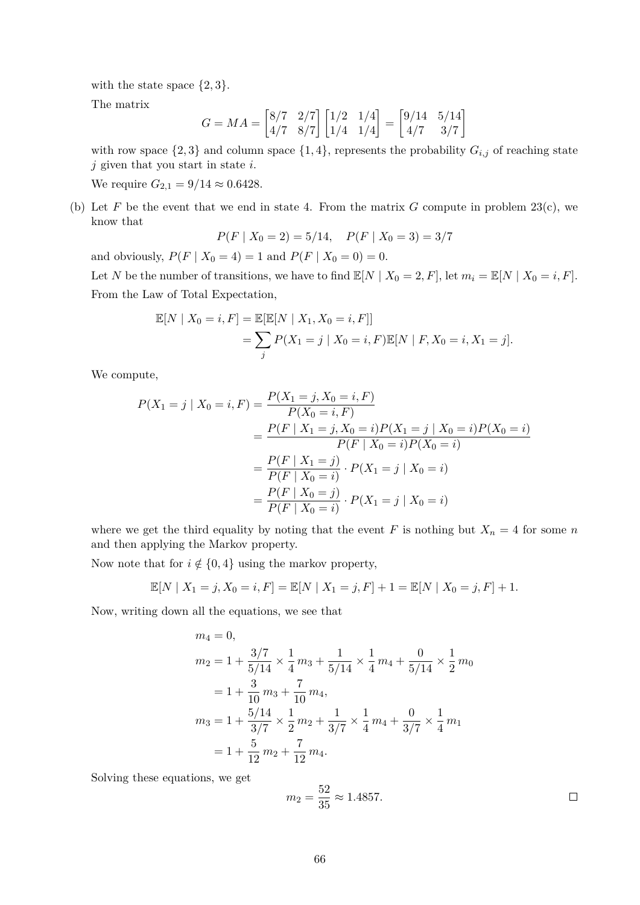with the state space $\{2, 3\}$.

The matrix

$$G = MA = \begin{bmatrix} 8/7 & 2/7 \\ 4/7 & 8/7 \end{bmatrix} \begin{bmatrix} 1/2 & 1/4 \\ 1/4 & 1/4 \end{bmatrix} = \begin{bmatrix} 9/14 & 5/14 \\ 4/7 & 3/7 \end{bmatrix}$$

with row space $\{2, 3\}$ and column space $\{1, 4\}$, represents the probability $G_{i,j}$ of reaching state $j$ given that you start in state $i$.

We require $G_{2,1} = 9/14 \approx 0.6428$.

(b) Let $F$ be the event that we end in state 4. From the matrix $G$ compute in problem 23(c), we know that

$$P(F \mid X_0 = 2) = 5/14, \quad P(F \mid X_0 = 3) = 3/7$$

and obviously, $P(F \mid X_0 = 4) = 1$ and $P(F \mid X_0 = 0) = 0$.

Let $N$ be the number of transitions, we have to find $\mathbb{E}[N \mid X_0 = 2, F]$, let $m_i = \mathbb{E}[N \mid X_0 = i, F]$.

From the Law of Total Expectation,

$$\begin{aligned} \mathbb{E}[N \mid X_0 = i, F] &= \mathbb{E}[\mathbb{E}[N \mid X_1, X_0 = i, F]] \\ &= \sum_j P(X_1 = j \mid X_0 = i, F)\mathbb{E}[N \mid F, X_0 = i, X_1 = j]. \end{aligned}$$

We compute,

$$\begin{aligned} P(X_1 = j \mid X_0 = i, F) &= \frac{P(X_1 = j, X_0 = i, F)}{P(X_0 = i, F)} \\ &= \frac{P(F \mid X_1 = j, X_0 = i)P(X_1 = j \mid X_0 = i)P(X_0 = i)}{P(F \mid X_0 = i)P(X_0 = i)} \\ &= \frac{P(F \mid X_1 = j)}{P(F \mid X_0 = i)} \cdot P(X_1 = j \mid X_0 = i) \\ &= \frac{P(F \mid X_0 = j)}{P(F \mid X_0 = i)} \cdot P(X_1 = j \mid X_0 = i) \end{aligned}$$

where we get the third equality by noting that the event $F$ is nothing but $X_n = 4$ for some $n$ and then applying the Markov property.

Now note that for $i \notin \{0, 4\}$ using the markov property,

$$\mathbb{E}[N \mid X_1 = j, X_0 = i, F] = \mathbb{E}[N \mid X_1 = j, F] + 1 = \mathbb{E}[N \mid X_0 = j, F] + 1.$$

Now, writing down all the equations, we see that

$$\begin{aligned} m_4 &= 0, \\ m_2 &= 1 + \frac{3/7}{5/14} \times \frac{1}{4} m_3 + \frac{1}{5/14} \times \frac{1}{4} m_4 + \frac{0}{5/14} \times \frac{1}{2} m_0 \\ &= 1 + \frac{3}{10} m_3 + \frac{7}{10} m_4, \\ m_3 &= 1 + \frac{5/14}{3/7} \times \frac{1}{2} m_2 + \frac{1}{3/7} \times \frac{1}{4} m_4 + \frac{0}{3/7} \times \frac{1}{4} m_1 \\ &= 1 + \frac{5}{12} m_2 + \frac{7}{12} m_4. \end{aligned}$$

Solving these equations, we get

$$m_2 = \frac{52}{35} \approx 1.4857.$$

□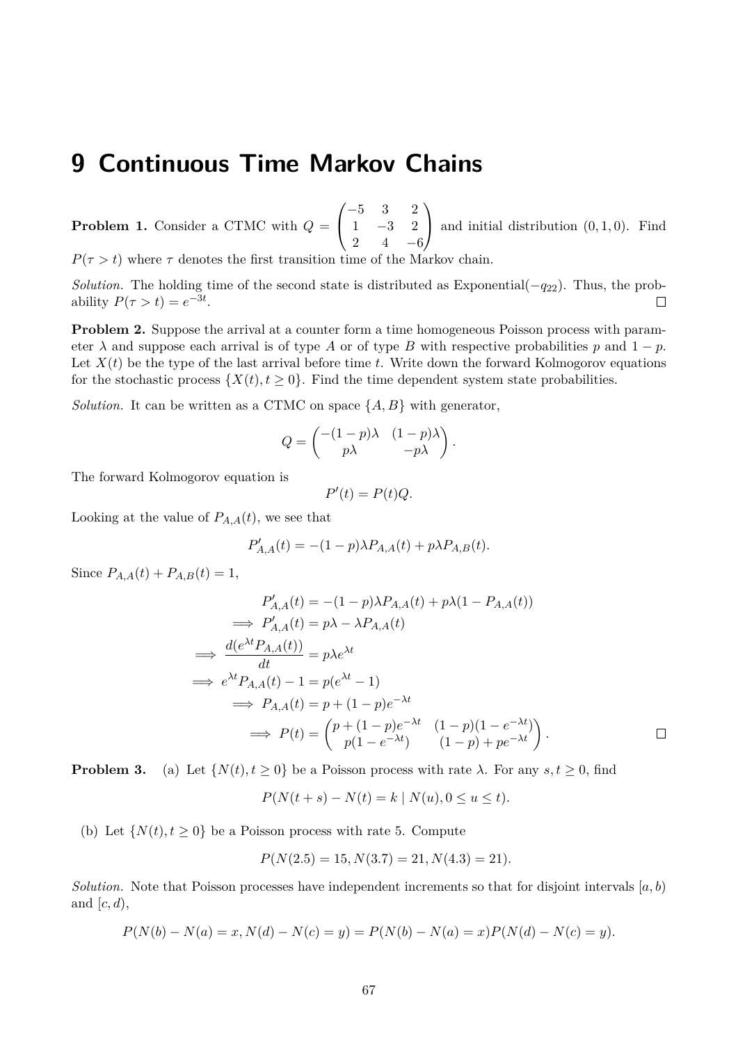# 9 Continuous Time Markov Chains

**Problem 1.** Consider a CTMC with $Q = \begin{pmatrix} -5 & 3 & 2 \\ 1 & -3 & 2 \\ 2 & 4 & -6 \end{pmatrix}$ and initial distribution $(0, 1, 0)$. Find $P(\tau > t)$ where $\tau$ denotes the first transition time of the Markov chain.

*Solution.* The holding time of the second state is distributed as Exponential$(-q_{22})$. Thus, the probability $P(\tau > t) = e^{-3t}$. □

**Problem 2.** Suppose the arrival at a counter form a time homogeneous Poisson process with parameter $\lambda$ and suppose each arrival is of type $A$ or of type $B$ with respective probabilities $p$ and $1 - p$. Let $X(t)$ be the type of the last arrival before time $t$. Write down the forward Kolmogorov equations for the stochastic process $\{X(t), t \geq 0\}$. Find the time dependent system state probabilities.

*Solution.* It can be written as a CTMC on space $\{A, B\}$ with generator,

$$Q = \begin{pmatrix} -(1-p)\lambda & (1-p)\lambda \\ p\lambda & -p\lambda \end{pmatrix}.$$

The forward Kolmogorov equation is

$$P'(t) = P(t)Q.$$

Looking at the value of $P_{A,A}(t)$, we see that

$$P'_{A,A}(t) = -(1-p)\lambda P_{A,A}(t) + p\lambda P_{A,B}(t).$$

Since $P_{A,A}(t) + P_{A,B}(t) = 1$,

$$\begin{aligned}
P'_{A,A}(t) &= -(1-p)\lambda P_{A,A}(t) + p\lambda(1 - P_{A,A}(t)) \\
\implies P'_{A,A}(t) &= p\lambda - \lambda P_{A,A}(t) \\
\implies \frac{d(e^{\lambda t} P_{A,A}(t))}{dt} &= p\lambda e^{\lambda t} \\
\implies e^{\lambda t} P_{A,A}(t) - 1 &= p(e^{\lambda t} - 1) \\
\implies P_{A,A}(t) &= p + (1-p)e^{-\lambda t} \\
\implies P(t) &= \begin{pmatrix} p + (1-p)e^{-\lambda t} & (1-p)(1 - e^{-\lambda t}) \\ p(1 - e^{-\lambda t}) & (1-p) + pe^{-\lambda t} \end{pmatrix}.
\end{aligned}$$

□

**Problem 3.** (a) Let $\{N(t), t \geq 0\}$ be a Poisson process with rate $\lambda$. For any $s, t \geq 0$, find

$$P(N(t+s) - N(t) = k \mid N(u), 0 \leq u \leq t).$$

(b) Let $\{N(t), t \geq 0\}$ be a Poisson process with rate 5. Compute

$$P(N(2.5) = 15, N(3.7) = 21, N(4.3) = 21).$$

*Solution.* Note that Poisson processes have independent increments so that for disjoint intervals $[a, b)$ and $[c, d)$,

$$P(N(b) - N(a) = x, N(d) - N(c) = y) = P(N(b) - N(a) = x)P(N(d) - N(c) = y).$$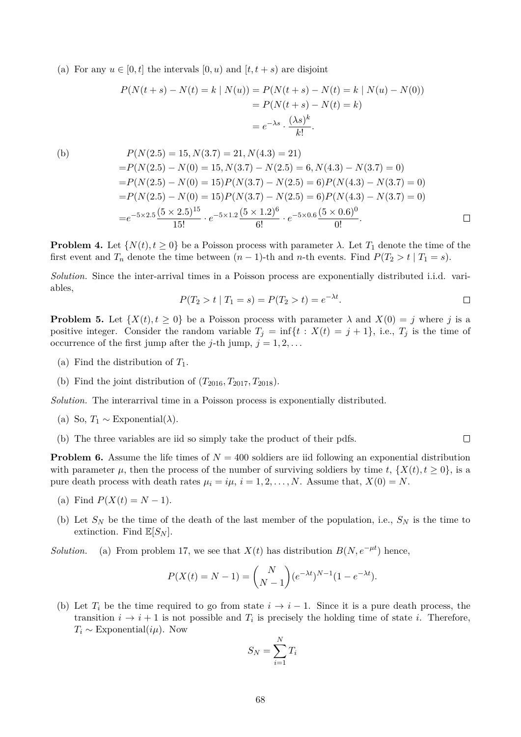(a) For any $u \in [0, t]$ the intervals $[0, u)$ and $[t, t+s)$ are disjoint

$$
\begin{aligned}
P(N(t+s) - N(t) = k \mid N(u)) &= P(N(t+s) - N(t) = k \mid N(u) - N(0)) \\
&= P(N(t+s) - N(t) = k) \\
&= e^{-\lambda s} \cdot \frac{(\lambda s)^k}{k!}.
\end{aligned}
$$

(b)

$$
\begin{aligned}
&P(N(2.5) = 15, N(3.7) = 21, N(4.3) = 21) \\
=&P(N(2.5) - N(0) = 15, N(3.7) - N(2.5) = 6, N(4.3) - N(3.7) = 0) \\
=&P(N(2.5) - N(0) = 15)P(N(3.7) - N(2.5) = 6)P(N(4.3) - N(3.7) = 0) \\
=&P(N(2.5) - N(0) = 15)P(N(3.7) - N(2.5) = 6)P(N(4.3) - N(3.7) = 0) \\
=&e^{-5\times 2.5}\frac{(5 \times 2.5)^{15}}{15!} \cdot e^{-5\times 1.2}\frac{(5 \times 1.2)^{6}}{6!} \cdot e^{-5\times 0.6}\frac{(5 \times 0.6)^{0}}{0!}.
\end{aligned}
$$

□

**Problem 4.** Let $\{N(t), t \geq 0\}$ be a Poisson process with parameter $\lambda$. Let $T_1$ denote the time of the first event and $T_n$ denote the time between $(n-1)$-th and $n$-th events. Find $P(T_2 > t \mid T_1 = s)$.

*Solution.* Since the inter-arrival times in a Poisson process are exponentially distributed i.i.d. variables,

$$
P(T_2 > t \mid T_1 = s) = P(T_2 > t) = e^{-\lambda t}.
$$

□

**Problem 5.** Let $\{X(t), t \geq 0\}$ be a Poisson process with parameter $\lambda$ and $X(0) = j$ where $j$ is a positive integer. Consider the random variable $T_j = \inf\{t : X(t) = j+1\}$, i.e., $T_j$ is the time of occurrence of the first jump after the $j$-th jump, $j = 1, 2, \ldots$

(a) Find the distribution of $T_1$.

(b) Find the joint distribution of $(T_{2016}, T_{2017}, T_{2018})$.

*Solution.* The interarrival time in a Poisson process is exponentially distributed.

(a) So, $T_1 \sim \text{Exponential}(\lambda)$.

(b) The three variables are iid so simply take the product of their pdfs.

□

**Problem 6.** Assume the life times of $N = 400$ soldiers are iid following an exponential distribution with parameter $\mu$, then the process of the number of surviving soldiers by time $t$, $\{X(t), t \geq 0\}$, is a pure death process with death rates $\mu_i = i\mu$, $i = 1, 2, \ldots, N$. Assume that, $X(0) = N$.

(a) Find $P(X(t) = N - 1)$.

(b) Let $S_N$ be the time of the death of the last member of the population, i.e., $S_N$ is the time to extinction. Find $\mathbb{E}[S_N]$.

*Solution.* (a) From problem 17, we see that $X(t)$ has distribution $B(N, e^{-\mu t})$ hence,

$$
P(X(t) = N - 1) = \binom{N}{N-1}(e^{-\lambda t})^{N-1}(1 - e^{-\lambda t}).
$$

(b) Let $T_i$ be the time required to go from state $i \to i-1$. Since it is a pure death process, the transition $i \to i+1$ is not possible and $T_i$ is precisely the holding time of state $i$. Therefore, $T_i \sim \text{Exponential}(i\mu)$. Now

$$
S_N = \sum_{i=1}^{N} T_i
$$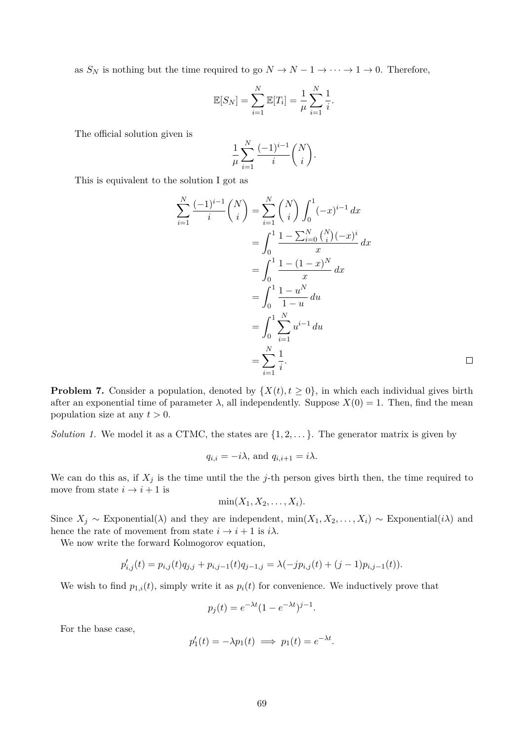as $S_N$ is nothing but the time required to go $N \to N-1 \to \cdots \to 1 \to 0$. Therefore,

$$\mathbb{E}[S_N] = \sum_{i=1}^{N} \mathbb{E}[T_i] = \frac{1}{\mu}\sum_{i=1}^{N}\frac{1}{i}.$$

The official solution given is

$$\frac{1}{\mu}\sum_{i=1}^{N}\frac{(-1)^{i-1}}{i}\binom{N}{i}.$$

This is equivalent to the solution I got as

$$\begin{aligned}
\sum_{i=1}^{N}\frac{(-1)^{i-1}}{i}\binom{N}{i} &= \sum_{i=1}^{N}\binom{N}{i}\int_0^1 (-x)^{i-1}\,dx \\
&= \int_0^1 \frac{1-\sum_{i=0}^{N}\binom{N}{i}(-x)^i}{x}\,dx \\
&= \int_0^1 \frac{1-(1-x)^N}{x}\,dx \\
&= \int_0^1 \frac{1-u^N}{1-u}\,du \\
&= \int_0^1 \sum_{i=1}^{N} u^{i-1}\,du \\
&= \sum_{i=1}^{N}\frac{1}{i}.
\end{aligned}$$

□

**Problem 7.** Consider a population, denoted by $\{X(t), t \geq 0\}$, in which each individual gives birth after an exponential time of parameter $\lambda$, all independently. Suppose $X(0) = 1$. Then, find the mean population size at any $t > 0$.

*Solution 1.* We model it as a CTMC, the states are $\{1, 2, \dots\}$. The generator matrix is given by

$$q_{i,i} = -i\lambda, \text{ and } q_{i,i+1} = i\lambda.$$

We can do this as, if $X_j$ is the time until the the $j$-th person gives birth then, the time required to move from state $i \to i+1$ is

$$\min(X_1, X_2, \dots, X_i).$$

Since $X_j \sim \text{Exponential}(\lambda)$ and they are independent, $\min(X_1, X_2, \dots, X_i) \sim \text{Exponential}(i\lambda)$ and hence the rate of movement from state $i \to i+1$ is $i\lambda$.

We now write the forward Kolmogorov equation,

$$p'_{i,j}(t) = p_{i,j}(t)q_{j,j} + p_{i,j-1}(t)q_{j-1,j} = \lambda(-jp_{i,j}(t) + (j-1)p_{i,j-1}(t)).$$

We wish to find $p_{1,i}(t)$, simply write it as $p_i(t)$ for convenience. We inductively prove that

$$p_j(t) = e^{-\lambda t}(1-e^{-\lambda t})^{j-1}.$$

For the base case,

$$p'_1(t) = -\lambda p_1(t) \implies p_1(t) = e^{-\lambda t}.$$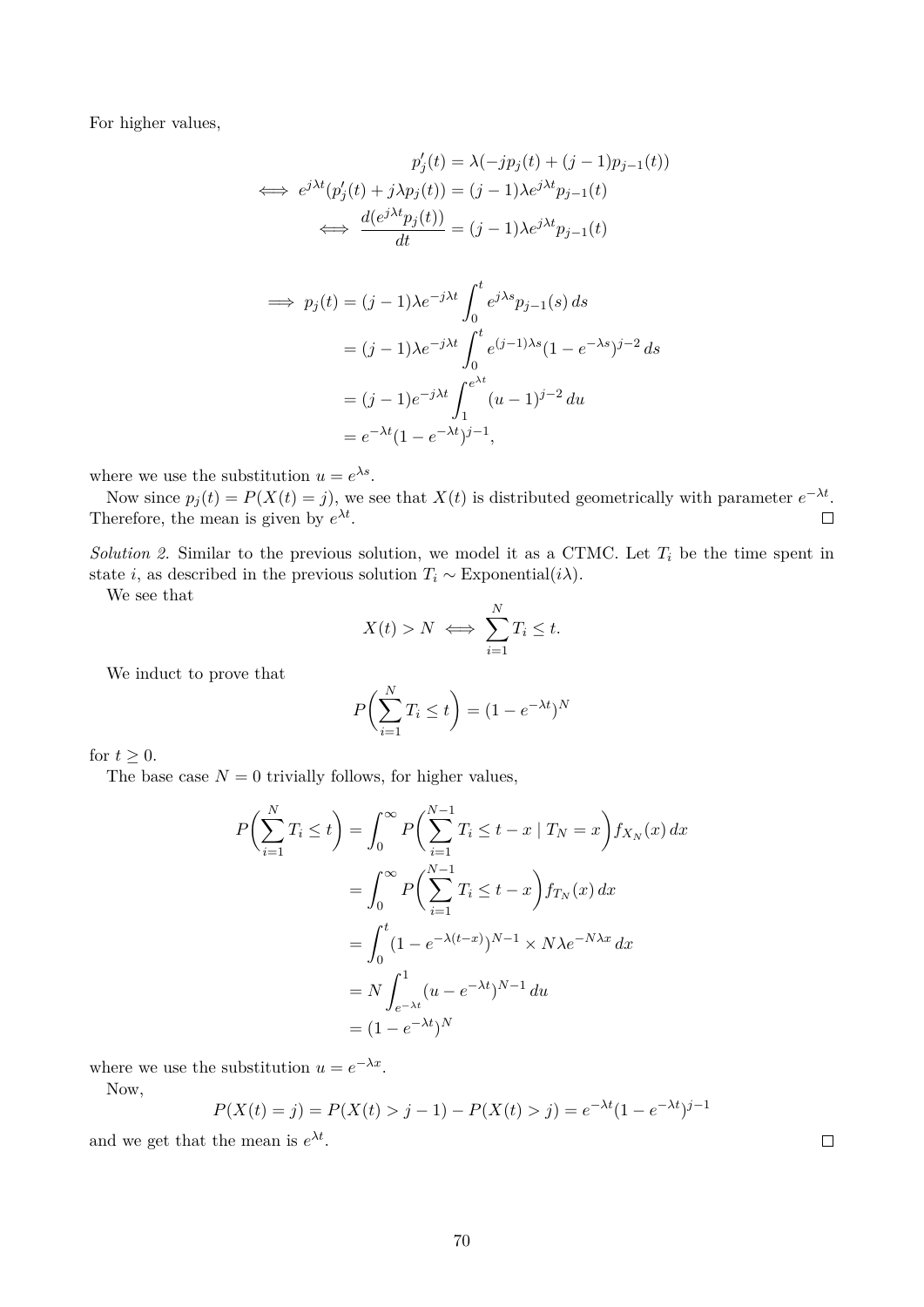For higher values,

$$
\begin{aligned}
p_j'(t) &= \lambda(-jp_j(t) + (j-1)p_{j-1}(t)) \\
\iff e^{j\lambda t}(p_j'(t) + j\lambda p_j(t)) &= (j-1)\lambda e^{j\lambda t} p_{j-1}(t) \\
\iff \frac{d(e^{j\lambda t} p_j(t))}{dt} &= (j-1)\lambda e^{j\lambda t} p_{j-1}(t)
\end{aligned}
$$

$$
\begin{aligned}
\implies p_j(t) &= (j-1)\lambda e^{-j\lambda t} \int_0^t e^{j\lambda s} p_{j-1}(s)\, ds \\
&= (j-1)\lambda e^{-j\lambda t} \int_0^t e^{(j-1)\lambda s}(1 - e^{-\lambda s})^{j-2}\, ds \\
&= (j-1) e^{-j\lambda t} \int_1^{e^{\lambda t}} (u-1)^{j-2}\, du \\
&= e^{-\lambda t}(1 - e^{-\lambda t})^{j-1},
\end{aligned}
$$

where we use the substitution $u = e^{\lambda s}$.

Now since $p_j(t) = P(X(t) = j)$, we see that $X(t)$ is distributed geometrically with parameter $e^{-\lambda t}$. Therefore, the mean is given by $e^{\lambda t}$. □

*Solution 2.* Similar to the previous solution, we model it as a CTMC. Let $T_i$ be the time spent in state $i$, as described in the previous solution $T_i \sim \text{Exponential}(i\lambda)$.

We see that

$$
X(t) > N \iff \sum_{i=1}^{N} T_i \le t.
$$

We induct to prove that

$$
P\left(\sum_{i=1}^{N} T_i \le t\right) = (1 - e^{-\lambda t})^N
$$

for $t \ge 0$.

The base case $N = 0$ trivially follows, for higher values,

$$
\begin{aligned}
P\left(\sum_{i=1}^{N} T_i \le t\right) &= \int_0^\infty P\left(\sum_{i=1}^{N-1} T_i \le t - x \mid T_N = x\right) f_{X_N}(x)\, dx \\
&= \int_0^\infty P\left(\sum_{i=1}^{N-1} T_i \le t - x\right) f_{T_N}(x)\, dx \\
&= \int_0^t (1 - e^{-\lambda(t-x)})^{N-1} \times N\lambda e^{-N\lambda x}\, dx \\
&= N \int_{e^{-\lambda t}}^1 (u - e^{-\lambda t})^{N-1}\, du \\
&= (1 - e^{-\lambda t})^N
\end{aligned}
$$

where we use the substitution $u = e^{-\lambda x}$.

Now,

$$
P(X(t) = j) = P(X(t) > j-1) - P(X(t) > j) = e^{-\lambda t}(1 - e^{-\lambda t})^{j-1}
$$

and we get that the mean is $e^{\lambda t}$. □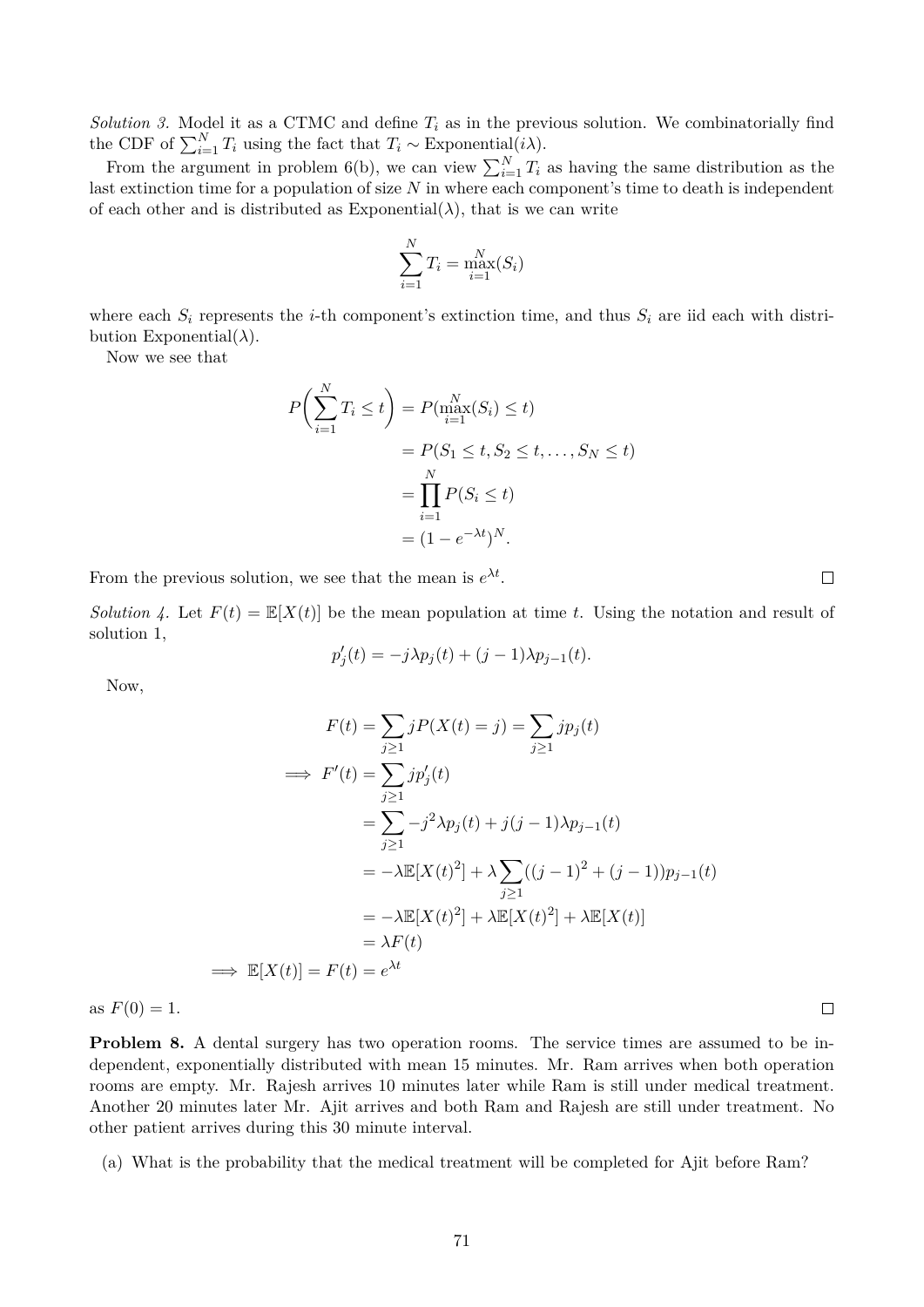*Solution 3.* Model it as a CTMC and define $T_i$ as in the previous solution. We combinatorially find the CDF of $\sum_{i=1}^{N} T_i$ using the fact that $T_i \sim \text{Exponential}(i\lambda)$.

From the argument in problem 6(b), we can view $\sum_{i=1}^{N} T_i$ as having the same distribution as the last extinction time for a population of size $N$ in where each component's time to death is independent of each other and is distributed as Exponential($\lambda$), that is we can write

$$\sum_{i=1}^{N} T_i = \max_{i=1}^{N}(S_i)$$

where each $S_i$ represents the $i$-th component's extinction time, and thus $S_i$ are iid each with distribution Exponential($\lambda$).

Now we see that

$$\begin{aligned}
P\left(\sum_{i=1}^{N} T_i \leq t\right) &= P(\max_{i=1}^{N}(S_i) \leq t) \\
&= P(S_1 \leq t, S_2 \leq t, \ldots, S_N \leq t) \\
&= \prod_{i=1}^{N} P(S_i \leq t) \\
&= (1 - e^{-\lambda t})^N.
\end{aligned}$$

From the previous solution, we see that the mean is $e^{\lambda t}$. □

*Solution 4.* Let $F(t) = \mathbb{E}[X(t)]$ be the mean population at time $t$. Using the notation and result of solution 1,

$$p_j'(t) = -j\lambda p_j(t) + (j-1)\lambda p_{j-1}(t).$$

Now,

$$\begin{aligned}
F(t) &= \sum_{j \geq 1} jP(X(t) = j) = \sum_{j \geq 1} jp_j(t) \\
\implies F'(t) &= \sum_{j \geq 1} jp_j'(t) \\
&= \sum_{j \geq 1} -j^2\lambda p_j(t) + j(j-1)\lambda p_{j-1}(t) \\
&= -\lambda \mathbb{E}[X(t)^2] + \lambda \sum_{j \geq 1} ((j-1)^2 + (j-1))p_{j-1}(t) \\
&= -\lambda \mathbb{E}[X(t)^2] + \lambda \mathbb{E}[X(t)^2] + \lambda \mathbb{E}[X(t)] \\
&= \lambda F(t) \\
\implies \mathbb{E}[X(t)] = F(t) &= e^{\lambda t}
\end{aligned}$$

as $F(0) = 1$. □

**Problem 8.** A dental surgery has two operation rooms. The service times are assumed to be independent, exponentially distributed with mean 15 minutes. Mr. Ram arrives when both operation rooms are empty. Mr. Rajesh arrives 10 minutes later while Ram is still under medical treatment. Another 20 minutes later Mr. Ajit arrives and both Ram and Rajesh are still under treatment. No other patient arrives during this 30 minute interval.

(a) What is the probability that the medical treatment will be completed for Ajit before Ram?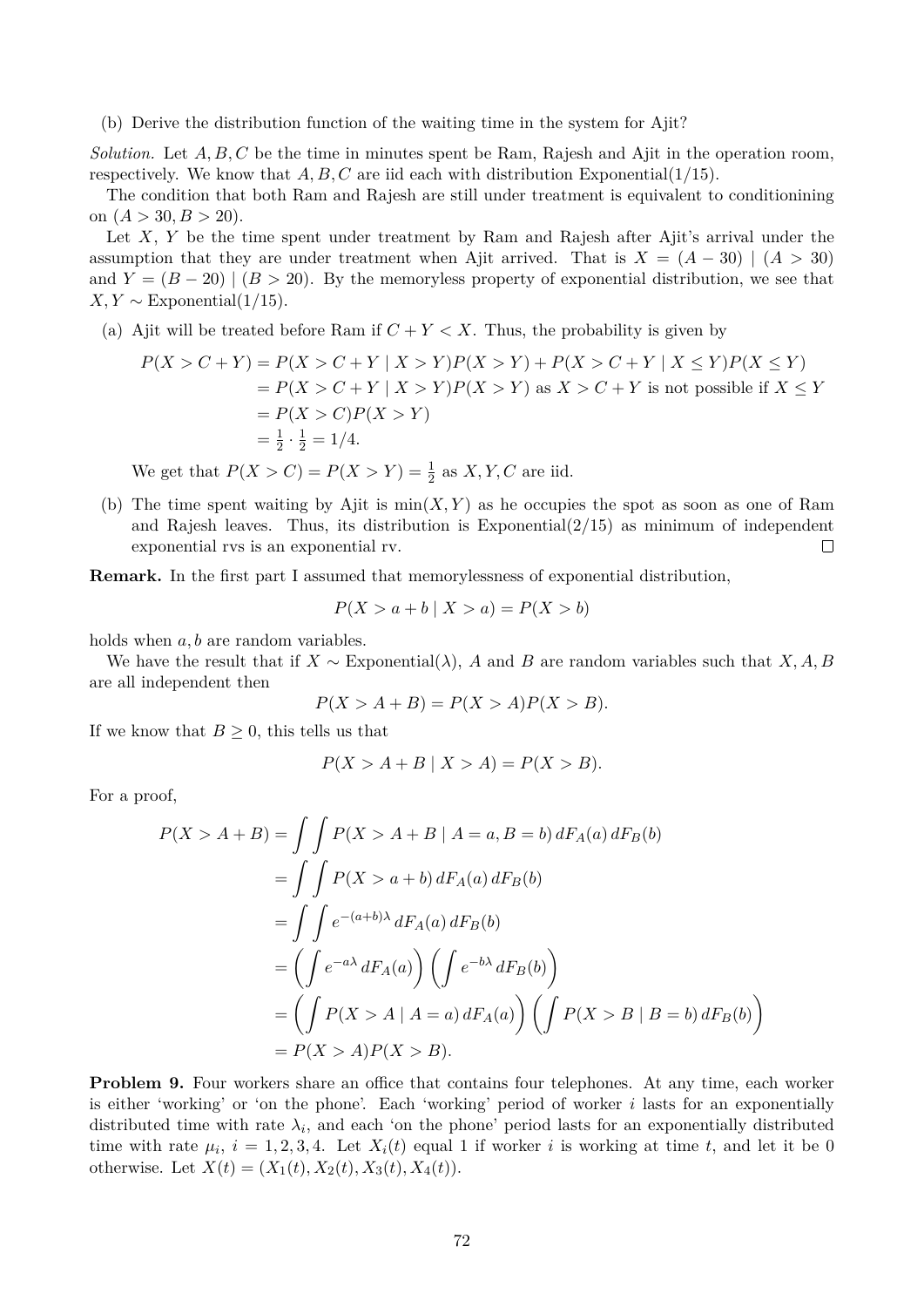(b) Derive the distribution function of the waiting time in the system for Ajit?

*Solution.* Let $A, B, C$ be the time in minutes spent be Ram, Rajesh and Ajit in the operation room, respectively. We know that $A, B, C$ are iid each with distribution Exponential$(1/15)$.

The condition that both Ram and Rajesh are still under treatment is equivalent to conditionining on $(A > 30, B > 20)$.

Let $X$, $Y$ be the time spent under treatment by Ram and Rajesh after Ajit's arrival under the assumption that they are under treatment when Ajit arrived. That is $X = (A - 30) \mid (A > 30)$ and $Y = (B - 20) \mid (B > 20)$. By the memoryless property of exponential distribution, we see that $X, Y \sim$ Exponential$(1/15)$.

(a) Ajit will be treated before Ram if $C + Y < X$. Thus, the probability is given by

$$
\begin{aligned}
P(X > C + Y) &= P(X > C + Y \mid X > Y)P(X > Y) + P(X > C + Y \mid X \le Y)P(X \le Y) \\
&= P(X > C + Y \mid X > Y)P(X > Y) \text{ as } X > C + Y \text{ is not possible if } X \le Y \\
&= P(X > C)P(X > Y) \\
&= \tfrac{1}{2} \cdot \tfrac{1}{2} = 1/4.
\end{aligned}
$$

We get that $P(X > C) = P(X > Y) = \frac{1}{2}$ as $X, Y, C$ are iid.

(b) The time spent waiting by Ajit is $\min(X, Y)$ as he occupies the spot as soon as one of Ram and Rajesh leaves. Thus, its distribution is Exponential$(2/15)$ as minimum of independent exponential rvs is an exponential rv. □

**Remark.** In the first part I assumed that memorylessness of exponential distribution,

$$P(X > a + b \mid X > a) = P(X > b)$$

holds when $a, b$ are random variables.

We have the result that if $X \sim$ Exponential$(\lambda)$, $A$ and $B$ are random variables such that $X, A, B$ are all independent then

$$P(X > A + B) = P(X > A)P(X > B).$$

If we know that $B \ge 0$, this tells us that

$$P(X > A + B \mid X > A) = P(X > B).$$

For a proof,

$$
\begin{aligned}
P(X > A + B) &= \int \int P(X > A + B \mid A = a, B = b) \, dF_A(a) \, dF_B(b) \\
&= \int \int P(X > a + b) \, dF_A(a) \, dF_B(b) \\
&= \int \int e^{-(a+b)\lambda} \, dF_A(a) \, dF_B(b) \\
&= \left( \int e^{-a\lambda} \, dF_A(a) \right) \left( \int e^{-b\lambda} \, dF_B(b) \right) \\
&= \left( \int P(X > A \mid A = a) \, dF_A(a) \right) \left( \int P(X > B \mid B = b) \, dF_B(b) \right) \\
&= P(X > A)P(X > B).
\end{aligned}
$$

**Problem 9.** Four workers share an office that contains four telephones. At any time, each worker is either 'working' or 'on the phone'. Each 'working' period of worker $i$ lasts for an exponentially distributed time with rate $\lambda_i$, and each 'on the phone' period lasts for an exponentially distributed time with rate $\mu_i$, $i = 1, 2, 3, 4$. Let $X_i(t)$ equal 1 if worker $i$ is working at time $t$, and let it be 0 otherwise. Let $X(t) = (X_1(t), X_2(t), X_3(t), X_4(t))$.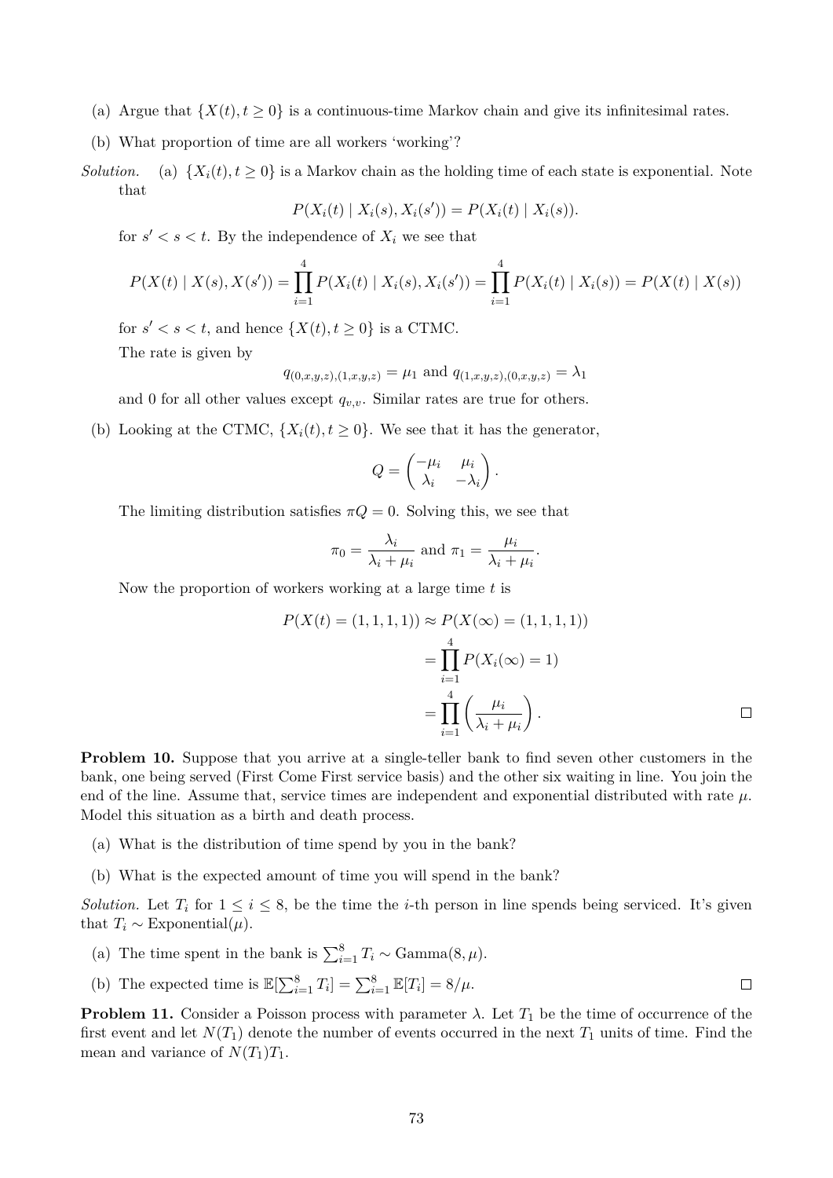(a) Argue that $\{X(t), t \geq 0\}$ is a continuous-time Markov chain and give its infinitesimal rates.

(b) What proportion of time are all workers 'working'?

*Solution.* (a) $\{X_i(t), t \geq 0\}$ is a Markov chain as the holding time of each state is exponential. Note that

$$P(X_i(t) \mid X_i(s), X_i(s')) = P(X_i(t) \mid X_i(s)).$$

for $s' < s < t$. By the independence of $X_i$ we see that

$$P(X(t) \mid X(s), X(s')) = \prod_{i=1}^{4} P(X_i(t) \mid X_i(s), X_i(s')) = \prod_{i=1}^{4} P(X_i(t) \mid X_i(s)) = P(X(t) \mid X(s))$$

for $s' < s < t$, and hence $\{X(t), t \geq 0\}$ is a CTMC.

The rate is given by

$$q_{(0,x,y,z),(1,x,y,z)} = \mu_1 \text{ and } q_{(1,x,y,z),(0,x,y,z)} = \lambda_1$$

and 0 for all other values except $q_{v,v}$. Similar rates are true for others.

(b) Looking at the CTMC, $\{X_i(t), t \geq 0\}$. We see that it has the generator,

$$Q = \begin{pmatrix} -\mu_i & \mu_i \\ \lambda_i & -\lambda_i \end{pmatrix}.$$

The limiting distribution satisfies $\pi Q = 0$. Solving this, we see that

$$\pi_0 = \frac{\lambda_i}{\lambda_i + \mu_i} \text{ and } \pi_1 = \frac{\mu_i}{\lambda_i + \mu_i}.$$

Now the proportion of workers working at a large time $t$ is

$$\begin{aligned} P(X(t) = (1,1,1,1)) &\approx P(X(\infty) = (1,1,1,1)) \\ &= \prod_{i=1}^{4} P(X_i(\infty) = 1) \\ &= \prod_{i=1}^{4} \left( \frac{\mu_i}{\lambda_i + \mu_i} \right). \end{aligned}$$

□

**Problem 10.** Suppose that you arrive at a single-teller bank to find seven other customers in the bank, one being served (First Come First service basis) and the other six waiting in line. You join the end of the line. Assume that, service times are independent and exponential distributed with rate $\mu$. Model this situation as a birth and death process.

(a) What is the distribution of time spend by you in the bank?

(b) What is the expected amount of time you will spend in the bank?

*Solution.* Let $T_i$ for $1 \leq i \leq 8$, be the time the $i$-th person in line spends being serviced. It's given that $T_i \sim \text{Exponential}(\mu)$.

(a) The time spent in the bank is $\sum_{i=1}^{8} T_i \sim \text{Gamma}(8, \mu)$.

(b) The expected time is $\mathbb{E}[\sum_{i=1}^{8} T_i] = \sum_{i=1}^{8} \mathbb{E}[T_i] = 8/\mu$.

□

**Problem 11.** Consider a Poisson process with parameter $\lambda$. Let $T_1$ be the time of occurrence of the first event and let $N(T_1)$ denote the number of events occurred in the next $T_1$ units of time. Find the mean and variance of $N(T_1)T_1$.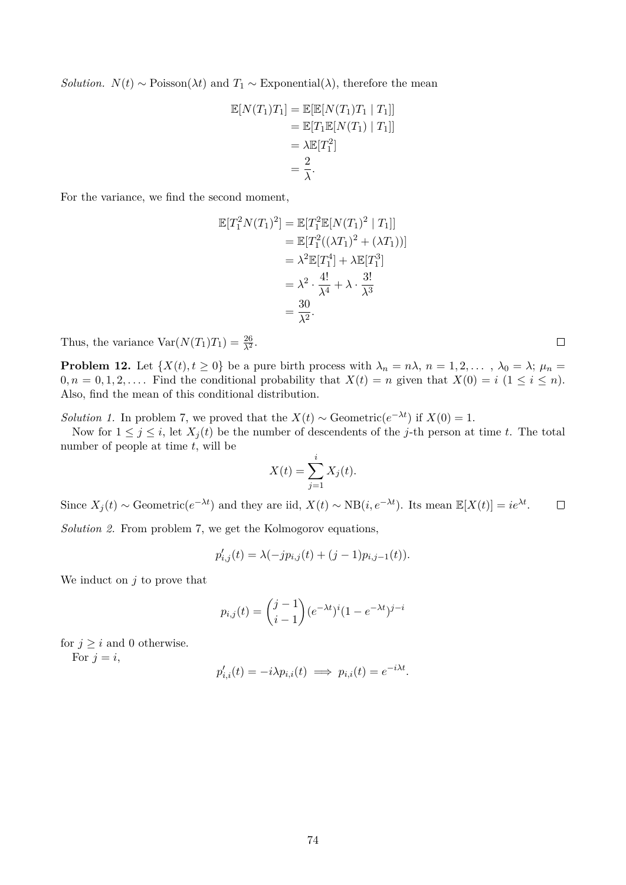*Solution.* $N(t) \sim \text{Poisson}(\lambda t)$ and $T_1 \sim \text{Exponential}(\lambda)$, therefore the mean

$$
\begin{aligned}
\mathbb{E}[N(T_1)T_1] &= \mathbb{E}[\mathbb{E}[N(T_1)T_1 \mid T_1]] \\
&= \mathbb{E}[T_1 \mathbb{E}[N(T_1) \mid T_1]] \\
&= \lambda \mathbb{E}[T_1^2] \\
&= \frac{2}{\lambda}.
\end{aligned}
$$

For the variance, we find the second moment,

$$
\begin{aligned}
\mathbb{E}[T_1^2 N(T_1)^2] &= \mathbb{E}[T_1^2 \mathbb{E}[N(T_1)^2 \mid T_1]] \\
&= \mathbb{E}[T_1^2((\lambda T_1)^2 + (\lambda T_1))] \\
&= \lambda^2 \mathbb{E}[T_1^4] + \lambda \mathbb{E}[T_1^3] \\
&= \lambda^2 \cdot \frac{4!}{\lambda^4} + \lambda \cdot \frac{3!}{\lambda^3} \\
&= \frac{30}{\lambda^2}.
\end{aligned}
$$

Thus, the variance $\text{Var}(N(T_1)T_1) = \frac{26}{\lambda^2}$. □

**Problem 12.** Let $\{X(t), t \geq 0\}$ be a pure birth process with $\lambda_n = n\lambda$, $n = 1, 2, \dots$, $\lambda_0 = \lambda$; $\mu_n = 0, n = 0, 1, 2, \dots$. Find the conditional probability that $X(t) = n$ given that $X(0) = i$ $(1 \leq i \leq n)$. Also, find the mean of this conditional distribution.

*Solution 1.* In problem 7, we proved that the $X(t) \sim \text{Geometric}(e^{-\lambda t})$ if $X(0) = 1$.

Now for $1 \leq j \leq i$, let $X_j(t)$ be the number of descendents of the $j$-th person at time $t$. The total number of people at time $t$, will be

$$
X(t) = \sum_{j=1}^{i} X_j(t).
$$

Since $X_j(t) \sim \text{Geometric}(e^{-\lambda t})$ and they are iid, $X(t) \sim \text{NB}(i, e^{-\lambda t})$. Its mean $\mathbb{E}[X(t)] = ie^{\lambda t}$. □

*Solution 2.* From problem 7, we get the Kolmogorov equations,

$$
p'_{i,j}(t) = \lambda(-jp_{i,j}(t) + (j-1)p_{i,j-1}(t)).
$$

We induct on $j$ to prove that

$$
p_{i,j}(t) = \binom{j-1}{i-1} (e^{-\lambda t})^i (1 - e^{-\lambda t})^{j-i}
$$

for $j \geq i$ and 0 otherwise.

For $j = i$,

$$
p'_{i,i}(t) = -i\lambda p_{i,i}(t) \implies p_{i,i}(t) = e^{-i\lambda t}.
$$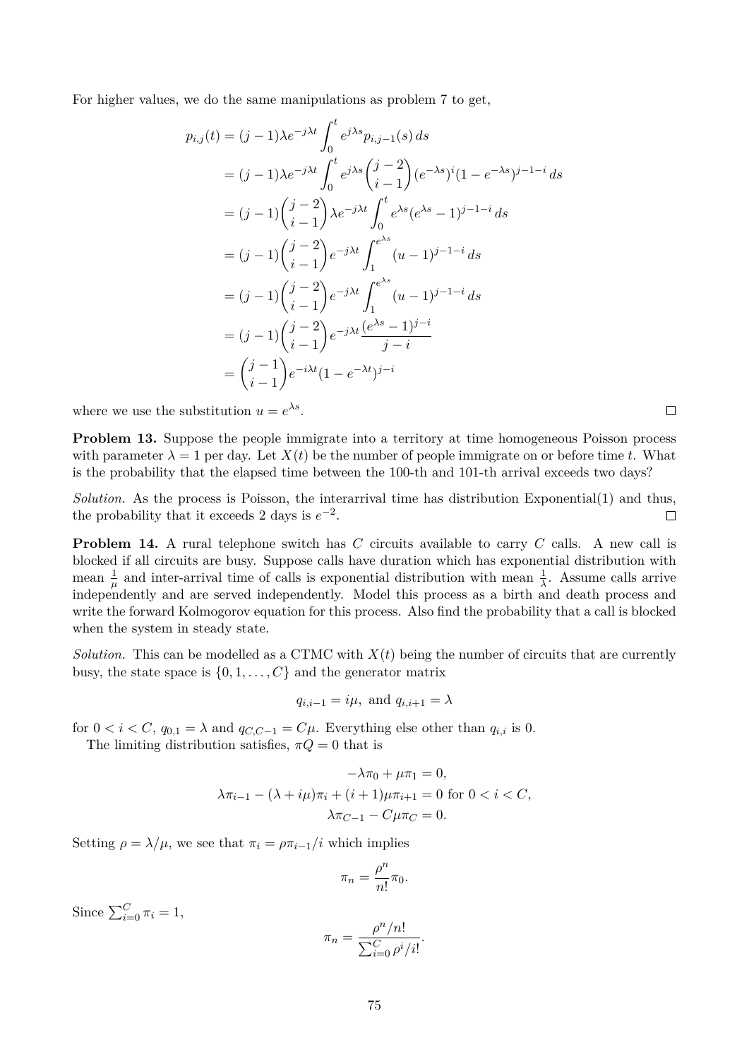For higher values, we do the same manipulations as problem 7 to get,

$$
\begin{aligned}
p_{i,j}(t) &= (j-1)\lambda e^{-j\lambda t}\int_0^t e^{j\lambda s} p_{i,j-1}(s)\, ds \\
&= (j-1)\lambda e^{-j\lambda t}\int_0^t e^{j\lambda s}\binom{j-2}{i-1}(e^{-\lambda s})^i(1-e^{-\lambda s})^{j-1-i}\, ds \\
&= (j-1)\binom{j-2}{i-1}\lambda e^{-j\lambda t}\int_0^t e^{\lambda s}(e^{\lambda s}-1)^{j-1-i}\, ds \\
&= (j-1)\binom{j-2}{i-1}e^{-j\lambda t}\int_1^{e^{\lambda s}} (u-1)^{j-1-i}\, ds \\
&= (j-1)\binom{j-2}{i-1}e^{-j\lambda t}\int_1^{e^{\lambda s}} (u-1)^{j-1-i}\, ds \\
&= (j-1)\binom{j-2}{i-1}e^{-j\lambda t}\frac{(e^{\lambda s}-1)^{j-i}}{j-i} \\
&= \binom{j-1}{i-1}e^{-i\lambda t}(1-e^{-\lambda t})^{j-i}
\end{aligned}
$$

where we use the substitution $u = e^{\lambda s}$. □

**Problem 13.** Suppose the people immigrate into a territory at time homogeneous Poisson process with parameter $\lambda = 1$ per day. Let $X(t)$ be the number of people immigrate on or before time $t$. What is the probability that the elapsed time between the 100-th and 101-th arrival exceeds two days?

*Solution.* As the process is Poisson, the interarrival time has distribution Exponential(1) and thus, the probability that it exceeds 2 days is $e^{-2}$. □

**Problem 14.** A rural telephone switch has $C$ circuits available to carry $C$ calls. A new call is blocked if all circuits are busy. Suppose calls have duration which has exponential distribution with mean $\frac{1}{\mu}$ and inter-arrival time of calls is exponential distribution with mean $\frac{1}{\lambda}$. Assume calls arrive independently and are served independently. Model this process as a birth and death process and write the forward Kolmogorov equation for this process. Also find the probability that a call is blocked when the system in steady state.

*Solution.* This can be modelled as a CTMC with $X(t)$ being the number of circuits that are currently busy, the state space is $\{0, 1, \ldots, C\}$ and the generator matrix

$$q_{i,i-1} = i\mu, \text{ and } q_{i,i+1} = \lambda$$

for $0 < i < C$, $q_{0,1} = \lambda$ and $q_{C,C-1} = C\mu$. Everything else other than $q_{i,i}$ is 0.

The limiting distribution satisfies, $\pi Q = 0$ that is

$$
\begin{aligned}
-\lambda\pi_0 + \mu\pi_1 &= 0, \\
\lambda\pi_{i-1} - (\lambda + i\mu)\pi_i + (i+1)\mu\pi_{i+1} &= 0 \text{ for } 0 < i < C, \\
\lambda\pi_{C-1} - C\mu\pi_C &= 0.
\end{aligned}
$$

Setting $\rho = \lambda/\mu$, we see that $\pi_i = \rho\pi_{i-1}/i$ which implies

$$\pi_n = \frac{\rho^n}{n!}\pi_0.$$

Since $\sum_{i=0}^{C}\pi_i = 1$,

$$\pi_n = \frac{\rho^n/n!}{\sum_{i=0}^{C}\rho^i/i!}.$$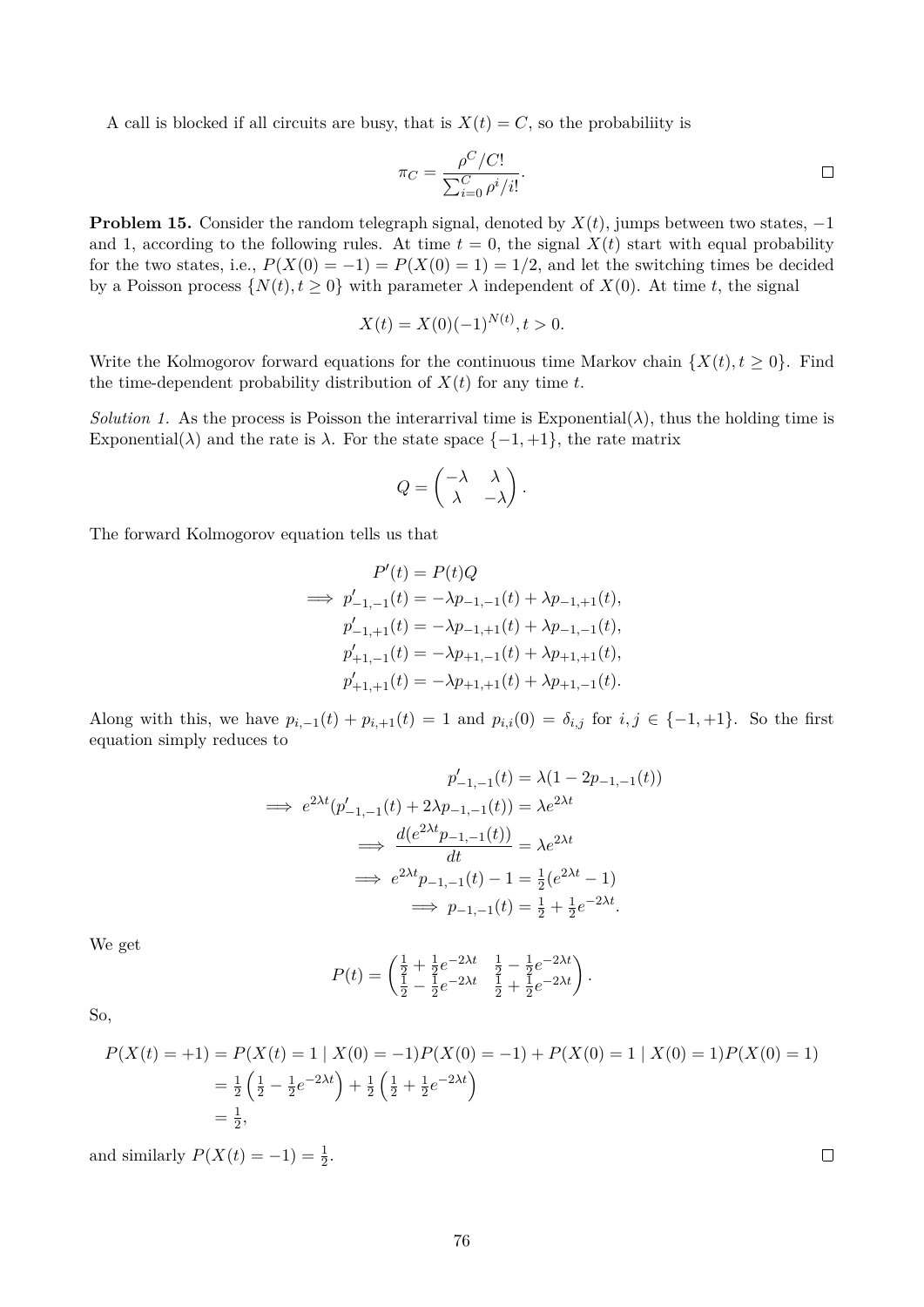A call is blocked if all circuits are busy, that is $X(t) = C$, so the probabiliity is

$$\pi_C = \frac{\rho^C/C!}{\sum_{i=0}^{C} \rho^i/i!}.$$

□

**Problem 15.** Consider the random telegraph signal, denoted by $X(t)$, jumps between two states, $-1$ and 1, according to the following rules. At time $t = 0$, the signal $X(t)$ start with equal probability for the two states, i.e., $P(X(0) = -1) = P(X(0) = 1) = 1/2$, and let the switching times be decided by a Poisson process $\{N(t), t \geq 0\}$ with parameter $\lambda$ independent of $X(0)$. At time $t$, the signal

$$X(t) = X(0)(-1)^{N(t)}, t > 0.$$

Write the Kolmogorov forward equations for the continuous time Markov chain $\{X(t), t \geq 0\}$. Find the time-dependent probability distribution of $X(t)$ for any time $t$.

*Solution 1.* As the process is Poisson the interarrival time is Exponential($\lambda$), thus the holding time is Exponential($\lambda$) and the rate is $\lambda$. For the state space $\{-1, +1\}$, the rate matrix

$$Q = \begin{pmatrix} -\lambda & \lambda \\ \lambda & -\lambda \end{pmatrix}.$$

The forward Kolmogorov equation tells us that

$$\begin{aligned} P'(t) &= P(t)Q \\ \implies p'_{-1,-1}(t) &= -\lambda p_{-1,-1}(t) + \lambda p_{-1,+1}(t), \\ p'_{-1,+1}(t) &= -\lambda p_{-1,+1}(t) + \lambda p_{-1,-1}(t), \\ p'_{+1,-1}(t) &= -\lambda p_{+1,-1}(t) + \lambda p_{+1,+1}(t), \\ p'_{+1,+1}(t) &= -\lambda p_{+1,+1}(t) + \lambda p_{+1,-1}(t). \end{aligned}$$

Along with this, we have $p_{i,-1}(t) + p_{i,+1}(t) = 1$ and $p_{i,i}(0) = \delta_{i,j}$ for $i, j \in \{-1, +1\}$. So the first equation simply reduces to

$$\begin{aligned} p'_{-1,-1}(t) &= \lambda(1 - 2p_{-1,-1}(t)) \\ \implies e^{2\lambda t}(p'_{-1,-1}(t) + 2\lambda p_{-1,-1}(t)) &= \lambda e^{2\lambda t} \\ \implies \frac{d(e^{2\lambda t} p_{-1,-1}(t))}{dt} &= \lambda e^{2\lambda t} \\ \implies e^{2\lambda t} p_{-1,-1}(t) - 1 &= \tfrac{1}{2}(e^{2\lambda t} - 1) \\ \implies p_{-1,-1}(t) &= \tfrac{1}{2} + \tfrac{1}{2} e^{-2\lambda t}. \end{aligned}$$

We get

$$P(t) = \begin{pmatrix} \frac{1}{2} + \frac{1}{2}e^{-2\lambda t} & \frac{1}{2} - \frac{1}{2}e^{-2\lambda t} \\ \frac{1}{2} - \frac{1}{2}e^{-2\lambda t} & \frac{1}{2} + \frac{1}{2}e^{-2\lambda t} \end{pmatrix}.$$

So,

$$\begin{aligned} P(X(t) = +1) &= P(X(t) = 1 \mid X(0) = -1)P(X(0) = -1) + P(X(0) = 1 \mid X(0) = 1)P(X(0) = 1) \\ &= \tfrac{1}{2}\left(\tfrac{1}{2} - \tfrac{1}{2}e^{-2\lambda t}\right) + \tfrac{1}{2}\left(\tfrac{1}{2} + \tfrac{1}{2}e^{-2\lambda t}\right) \\ &= \tfrac{1}{2}, \end{aligned}$$

and similarly $P(X(t) = -1) = \frac{1}{2}$.

□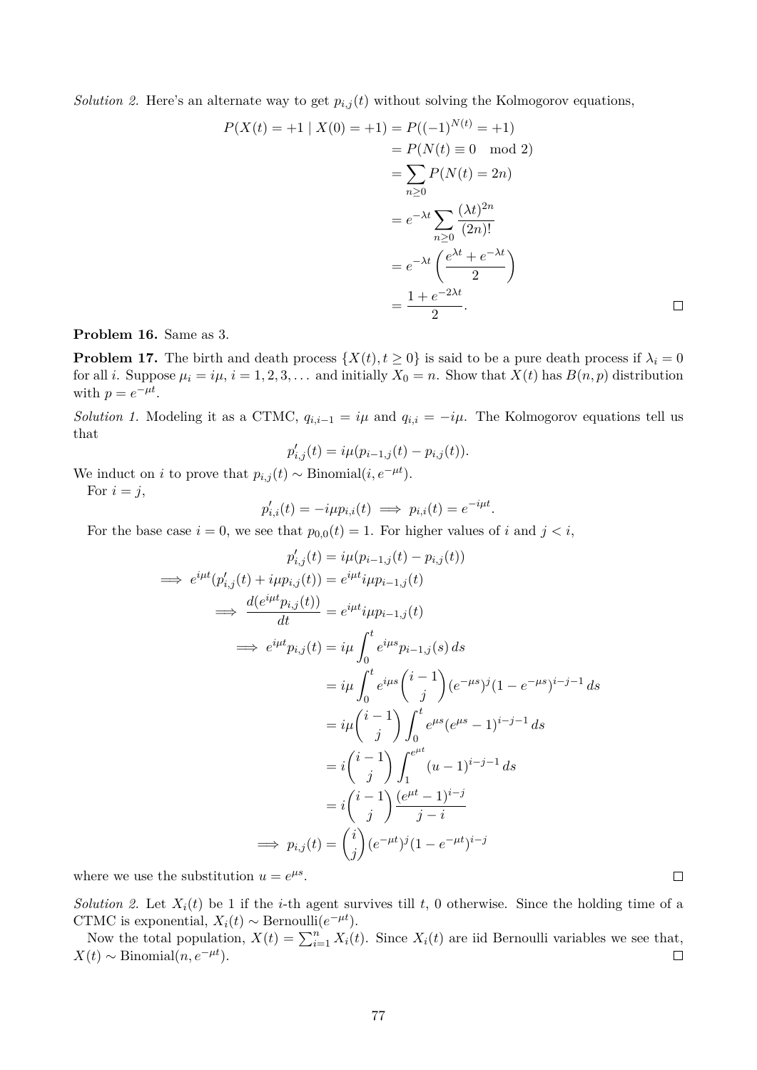*Solution 2.* Here's an alternate way to get $p_{i,j}(t)$ without solving the Kolmogorov equations,

$$
\begin{aligned}
P(X(t) = +1 \mid X(0) = +1) &= P((-1)^{N(t)} = +1) \\
&= P(N(t) \equiv 0 \mod 2) \\
&= \sum_{n \geq 0} P(N(t) = 2n) \\
&= e^{-\lambda t} \sum_{n \geq 0} \frac{(\lambda t)^{2n}}{(2n)!} \\
&= e^{-\lambda t} \left( \frac{e^{\lambda t} + e^{-\lambda t}}{2} \right) \\
&= \frac{1 + e^{-2\lambda t}}{2}.
\end{aligned}
$$

□

**Problem 16.** Same as 3.

**Problem 17.** The birth and death process $\{X(t), t \geq 0\}$ is said to be a pure death process if $\lambda_i = 0$ for all $i$. Suppose $\mu_i = i\mu$, $i = 1, 2, 3, \ldots$ and initially $X_0 = n$. Show that $X(t)$ has $B(n, p)$ distribution with $p = e^{-\mu t}$.

*Solution 1.* Modeling it as a CTMC, $q_{i,i-1} = i\mu$ and $q_{i,i} = -i\mu$. The Kolmogorov equations tell us that

$$
p'_{i,j}(t) = i\mu(p_{i-1,j}(t) - p_{i,j}(t)).
$$

We induct on $i$ to prove that $p_{i,j}(t) \sim \text{Binomial}(i, e^{-\mu t})$.

For $i = j$,

$$
p'_{i,i}(t) = -i\mu p_{i,i}(t) \implies p_{i,i}(t) = e^{-i\mu t}.
$$

For the base case $i = 0$, we see that $p_{0,0}(t) = 1$. For higher values of $i$ and $j < i$,

$$
\begin{aligned}
p'_{i,j}(t) &= i\mu(p_{i-1,j}(t) - p_{i,j}(t)) \\
\implies e^{i\mu t}(p'_{i,j}(t) + i\mu p_{i,j}(t)) &= e^{i\mu t} i\mu p_{i-1,j}(t) \\
\implies \frac{d(e^{i\mu t} p_{i,j}(t))}{dt} &= e^{i\mu t} i\mu p_{i-1,j}(t) \\
\implies e^{i\mu t} p_{i,j}(t) &= i\mu \int_0^t e^{i\mu s} p_{i-1,j}(s)\, ds \\
&= i\mu \int_0^t e^{i\mu s} \binom{i-1}{j} (e^{-\mu s})^j (1 - e^{-\mu s})^{i-j-1}\, ds \\
&= i\mu \binom{i-1}{j} \int_0^t e^{\mu s} (e^{\mu s} - 1)^{i-j-1}\, ds \\
&= i \binom{i-1}{j} \int_1^{e^{\mu t}} (u-1)^{i-j-1}\, ds \\
&= i \binom{i-1}{j} \frac{(e^{\mu t} - 1)^{i-j}}{j - i} \\
\implies p_{i,j}(t) &= \binom{i}{j} (e^{-\mu t})^j (1 - e^{-\mu t})^{i-j}
\end{aligned}
$$

where we use the substitution $u = e^{\mu s}$. □

*Solution 2.* Let $X_i(t)$ be 1 if the $i$-th agent survives till $t$, 0 otherwise. Since the holding time of a CTMC is exponential, $X_i(t) \sim \text{Bernoulli}(e^{-\mu t})$.

Now the total population, $X(t) = \sum_{i=1}^{n} X_i(t)$. Since $X_i(t)$ are iid Bernoulli variables we see that, $X(t) \sim \text{Binomial}(n, e^{-\mu t})$. □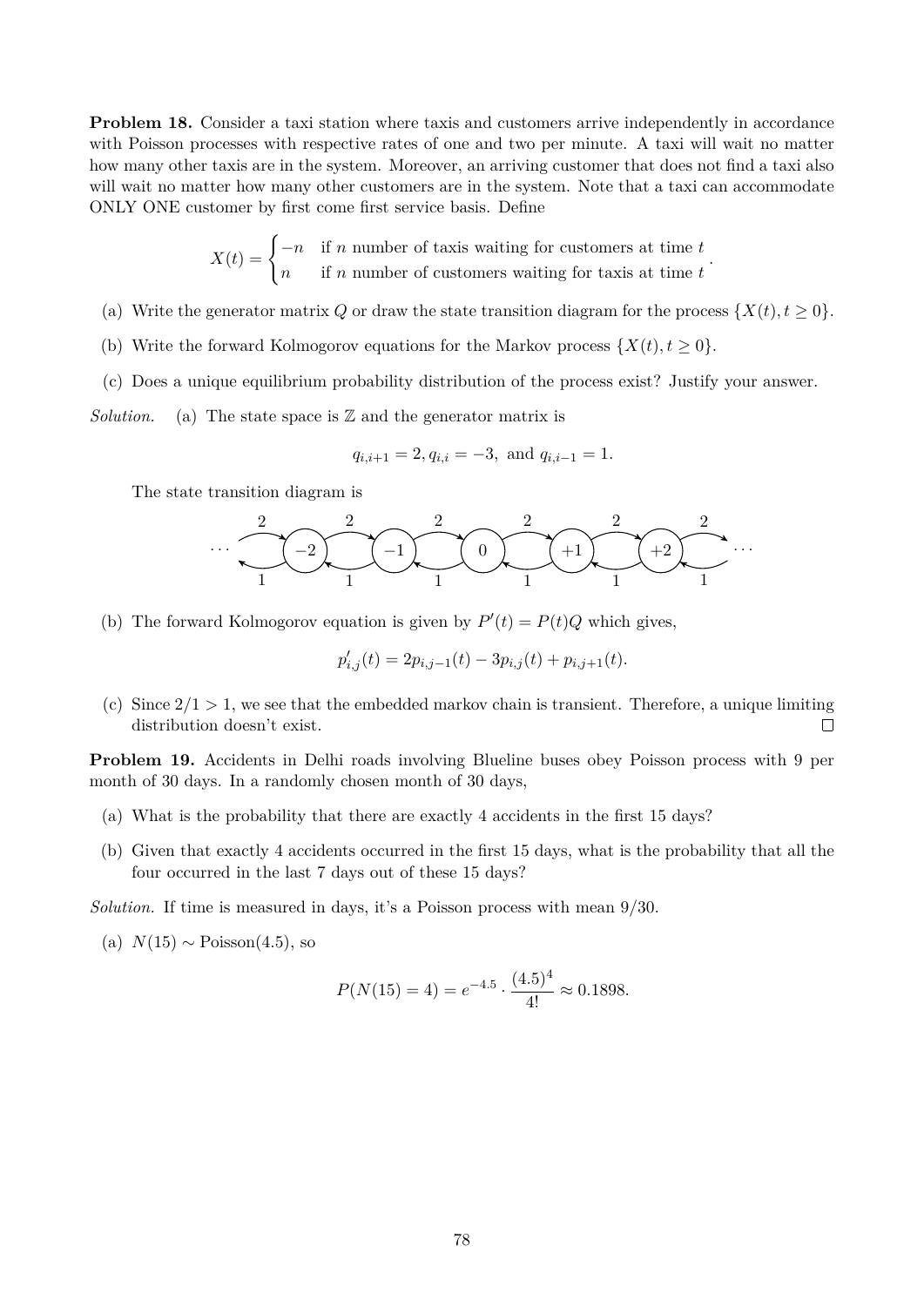**Problem 18.** Consider a taxi station where taxis and customers arrive independently in accordance with Poisson processes with respective rates of one and two per minute. A taxi will wait no matter how many other taxis are in the system. Moreover, an arriving customer that does not find a taxi also will wait no matter how many other customers are in the system. Note that a taxi can accommodate ONLY ONE customer by first come first service basis. Define

$$X(t) = \begin{cases} -n & \text{if } n \text{ number of taxis waiting for customers at time } t \\ n & \text{if } n \text{ number of customers waiting for taxis at time } t \end{cases}.$$

(a) Write the generator matrix $Q$ or draw the state transition diagram for the process $\{X(t), t \geq 0\}$.

(b) Write the forward Kolmogorov equations for the Markov process $\{X(t), t \geq 0\}$.

(c) Does a unique equilibrium probability distribution of the process exist? Justify your answer.

*Solution.* (a) The state space is $\mathbb{Z}$ and the generator matrix is

$$q_{i,i+1} = 2, q_{i,i} = -3, \text{ and } q_{i,i-1} = 1.$$

The state transition diagram is

$$\cdots \rightleftarrows (-2) \rightleftarrows (-1) \rightleftarrows (0) \rightleftarrows (+1) \rightleftarrows (+2) \rightleftarrows \cdots$$

(each rightward transition has rate 2, each leftward transition has rate 1)

(b) The forward Kolmogorov equation is given by $P'(t) = P(t)Q$ which gives,

$$p'_{i,j}(t) = 2p_{i,j-1}(t) - 3p_{i,j}(t) + p_{i,j+1}(t).$$

(c) Since $2/1 > 1$, we see that the embedded markov chain is transient. Therefore, a unique limiting distribution doesn't exist. □

**Problem 19.** Accidents in Delhi roads involving Blueline buses obey Poisson process with 9 per month of 30 days. In a randomly chosen month of 30 days,

(a) What is the probability that there are exactly 4 accidents in the first 15 days?

(b) Given that exactly 4 accidents occurred in the first 15 days, what is the probability that all the four occurred in the last 7 days out of these 15 days?

*Solution.* If time is measured in days, it's a Poisson process with mean $9/30$.

(a) $N(15) \sim \text{Poisson}(4.5)$, so

$$P(N(15) = 4) = e^{-4.5} \cdot \frac{(4.5)^4}{4!} \approx 0.1898.$$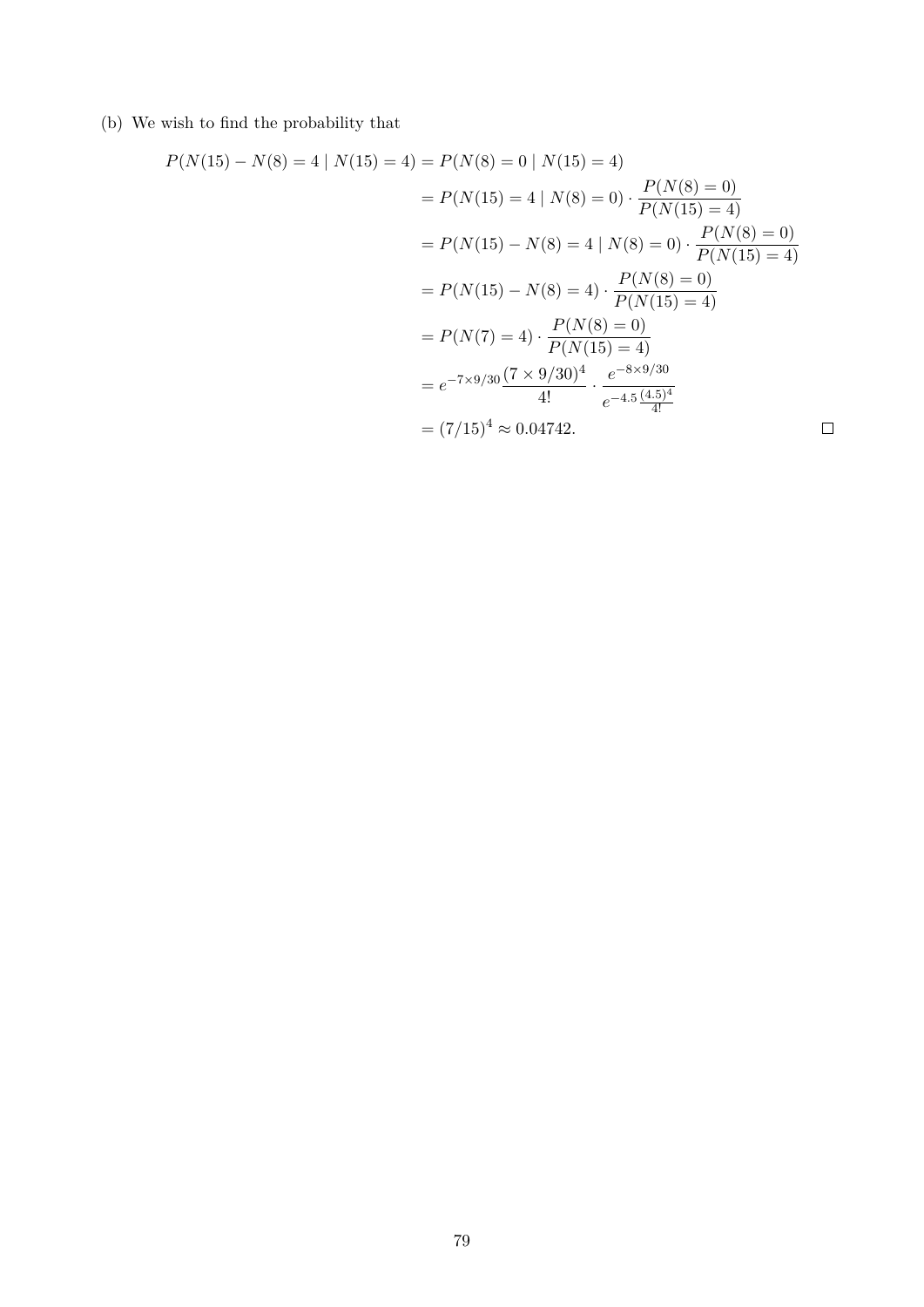(b) We wish to find the probability that

$$
\begin{aligned}
P(N(15) - N(8) = 4 \mid N(15) = 4) &= P(N(8) = 0 \mid N(15) = 4) \\
&= P(N(15) = 4 \mid N(8) = 0) \cdot \frac{P(N(8) = 0)}{P(N(15) = 4)} \\
&= P(N(15) - N(8) = 4 \mid N(8) = 0) \cdot \frac{P(N(8) = 0)}{P(N(15) = 4)} \\
&= P(N(15) - N(8) = 4) \cdot \frac{P(N(8) = 0)}{P(N(15) = 4)} \\
&= P(N(7) = 4) \cdot \frac{P(N(8) = 0)}{P(N(15) = 4)} \\
&= e^{-7\times 9/30} \frac{(7 \times 9/30)^4}{4!} \cdot \frac{e^{-8\times 9/30}}{e^{-4.5} \frac{(4.5)^4}{4!}} \\
&= (7/15)^4 \approx 0.04742.
\end{aligned}
$$

□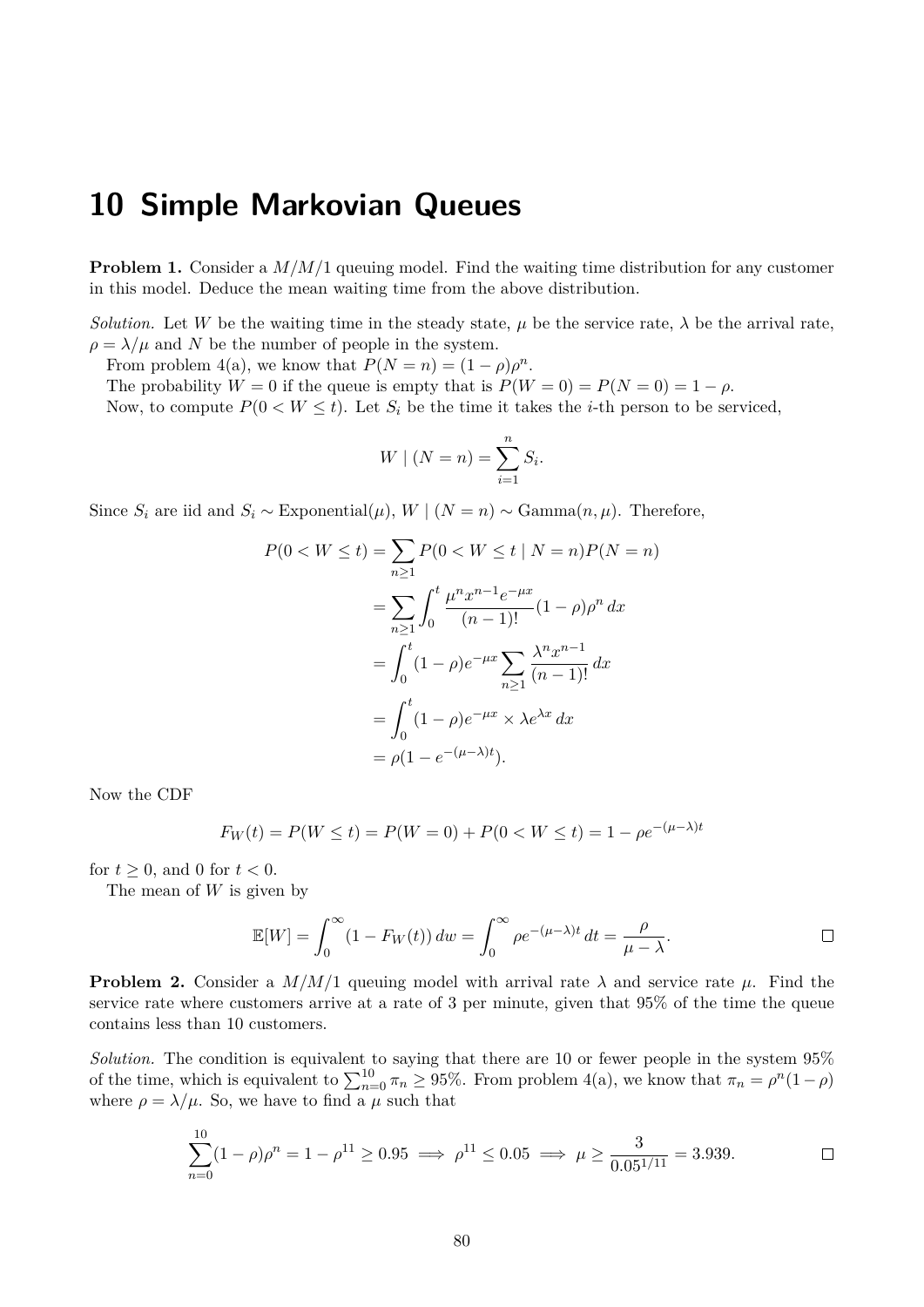# 10 Simple Markovian Queues

**Problem 1.** Consider a $M/M/1$ queuing model. Find the waiting time distribution for any customer in this model. Deduce the mean waiting time from the above distribution.

*Solution.* Let $W$ be the waiting time in the steady state, $\mu$ be the service rate, $\lambda$ be the arrival rate, $\rho = \lambda/\mu$ and $N$ be the number of people in the system.

From problem 4(a), we know that $P(N = n) = (1-\rho)\rho^n$.

The probability $W = 0$ if the queue is empty that is $P(W = 0) = P(N = 0) = 1 - \rho$.

Now, to compute $P(0 < W \leq t)$. Let $S_i$ be the time it takes the $i$-th person to be serviced,

$$W \mid (N = n) = \sum_{i=1}^{n} S_i.$$

Since $S_i$ are iid and $S_i \sim \text{Exponential}(\mu)$, $W \mid (N = n) \sim \text{Gamma}(n, \mu)$. Therefore,

$$\begin{aligned}
P(0 < W \leq t) &= \sum_{n \geq 1} P(0 < W \leq t \mid N = n) P(N = n) \\
&= \sum_{n \geq 1} \int_0^t \frac{\mu^n x^{n-1} e^{-\mu x}}{(n-1)!} (1-\rho)\rho^n \, dx \\
&= \int_0^t (1-\rho) e^{-\mu x} \sum_{n \geq 1} \frac{\lambda^n x^{n-1}}{(n-1)!} \, dx \\
&= \int_0^t (1-\rho) e^{-\mu x} \times \lambda e^{\lambda x} \, dx \\
&= \rho(1 - e^{-(\mu - \lambda)t}).
\end{aligned}$$

Now the CDF

$$F_W(t) = P(W \leq t) = P(W = 0) + P(0 < W \leq t) = 1 - \rho e^{-(\mu-\lambda)t}$$

for $t \geq 0$, and 0 for $t < 0$.

The mean of $W$ is given by

$$\mathbb{E}[W] = \int_0^\infty (1 - F_W(t)) \, dw = \int_0^\infty \rho e^{-(\mu-\lambda)t} \, dt = \frac{\rho}{\mu - \lambda}.$$

□

**Problem 2.** Consider a $M/M/1$ queuing model with arrival rate $\lambda$ and service rate $\mu$. Find the service rate where customers arrive at a rate of 3 per minute, given that 95% of the time the queue contains less than 10 customers.

*Solution.* The condition is equivalent to saying that there are 10 or fewer people in the system 95% of the time, which is equivalent to $\sum_{n=0}^{10} \pi_n \geq 95\%$. From problem 4(a), we know that $\pi_n = \rho^n(1-\rho)$ where $\rho = \lambda/\mu$. So, we have to find a $\mu$ such that

$$\sum_{n=0}^{10} (1-\rho)\rho^n = 1 - \rho^{11} \geq 0.95 \implies \rho^{11} \leq 0.05 \implies \mu \geq \frac{3}{0.05^{1/11}} = 3.939.$$

□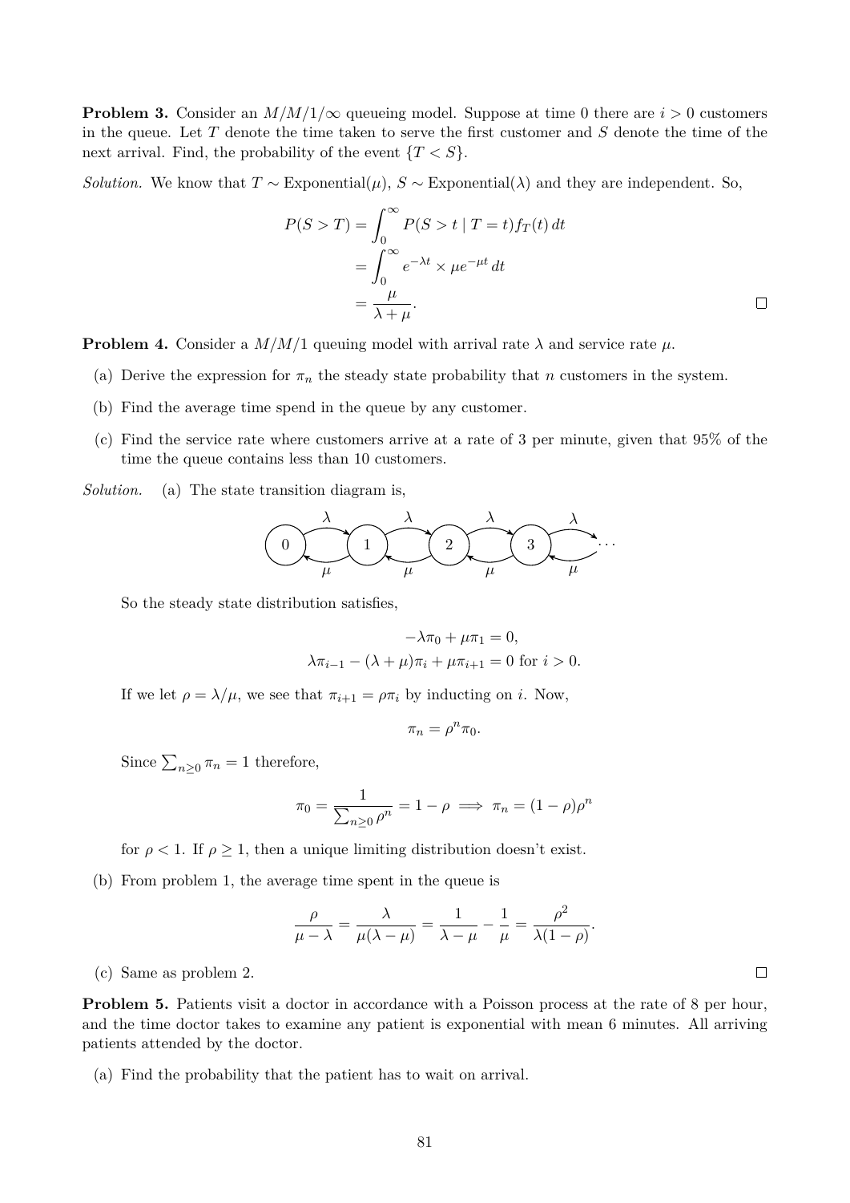**Problem 3.** Consider an $M/M/1/\infty$ queueing model. Suppose at time 0 there are $i > 0$ customers in the queue. Let $T$ denote the time taken to serve the first customer and $S$ denote the time of the next arrival. Find, the probability of the event $\{T < S\}$.

*Solution.* We know that $T \sim \text{Exponential}(\mu)$, $S \sim \text{Exponential}(\lambda)$ and they are independent. So,

$$
\begin{aligned}
P(S > T) &= \int_0^\infty P(S > t \mid T = t) f_T(t)\, dt \\
&= \int_0^\infty e^{-\lambda t} \times \mu e^{-\mu t}\, dt \\
&= \frac{\mu}{\lambda + \mu}.
\end{aligned}
$$

□

**Problem 4.** Consider a $M/M/1$ queuing model with arrival rate $\lambda$ and service rate $\mu$.

(a) Derive the expression for $\pi_n$ the steady state probability that $n$ customers in the system.

(b) Find the average time spend in the queue by any customer.

(c) Find the service rate where customers arrive at a rate of 3 per minute, given that 95% of the time the queue contains less than 10 customers.

*Solution.* (a) The state transition diagram is,

0 ⇄ 1 ⇄ 2 ⇄ 3 ⇄ ⋯ (forward transitions with rate $\lambda$, backward transitions with rate $\mu$)

So the steady state distribution satisfies,

$$
\begin{aligned}
-\lambda \pi_0 + \mu \pi_1 &= 0, \\
\lambda \pi_{i-1} - (\lambda + \mu)\pi_i + \mu \pi_{i+1} &= 0 \text{ for } i > 0.
\end{aligned}
$$

If we let $\rho = \lambda/\mu$, we see that $\pi_{i+1} = \rho \pi_i$ by inducting on $i$. Now,

$$\pi_n = \rho^n \pi_0.$$

Since $\sum_{n \geq 0} \pi_n = 1$ therefore,

$$\pi_0 = \frac{1}{\sum_{n \geq 0} \rho^n} = 1 - \rho \implies \pi_n = (1 - \rho)\rho^n$$

for $\rho < 1$. If $\rho \geq 1$, then a unique limiting distribution doesn't exist.

(b) From problem 1, the average time spent in the queue is

$$\frac{\rho}{\mu - \lambda} = \frac{\lambda}{\mu(\lambda - \mu)} = \frac{1}{\lambda - \mu} - \frac{1}{\mu} = \frac{\rho^2}{\lambda(1 - \rho)}.$$

(c) Same as problem 2.

□

**Problem 5.** Patients visit a doctor in accordance with a Poisson process at the rate of 8 per hour, and the time doctor takes to examine any patient is exponential with mean 6 minutes. All arriving patients attended by the doctor.

(a) Find the probability that the patient has to wait on arrival.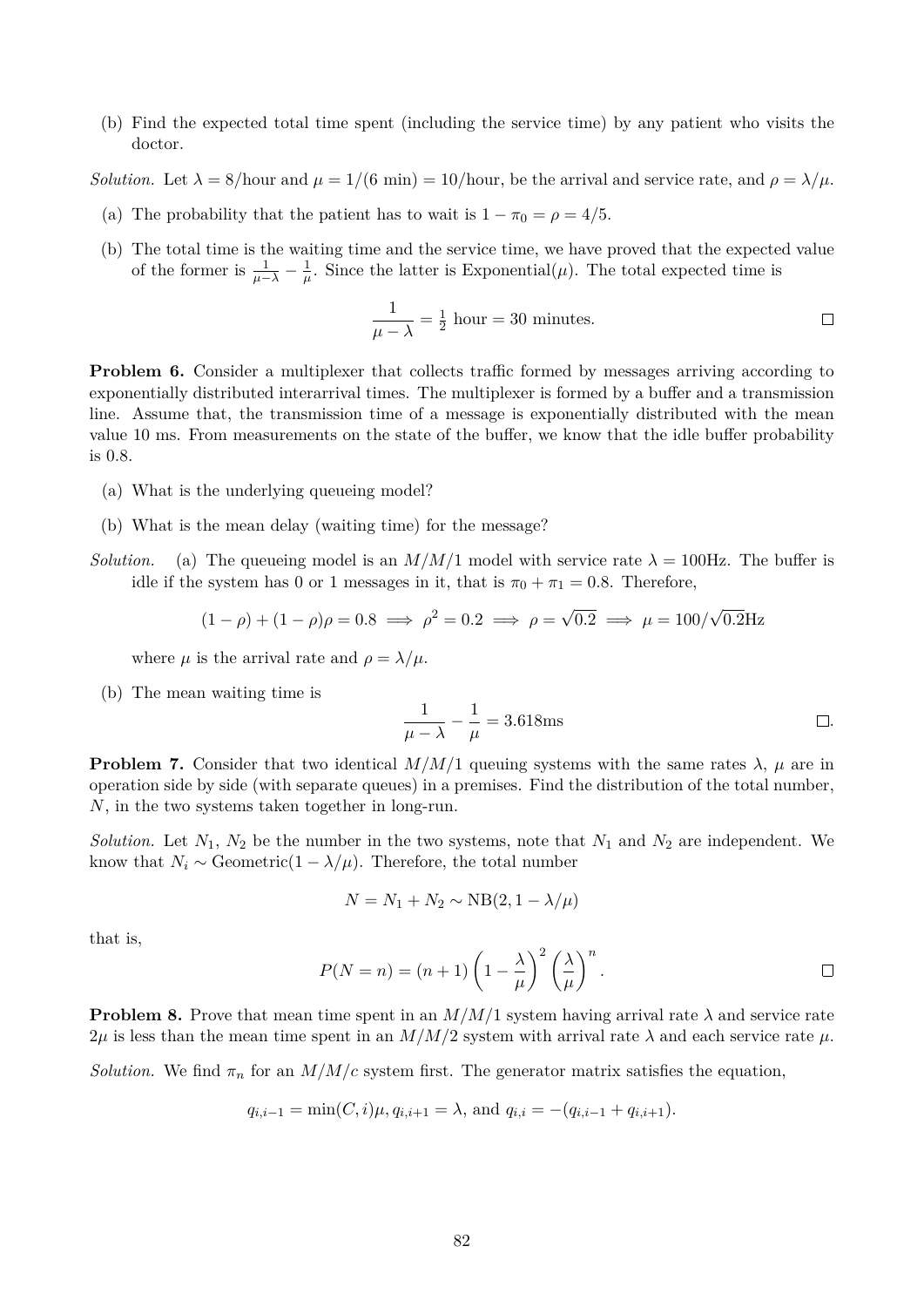(b) Find the expected total time spent (including the service time) by any patient who visits the doctor.

*Solution.* Let $\lambda = 8$/hour and $\mu = 1/(6 \text{ min}) = 10$/hour, be the arrival and service rate, and $\rho = \lambda/\mu$.

(a) The probability that the patient has to wait is $1 - \pi_0 = \rho = 4/5$.

(b) The total time is the waiting time and the service time, we have proved that the expected value of the former is $\frac{1}{\mu-\lambda} - \frac{1}{\mu}$. Since the latter is Exponential($\mu$). The total expected time is

$$\frac{1}{\mu - \lambda} = \tfrac{1}{2} \text{ hour} = 30 \text{ minutes.}$$

□

**Problem 6.** Consider a multiplexer that collects traffic formed by messages arriving according to exponentially distributed interarrival times. The multiplexer is formed by a buffer and a transmission line. Assume that, the transmission time of a message is exponentially distributed with the mean value 10 ms. From measurements on the state of the buffer, we know that the idle buffer probability is 0.8.

(a) What is the underlying queueing model?

(b) What is the mean delay (waiting time) for the message?

*Solution.* (a) The queueing model is an $M/M/1$ model with service rate $\lambda = 100$Hz. The buffer is idle if the system has 0 or 1 messages in it, that is $\pi_0 + \pi_1 = 0.8$. Therefore,

$$(1-\rho) + (1-\rho)\rho = 0.8 \implies \rho^2 = 0.2 \implies \rho = \sqrt{0.2} \implies \mu = 100/\sqrt{0.2}\text{Hz}$$

where $\mu$ is the arrival rate and $\rho = \lambda/\mu$.

(b) The mean waiting time is

$$\frac{1}{\mu - \lambda} - \frac{1}{\mu} = 3.618\text{ms}$$

□.

**Problem 7.** Consider that two identical $M/M/1$ queuing systems with the same rates $\lambda$, $\mu$ are in operation side by side (with separate queues) in a premises. Find the distribution of the total number, $N$, in the two systems taken together in long-run.

*Solution.* Let $N_1$, $N_2$ be the number in the two systems, note that $N_1$ and $N_2$ are independent. We know that $N_i \sim \text{Geometric}(1 - \lambda/\mu)$. Therefore, the total number

$$N = N_1 + N_2 \sim \text{NB}(2, 1 - \lambda/\mu)$$

that is,

$$P(N = n) = (n+1)\left(1 - \frac{\lambda}{\mu}\right)^2 \left(\frac{\lambda}{\mu}\right)^n.$$

□

**Problem 8.** Prove that mean time spent in an $M/M/1$ system having arrival rate $\lambda$ and service rate $2\mu$ is less than the mean time spent in an $M/M/2$ system with arrival rate $\lambda$ and each service rate $\mu$.

*Solution.* We find $\pi_n$ for an $M/M/c$ system first. The generator matrix satisfies the equation,

$$q_{i,i-1} = \min(C, i)\mu, q_{i,i+1} = \lambda, \text{ and } q_{i,i} = -(q_{i,i-1} + q_{i,i+1}).$$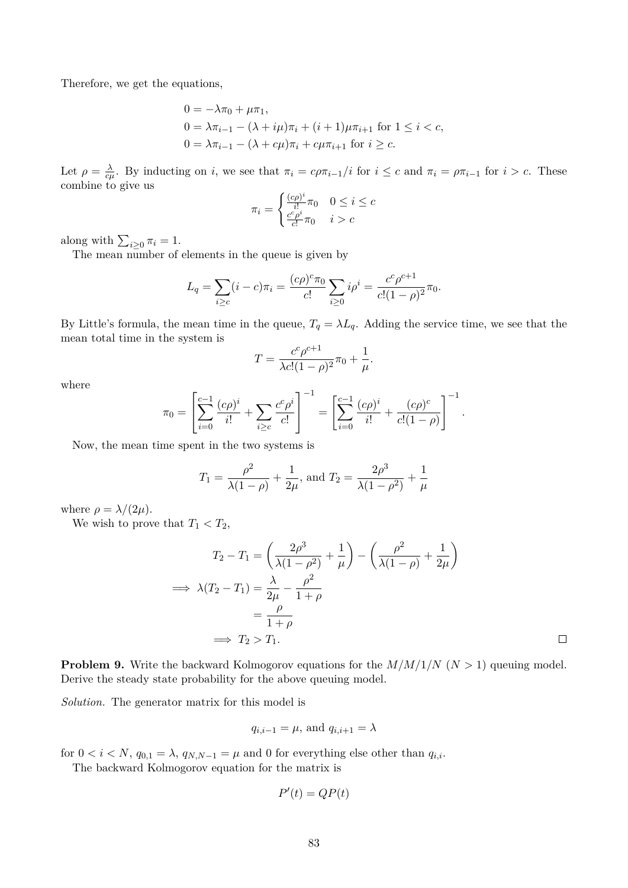Therefore, we get the equations,

$$
\begin{aligned}
0 &= -\lambda\pi_0 + \mu\pi_1, \\
0 &= \lambda\pi_{i-1} - (\lambda + i\mu)\pi_i + (i+1)\mu\pi_{i+1} \text{ for } 1 \le i < c, \\
0 &= \lambda\pi_{i-1} - (\lambda + c\mu)\pi_i + c\mu\pi_{i+1} \text{ for } i \ge c.
\end{aligned}
$$

Let $\rho = \frac{\lambda}{c\mu}$. By inducting on $i$, we see that $\pi_i = c\rho\pi_{i-1}/i$ for $i \le c$ and $\pi_i = \rho\pi_{i-1}$ for $i > c$. These combine to give us

$$
\pi_i = \begin{cases} \frac{(c\rho)^i}{i!}\pi_0 & 0 \le i \le c \\ \frac{c^c\rho^i}{c!}\pi_0 & i > c \end{cases}
$$

along with $\sum_{i \ge 0} \pi_i = 1$.

The mean number of elements in the queue is given by

$$
L_q = \sum_{i \ge c}(i - c)\pi_i = \frac{(c\rho)^c\pi_0}{c!}\sum_{i \ge 0} i\rho^i = \frac{c^c\rho^{c+1}}{c!(1-\rho)^2}\pi_0.
$$

By Little's formula, the mean time in the queue, $T_q = \lambda L_q$. Adding the service time, we see that the mean total time in the system is

$$
T = \frac{c^c\rho^{c+1}}{\lambda c!(1-\rho)^2}\pi_0 + \frac{1}{\mu}.
$$

where

$$
\pi_0 = \left[\sum_{i=0}^{c-1}\frac{(c\rho)^i}{i!} + \sum_{i \ge c}\frac{c^c\rho^i}{c!}\right]^{-1} = \left[\sum_{i=0}^{c-1}\frac{(c\rho)^i}{i!} + \frac{(c\rho)^c}{c!(1-\rho)}\right]^{-1}.
$$

Now, the mean time spent in the two systems is

$$
T_1 = \frac{\rho^2}{\lambda(1-\rho)} + \frac{1}{2\mu}, \text{ and } T_2 = \frac{2\rho^3}{\lambda(1-\rho^2)} + \frac{1}{\mu}
$$

where $\rho = \lambda/(2\mu)$.

We wish to prove that $T_1 < T_2$,

$$
\begin{aligned}
T_2 - T_1 &= \left(\frac{2\rho^3}{\lambda(1-\rho^2)} + \frac{1}{\mu}\right) - \left(\frac{\rho^2}{\lambda(1-\rho)} + \frac{1}{2\mu}\right) \\
\implies \lambda(T_2 - T_1) &= \frac{\lambda}{2\mu} - \frac{\rho^2}{1+\rho} \\
&= \frac{\rho}{1+\rho} \\
\implies T_2 &> T_1.
\end{aligned}
$$

□

**Problem 9.** Write the backward Kolmogorov equations for the $M/M/1/N$ ($N > 1$) queuing model. Derive the steady state probability for the above queuing model.

*Solution.* The generator matrix for this model is

$$
q_{i,i-1} = \mu, \text{ and } q_{i,i+1} = \lambda
$$

for $0 < i < N$, $q_{0,1} = \lambda$, $q_{N,N-1} = \mu$ and 0 for everything else other than $q_{i,i}$.

The backward Kolmogorov equation for the matrix is

$$
P'(t) = QP(t)
$$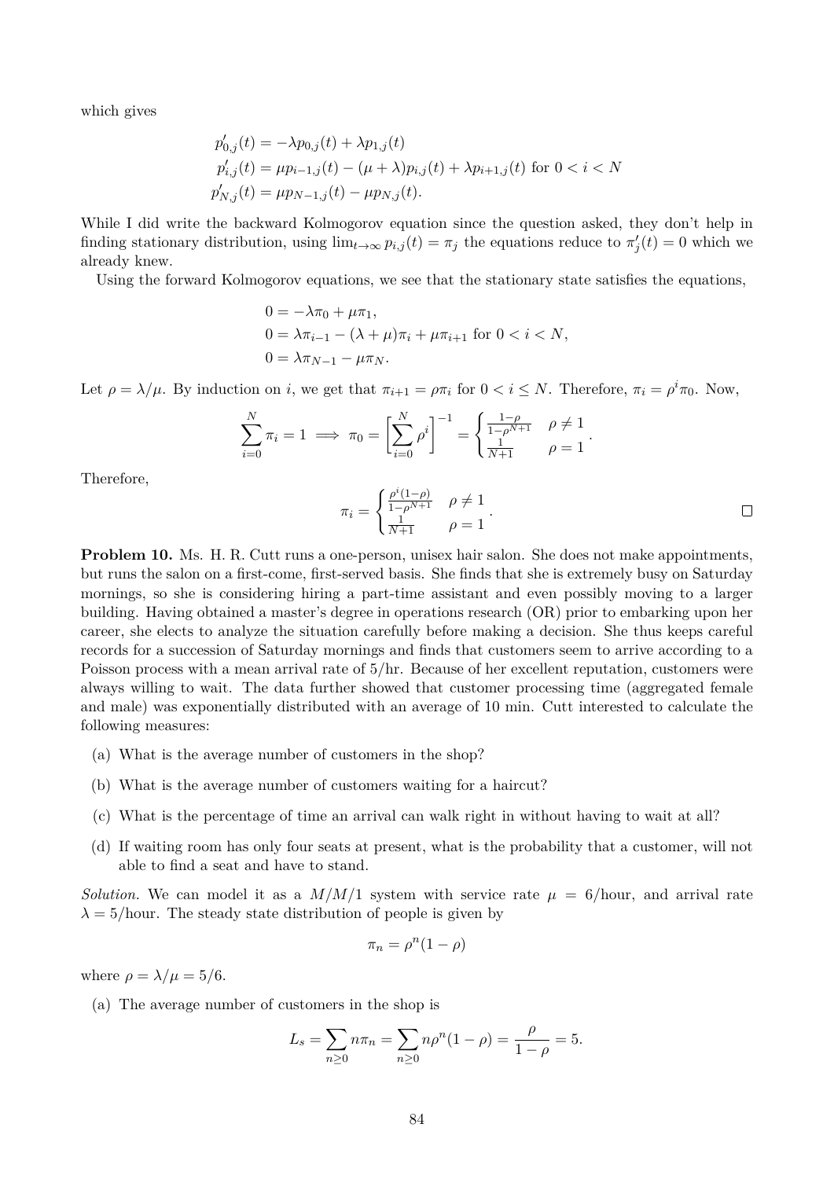which gives

$$
\begin{aligned}
p'_{0,j}(t) &= -\lambda p_{0,j}(t) + \lambda p_{1,j}(t) \\
p'_{i,j}(t) &= \mu p_{i-1,j}(t) - (\mu + \lambda) p_{i,j}(t) + \lambda p_{i+1,j}(t) \text{ for } 0 < i < N \\
p'_{N,j}(t) &= \mu p_{N-1,j}(t) - \mu p_{N,j}(t).
\end{aligned}
$$

While I did write the backward Kolmogorov equation since the question asked, they don't help in finding stationary distribution, using $\lim_{t\to\infty} p_{i,j}(t) = \pi_j$ the equations reduce to $\pi'_j(t) = 0$ which we already knew.

Using the forward Kolmogorov equations, we see that the stationary state satisfies the equations,

$$
\begin{aligned}
0 &= -\lambda \pi_0 + \mu \pi_1, \\
0 &= \lambda \pi_{i-1} - (\lambda + \mu)\pi_i + \mu \pi_{i+1} \text{ for } 0 < i < N, \\
0 &= \lambda \pi_{N-1} - \mu \pi_N.
\end{aligned}
$$

Let $\rho = \lambda/\mu$. By induction on $i$, we get that $\pi_{i+1} = \rho \pi_i$ for $0 < i \leq N$. Therefore, $\pi_i = \rho^i \pi_0$. Now,

$$
\sum_{i=0}^{N} \pi_i = 1 \implies \pi_0 = \left[\sum_{i=0}^{N} \rho^i\right]^{-1} = \begin{cases} \frac{1-\rho}{1-\rho^{N+1}} & \rho \neq 1 \\ \frac{1}{N+1} & \rho = 1 \end{cases}.
$$

Therefore,

$$
\pi_i = \begin{cases} \frac{\rho^i(1-\rho)}{1-\rho^{N+1}} & \rho \neq 1 \\ \frac{1}{N+1} & \rho = 1 \end{cases}.
$$

□

**Problem 10.** Ms. H. R. Cutt runs a one-person, unisex hair salon. She does not make appointments, but runs the salon on a first-come, first-served basis. She finds that she is extremely busy on Saturday mornings, so she is considering hiring a part-time assistant and even possibly moving to a larger building. Having obtained a master's degree in operations research (OR) prior to embarking upon her career, she elects to analyze the situation carefully before making a decision. She thus keeps careful records for a succession of Saturday mornings and finds that customers seem to arrive according to a Poisson process with a mean arrival rate of 5/hr. Because of her excellent reputation, customers were always willing to wait. The data further showed that customer processing time (aggregated female and male) was exponentially distributed with an average of 10 min. Cutt interested to calculate the following measures:

(a) What is the average number of customers in the shop?

(b) What is the average number of customers waiting for a haircut?

(c) What is the percentage of time an arrival can walk right in without having to wait at all?

(d) If waiting room has only four seats at present, what is the probability that a customer, will not able to find a seat and have to stand.

*Solution.* We can model it as a $M/M/1$ system with service rate $\mu = 6$/hour, and arrival rate $\lambda = 5$/hour. The steady state distribution of people is given by

$$
\pi_n = \rho^n(1-\rho)
$$

where $\rho = \lambda/\mu = 5/6$.

(a) The average number of customers in the shop is

$$
L_s = \sum_{n\geq 0} n\pi_n = \sum_{n\geq 0} n\rho^n(1-\rho) = \frac{\rho}{1-\rho} = 5.
$$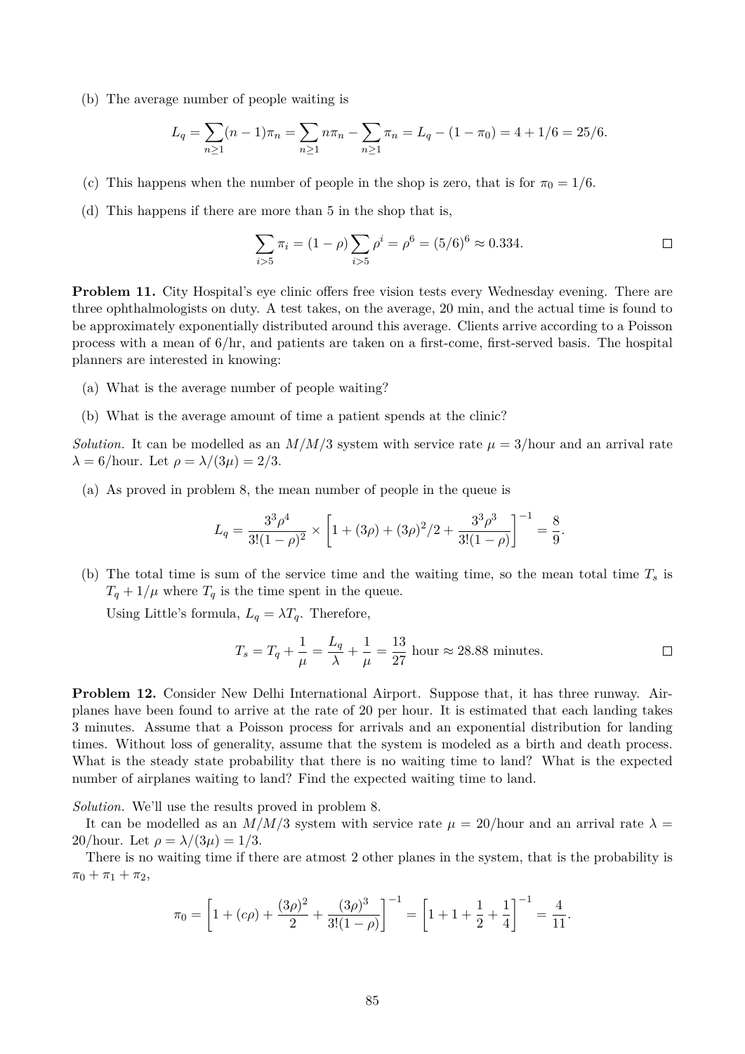(b) The average number of people waiting is

$$L_q = \sum_{n\geq 1}(n-1)\pi_n = \sum_{n\geq 1} n\pi_n - \sum_{n\geq 1}\pi_n = L_q - (1-\pi_0) = 4 + 1/6 = 25/6.$$

(c) This happens when the number of people in the shop is zero, that is for $\pi_0 = 1/6$.

(d) This happens if there are more than 5 in the shop that is,

$$\sum_{i>5}\pi_i = (1-\rho)\sum_{i>5}\rho^i = \rho^6 = (5/6)^6 \approx 0.334.$$

□

**Problem 11.** City Hospital's eye clinic offers free vision tests every Wednesday evening. There are three ophthalmologists on duty. A test takes, on the average, 20 min, and the actual time is found to be approximately exponentially distributed around this average. Clients arrive according to a Poisson process with a mean of 6/hr, and patients are taken on a first-come, first-served basis. The hospital planners are interested in knowing:

(a) What is the average number of people waiting?

(b) What is the average amount of time a patient spends at the clinic?

*Solution.* It can be modelled as an $M/M/3$ system with service rate $\mu = 3$/hour and an arrival rate $\lambda = 6$/hour. Let $\rho = \lambda/(3\mu) = 2/3$.

(a) As proved in problem 8, the mean number of people in the queue is

$$L_q = \frac{3^3\rho^4}{3!(1-\rho)^2} \times \left[1 + (3\rho) + (3\rho)^2/2 + \frac{3^3\rho^3}{3!(1-\rho)}\right]^{-1} = \frac{8}{9}.$$

(b) The total time is sum of the service time and the waiting time, so the mean total time $T_s$ is $T_q + 1/\mu$ where $T_q$ is the time spent in the queue.

Using Little's formula, $L_q = \lambda T_q$. Therefore,

$$T_s = T_q + \frac{1}{\mu} = \frac{L_q}{\lambda} + \frac{1}{\mu} = \frac{13}{27} \text{ hour} \approx 28.88 \text{ minutes.}$$

□

**Problem 12.** Consider New Delhi International Airport. Suppose that, it has three runway. Airplanes have been found to arrive at the rate of 20 per hour. It is estimated that each landing takes 3 minutes. Assume that a Poisson process for arrivals and an exponential distribution for landing times. Without loss of generality, assume that the system is modeled as a birth and death process. What is the steady state probability that there is no waiting time to land? What is the expected number of airplanes waiting to land? Find the expected waiting time to land.

*Solution.* We'll use the results proved in problem 8.

It can be modelled as an $M/M/3$ system with service rate $\mu = 20$/hour and an arrival rate $\lambda = 20$/hour. Let $\rho = \lambda/(3\mu) = 1/3$.

There is no waiting time if there are atmost 2 other planes in the system, that is the probability is $\pi_0 + \pi_1 + \pi_2$,

$$\pi_0 = \left[1 + (c\rho) + \frac{(3\rho)^2}{2} + \frac{(3\rho)^3}{3!(1-\rho)}\right]^{-1} = \left[1 + 1 + \frac{1}{2} + \frac{1}{4}\right]^{-1} = \frac{4}{11}.$$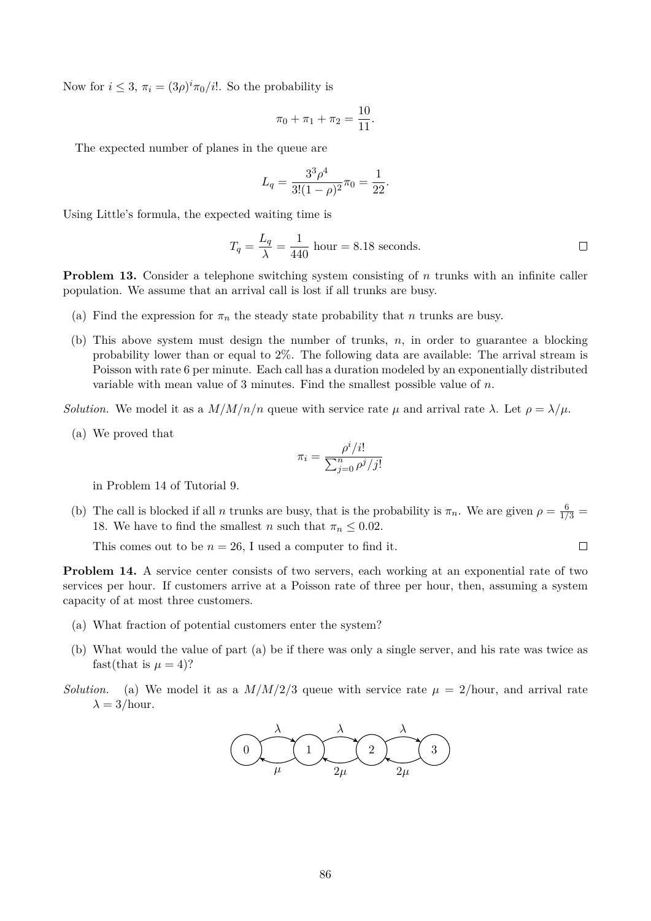Now for $i \leq 3$, $\pi_i = (3\rho)^i \pi_0 / i!$. So the probability is

$$\pi_0 + \pi_1 + \pi_2 = \frac{10}{11}.$$

The expected number of planes in the queue are

$$L_q = \frac{3^3 \rho^4}{3!(1-\rho)^2} \pi_0 = \frac{1}{22}.$$

Using Little's formula, the expected waiting time is

$$T_q = \frac{L_q}{\lambda} = \frac{1}{440} \text{ hour} = 8.18 \text{ seconds.}$$

□

**Problem 13.** Consider a telephone switching system consisting of $n$ trunks with an infinite caller population. We assume that an arrival call is lost if all trunks are busy.

(a) Find the expression for $\pi_n$ the steady state probability that $n$ trunks are busy.

(b) This above system must design the number of trunks, $n$, in order to guarantee a blocking probability lower than or equal to 2%. The following data are available: The arrival stream is Poisson with rate 6 per minute. Each call has a duration modeled by an exponentially distributed variable with mean value of 3 minutes. Find the smallest possible value of $n$.

*Solution.* We model it as a $M/M/n/n$ queue with service rate $\mu$ and arrival rate $\lambda$. Let $\rho = \lambda/\mu$.

(a) We proved that

$$\pi_i = \frac{\rho^i / i!}{\sum_{j=0}^{n} \rho^j / j!}$$

in Problem 14 of Tutorial 9.

(b) The call is blocked if all $n$ trunks are busy, that is the probability is $\pi_n$. We are given $\rho = \frac{6}{1/3} = 18$. We have to find the smallest $n$ such that $\pi_n \leq 0.02$.

This comes out to be $n = 26$, I used a computer to find it.

□

**Problem 14.** A service center consists of two servers, each working at an exponential rate of two services per hour. If customers arrive at a Poisson rate of three per hour, then, assuming a system capacity of at most three customers.

(a) What fraction of potential customers enter the system?

(b) What would the value of part (a) be if there was only a single server, and his rate was twice as fast(that is $\mu = 4$)?

*Solution.* (a) We model it as a $M/M/2/3$ queue with service rate $\mu = 2$/hour, and arrival rate $\lambda = 3$/hour.

$0 \xrightarrow{\lambda} 1 \xrightarrow{\lambda} 2 \xrightarrow{\lambda} 3$, with return rates $1 \xrightarrow{\mu} 0$, $2 \xrightarrow{2\mu} 1$, $3 \xrightarrow{2\mu} 2$.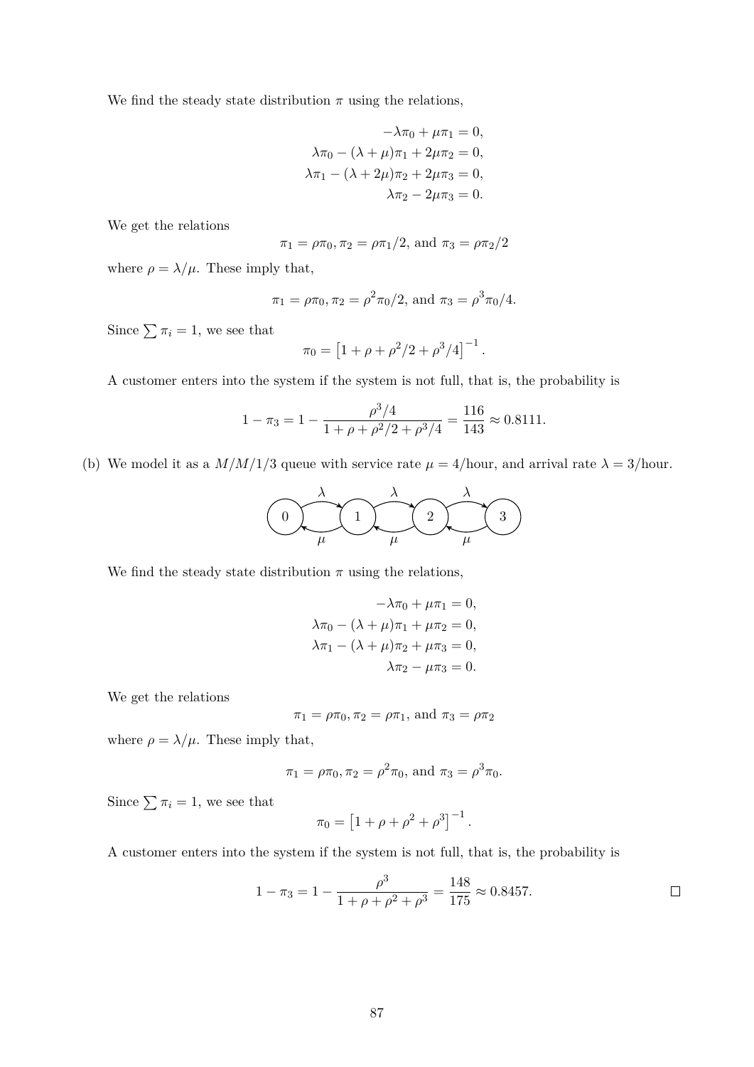We find the steady state distribution $\pi$ using the relations,

$$
\begin{aligned}
-\lambda\pi_0 + \mu\pi_1 &= 0, \\
\lambda\pi_0 - (\lambda+\mu)\pi_1 + 2\mu\pi_2 &= 0, \\
\lambda\pi_1 - (\lambda+2\mu)\pi_2 + 2\mu\pi_3 &= 0, \\
\lambda\pi_2 - 2\mu\pi_3 &= 0.
\end{aligned}
$$

We get the relations

$$\pi_1 = \rho\pi_0, \pi_2 = \rho\pi_1/2, \text{ and } \pi_3 = \rho\pi_2/2$$

where $\rho = \lambda/\mu$. These imply that,

$$\pi_1 = \rho\pi_0, \pi_2 = \rho^2\pi_0/2, \text{ and } \pi_3 = \rho^3\pi_0/4.$$

Since $\sum \pi_i = 1$, we see that

$$\pi_0 = \left[1 + \rho + \rho^2/2 + \rho^3/4\right]^{-1}.$$

A customer enters into the system if the system is not full, that is, the probability is

$$1 - \pi_3 = 1 - \frac{\rho^3/4}{1+\rho+\rho^2/2+\rho^3/4} = \frac{116}{143} \approx 0.8111.$$

(b) We model it as a $M/M/1/3$ queue with service rate $\mu = 4$/hour, and arrival rate $\lambda = 3$/hour.

We find the steady state distribution $\pi$ using the relations,

$$
\begin{aligned}
-\lambda\pi_0 + \mu\pi_1 &= 0, \\
\lambda\pi_0 - (\lambda+\mu)\pi_1 + \mu\pi_2 &= 0, \\
\lambda\pi_1 - (\lambda+\mu)\pi_2 + \mu\pi_3 &= 0, \\
\lambda\pi_2 - \mu\pi_3 &= 0.
\end{aligned}
$$

We get the relations

$$\pi_1 = \rho\pi_0, \pi_2 = \rho\pi_1, \text{ and } \pi_3 = \rho\pi_2$$

where $\rho = \lambda/\mu$. These imply that,

$$\pi_1 = \rho\pi_0, \pi_2 = \rho^2\pi_0, \text{ and } \pi_3 = \rho^3\pi_0.$$

Since $\sum \pi_i = 1$, we see that

$$\pi_0 = \left[1 + \rho + \rho^2 + \rho^3\right]^{-1}.$$

A customer enters into the system if the system is not full, that is, the probability is

$$1 - \pi_3 = 1 - \frac{\rho^3}{1+\rho+\rho^2+\rho^3} = \frac{148}{175} \approx 0.8457.$$

□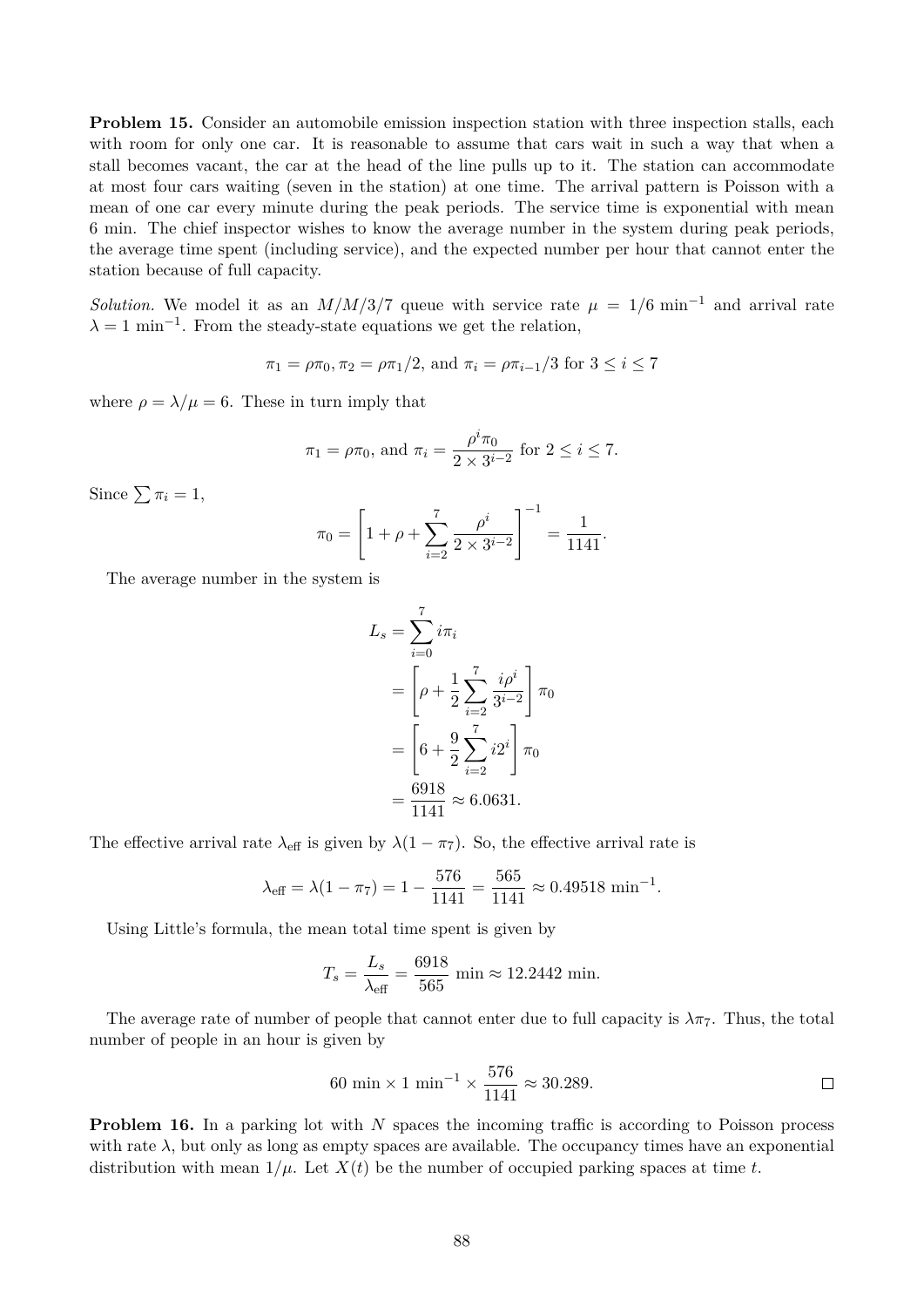**Problem 15.** Consider an automobile emission inspection station with three inspection stalls, each with room for only one car. It is reasonable to assume that cars wait in such a way that when a stall becomes vacant, the car at the head of the line pulls up to it. The station can accommodate at most four cars waiting (seven in the station) at one time. The arrival pattern is Poisson with a mean of one car every minute during the peak periods. The service time is exponential with mean 6 min. The chief inspector wishes to know the average number in the system during peak periods, the average time spent (including service), and the expected number per hour that cannot enter the station because of full capacity.

*Solution.* We model it as an $M/M/3/7$ queue with service rate $\mu = 1/6 \text{ min}^{-1}$ and arrival rate $\lambda = 1 \text{ min}^{-1}$. From the steady-state equations we get the relation,

$$\pi_1 = \rho\pi_0, \pi_2 = \rho\pi_1/2, \text{ and } \pi_i = \rho\pi_{i-1}/3 \text{ for } 3 \le i \le 7$$

where $\rho = \lambda/\mu = 6$. These in turn imply that

$$\pi_1 = \rho\pi_0, \text{ and } \pi_i = \frac{\rho^i \pi_0}{2 \times 3^{i-2}} \text{ for } 2 \le i \le 7.$$

Since $\sum \pi_i = 1$,

$$\pi_0 = \left[1 + \rho + \sum_{i=2}^{7} \frac{\rho^i}{2 \times 3^{i-2}}\right]^{-1} = \frac{1}{1141}.$$

The average number in the system is

$$\begin{aligned}
L_s &= \sum_{i=0}^{7} i\pi_i \\
&= \left[\rho + \frac{1}{2}\sum_{i=2}^{7} \frac{i\rho^i}{3^{i-2}}\right]\pi_0 \\
&= \left[6 + \frac{9}{2}\sum_{i=2}^{7} i2^i\right]\pi_0 \\
&= \frac{6918}{1141} \approx 6.0631.
\end{aligned}$$

The effective arrival rate $\lambda_{\text{eff}}$ is given by $\lambda(1 - \pi_7)$. So, the effective arrival rate is

$$\lambda_{\text{eff}} = \lambda(1 - \pi_7) = 1 - \frac{576}{1141} = \frac{565}{1141} \approx 0.49518 \text{ min}^{-1}.$$

Using Little's formula, the mean total time spent is given by

$$T_s = \frac{L_s}{\lambda_{\text{eff}}} = \frac{6918}{565} \text{ min} \approx 12.2442 \text{ min}.$$

The average rate of number of people that cannot enter due to full capacity is $\lambda\pi_7$. Thus, the total number of people in an hour is given by

$$60 \text{ min} \times 1 \text{ min}^{-1} \times \frac{576}{1141} \approx 30.289.$$

□

**Problem 16.** In a parking lot with $N$ spaces the incoming traffic is according to Poisson process with rate $\lambda$, but only as long as empty spaces are available. The occupancy times have an exponential distribution with mean $1/\mu$. Let $X(t)$ be the number of occupied parking spaces at time $t$.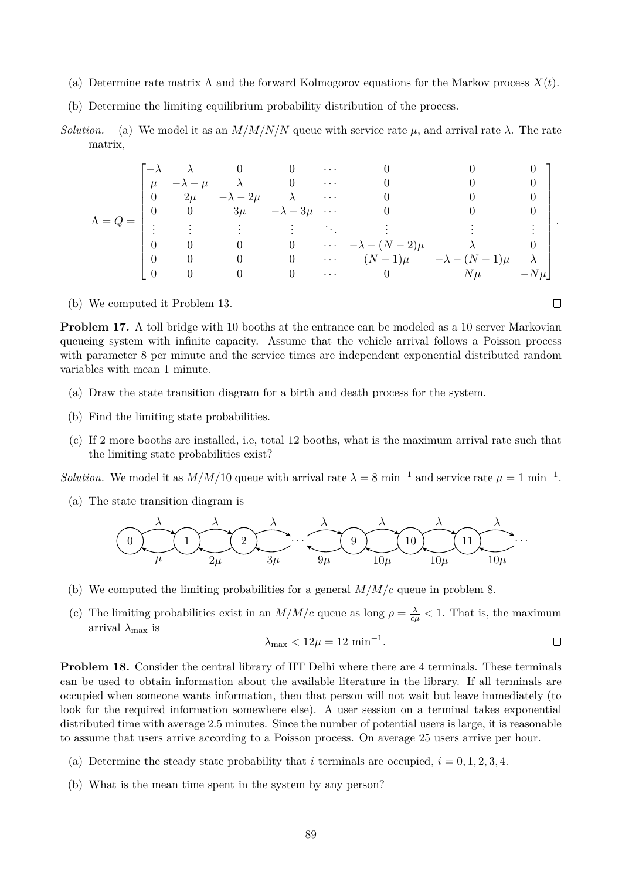(a) Determine rate matrix $\Lambda$ and the forward Kolmogorov equations for the Markov process $X(t)$.

(b) Determine the limiting equilibrium probability distribution of the process.

*Solution.* (a) We model it as an $M/M/N/N$ queue with service rate $\mu$, and arrival rate $\lambda$. The rate matrix,

$$\Lambda = Q = \begin{bmatrix} -\lambda & \lambda & 0 & 0 & \cdots & 0 & 0 & 0 \\ \mu & -\lambda-\mu & \lambda & 0 & \cdots & 0 & 0 & 0 \\ 0 & 2\mu & -\lambda-2\mu & \lambda & \cdots & 0 & 0 & 0 \\ 0 & 0 & 3\mu & -\lambda-3\mu & \cdots & 0 & 0 & 0 \\ \vdots & \vdots & \vdots & \vdots & \ddots & \vdots & \vdots & \vdots \\ 0 & 0 & 0 & 0 & \cdots & -\lambda-(N-2)\mu & \lambda & 0 \\ 0 & 0 & 0 & 0 & \cdots & (N-1)\mu & -\lambda-(N-1)\mu & \lambda \\ 0 & 0 & 0 & 0 & \cdots & 0 & N\mu & -N\mu \end{bmatrix}.$$

(b) We computed it Problem 13. □

**Problem 17.** A toll bridge with 10 booths at the entrance can be modeled as a 10 server Markovian queueing system with infinite capacity. Assume that the vehicle arrival follows a Poisson process with parameter 8 per minute and the service times are independent exponential distributed random variables with mean 1 minute.

(a) Draw the state transition diagram for a birth and death process for the system.

(b) Find the limiting state probabilities.

(c) If 2 more booths are installed, i.e, total 12 booths, what is the maximum arrival rate such that the limiting state probabilities exist?

*Solution.* We model it as $M/M/10$ queue with arrival rate $\lambda = 8$ min$^{-1}$ and service rate $\mu = 1$ min$^{-1}$.

(a) The state transition diagram is

States $0, 1, 2, \ldots, 9, 10, 11, \ldots$ with forward transitions at rate $\lambda$; backward transitions at rates $\mu, 2\mu, 3\mu, \ldots, 9\mu, 10\mu, 10\mu, 10\mu, \ldots$

(b) We computed the limiting probabilities for a general $M/M/c$ queue in problem 8.

(c) The limiting probabilities exist in an $M/M/c$ queue as long $\rho = \frac{\lambda}{c\mu} < 1$. That is, the maximum arrival $\lambda_{\max}$ is

$$\lambda_{\max} < 12\mu = 12 \text{ min}^{-1}.$$

□

**Problem 18.** Consider the central library of IIT Delhi where there are 4 terminals. These terminals can be used to obtain information about the available literature in the library. If all terminals are occupied when someone wants information, then that person will not wait but leave immediately (to look for the required information somewhere else). A user session on a terminal takes exponential distributed time with average 2.5 minutes. Since the number of potential users is large, it is reasonable to assume that users arrive according to a Poisson process. On average 25 users arrive per hour.

(a) Determine the steady state probability that $i$ terminals are occupied, $i = 0, 1, 2, 3, 4$.

(b) What is the mean time spent in the system by any person?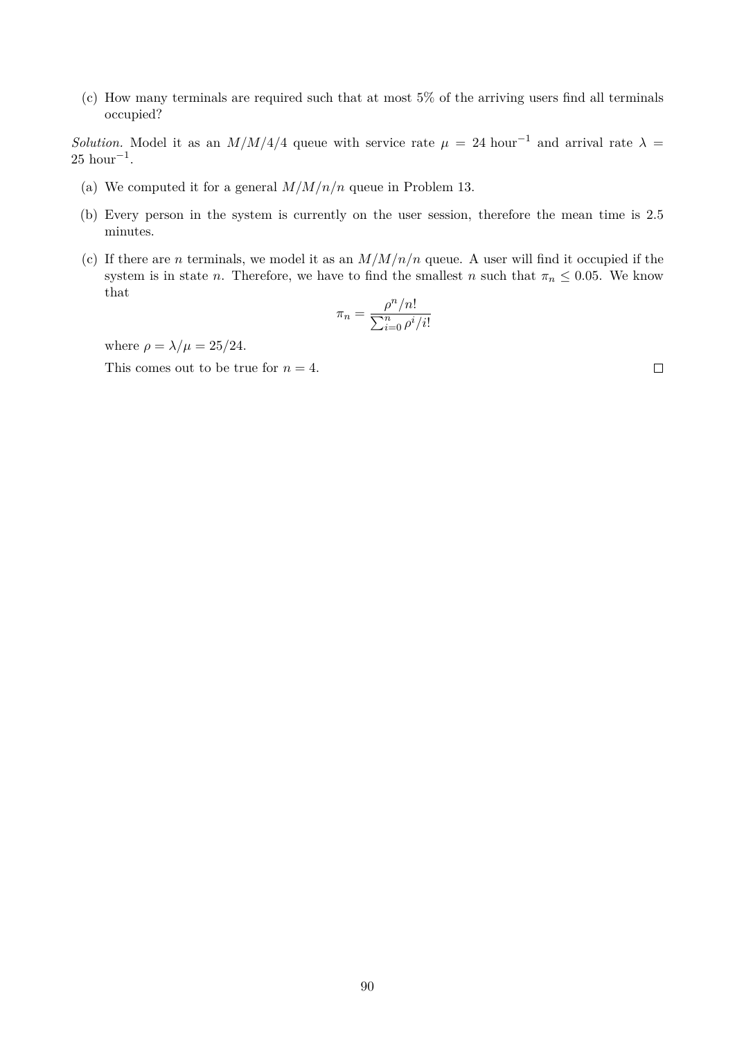(c) How many terminals are required such that at most 5% of the arriving users find all terminals occupied?

*Solution.* Model it as an $M/M/4/4$ queue with service rate $\mu = 24\ \text{hour}^{-1}$ and arrival rate $\lambda = 25\ \text{hour}^{-1}$.

(a) We computed it for a general $M/M/n/n$ queue in Problem 13.

(b) Every person in the system is currently on the user session, therefore the mean time is 2.5 minutes.

(c) If there are $n$ terminals, we model it as an $M/M/n/n$ queue. A user will find it occupied if the system is in state $n$. Therefore, we have to find the smallest $n$ such that $\pi_n \leq 0.05$. We know that

$$\pi_n = \frac{\rho^n/n!}{\sum_{i=0}^{n} \rho^i/i!}$$

where $\rho = \lambda/\mu = 25/24$.

This comes out to be true for $n = 4$. □